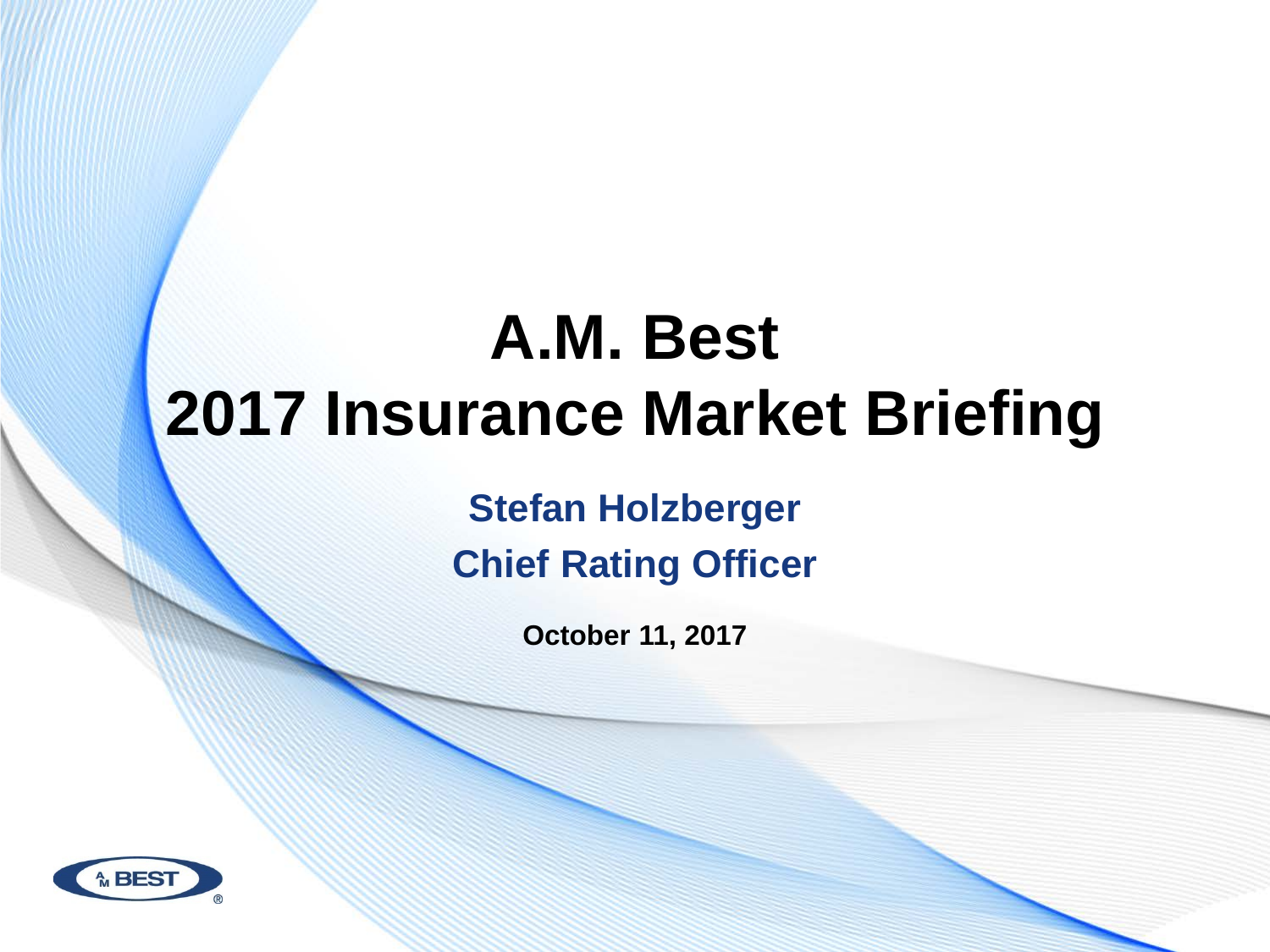# A.M. Best
# 2017 Insurance Market Briefing

**Stefan Holzberger**

**Chief Rating Officer**

**October 11, 2017**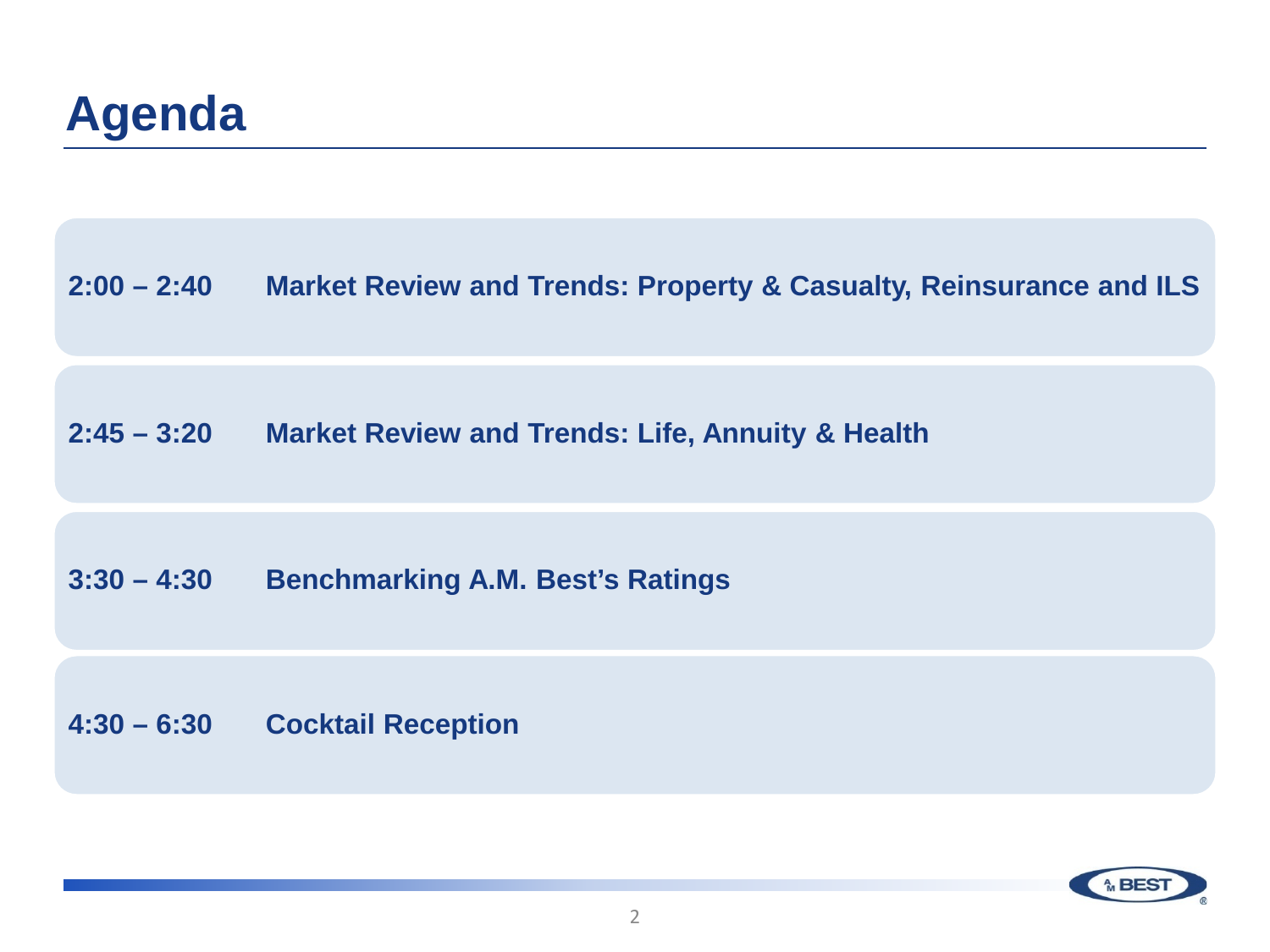# Agenda

| | |
|---|---|
| **2:00 – 2:40** | **Market Review and Trends: Property & Casualty, Reinsurance and ILS** |
| **2:45 – 3:20** | **Market Review and Trends: Life, Annuity & Health** |
| **3:30 – 4:30** | **Benchmarking A.M. Best's Ratings** |
| **4:30 – 6:30** | **Cocktail Reception** |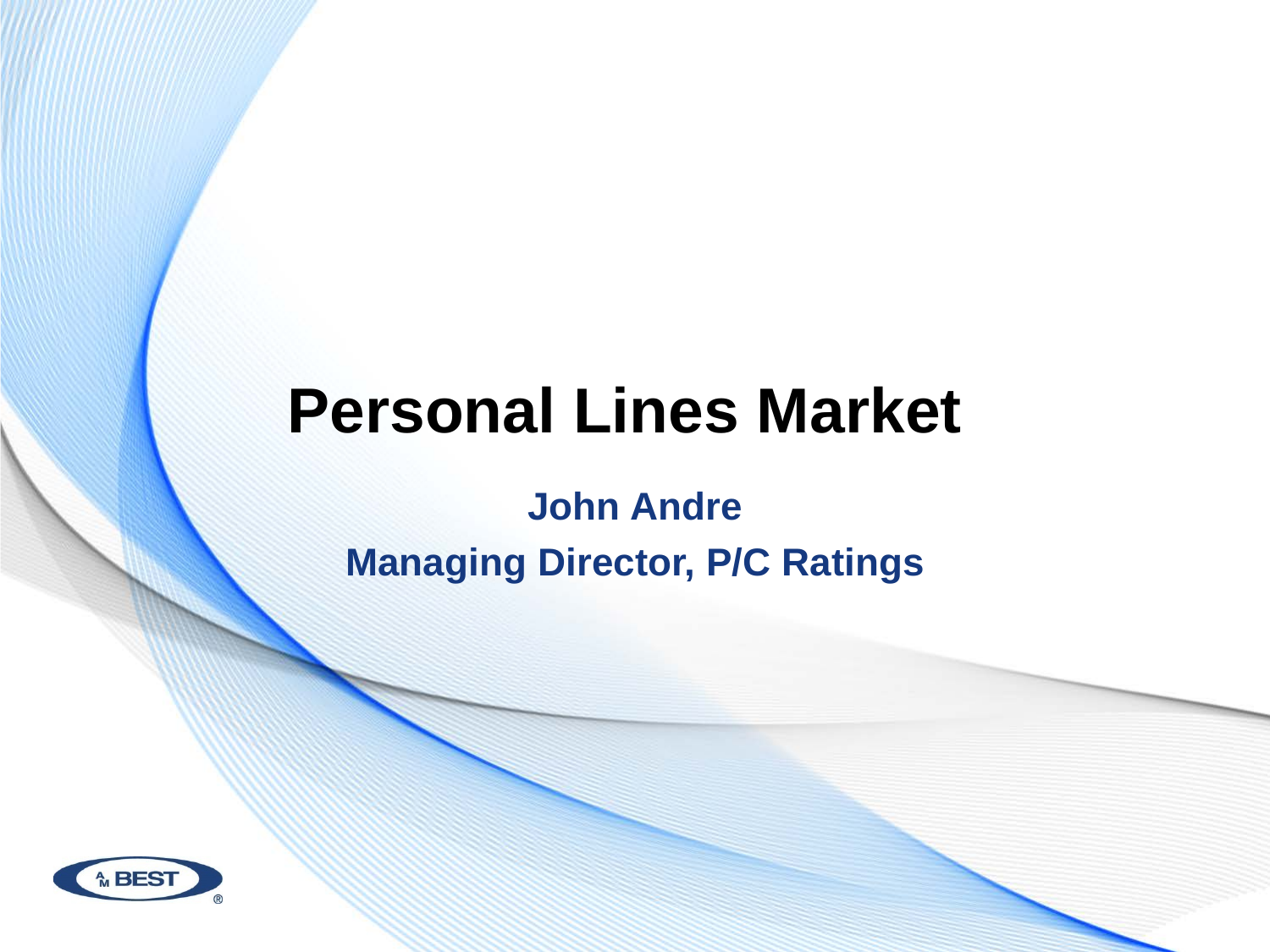# Personal Lines Market

**John Andre**

**Managing Director, P/C Ratings**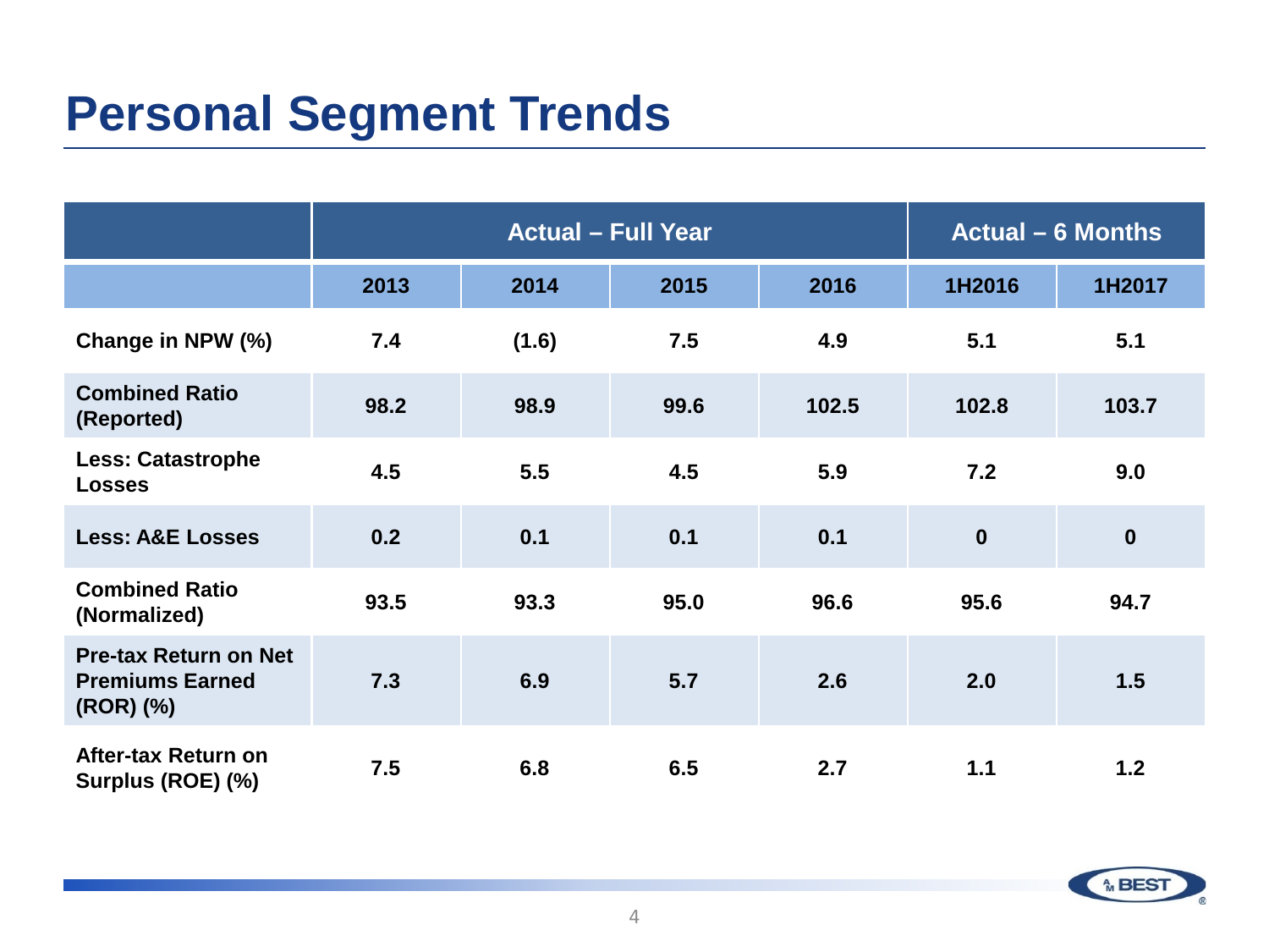# Personal Segment Trends

| | Actual – Full Year | | | | Actual – 6 Months | |
|---|---|---|---|---|---|---|
| | 2013 | 2014 | 2015 | 2016 | 1H2016 | 1H2017 |
| Change in NPW (%) | 7.4 | (1.6) | 7.5 | 4.9 | 5.1 | 5.1 |
| Combined Ratio (Reported) | 98.2 | 98.9 | 99.6 | 102.5 | 102.8 | 103.7 |
| Less: Catastrophe Losses | 4.5 | 5.5 | 4.5 | 5.9 | 7.2 | 9.0 |
| Less: A&E Losses | 0.2 | 0.1 | 0.1 | 0.1 | 0 | 0 |
| Combined Ratio (Normalized) | 93.5 | 93.3 | 95.0 | 96.6 | 95.6 | 94.7 |
| Pre-tax Return on Net Premiums Earned (ROR) (%) | 7.3 | 6.9 | 5.7 | 2.6 | 2.0 | 1.5 |
| After-tax Return on Surplus (ROE) (%) | 7.5 | 6.8 | 6.5 | 2.7 | 1.1 | 1.2 |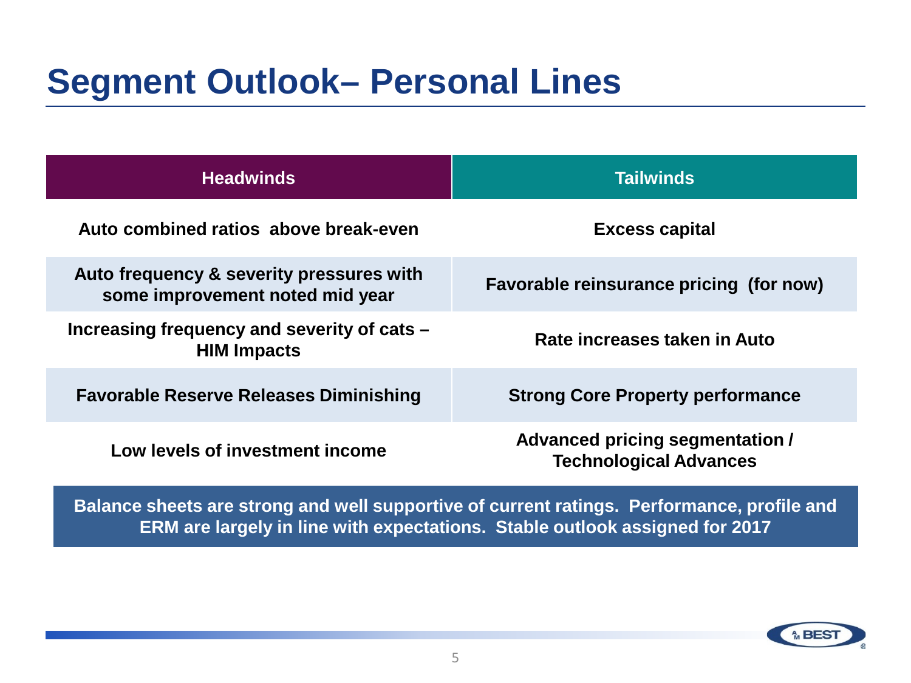# Segment Outlook– Personal Lines

| Headwinds | Tailwinds |
| --- | --- |
| Auto combined ratios above break-even | Excess capital |
| Auto frequency & severity pressures with some improvement noted mid year | Favorable reinsurance pricing (for now) |
| Increasing frequency and severity of cats – HIM Impacts | Rate increases taken in Auto |
| Favorable Reserve Releases Diminishing | Strong Core Property performance |
| Low levels of investment income | Advanced pricing segmentation / Technological Advances |

**Balance sheets are strong and well supportive of current ratings. Performance, profile and ERM are largely in line with expectations. Stable outlook assigned for 2017**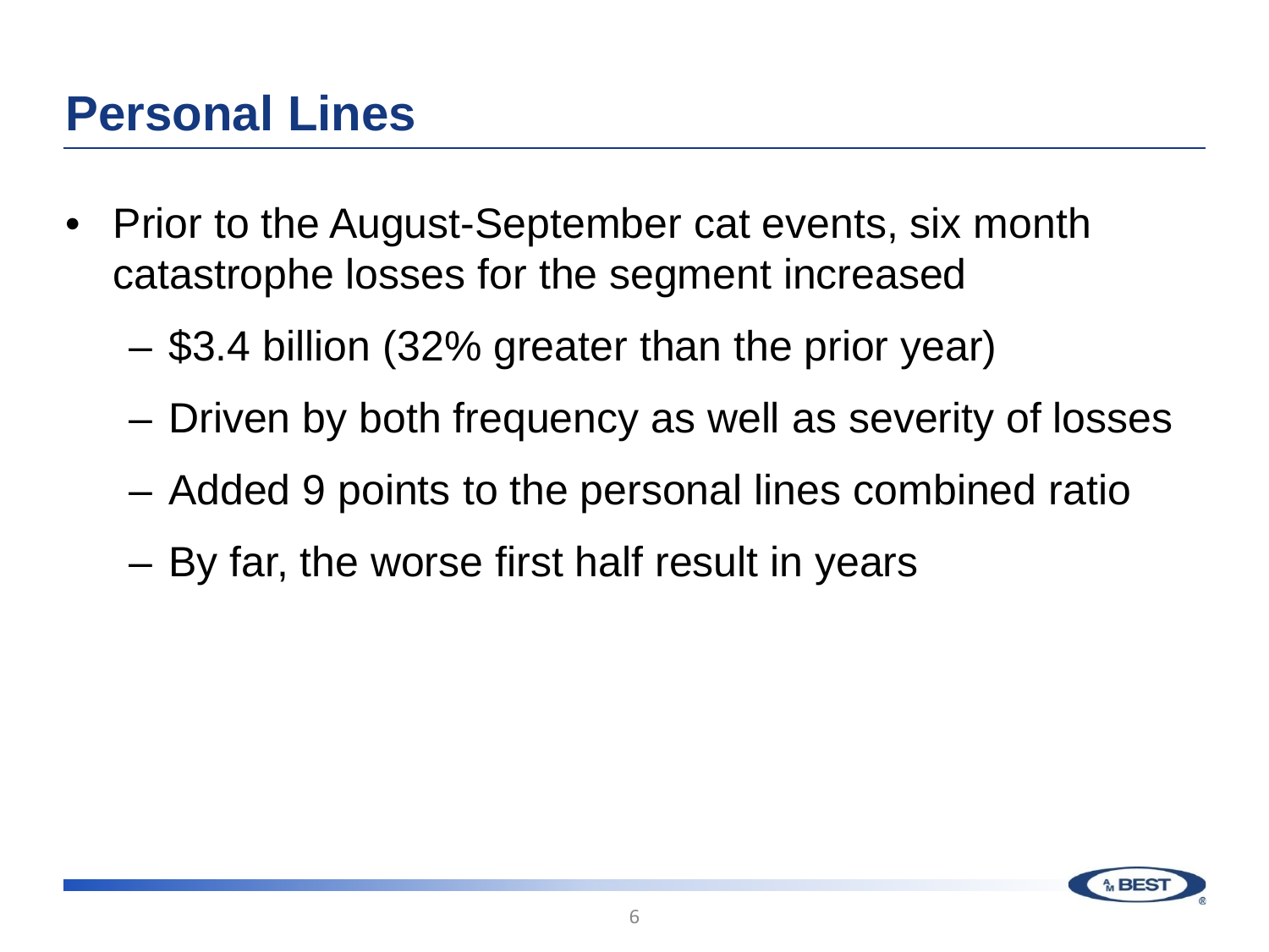# Personal Lines

- Prior to the August-September cat events, six month catastrophe losses for the segment increased
  - $3.4 billion (32% greater than the prior year)
  - Driven by both frequency as well as severity of losses
  - Added 9 points to the personal lines combined ratio
  - By far, the worse first half result in years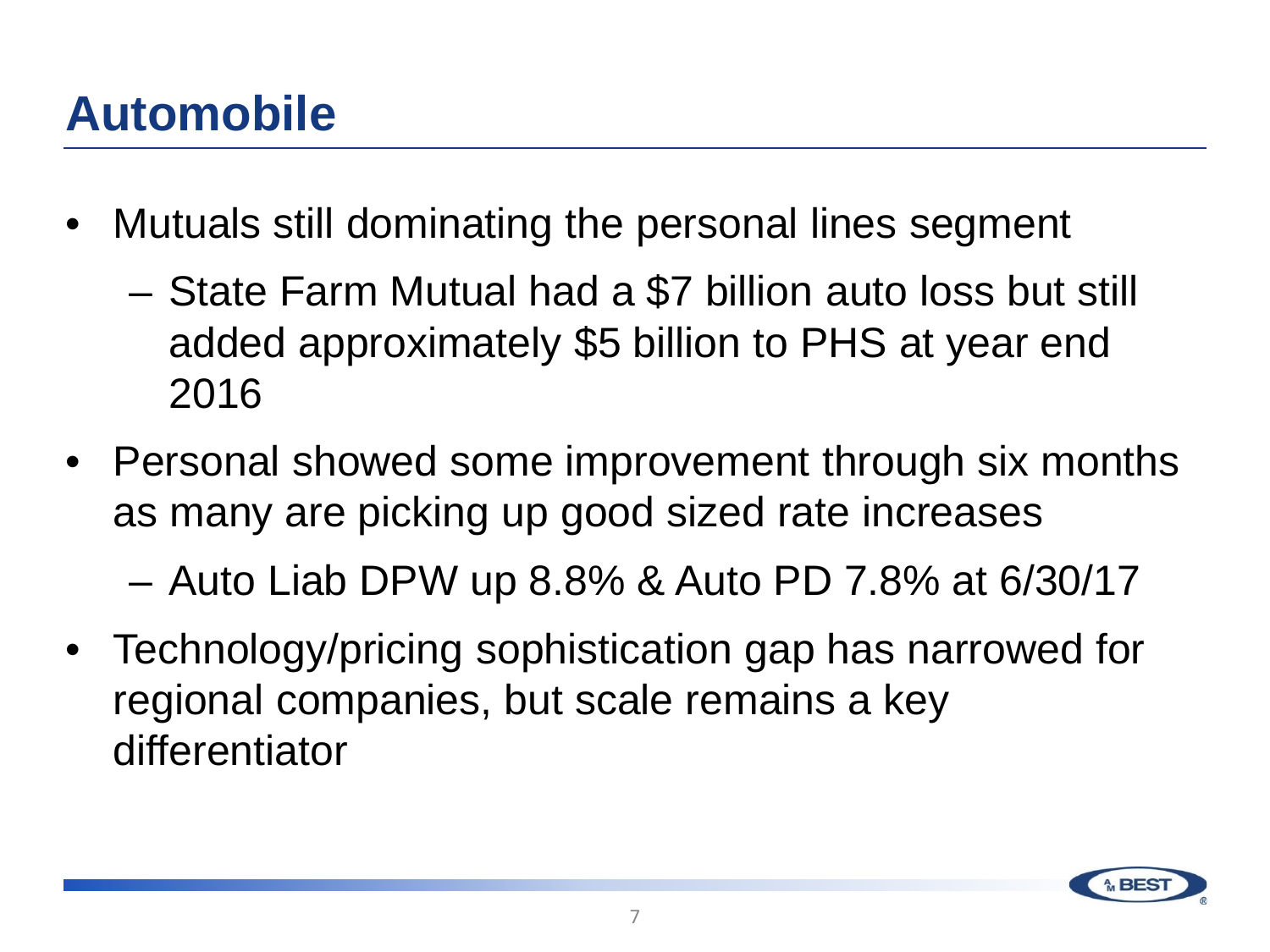# Automobile

- Mutuals still dominating the personal lines segment
  - State Farm Mutual had a $7 billion auto loss but still added approximately $5 billion to PHS at year end 2016
- Personal showed some improvement through six months as many are picking up good sized rate increases
  - Auto Liab DPW up 8.8% & Auto PD 7.8% at 6/30/17
- Technology/pricing sophistication gap has narrowed for regional companies, but scale remains a key differentiator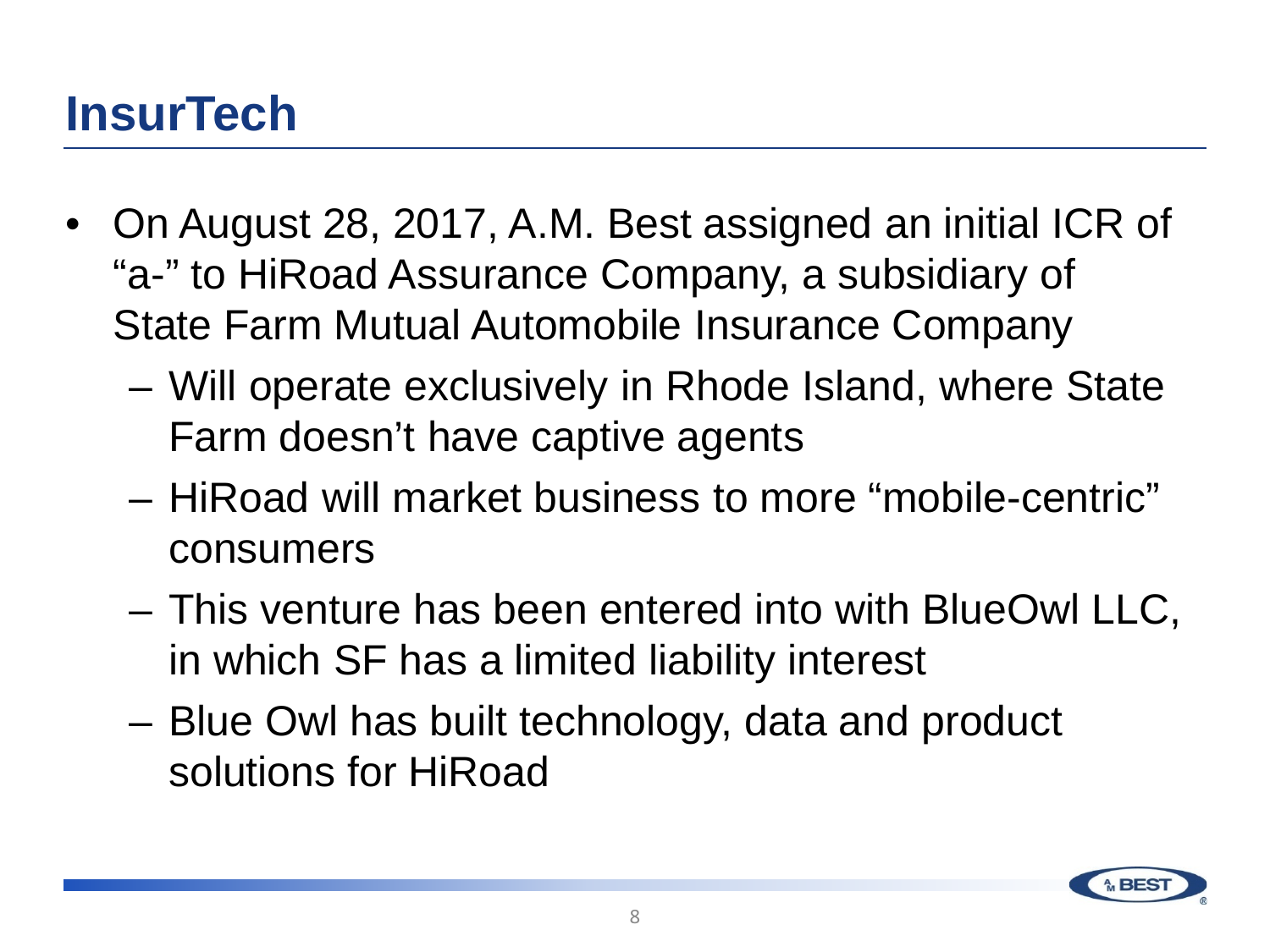# InsurTech

- On August 28, 2017, A.M. Best assigned an initial ICR of "a-" to HiRoad Assurance Company, a subsidiary of State Farm Mutual Automobile Insurance Company
  - Will operate exclusively in Rhode Island, where State Farm doesn't have captive agents
  - HiRoad will market business to more "mobile-centric" consumers
  - This venture has been entered into with BlueOwl LLC, in which SF has a limited liability interest
  - Blue Owl has built technology, data and product solutions for HiRoad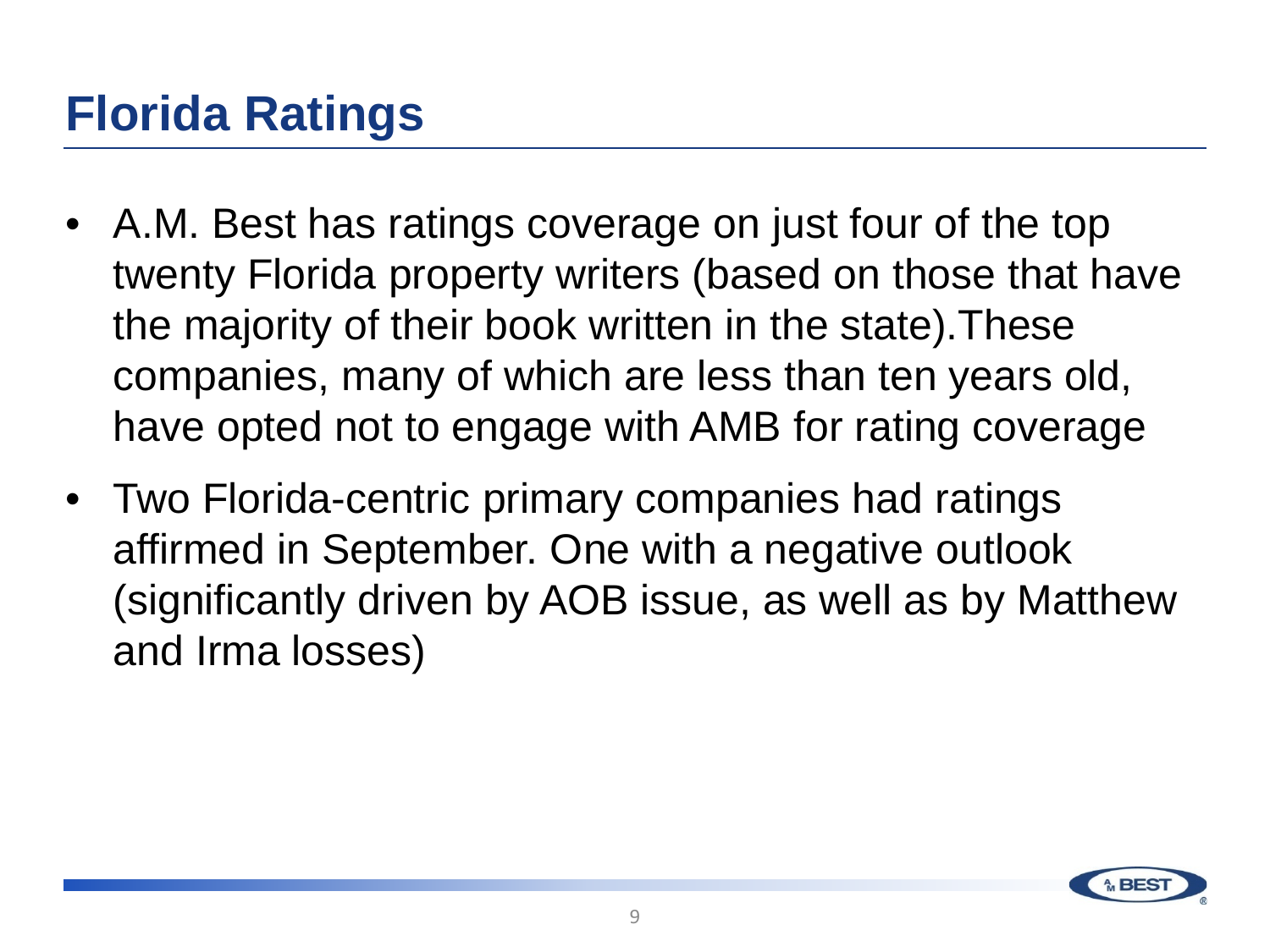# Florida Ratings

- A.M. Best has ratings coverage on just four of the top twenty Florida property writers (based on those that have the majority of their book written in the state).These companies, many of which are less than ten years old, have opted not to engage with AMB for rating coverage
- Two Florida-centric primary companies had ratings affirmed in September. One with a negative outlook (significantly driven by AOB issue, as well as by Matthew and Irma losses)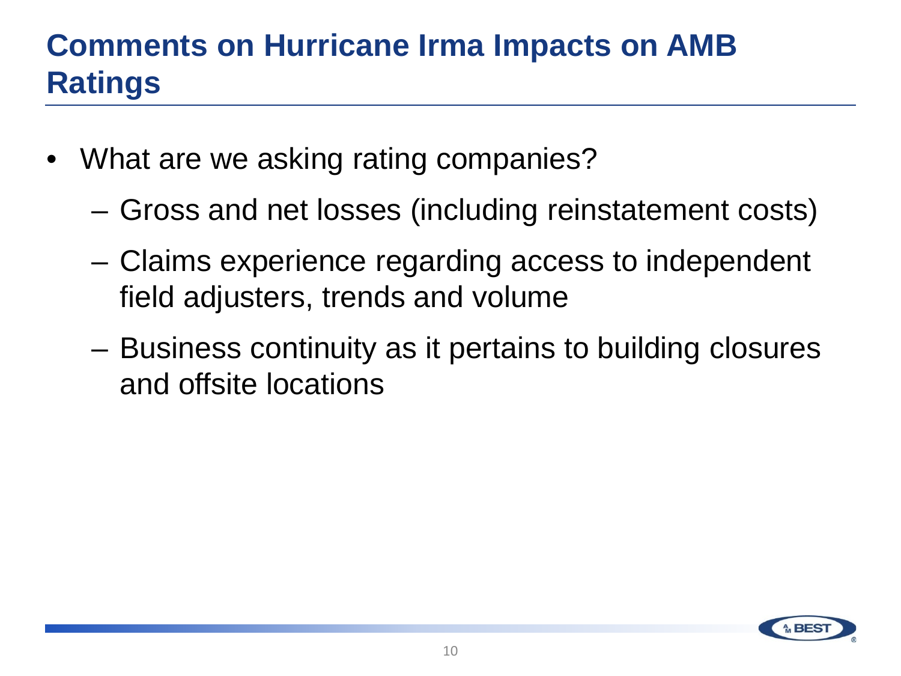# Comments on Hurricane Irma Impacts on AMB Ratings

- What are we asking rating companies?
  - Gross and net losses (including reinstatement costs)
  - Claims experience regarding access to independent field adjusters, trends and volume
  - Business continuity as it pertains to building closures and offsite locations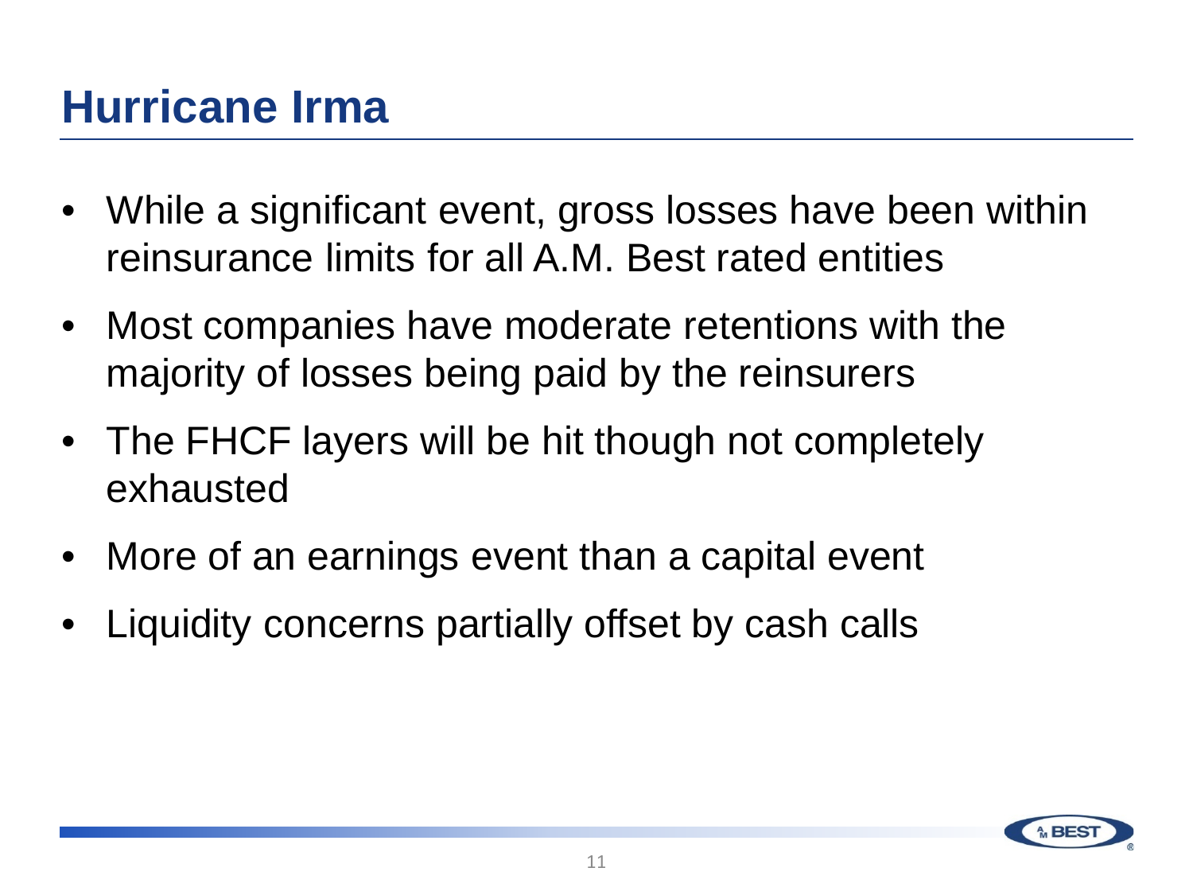# Hurricane Irma

- While a significant event, gross losses have been within reinsurance limits for all A.M. Best rated entities
- Most companies have moderate retentions with the majority of losses being paid by the reinsurers
- The FHCF layers will be hit though not completely exhausted
- More of an earnings event than a capital event
- Liquidity concerns partially offset by cash calls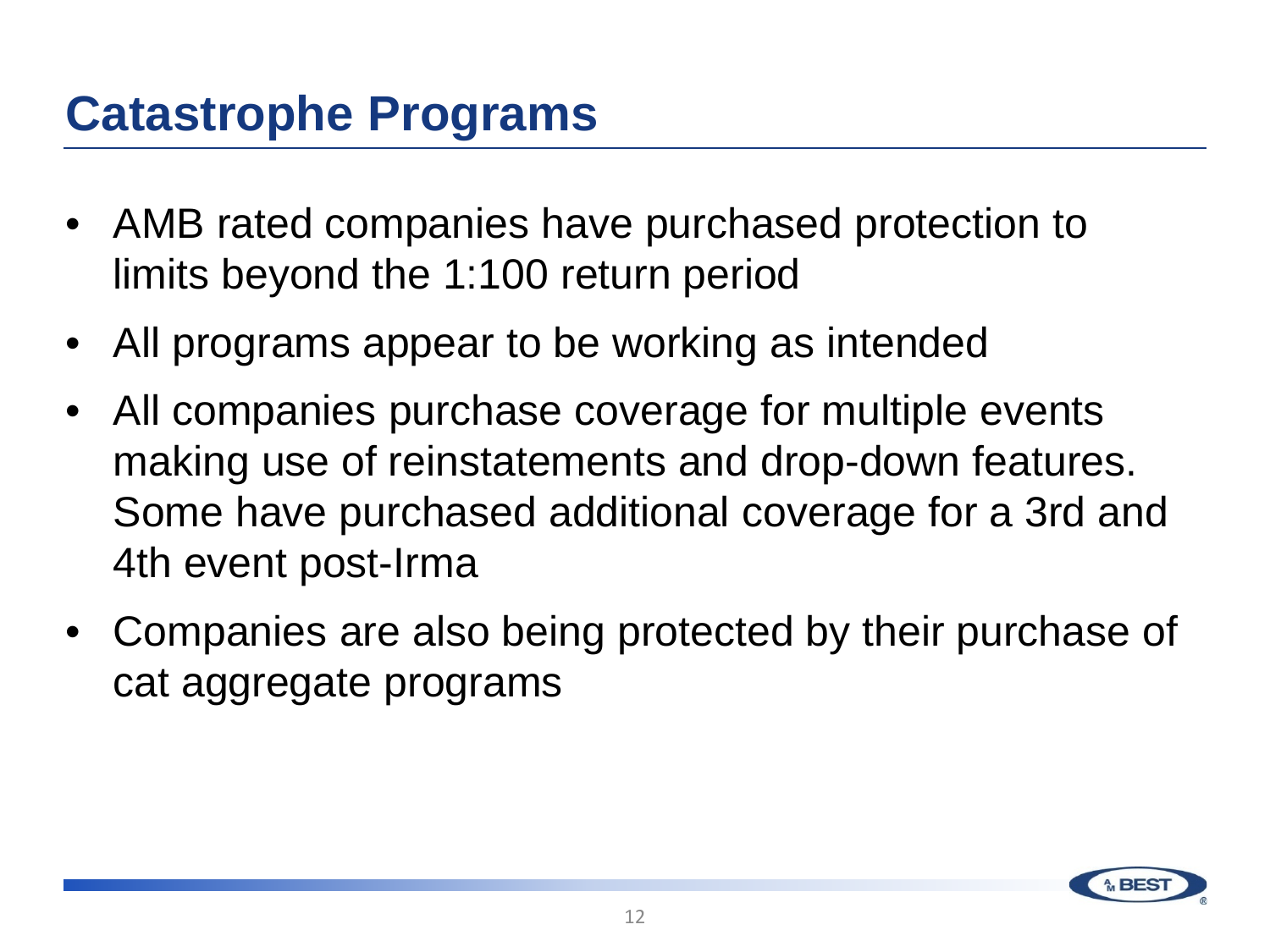# Catastrophe Programs

- AMB rated companies have purchased protection to limits beyond the 1:100 return period
- All programs appear to be working as intended
- All companies purchase coverage for multiple events making use of reinstatements and drop-down features. Some have purchased additional coverage for a 3rd and 4th event post-Irma
- Companies are also being protected by their purchase of cat aggregate programs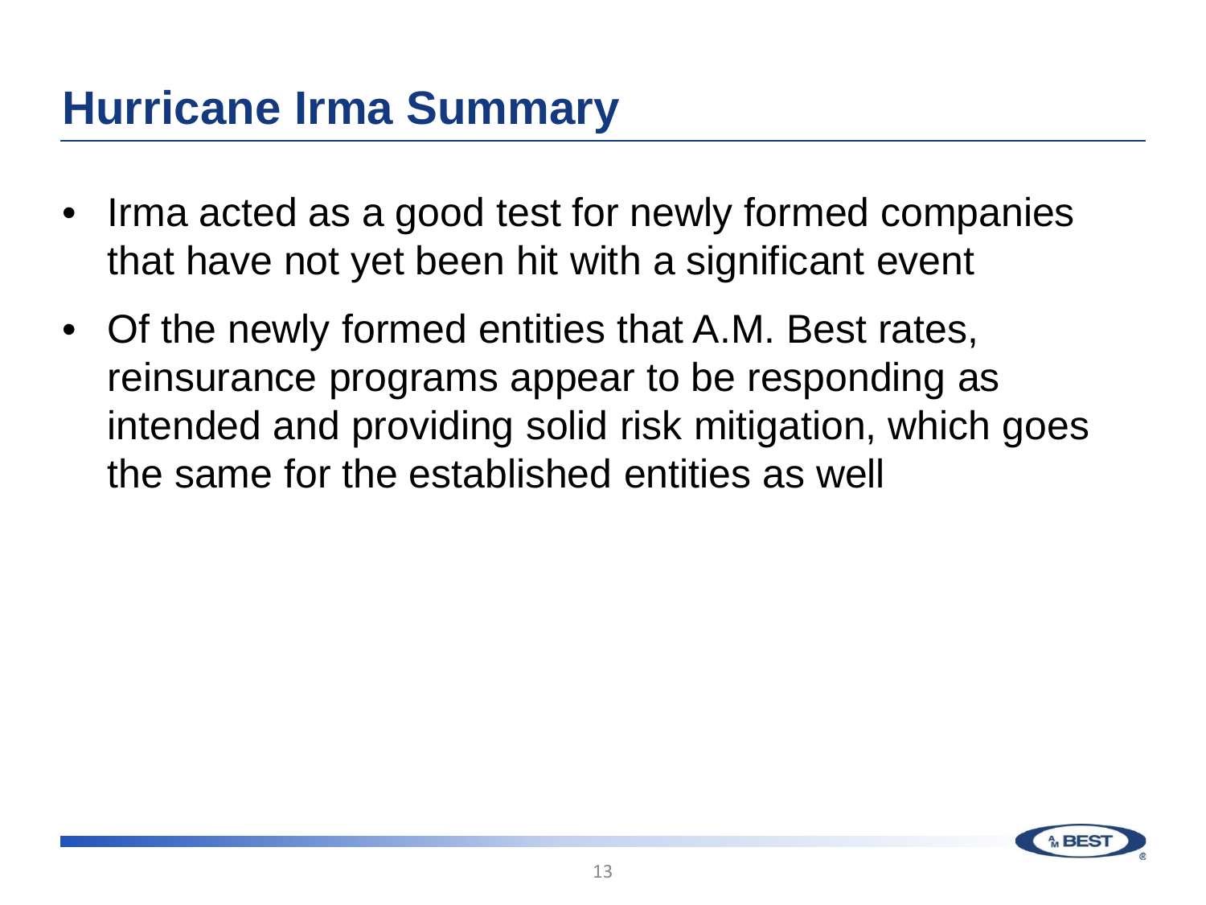# Hurricane Irma Summary

- Irma acted as a good test for newly formed companies that have not yet been hit with a significant event
- Of the newly formed entities that A.M. Best rates, reinsurance programs appear to be responding as intended and providing solid risk mitigation, which goes the same for the established entities as well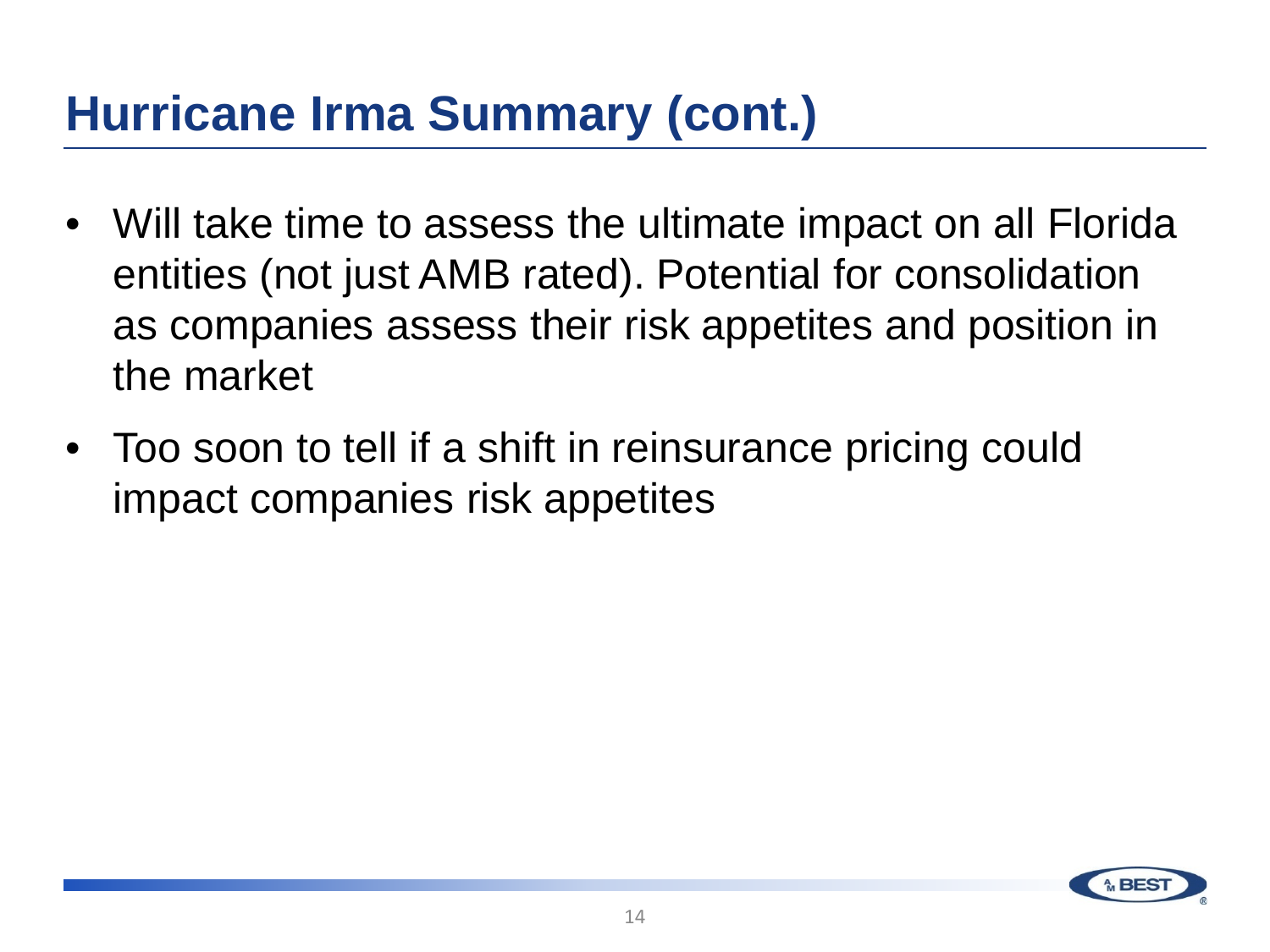# Hurricane Irma Summary (cont.)

- Will take time to assess the ultimate impact on all Florida entities (not just AMB rated). Potential for consolidation as companies assess their risk appetites and position in the market
- Too soon to tell if a shift in reinsurance pricing could impact companies risk appetites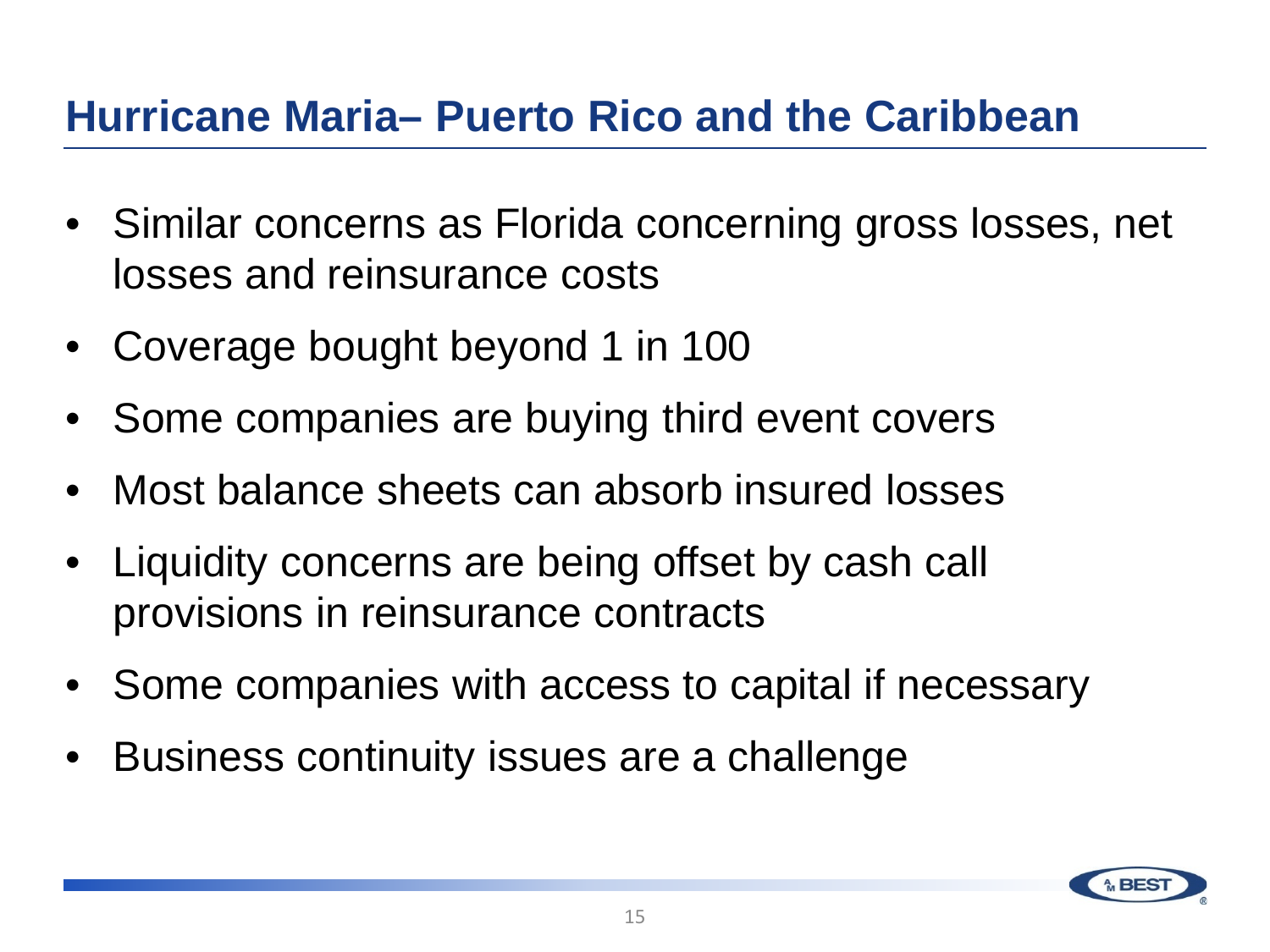## Hurricane Maria– Puerto Rico and the Caribbean

- Similar concerns as Florida concerning gross losses, net losses and reinsurance costs
- Coverage bought beyond 1 in 100
- Some companies are buying third event covers
- Most balance sheets can absorb insured losses
- Liquidity concerns are being offset by cash call provisions in reinsurance contracts
- Some companies with access to capital if necessary
- Business continuity issues are a challenge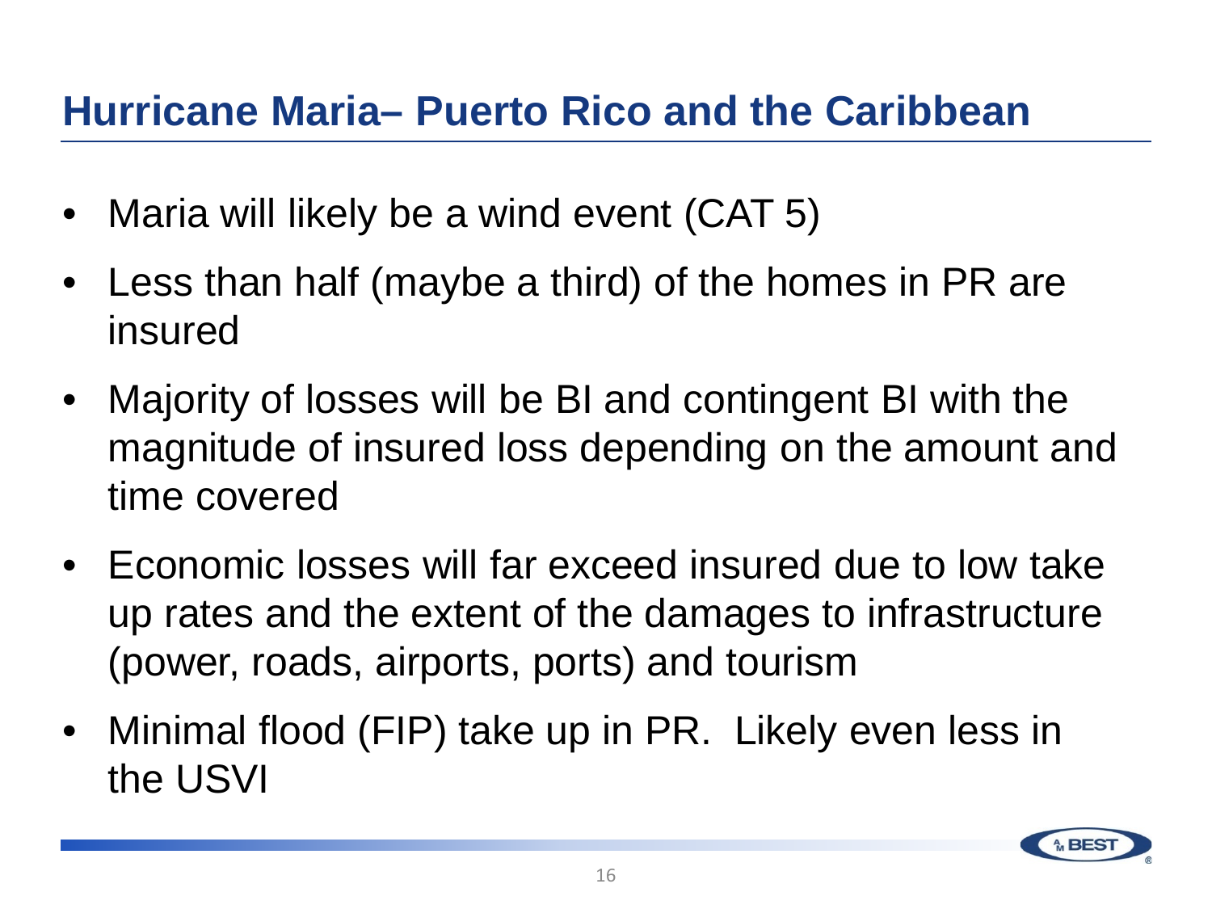# Hurricane Maria– Puerto Rico and the Caribbean

- Maria will likely be a wind event (CAT 5)
- Less than half (maybe a third) of the homes in PR are insured
- Majority of losses will be BI and contingent BI with the magnitude of insured loss depending on the amount and time covered
- Economic losses will far exceed insured due to low take up rates and the extent of the damages to infrastructure (power, roads, airports, ports) and tourism
- Minimal flood (FIP) take up in PR. Likely even less in the USVI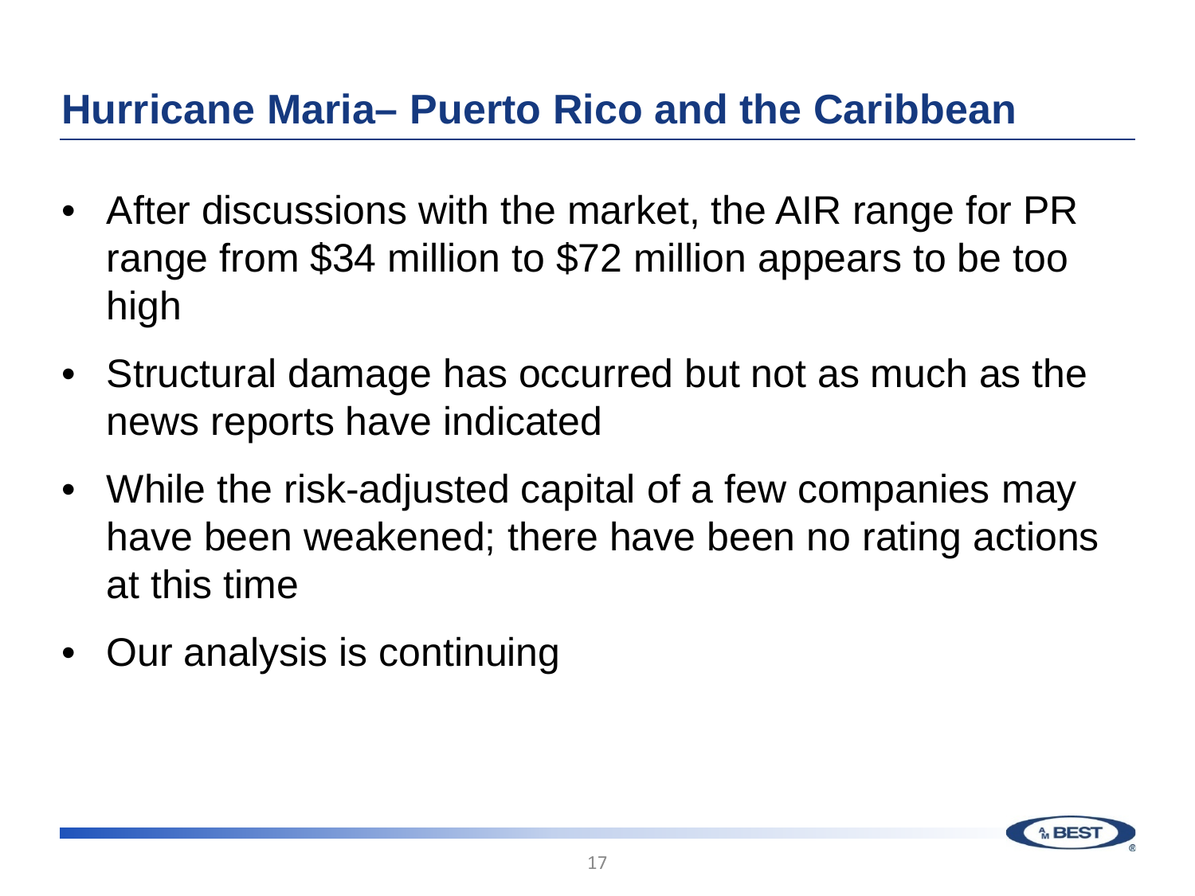## Hurricane Maria– Puerto Rico and the Caribbean

- After discussions with the market, the AIR range for PR range from $34 million to $72 million appears to be too high
- Structural damage has occurred but not as much as the news reports have indicated
- While the risk-adjusted capital of a few companies may have been weakened; there have been no rating actions at this time
- Our analysis is continuing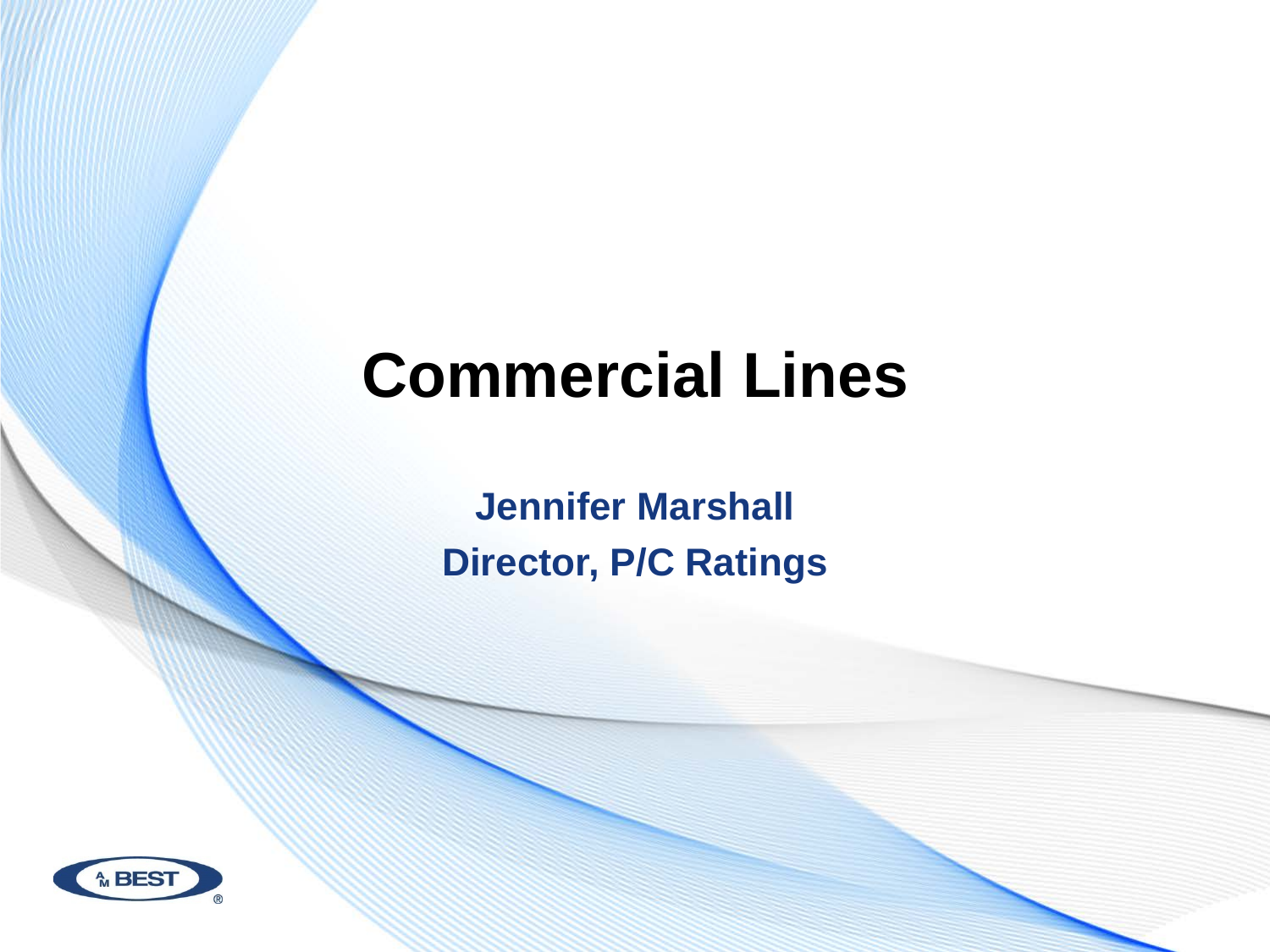# Commercial Lines

**Jennifer Marshall**

**Director, P/C Ratings**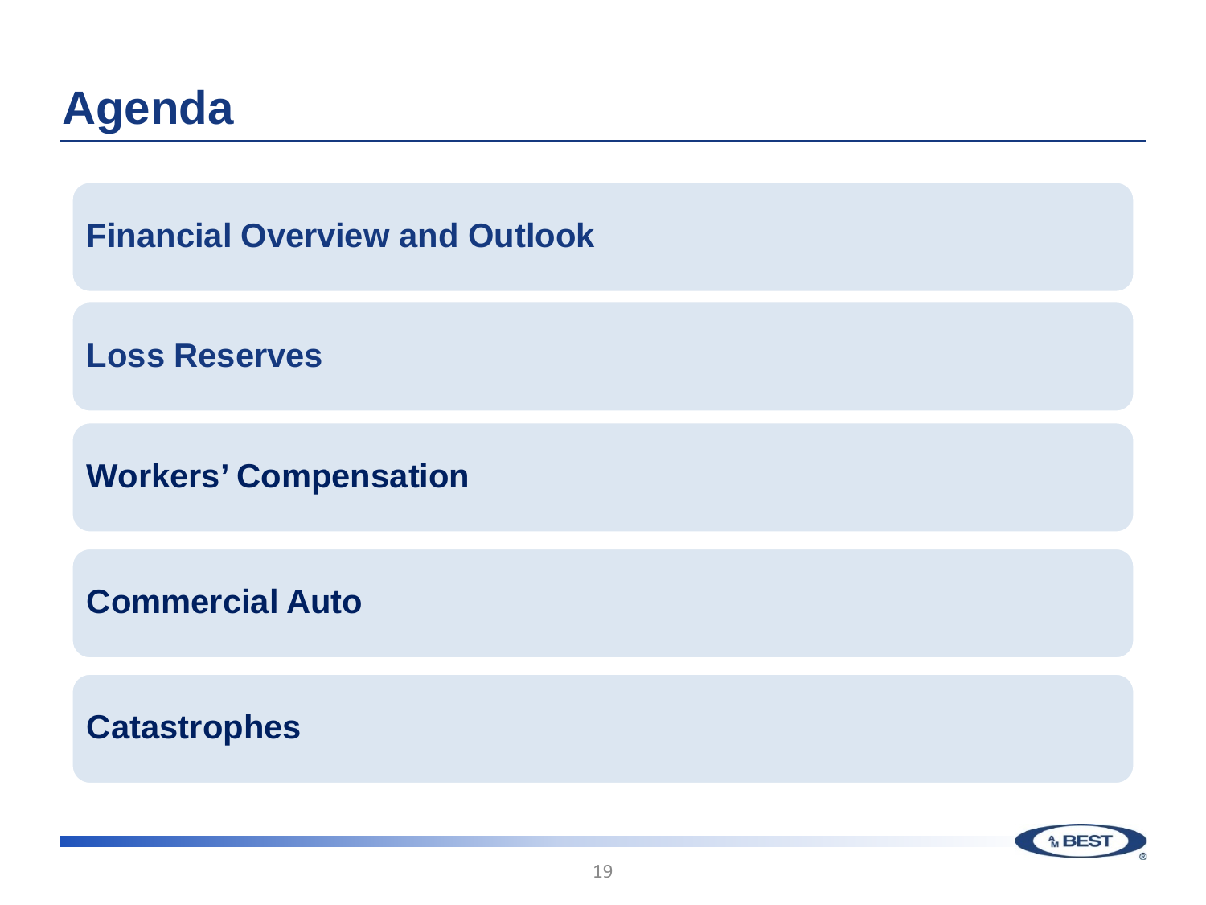# Agenda

- **Financial Overview and Outlook**
- **Loss Reserves**
- **Workers' Compensation**
- **Commercial Auto**
- **Catastrophes**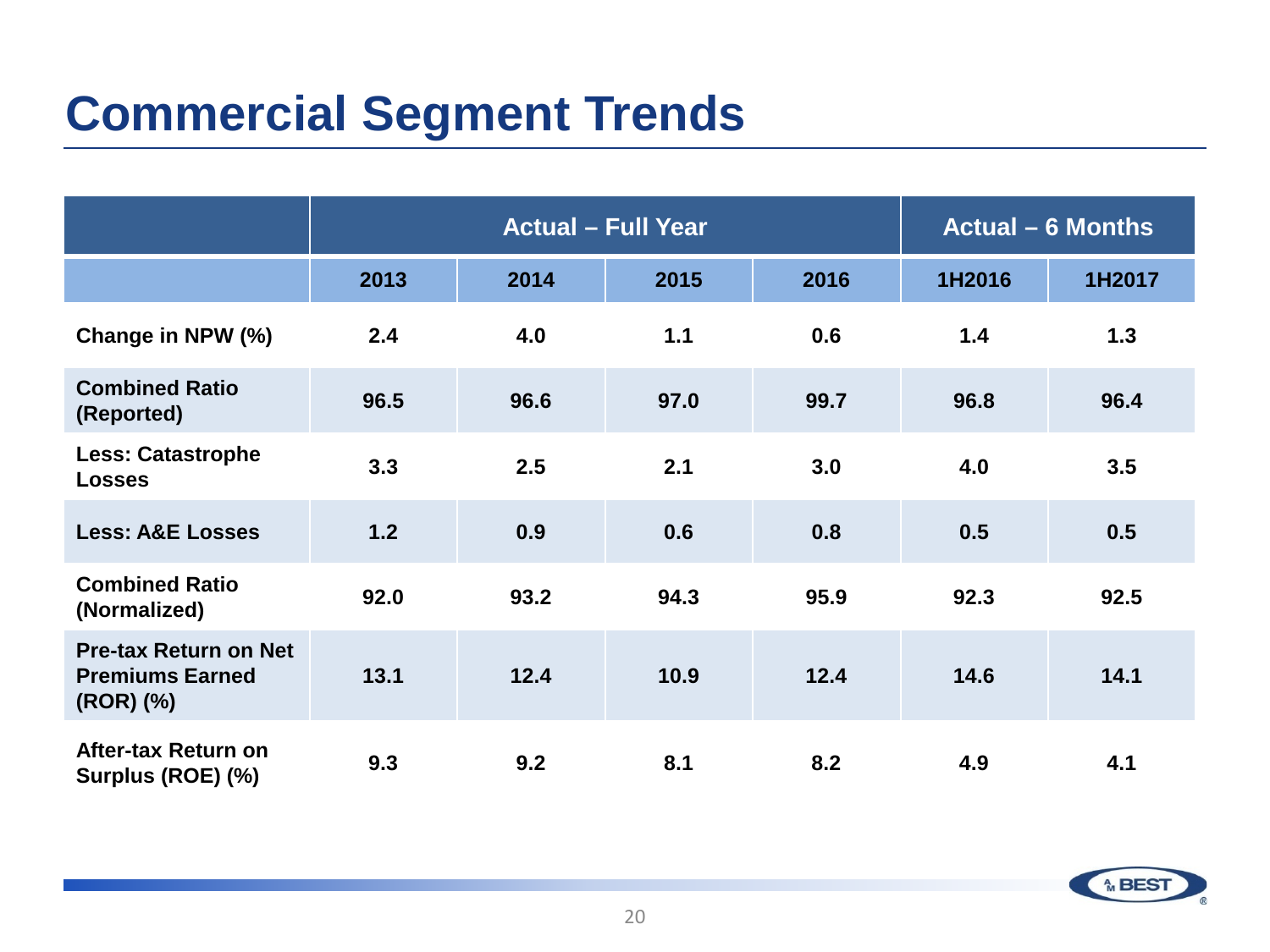# Commercial Segment Trends

| | Actual – Full Year | | | | Actual – 6 Months | |
|---|---|---|---|---|---|---|
| | 2013 | 2014 | 2015 | 2016 | 1H2016 | 1H2017 |
| Change in NPW (%) | 2.4 | 4.0 | 1.1 | 0.6 | 1.4 | 1.3 |
| Combined Ratio (Reported) | 96.5 | 96.6 | 97.0 | 99.7 | 96.8 | 96.4 |
| Less: Catastrophe Losses | 3.3 | 2.5 | 2.1 | 3.0 | 4.0 | 3.5 |
| Less: A&E Losses | 1.2 | 0.9 | 0.6 | 0.8 | 0.5 | 0.5 |
| Combined Ratio (Normalized) | 92.0 | 93.2 | 94.3 | 95.9 | 92.3 | 92.5 |
| Pre-tax Return on Net Premiums Earned (ROR) (%) | 13.1 | 12.4 | 10.9 | 12.4 | 14.6 | 14.1 |
| After-tax Return on Surplus (ROE) (%) | 9.3 | 9.2 | 8.1 | 8.2 | 4.9 | 4.1 |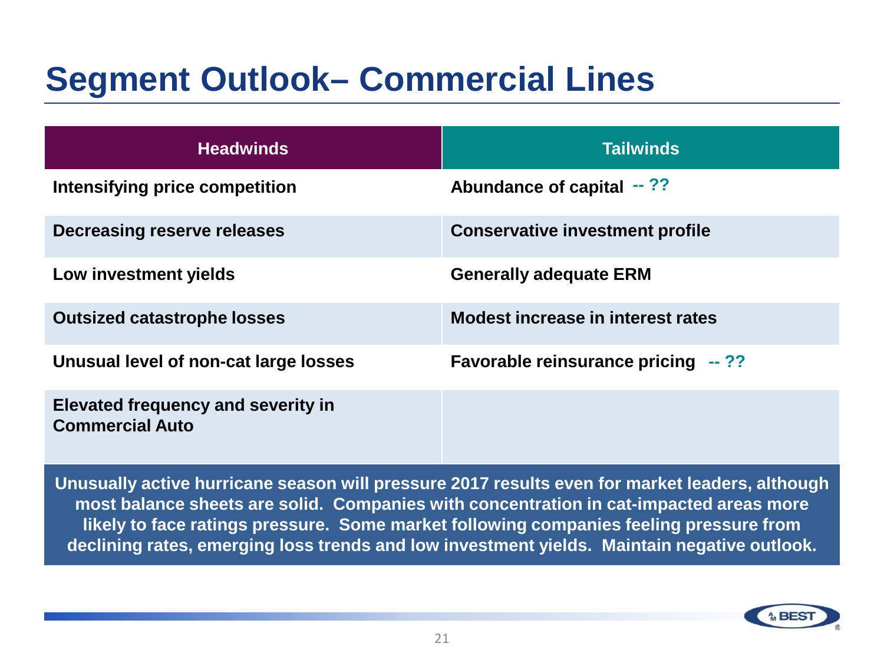# Segment Outlook– Commercial Lines

| Headwinds | Tailwinds |
|---|---|
| Intensifying price competition | Abundance of capital -- ?? |
| Decreasing reserve releases | Conservative investment profile |
| Low investment yields | Generally adequate ERM |
| Outsized catastrophe losses | Modest increase in interest rates |
| Unusual level of non-cat large losses | Favorable reinsurance pricing -- ?? |
| Elevated frequency and severity in Commercial Auto | |

**Unusually active hurricane season will pressure 2017 results even for market leaders, although most balance sheets are solid. Companies with concentration in cat-impacted areas more likely to face ratings pressure. Some market following companies feeling pressure from declining rates, emerging loss trends and low investment yields. Maintain negative outlook.**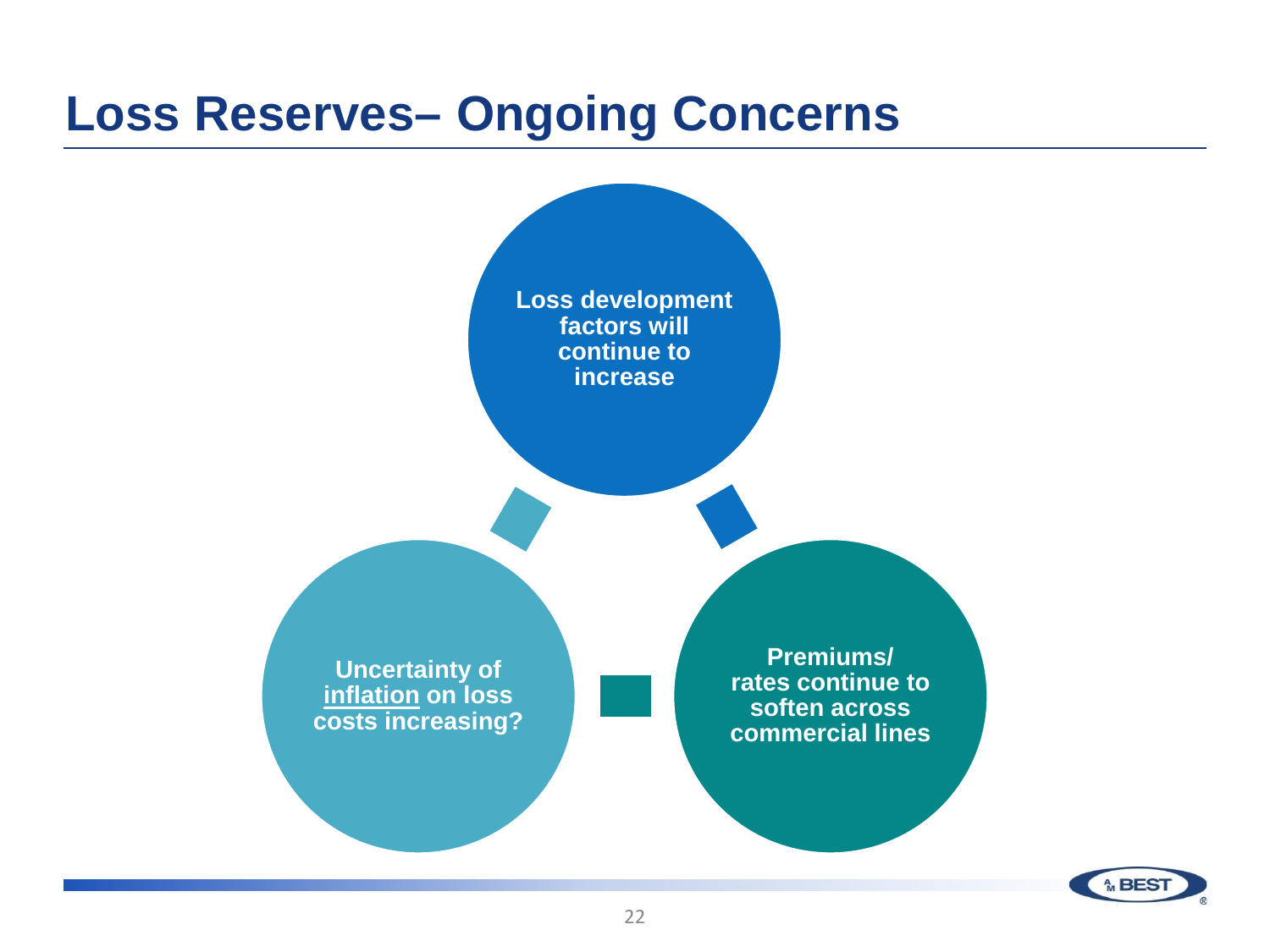# Loss Reserves– Ongoing Concerns

- **Loss development factors will continue to increase**
- **Premiums/ rates continue to soften across commercial lines**
- **Uncertainty of inflation on loss costs increasing?**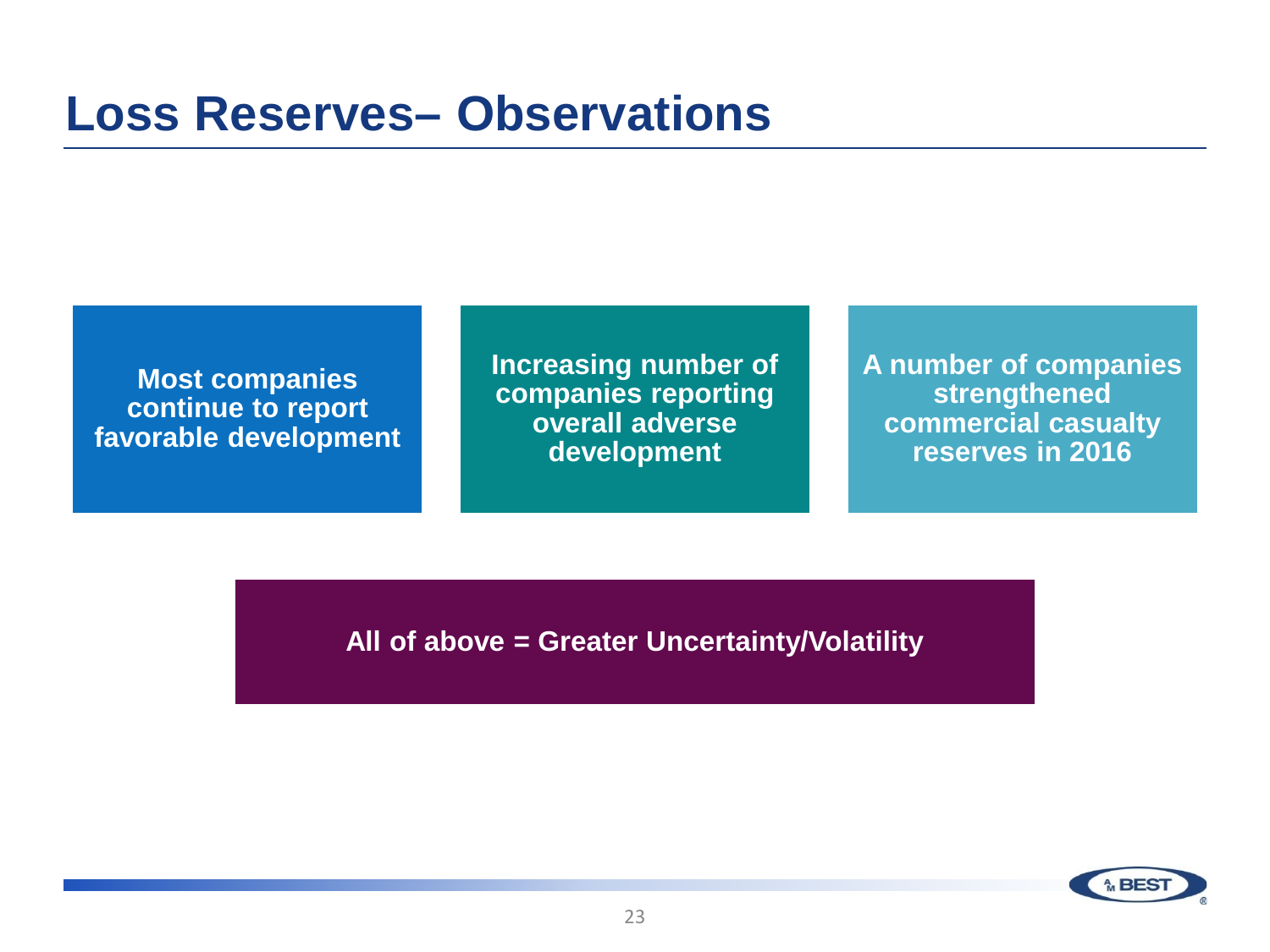# Loss Reserves– Observations

**Most companies continue to report favorable development**

**Increasing number of companies reporting overall adverse development**

**A number of companies strengthened commercial casualty reserves in 2016**

**All of above = Greater Uncertainty/Volatility**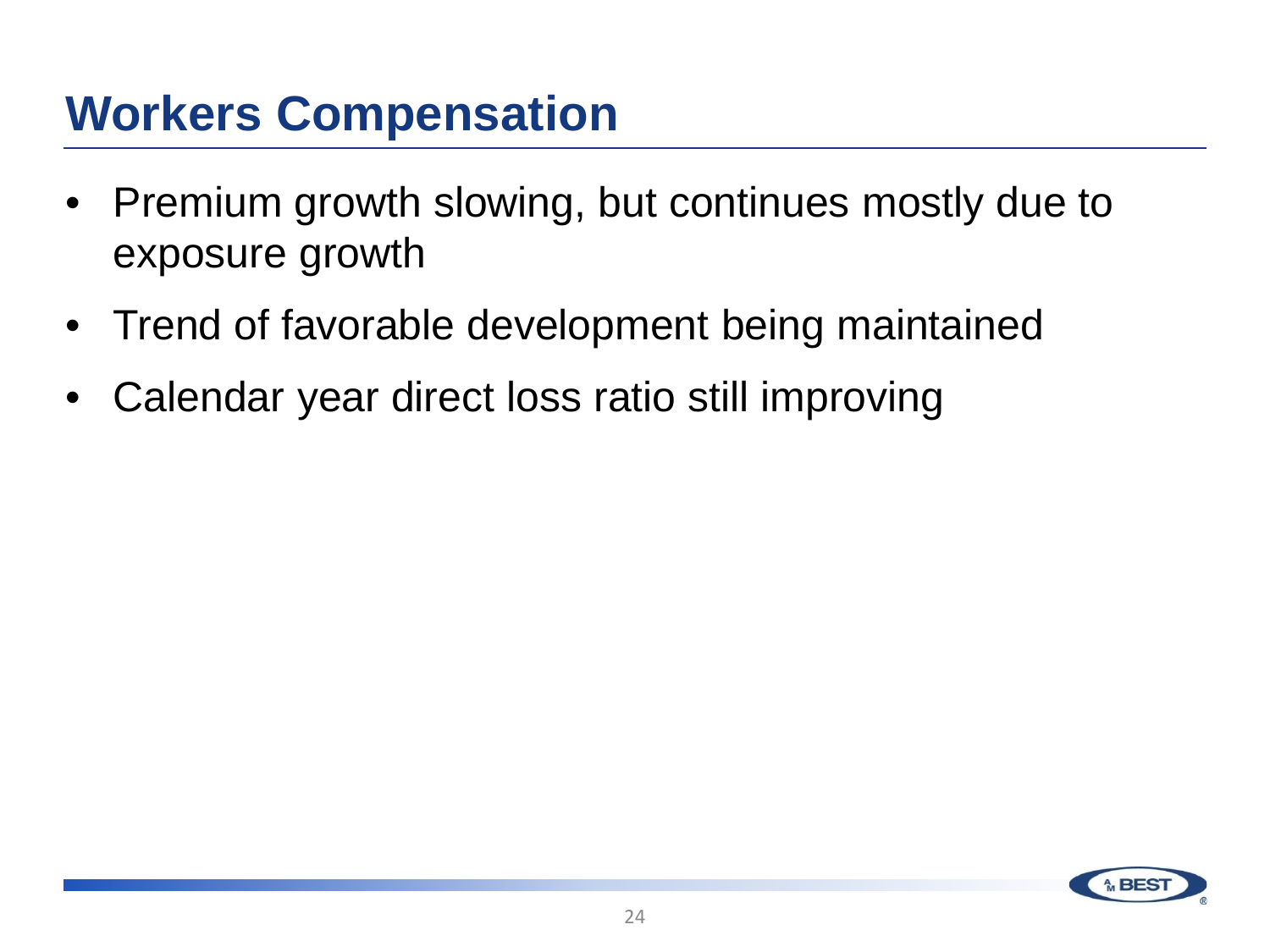# Workers Compensation

- Premium growth slowing, but continues mostly due to exposure growth
- Trend of favorable development being maintained
- Calendar year direct loss ratio still improving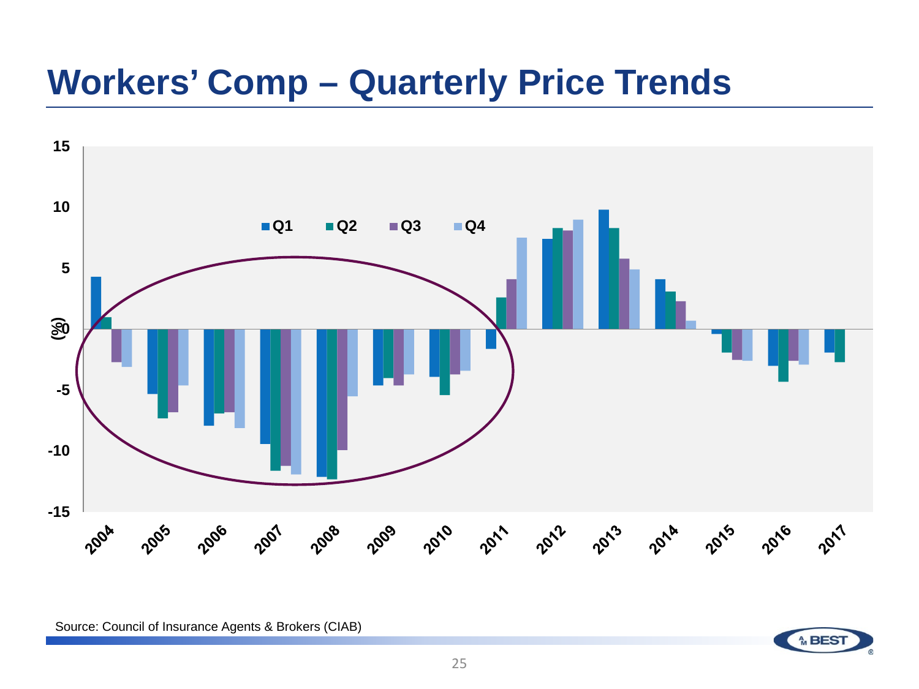# Workers' Comp – Quarterly Price Trends

Source: Council of Insurance Agents & Brokers (CIAB)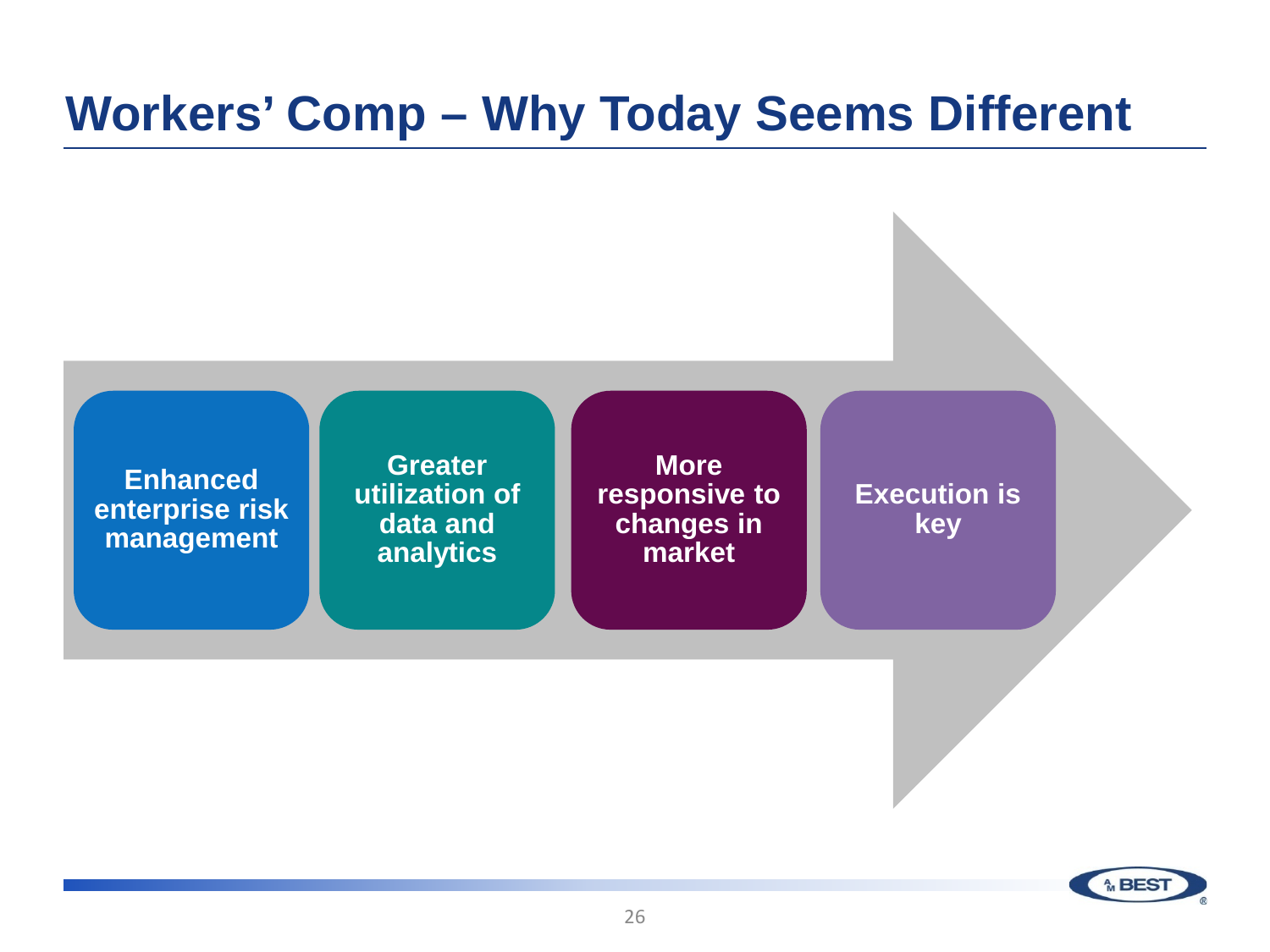# Workers' Comp – Why Today Seems Different

- Enhanced enterprise risk management
- Greater utilization of data and analytics
- More responsive to changes in market
- Execution is key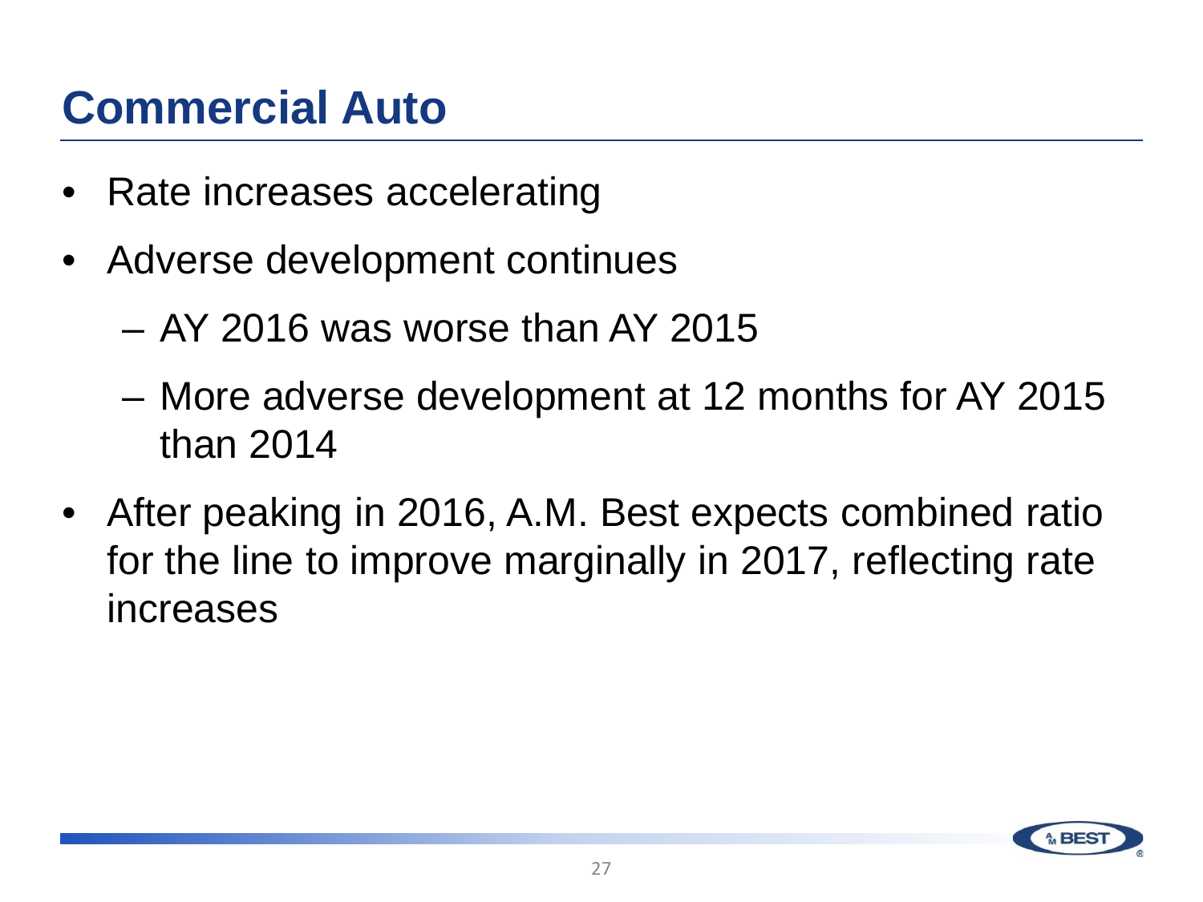# Commercial Auto

- Rate increases accelerating
- Adverse development continues
  - AY 2016 was worse than AY 2015
  - More adverse development at 12 months for AY 2015 than 2014
- After peaking in 2016, A.M. Best expects combined ratio for the line to improve marginally in 2017, reflecting rate increases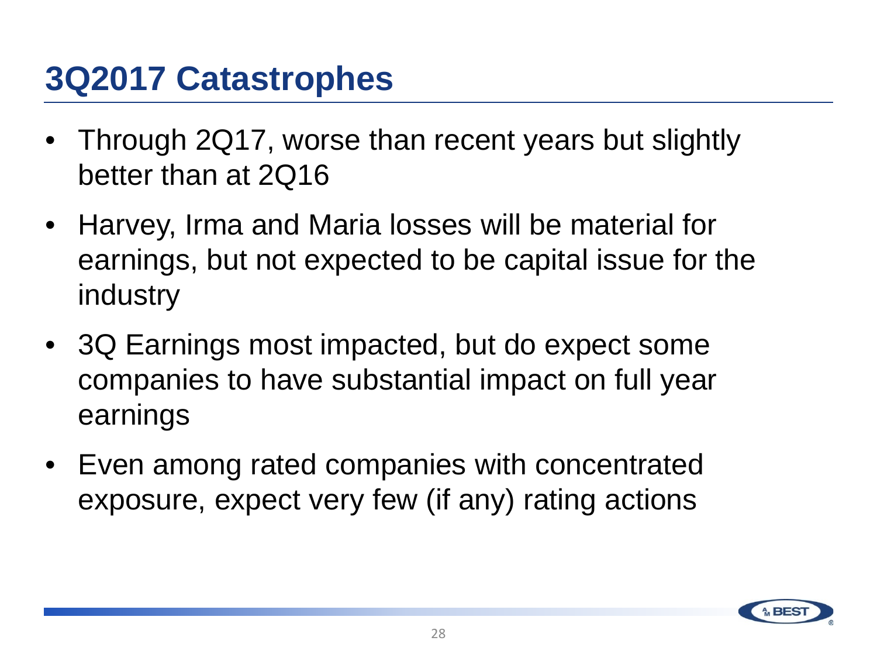# 3Q2017 Catastrophes

- Through 2Q17, worse than recent years but slightly better than at 2Q16
- Harvey, Irma and Maria losses will be material for earnings, but not expected to be capital issue for the industry
- 3Q Earnings most impacted, but do expect some companies to have substantial impact on full year earnings
- Even among rated companies with concentrated exposure, expect very few (if any) rating actions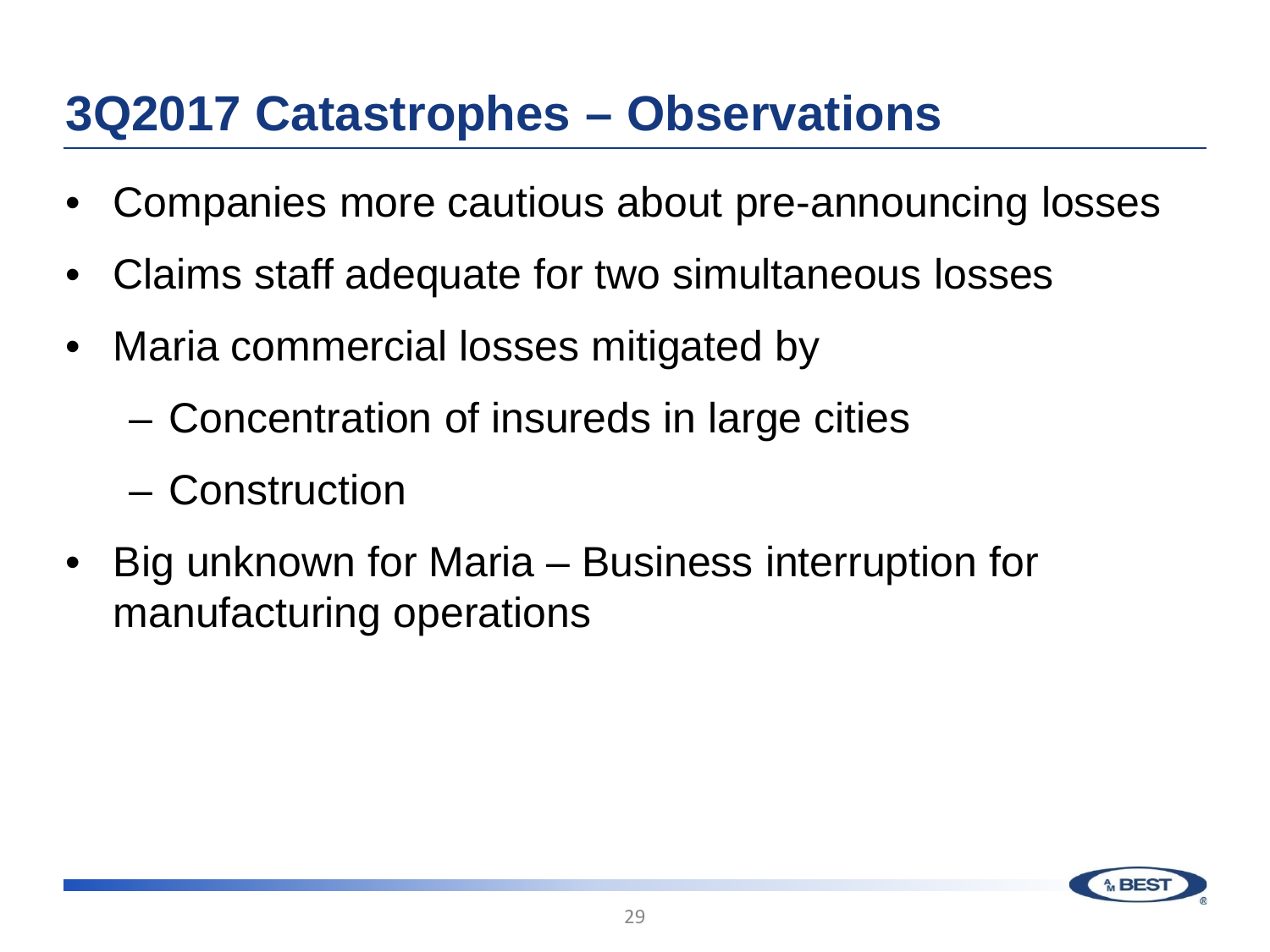# 3Q2017 Catastrophes – Observations

- Companies more cautious about pre-announcing losses
- Claims staff adequate for two simultaneous losses
- Maria commercial losses mitigated by
  - Concentration of insureds in large cities
  - Construction
- Big unknown for Maria – Business interruption for manufacturing operations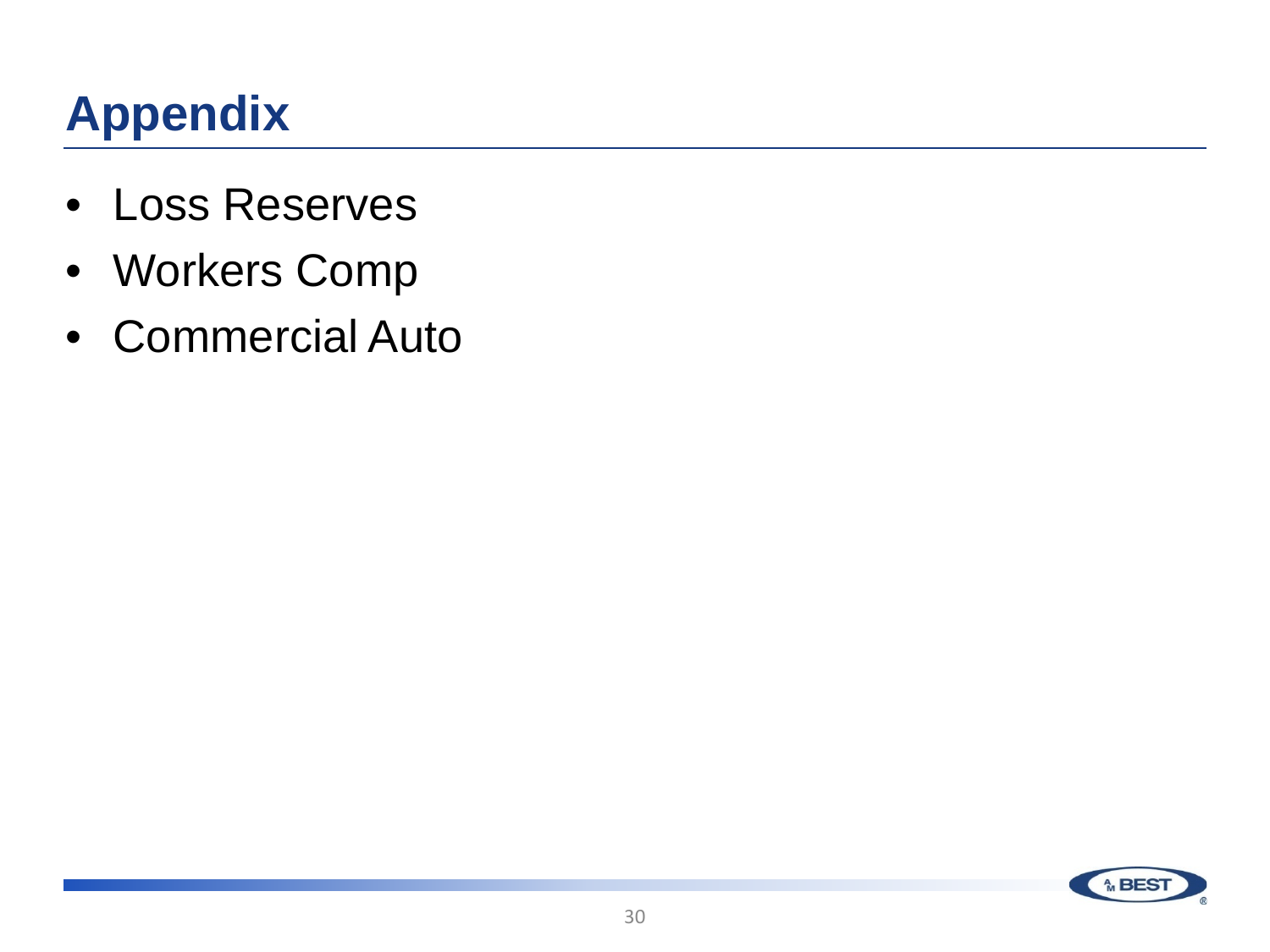# Appendix

- Loss Reserves
- Workers Comp
- Commercial Auto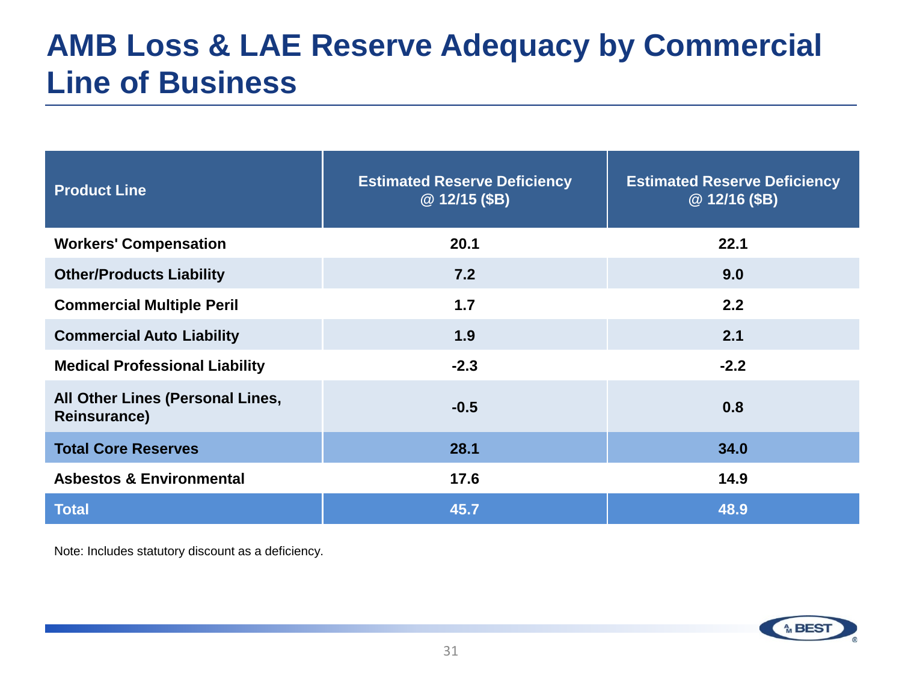# AMB Loss & LAE Reserve Adequacy by Commercial Line of Business

| Product Line | Estimated Reserve Deficiency @ 12/15 ($B) | Estimated Reserve Deficiency @ 12/16 ($B) |
|---|---|---|
| **Workers' Compensation** | **20.1** | **22.1** |
| **Other/Products Liability** | **7.2** | **9.0** |
| **Commercial Multiple Peril** | **1.7** | **2.2** |
| **Commercial Auto Liability** | **1.9** | **2.1** |
| **Medical Professional Liability** | **-2.3** | **-2.2** |
| **All Other Lines (Personal Lines, Reinsurance)** | **-0.5** | **0.8** |
| **Total Core Reserves** | **28.1** | **34.0** |
| **Asbestos & Environmental** | **17.6** | **14.9** |
| **Total** | **45.7** | **48.9** |

Note: Includes statutory discount as a deficiency.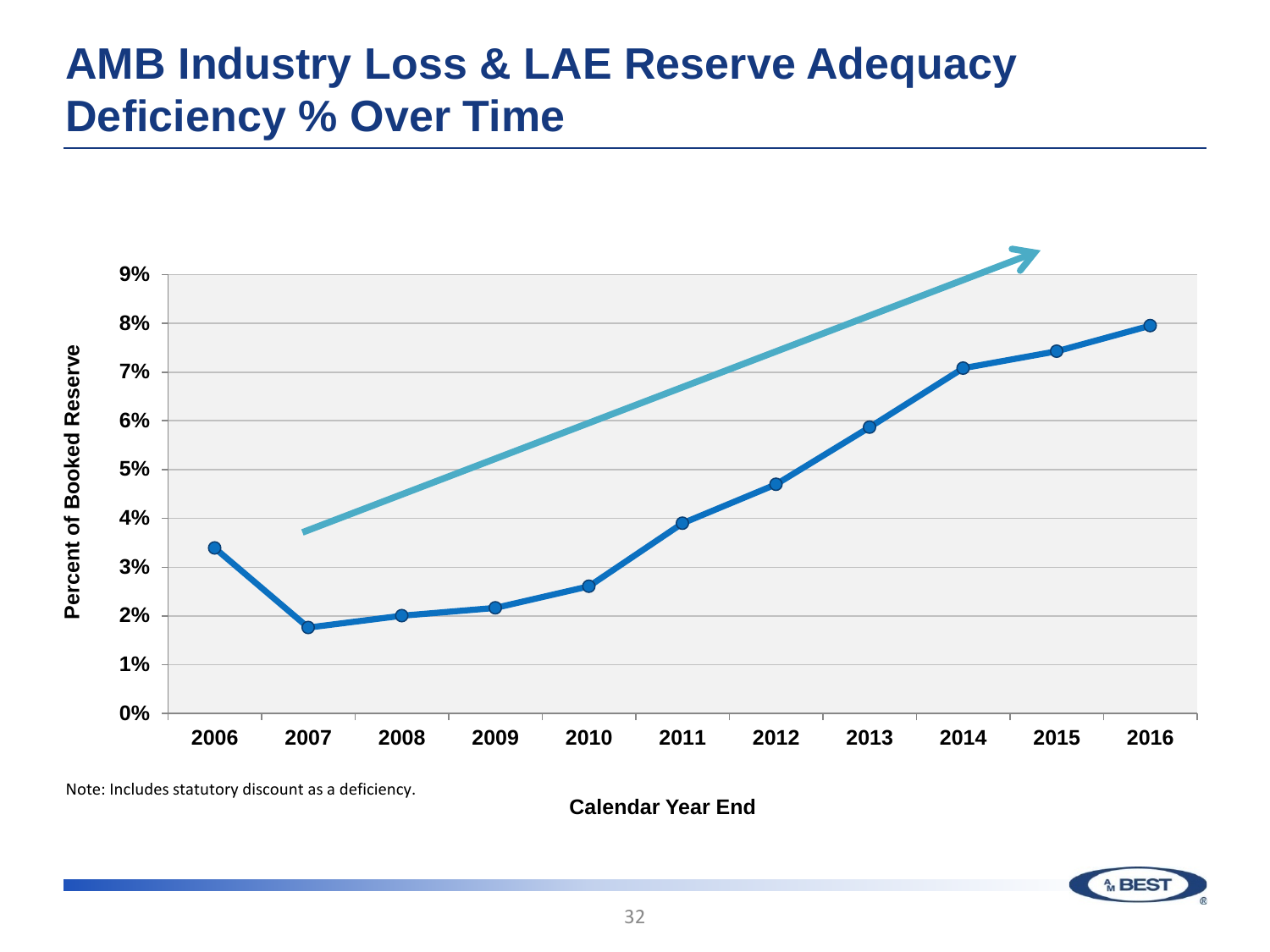# AMB Industry Loss & LAE Reserve Adequacy Deficiency % Over Time

Note: Includes statutory discount as a deficiency.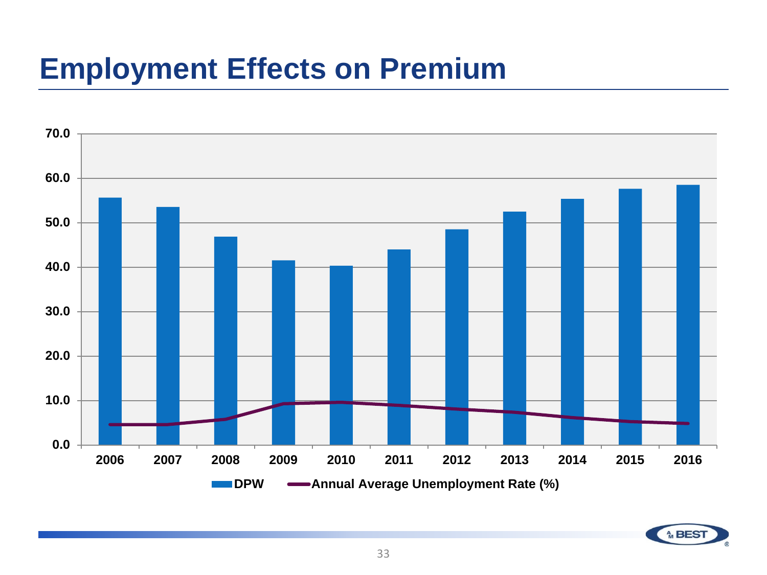# Employment Effects on Premium

70.0
60.0
50.0
40.0
30.0
20.0
10.0
0.0

2006 2007 2008 2009 2010 2011 2012 2013 2014 2015 2016

DPW — Annual Average Unemployment Rate (%)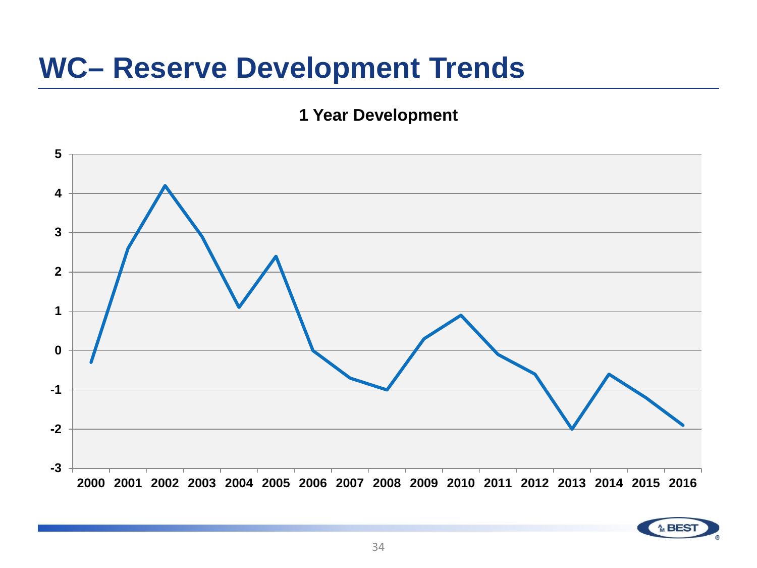# WC– Reserve Development Trends

**1 Year Development**

| Year | 1 Year Development |
|---|---|
| 2000 | -0.3 |
| 2001 | 2.6 |
| 2002 | 4.2 |
| 2003 | 2.9 |
| 2004 | 1.1 |
| 2005 | 2.4 |
| 2006 | 0.0 |
| 2007 | -0.7 |
| 2008 | -1.0 |
| 2009 | 0.3 |
| 2010 | 0.9 |
| 2011 | -0.1 |
| 2012 | -0.6 |
| 2013 | -2.0 |
| 2014 | -0.6 |
| 2015 | -1.2 |
| 2016 | -1.9 |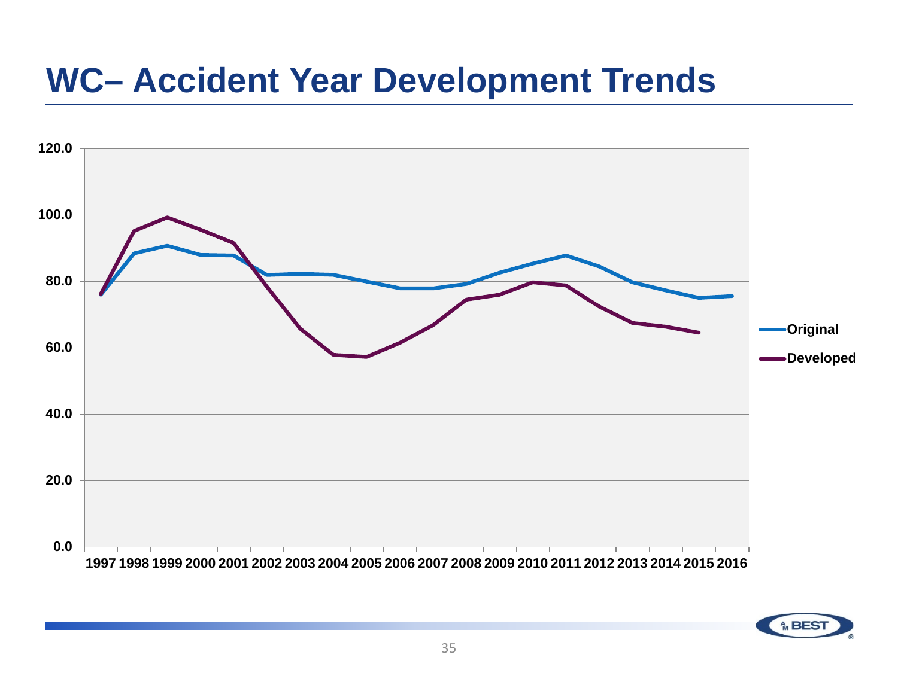# WC– Accident Year Development Trends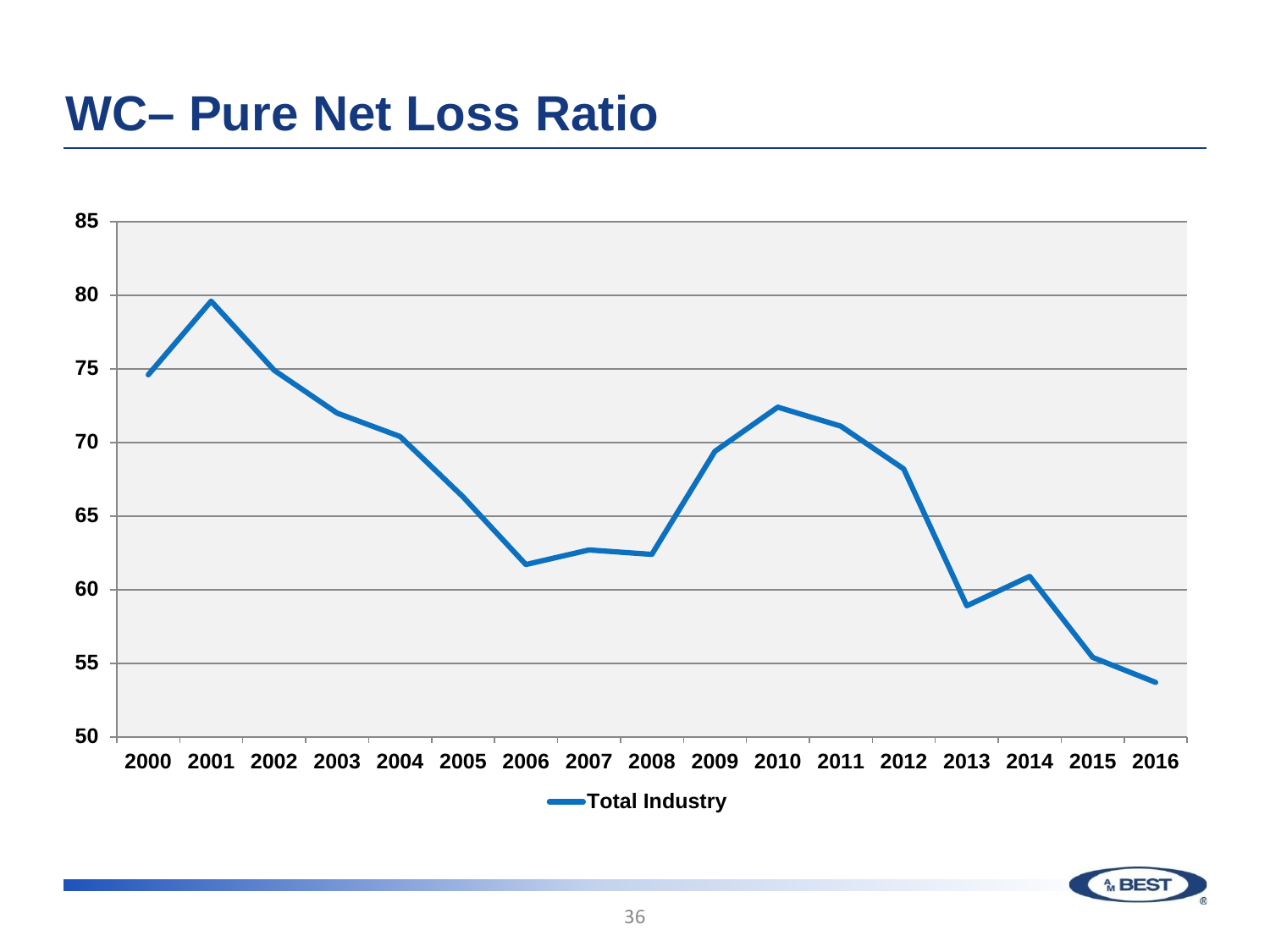# WC– Pure Net Loss Ratio

85
80
75
70
65
60
55
50

2000 2001 2002 2003 2004 2005 2006 2007 2008 2009 2010 2011 2012 2013 2014 2015 2016

Total Industry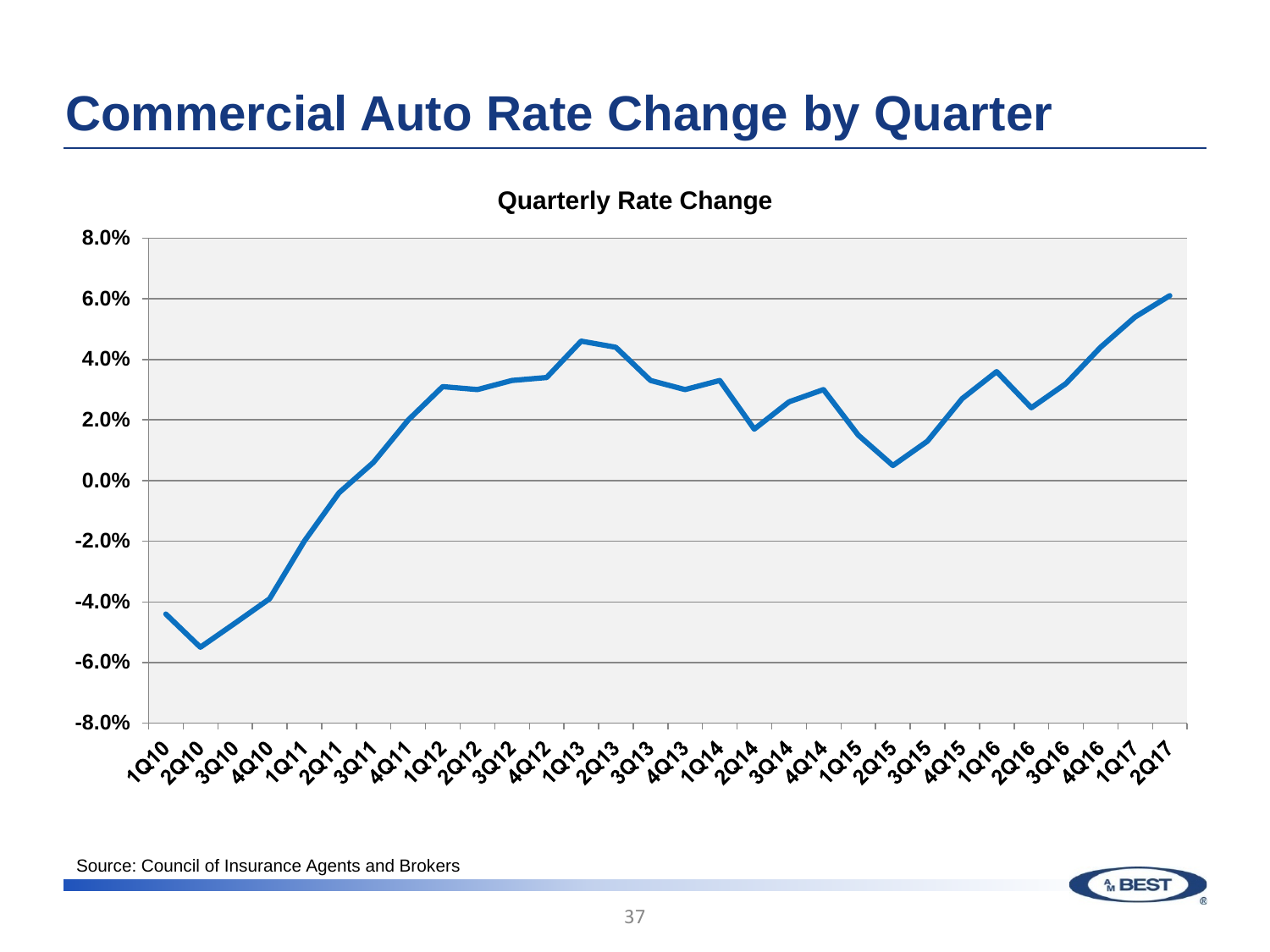# Commercial Auto Rate Change by Quarter

**Quarterly Rate Change**

Source: Council of Insurance Agents and Brokers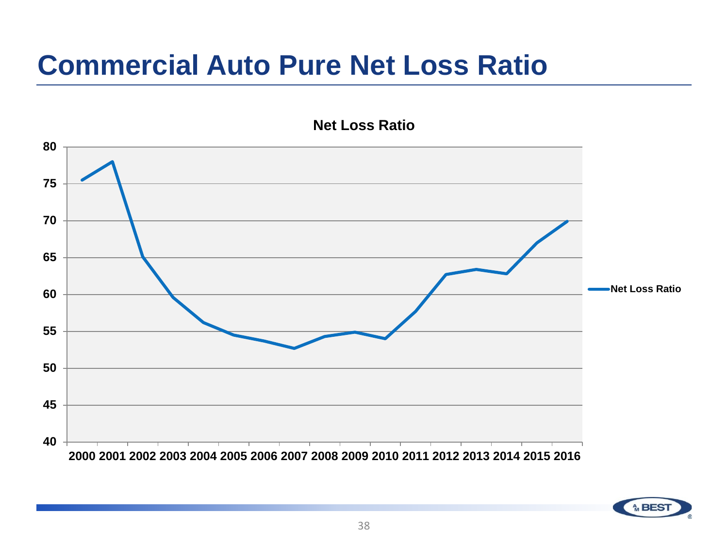# Commercial Auto Pure Net Loss Ratio

**Net Loss Ratio**

80
75
70
65
60
55
50
45
40

2000 2001 2002 2003 2004 2005 2006 2007 2008 2009 2010 2011 2012 2013 2014 2015 2016

Net Loss Ratio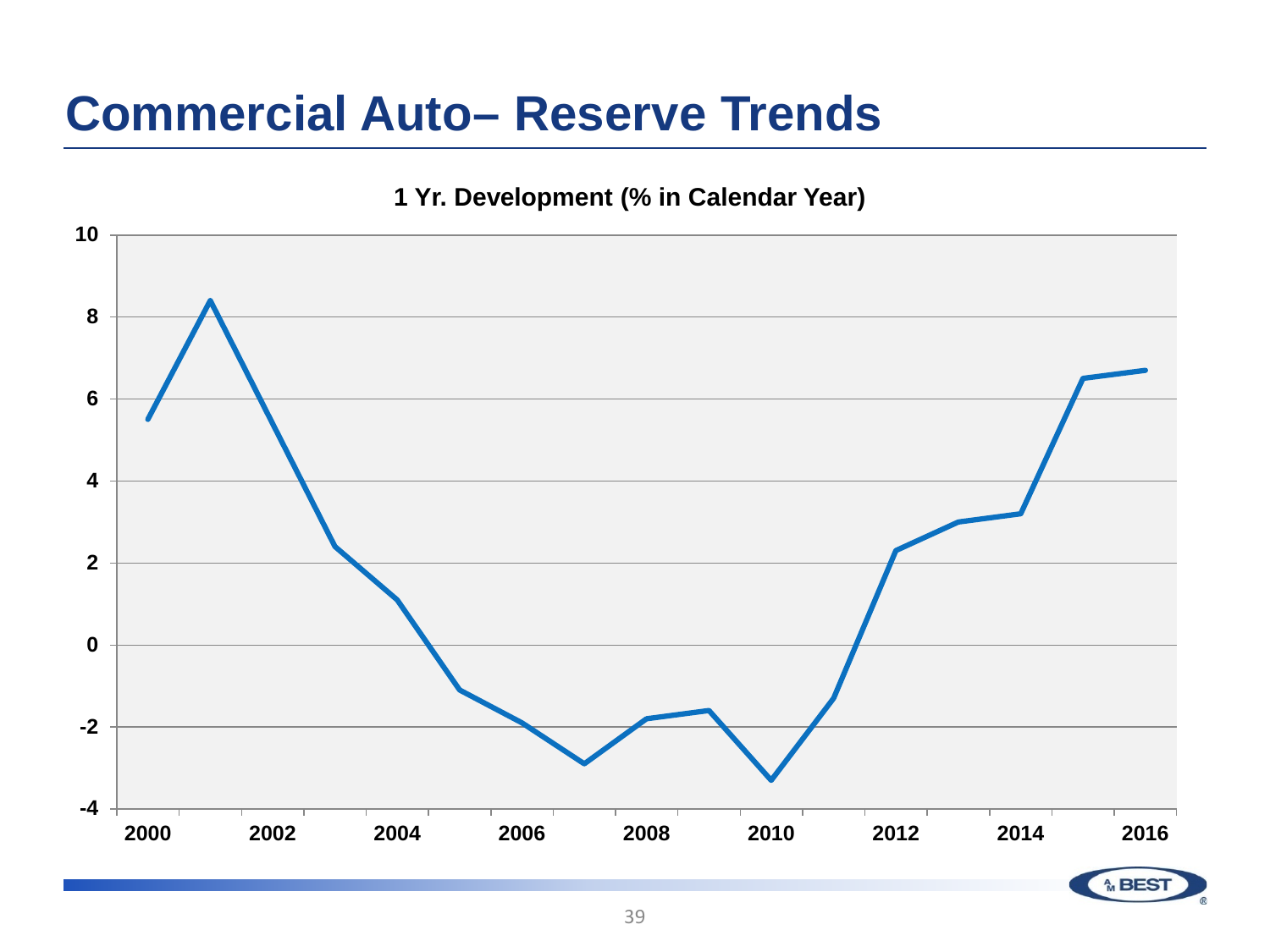# Commercial Auto– Reserve Trends

**1 Yr. Development (% in Calendar Year)**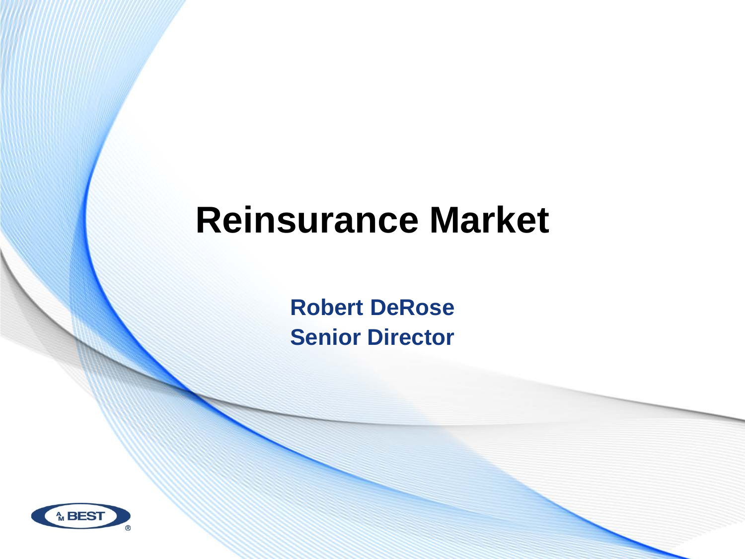# Reinsurance Market

**Robert DeRose**
**Senior Director**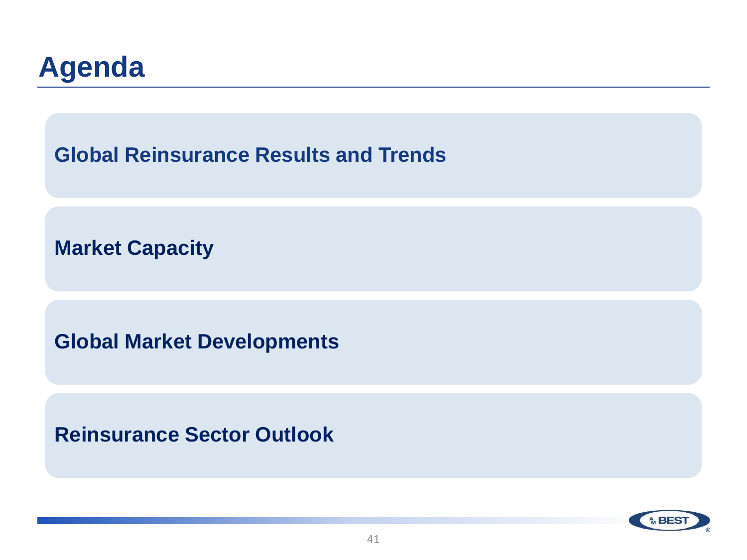# Agenda

- **Global Reinsurance Results and Trends**
- **Market Capacity**
- **Global Market Developments**
- **Reinsurance Sector Outlook**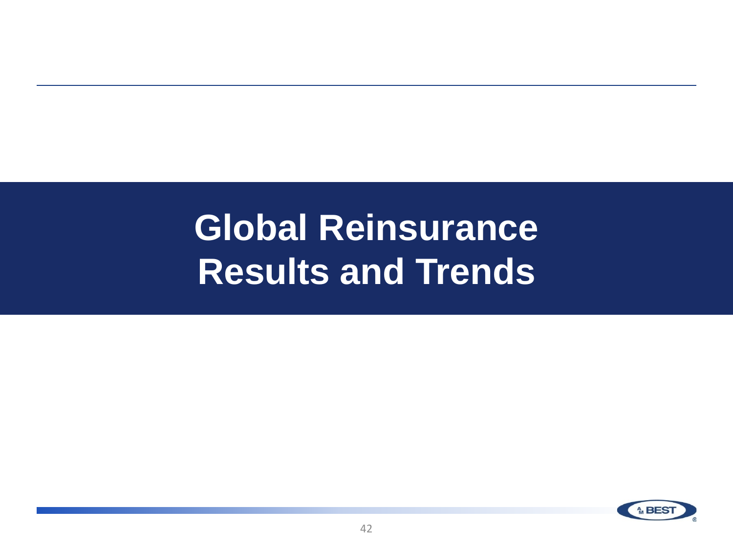# Global Reinsurance Results and Trends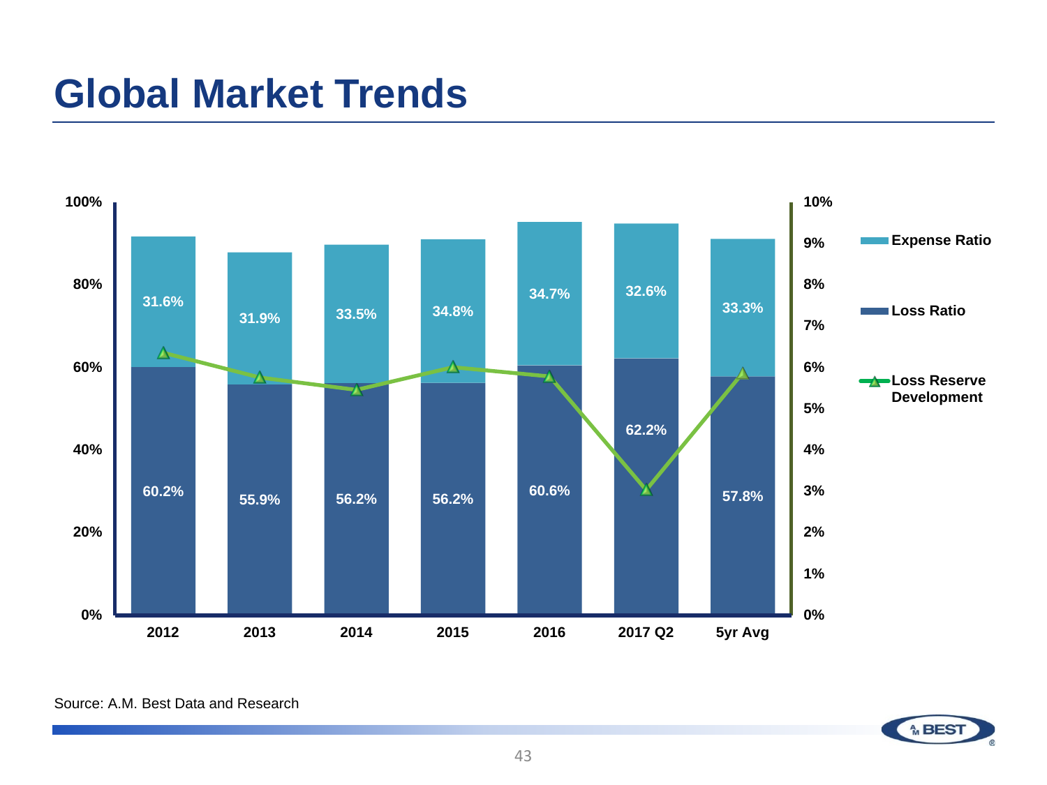# Global Market Trends

| | 2012 | 2013 | 2014 | 2015 | 2016 | 2017 Q2 | 5yr Avg |
|---|---|---|---|---|---|---|---|
| Expense Ratio | 31.6% | 31.9% | 33.5% | 34.8% | 34.7% | 32.6% | 33.3% |
| Loss Ratio | 60.2% | 55.9% | 56.2% | 56.2% | 60.6% | 62.2% | 57.8% |

Legend: Expense Ratio; Loss Ratio; Loss Reserve Development

Left axis: 0%–100%; Right axis (Loss Reserve Development): 0%–10%

Source: A.M. Best Data and Research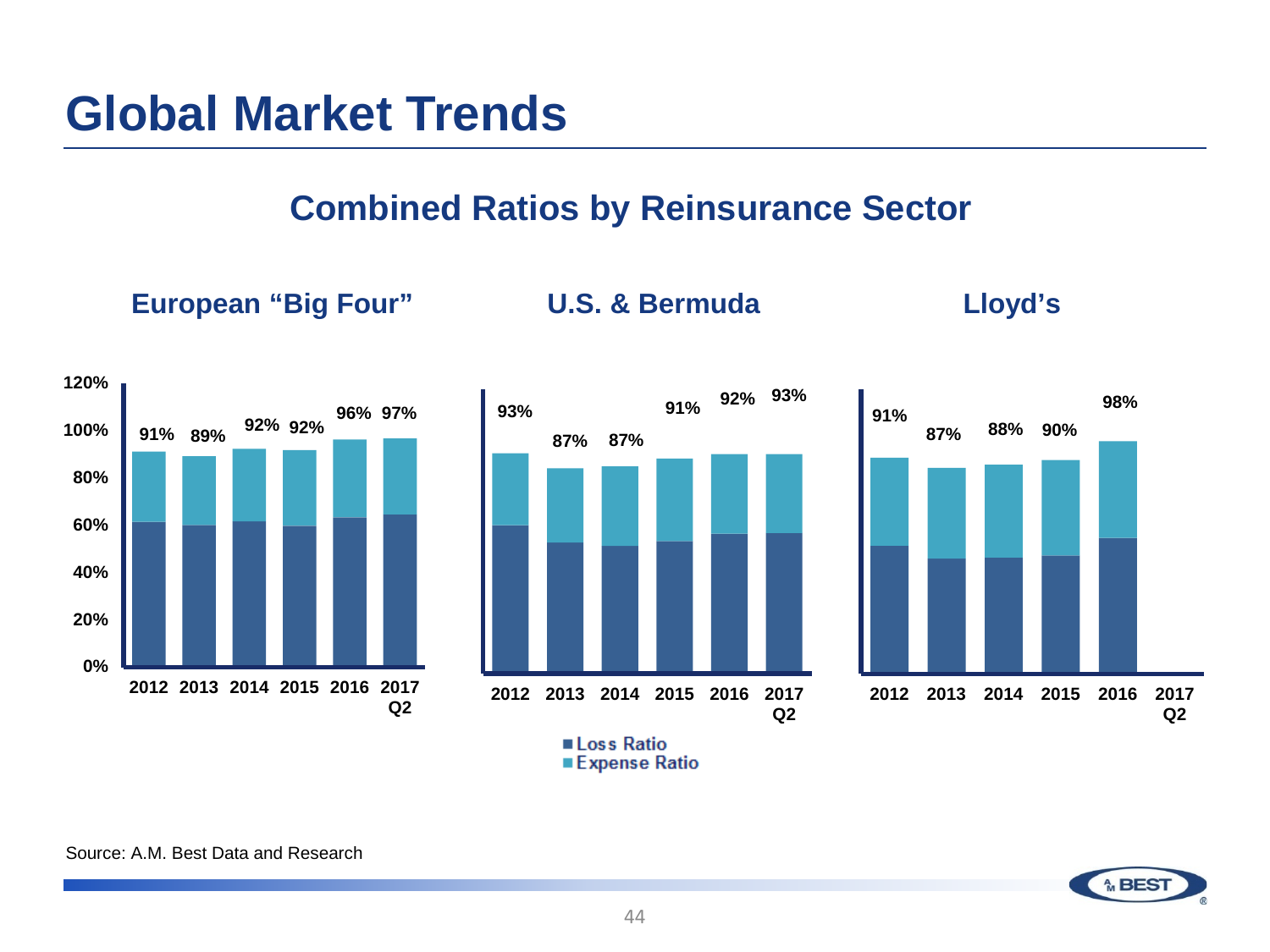# Global Market Trends

## Combined Ratios by Reinsurance Sector

### European "Big Four"

| Year | Combined Ratio |
|---|---|
| 2012 | 91% |
| 2013 | 89% |
| 2014 | 92% |
| 2015 | 92% |
| 2016 | 96% |
| 2017 Q2 | 97% |

### U.S. & Bermuda

| Year | Combined Ratio |
|---|---|
| 2012 | 93% |
| 2013 | 87% |
| 2014 | 87% |
| 2015 | 91% |
| 2016 | 92% |
| 2017 Q2 | 93% |

### Lloyd's

| Year | Combined Ratio |
|---|---|
| 2012 | 91% |
| 2013 | 87% |
| 2014 | 88% |
| 2015 | 90% |
| 2016 | 98% |
| 2017 Q2 | |

Legend: Loss Ratio; Expense Ratio

Source: A.M. Best Data and Research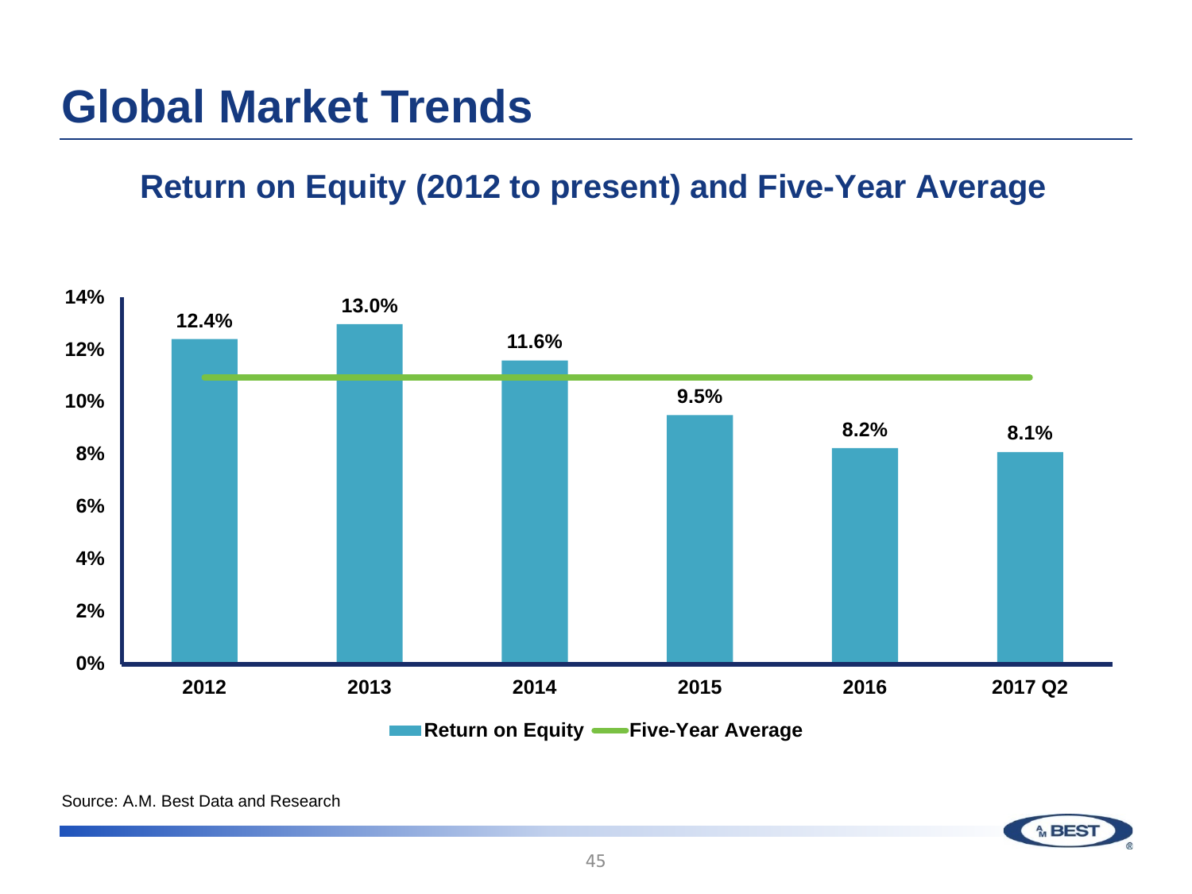# Global Market Trends

## Return on Equity (2012 to present) and Five-Year Average

| Year | Return on Equity |
| --- | --- |
| 2012 | 12.4% |
| 2013 | 13.0% |
| 2014 | 11.6% |
| 2015 | 9.5% |
| 2016 | 8.2% |
| 2017 Q2 | 8.1% |

Return on Equity — Five-Year Average

Source: A.M. Best Data and Research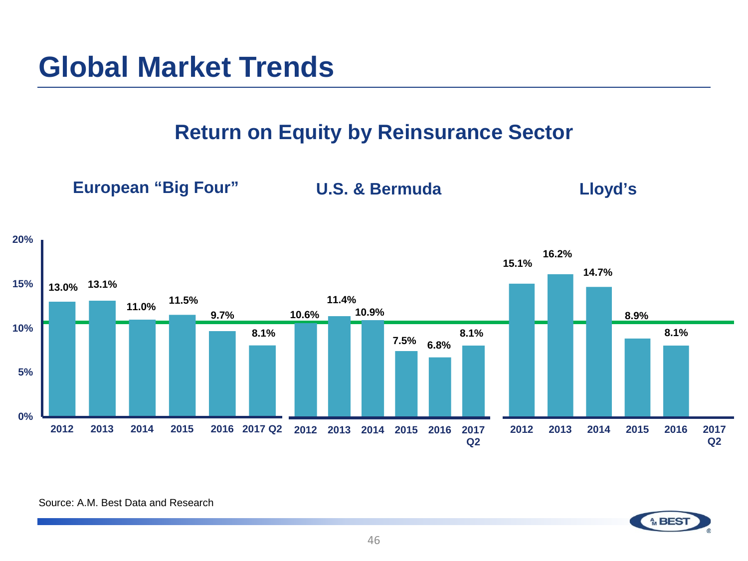# Global Market Trends

## Return on Equity by Reinsurance Sector

| Year | European "Big Four" | U.S. & Bermuda | Lloyd's |
|---|---|---|---|
| 2012 | 13.0% | 10.6% | 15.1% |
| 2013 | 13.1% | 11.4% | 16.2% |
| 2014 | 11.0% | 10.9% | 14.7% |
| 2015 | 11.5% | 7.5% | 8.9% |
| 2016 | 9.7% | 6.8% | 8.1% |
| 2017 Q2 | 8.1% | 8.1% | |

Source: A.M. Best Data and Research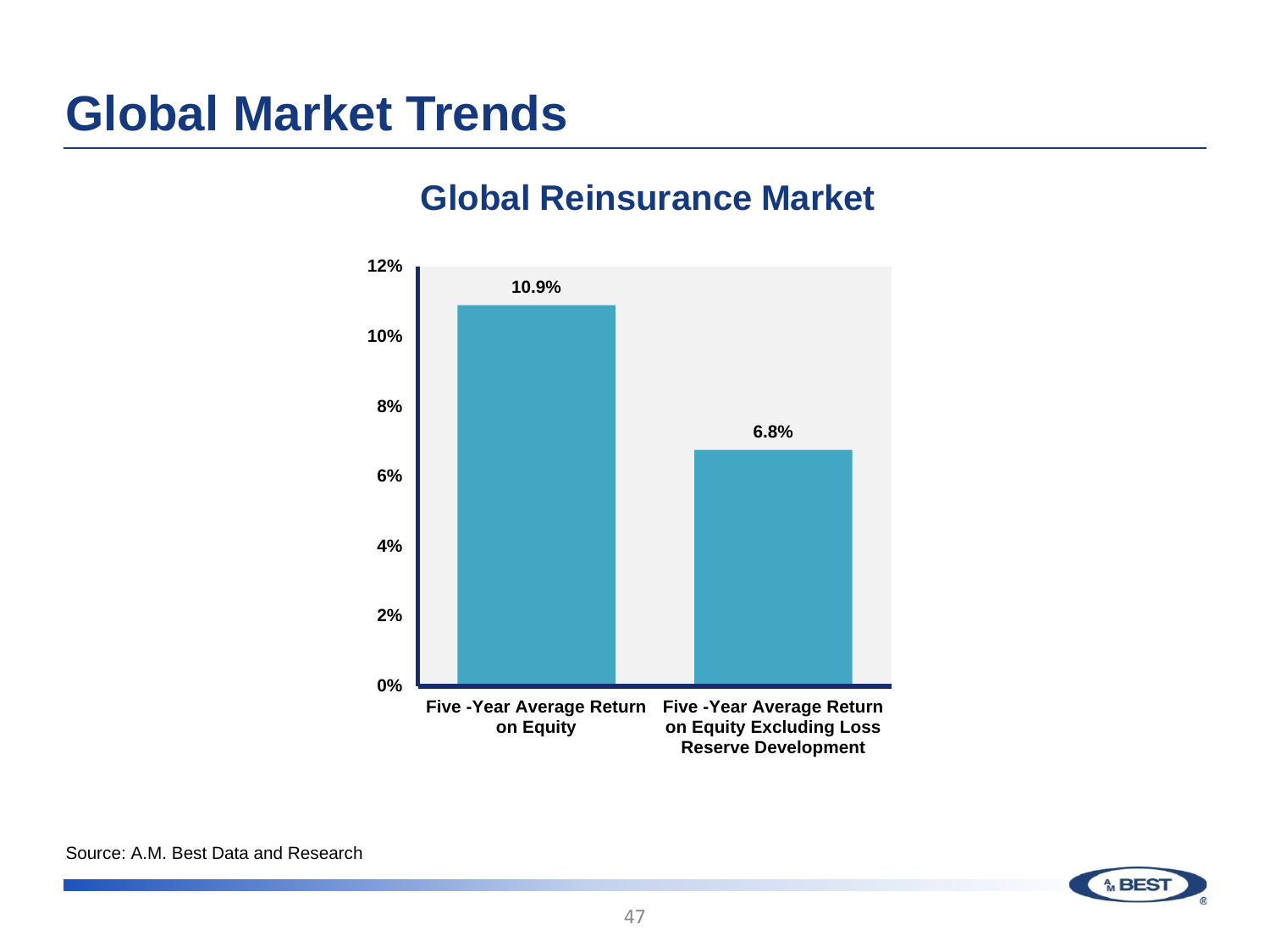# Global Market Trends

## Global Reinsurance Market

| | Value |
|---|---|
| Five -Year Average Return on Equity | 10.9% |
| Five -Year Average Return on Equity Excluding Loss Reserve Development | 6.8% |

Source: A.M. Best Data and Research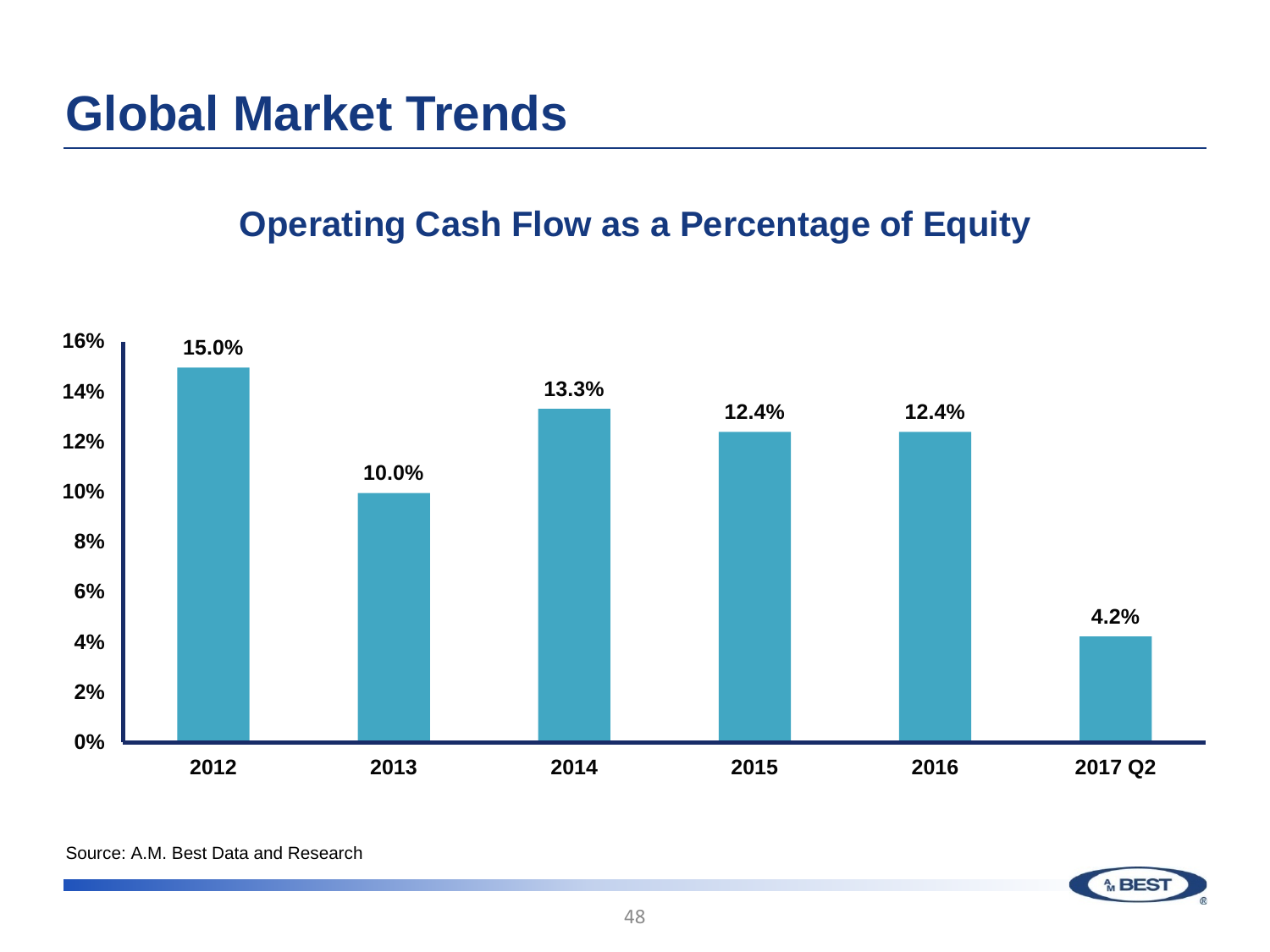# Global Market Trends

## Operating Cash Flow as a Percentage of Equity

| Year | Operating Cash Flow as a Percentage of Equity |
|---|---|
| 2012 | 15.0% |
| 2013 | 10.0% |
| 2014 | 13.3% |
| 2015 | 12.4% |
| 2016 | 12.4% |
| 2017 Q2 | 4.2% |

Source: A.M. Best Data and Research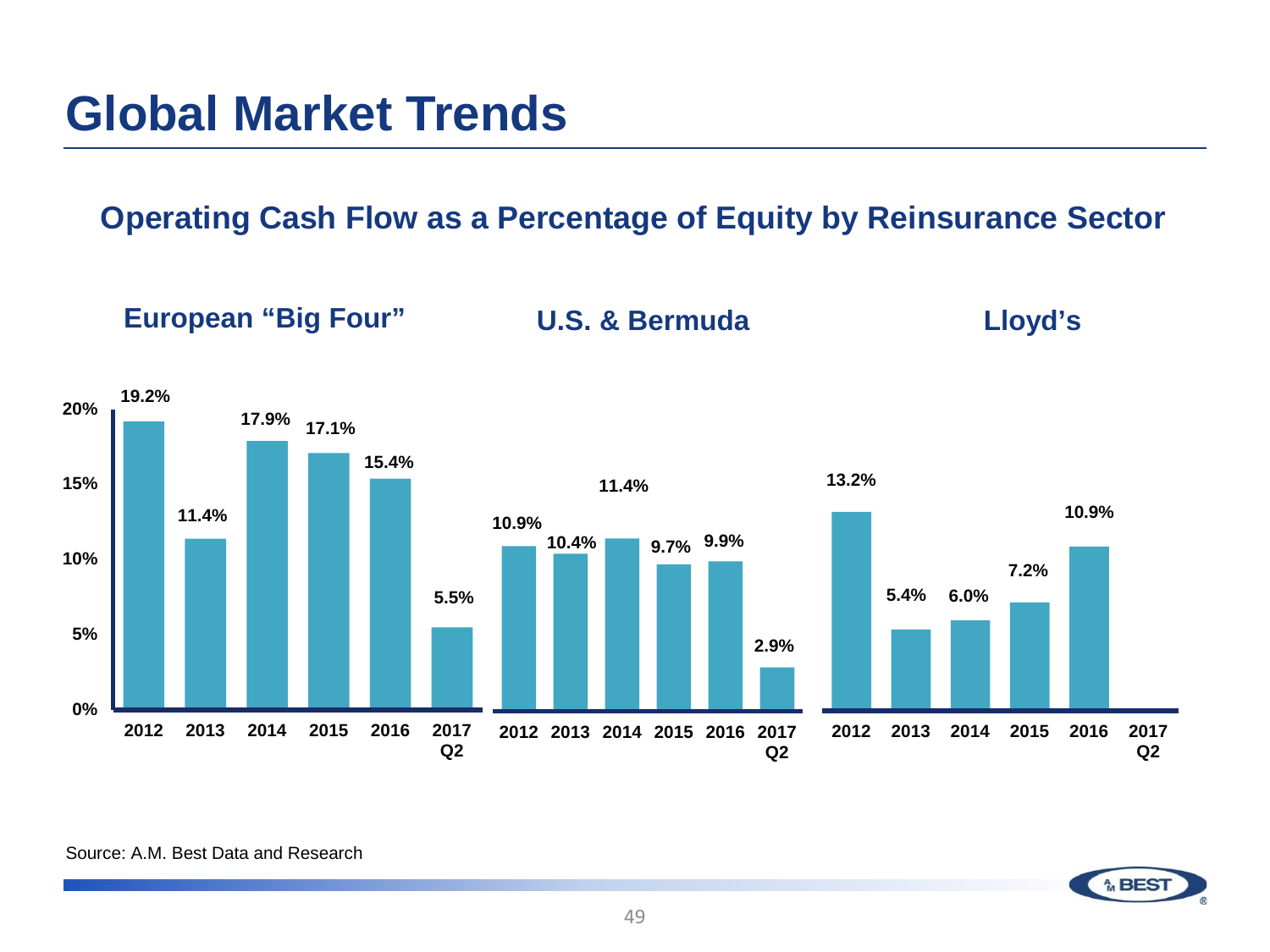# Global Market Trends

## Operating Cash Flow as a Percentage of Equity by Reinsurance Sector

| Year | European "Big Four" | U.S. & Bermuda | Lloyd's |
|---|---|---|---|
| 2012 | 19.2% | 10.9% | 13.2% |
| 2013 | 11.4% | 10.4% | 5.4% |
| 2014 | 17.9% | 11.4% | 6.0% |
| 2015 | 17.1% | 9.7% | 7.2% |
| 2016 | 15.4% | 9.9% | 10.9% |
| 2017 Q2 | 5.5% | 2.9% | |

Source: A.M. Best Data and Research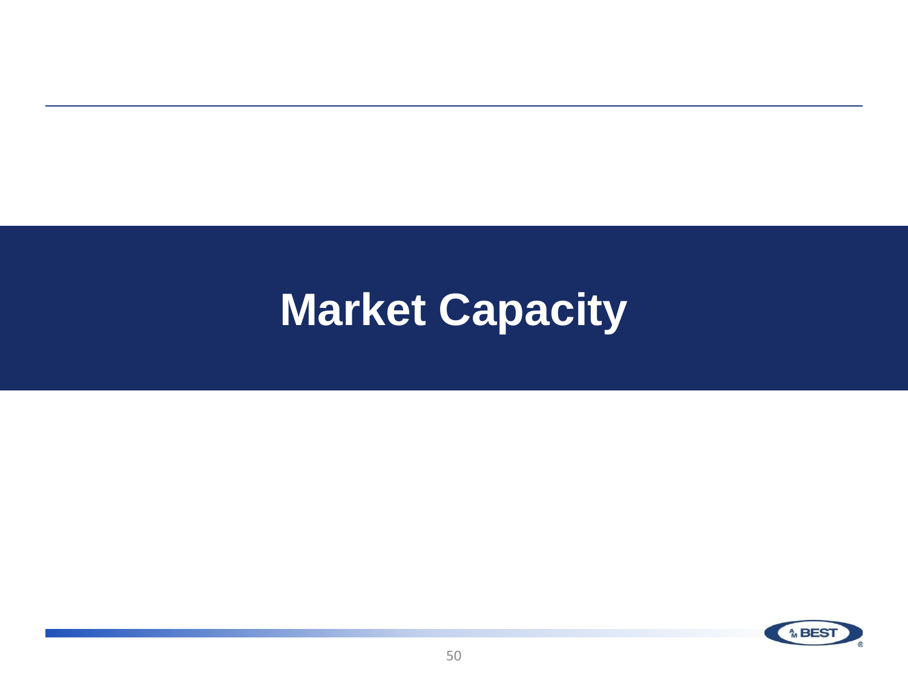# Market Capacity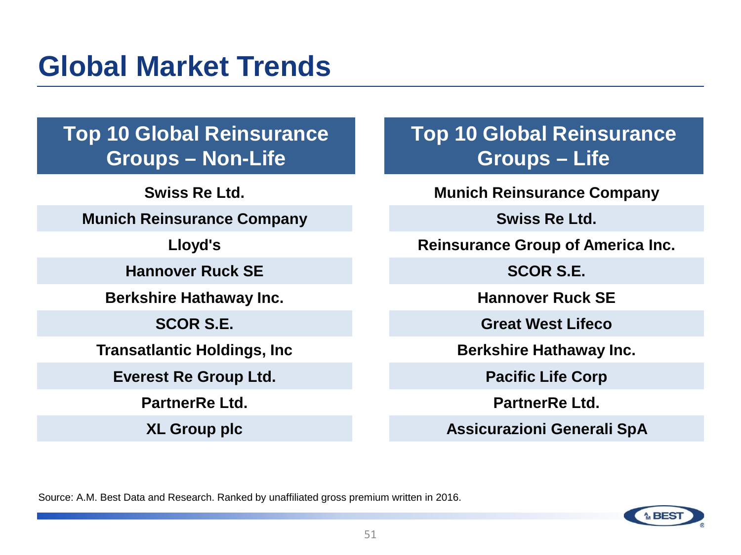# Global Market Trends

| Top 10 Global Reinsurance Groups – Non-Life | Top 10 Global Reinsurance Groups – Life |
|---|---|
| Swiss Re Ltd. | Munich Reinsurance Company |
| Munich Reinsurance Company | Swiss Re Ltd. |
| Lloyd's | Reinsurance Group of America Inc. |
| Hannover Ruck SE | SCOR S.E. |
| Berkshire Hathaway Inc. | Hannover Ruck SE |
| SCOR S.E. | Great West Lifeco |
| Transatlantic Holdings, Inc | Berkshire Hathaway Inc. |
| Everest Re Group Ltd. | Pacific Life Corp |
| PartnerRe Ltd. | PartnerRe Ltd. |
| XL Group plc | Assicurazioni Generali SpA |

Source: A.M. Best Data and Research. Ranked by unaffiliated gross premium written in 2016.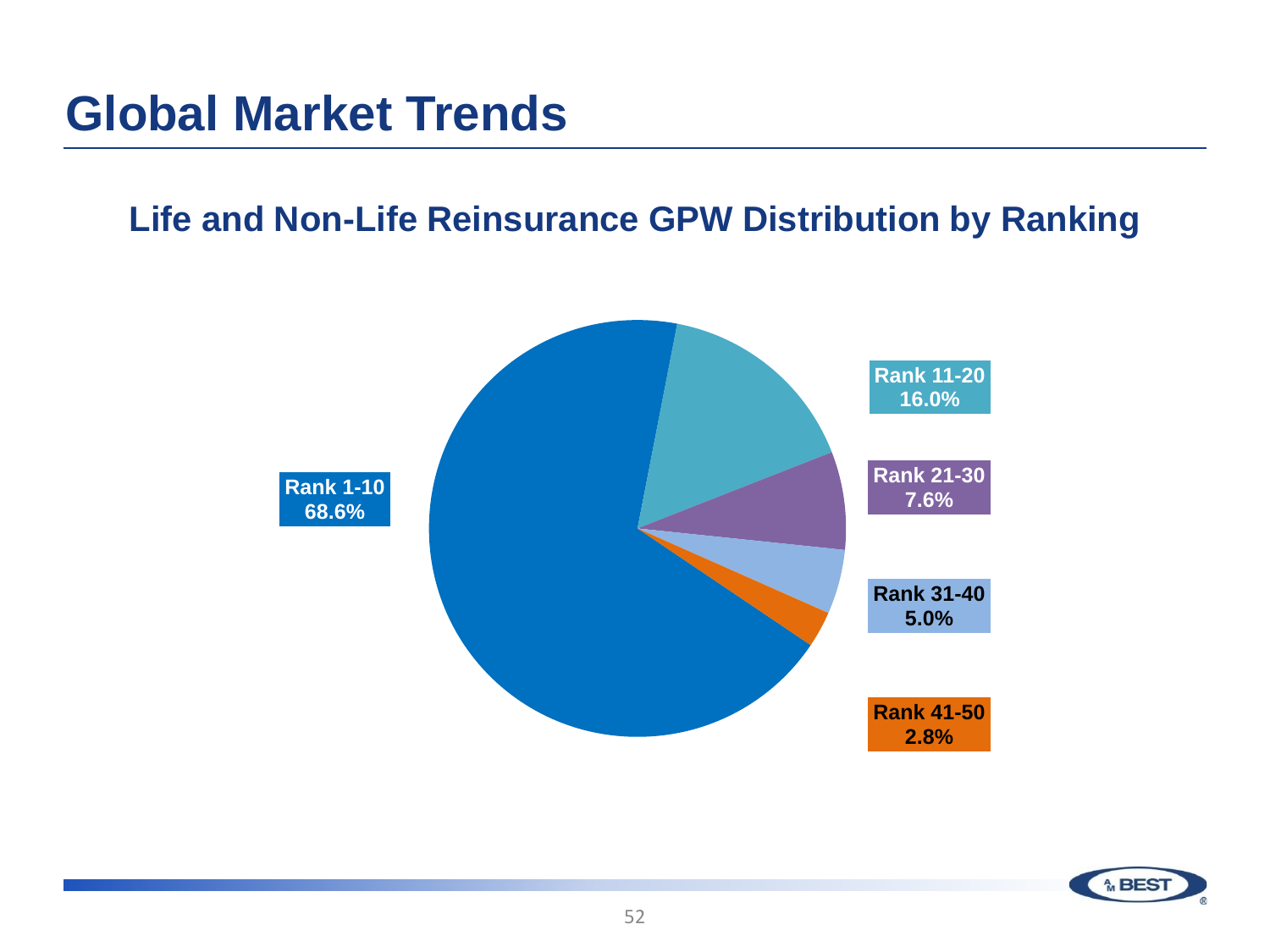# Global Market Trends

## Life and Non-Life Reinsurance GPW Distribution by Ranking

| Ranking | Share |
| --- | --- |
| Rank 1-10 | 68.6% |
| Rank 11-20 | 16.0% |
| Rank 21-30 | 7.6% |
| Rank 31-40 | 5.0% |
| Rank 41-50 | 2.8% |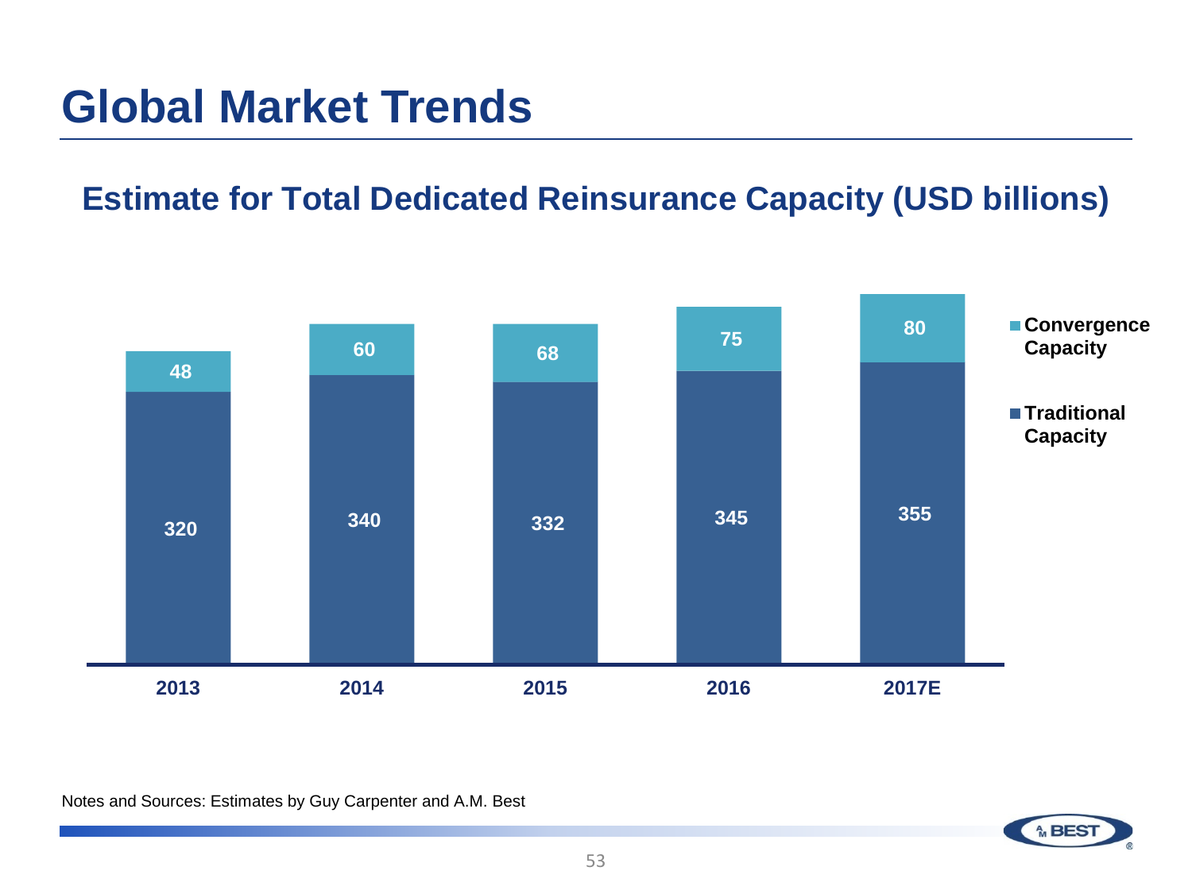# Global Market Trends

## Estimate for Total Dedicated Reinsurance Capacity (USD billions)

| | 2013 | 2014 | 2015 | 2016 | 2017E |
|---|---|---|---|---|---|
| Convergence Capacity | 48 | 60 | 68 | 75 | 80 |
| Traditional Capacity | 320 | 340 | 332 | 345 | 355 |

Notes and Sources: Estimates by Guy Carpenter and A.M. Best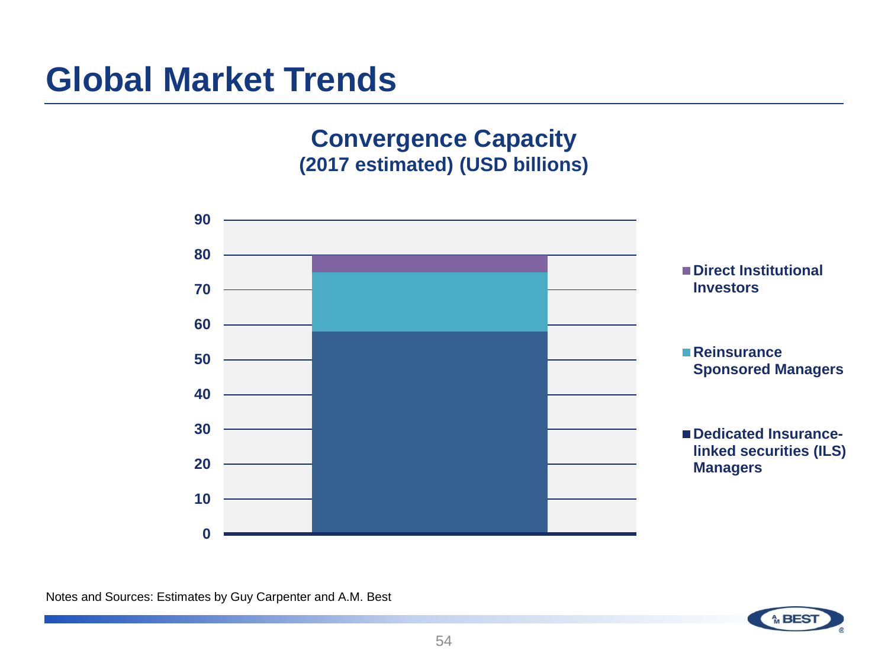# Global Market Trends

## Convergence Capacity
### (2017 estimated) (USD billions)

| | Convergence Capacity (USD billions) |
|---|---|
| Dedicated Insurance-linked securities (ILS) Managers | 58 |
| Reinsurance Sponsored Managers | 17 |
| Direct Institutional Investors | 5 |

Notes and Sources: Estimates by Guy Carpenter and A.M. Best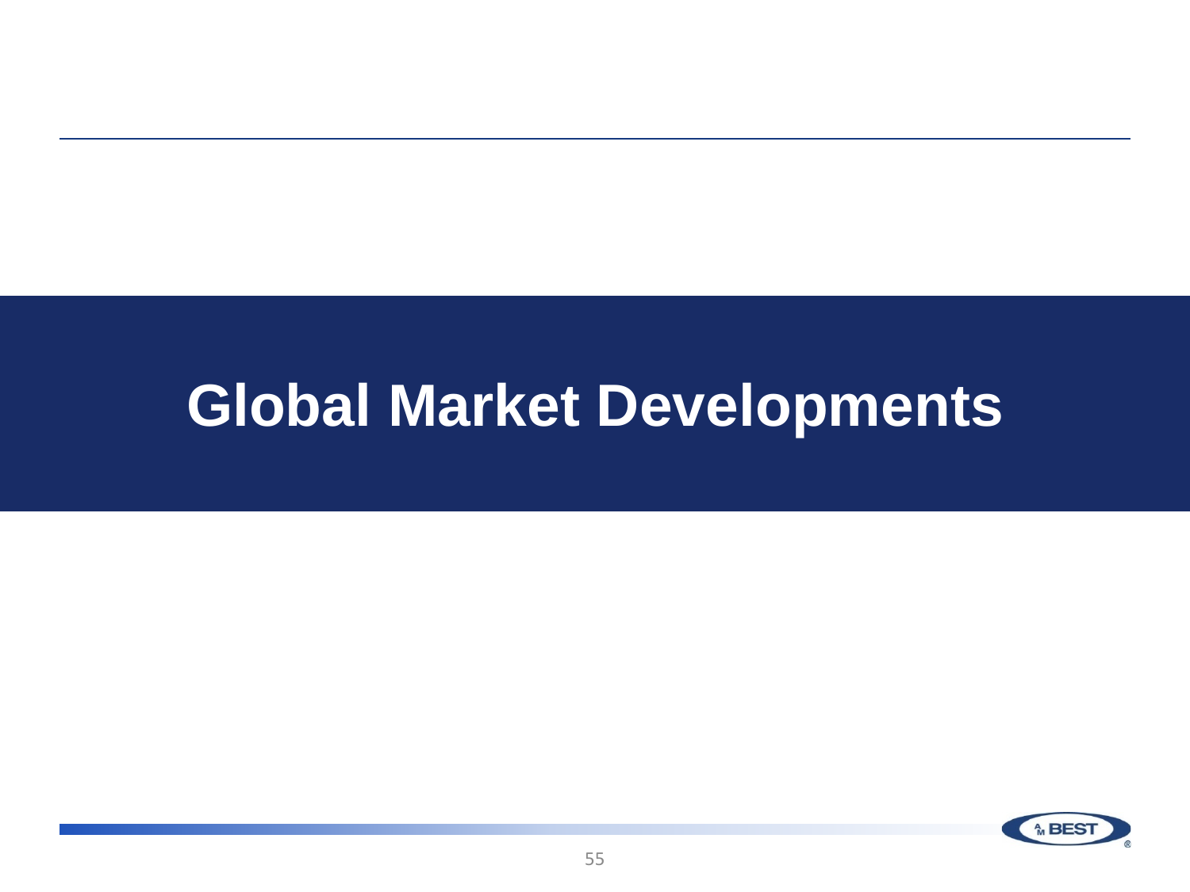# Global Market Developments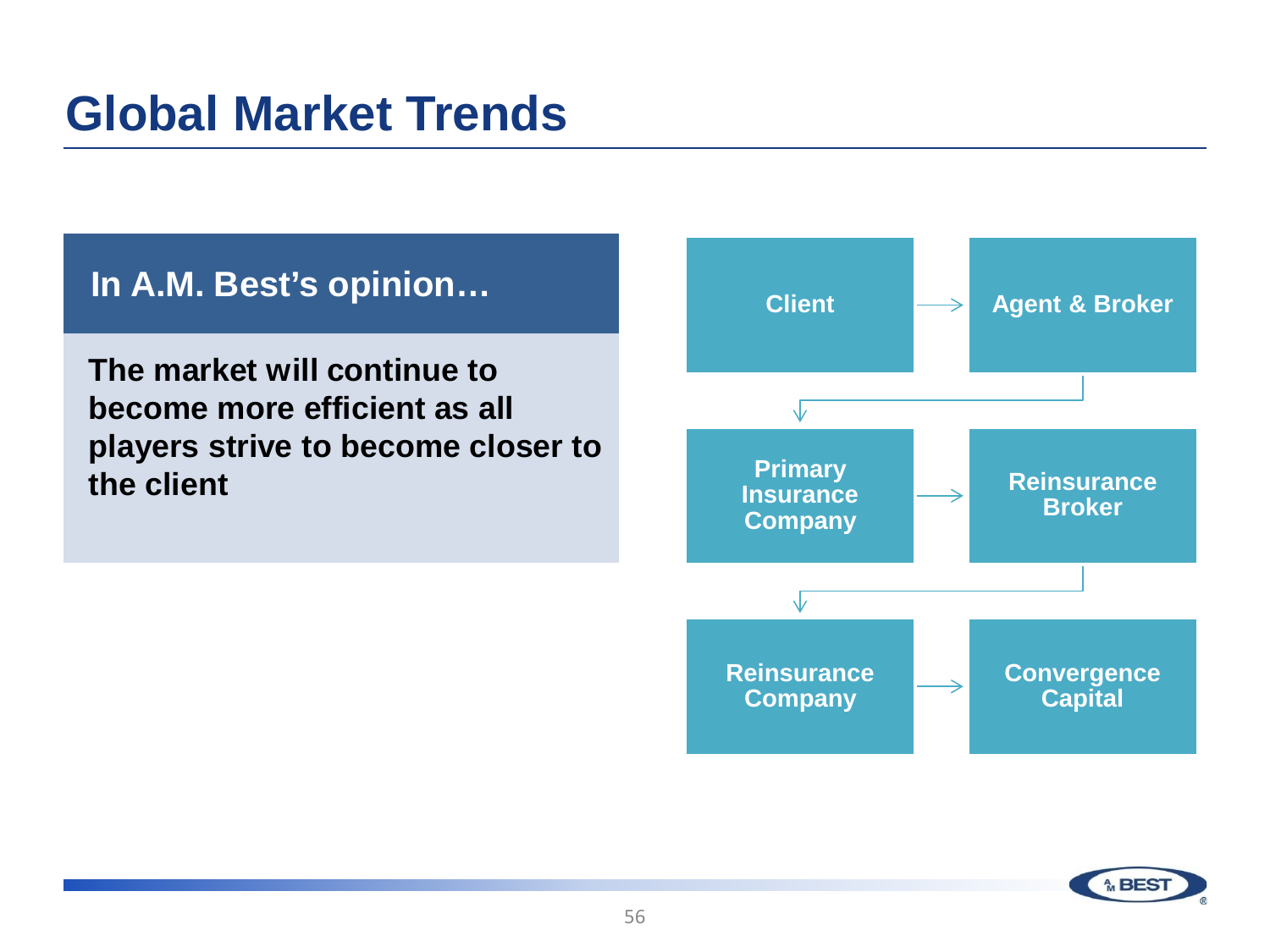# Global Market Trends

**In A.M. Best's opinion…**

**The market will continue to become more efficient as all players strive to become closer to the client**

Client → Agent & Broker → Primary Insurance Company → Reinsurance Broker → Reinsurance Company → Convergence Capital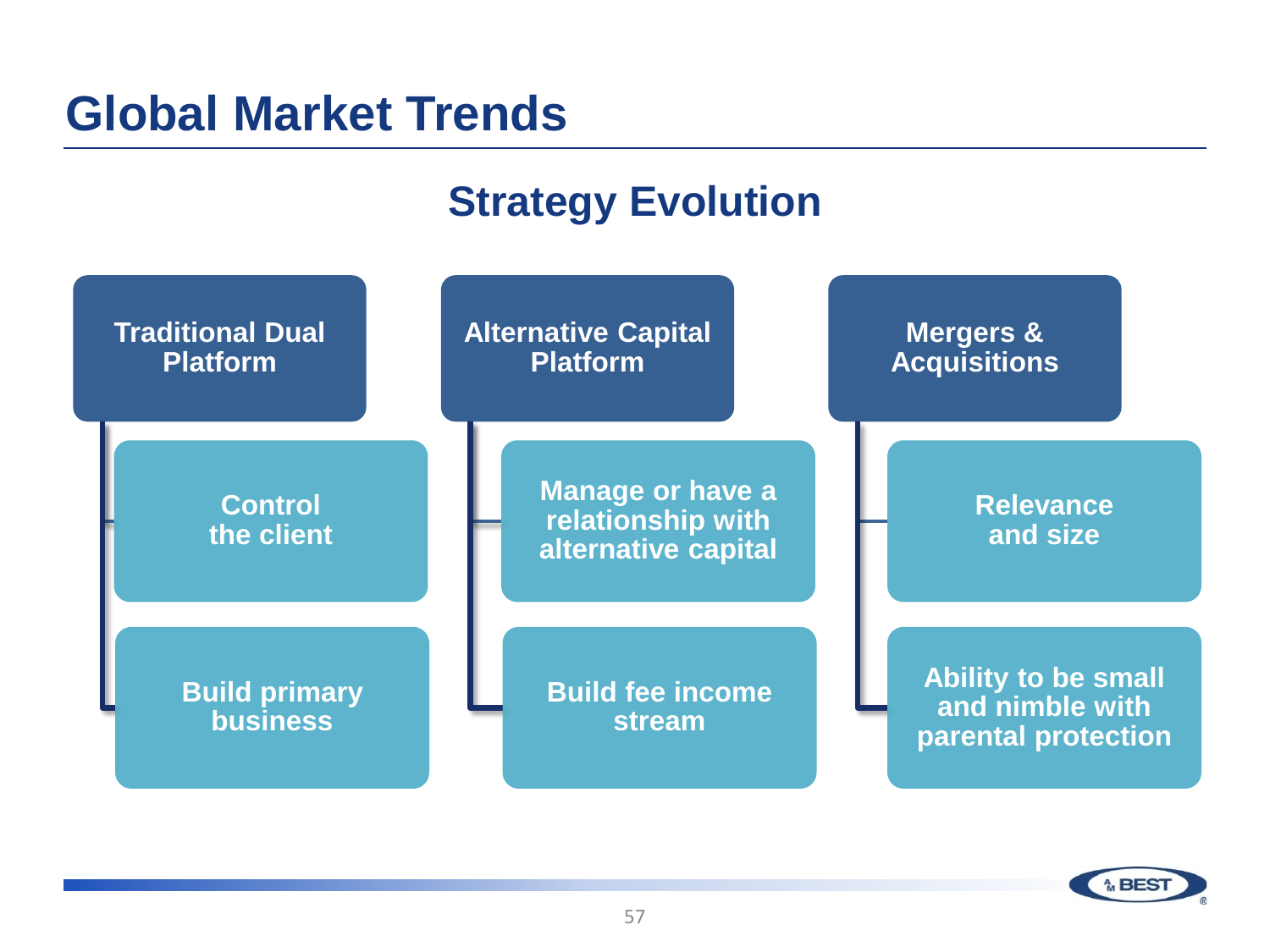# Global Market Trends

## Strategy Evolution

### Traditional Dual Platform

- Control the client
- Build primary business

### Alternative Capital Platform

- Manage or have a relationship with alternative capital
- Build fee income stream

### Mergers & Acquisitions

- Relevance and size
- Ability to be small and nimble with parental protection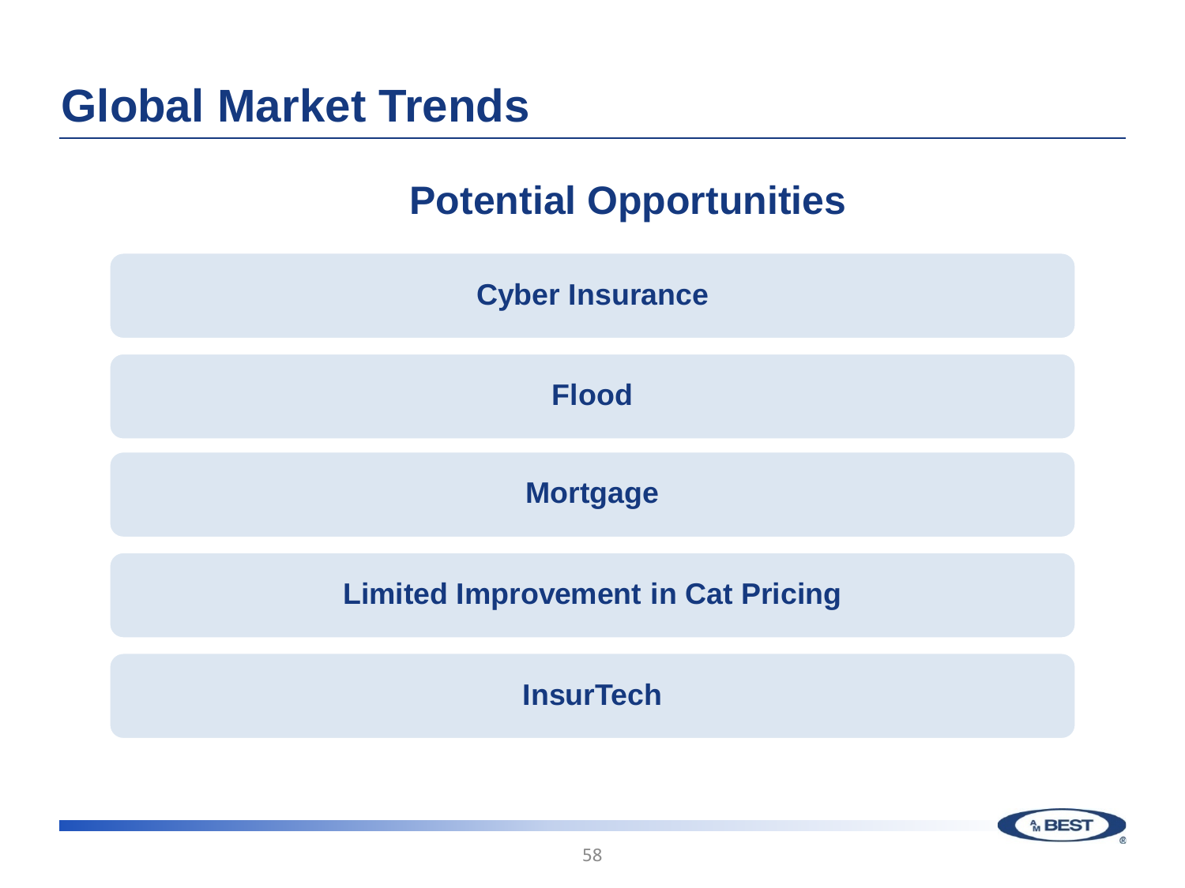# Global Market Trends

## Potential Opportunities

- Cyber Insurance
- Flood
- Mortgage
- Limited Improvement in Cat Pricing
- InsurTech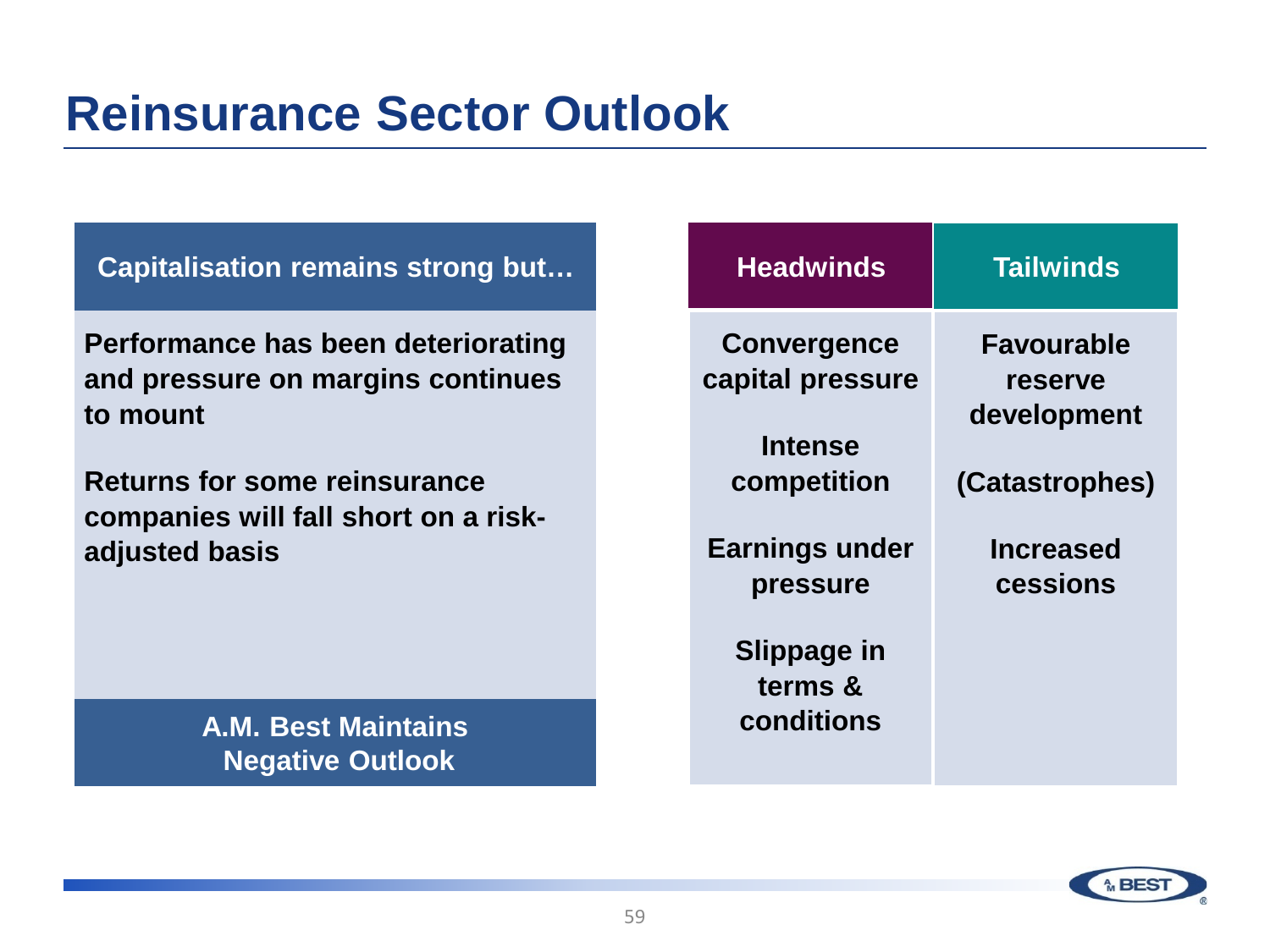# Reinsurance Sector Outlook

**Capitalisation remains strong but…**

**Performance has been deteriorating and pressure on margins continues to mount**

**Returns for some reinsurance companies will fall short on a risk-adjusted basis**

**A.M. Best Maintains Negative Outlook**

| Headwinds | Tailwinds |
| --- | --- |
| Convergence capital pressure | Favourable reserve development |
| Intense competition | (Catastrophes) |
| Earnings under pressure | Increased cessions |
| Slippage in terms & conditions | |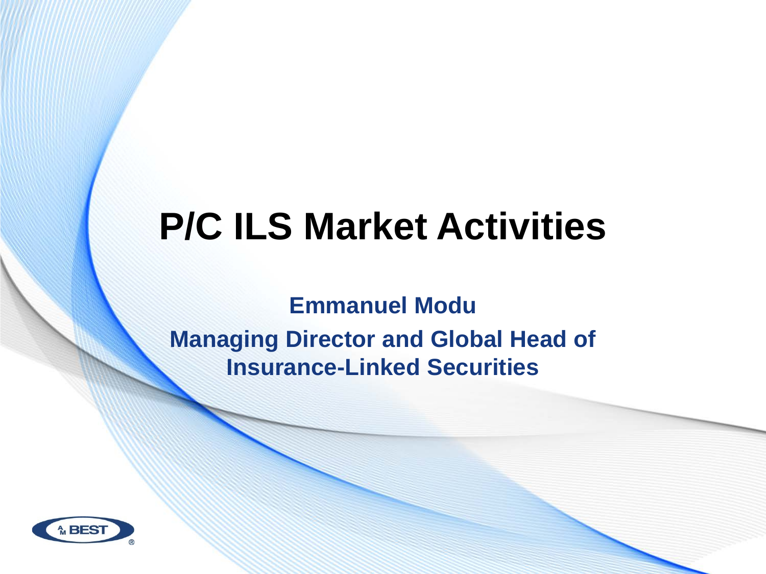# P/C ILS Market Activities

**Emmanuel Modu**

**Managing Director and Global Head of Insurance-Linked Securities**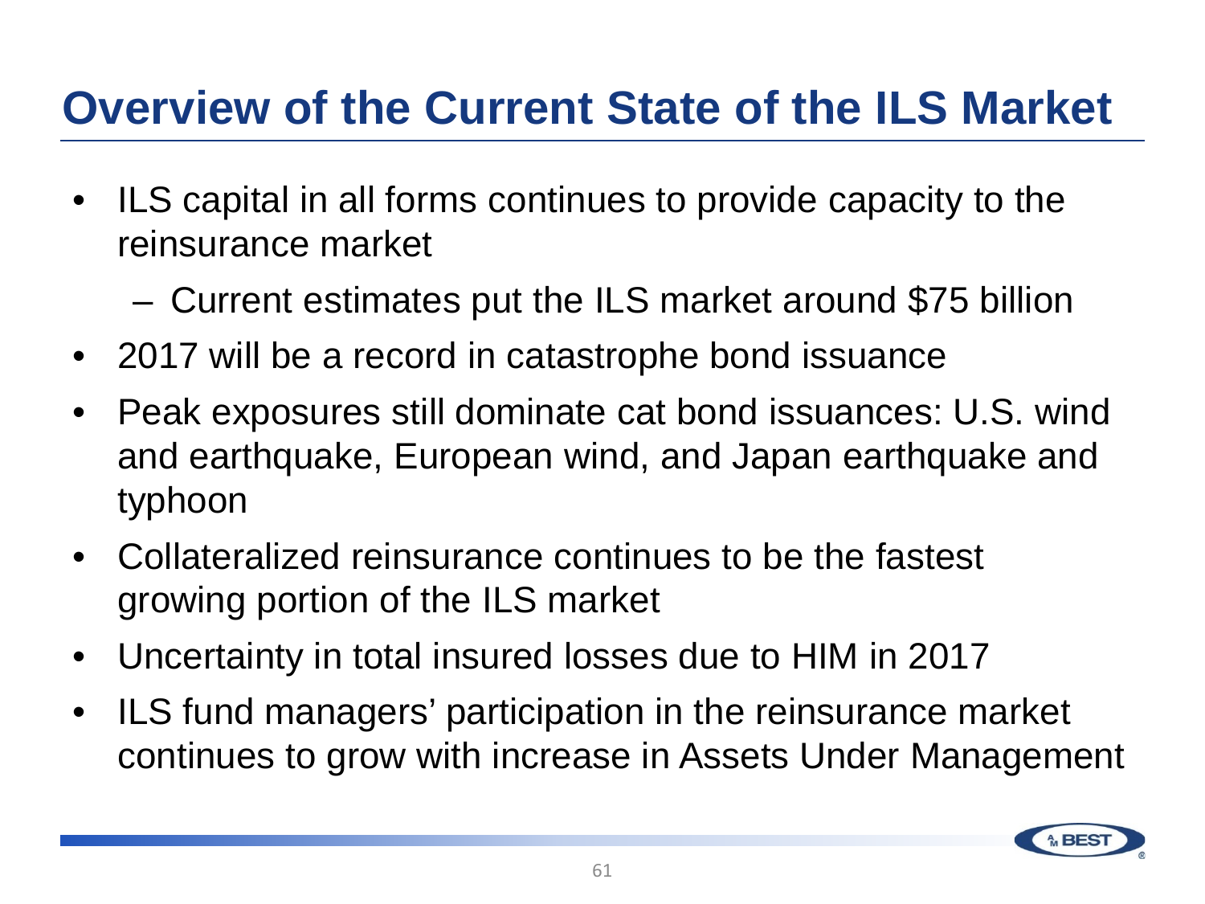# Overview of the Current State of the ILS Market

- ILS capital in all forms continues to provide capacity to the reinsurance market
  - Current estimates put the ILS market around $75 billion
- 2017 will be a record in catastrophe bond issuance
- Peak exposures still dominate cat bond issuances: U.S. wind and earthquake, European wind, and Japan earthquake and typhoon
- Collateralized reinsurance continues to be the fastest growing portion of the ILS market
- Uncertainty in total insured losses due to HIM in 2017
- ILS fund managers' participation in the reinsurance market continues to grow with increase in Assets Under Management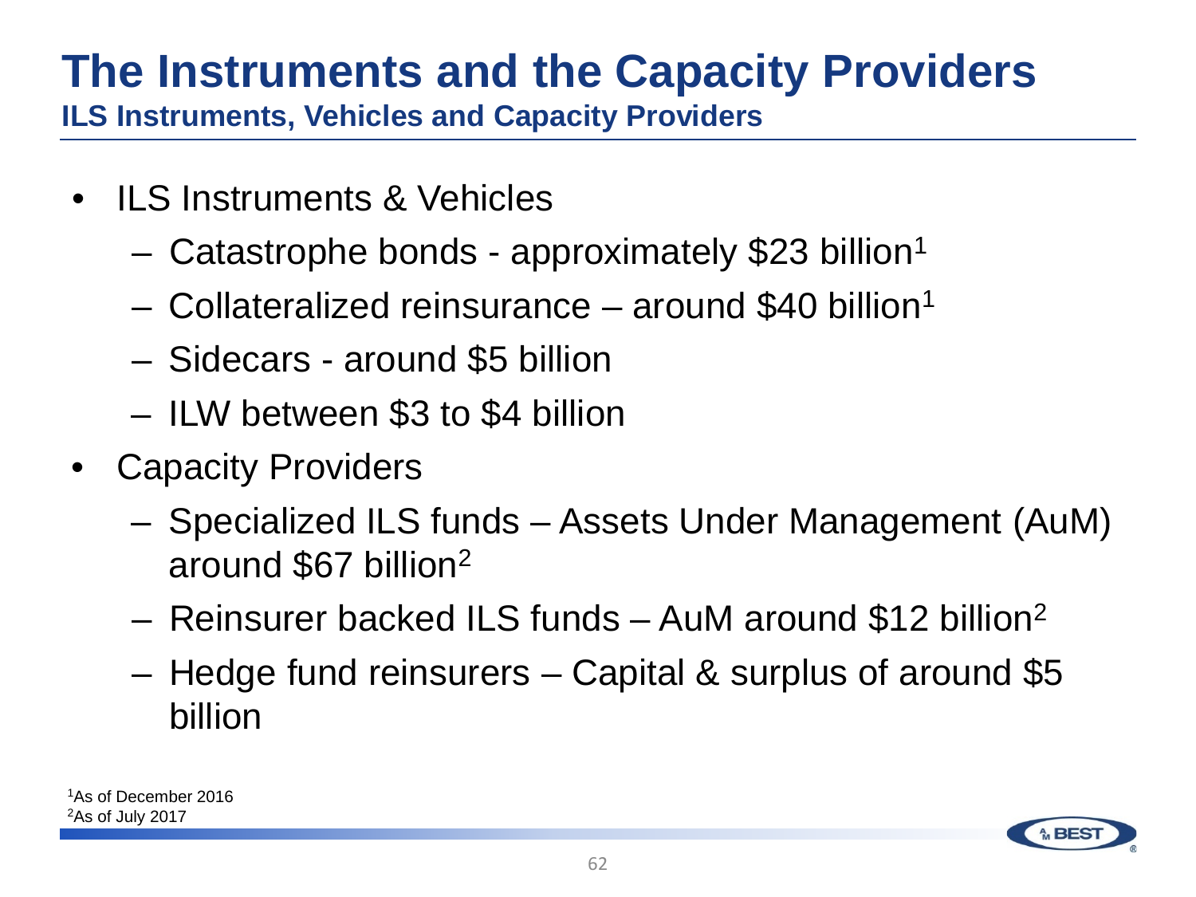# The Instruments and the Capacity Providers

## ILS Instruments, Vehicles and Capacity Providers

- ILS Instruments & Vehicles
  - Catastrophe bonds - approximately $23 billion[1]
  - Collateralized reinsurance – around $40 billion[1]
  - Sidecars - around $5 billion
  - ILW between $3 to $4 billion
- Capacity Providers
  - Specialized ILS funds – Assets Under Management (AuM) around $67 billion[2]
  - Reinsurer backed ILS funds – AuM around $12 billion[2]
  - Hedge fund reinsurers – Capital & surplus of around $5 billion

[1]As of December 2016
[2]As of July 2017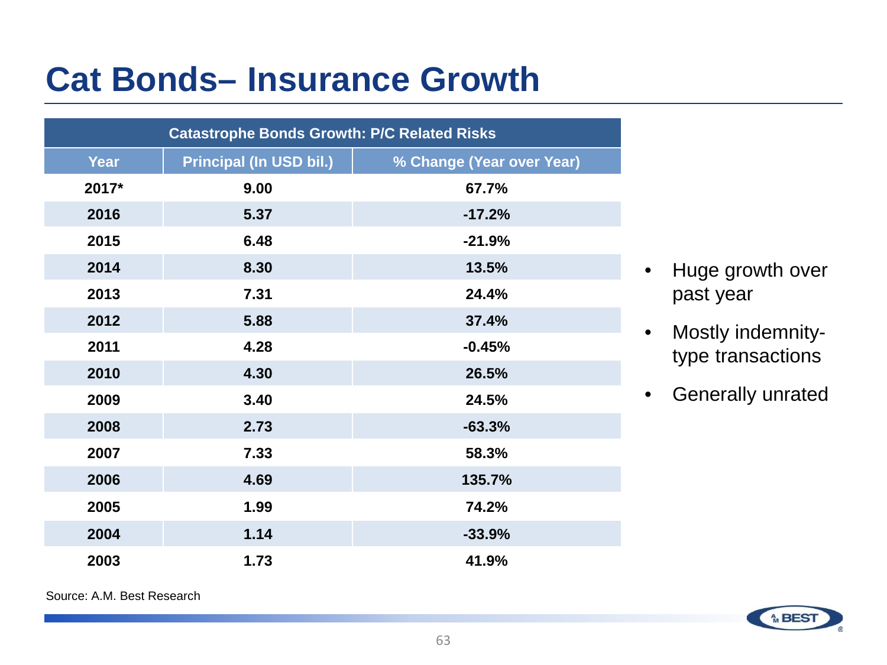# Cat Bonds– Insurance Growth

| Catastrophe Bonds Growth: P/C Related Risks | | |
|---|---|---|
| **Year** | **Principal (In USD bil.)** | **% Change (Year over Year)** |
| 2017* | 9.00 | 67.7% |
| 2016 | 5.37 | -17.2% |
| 2015 | 6.48 | -21.9% |
| 2014 | 8.30 | 13.5% |
| 2013 | 7.31 | 24.4% |
| 2012 | 5.88 | 37.4% |
| 2011 | 4.28 | -0.45% |
| 2010 | 4.30 | 26.5% |
| 2009 | 3.40 | 24.5% |
| 2008 | 2.73 | -63.3% |
| 2007 | 7.33 | 58.3% |
| 2006 | 4.69 | 135.7% |
| 2005 | 1.99 | 74.2% |
| 2004 | 1.14 | -33.9% |
| 2003 | 1.73 | 41.9% |

Source: A.M. Best Research

- Huge growth over past year
- Mostly indemnity-type transactions
- Generally unrated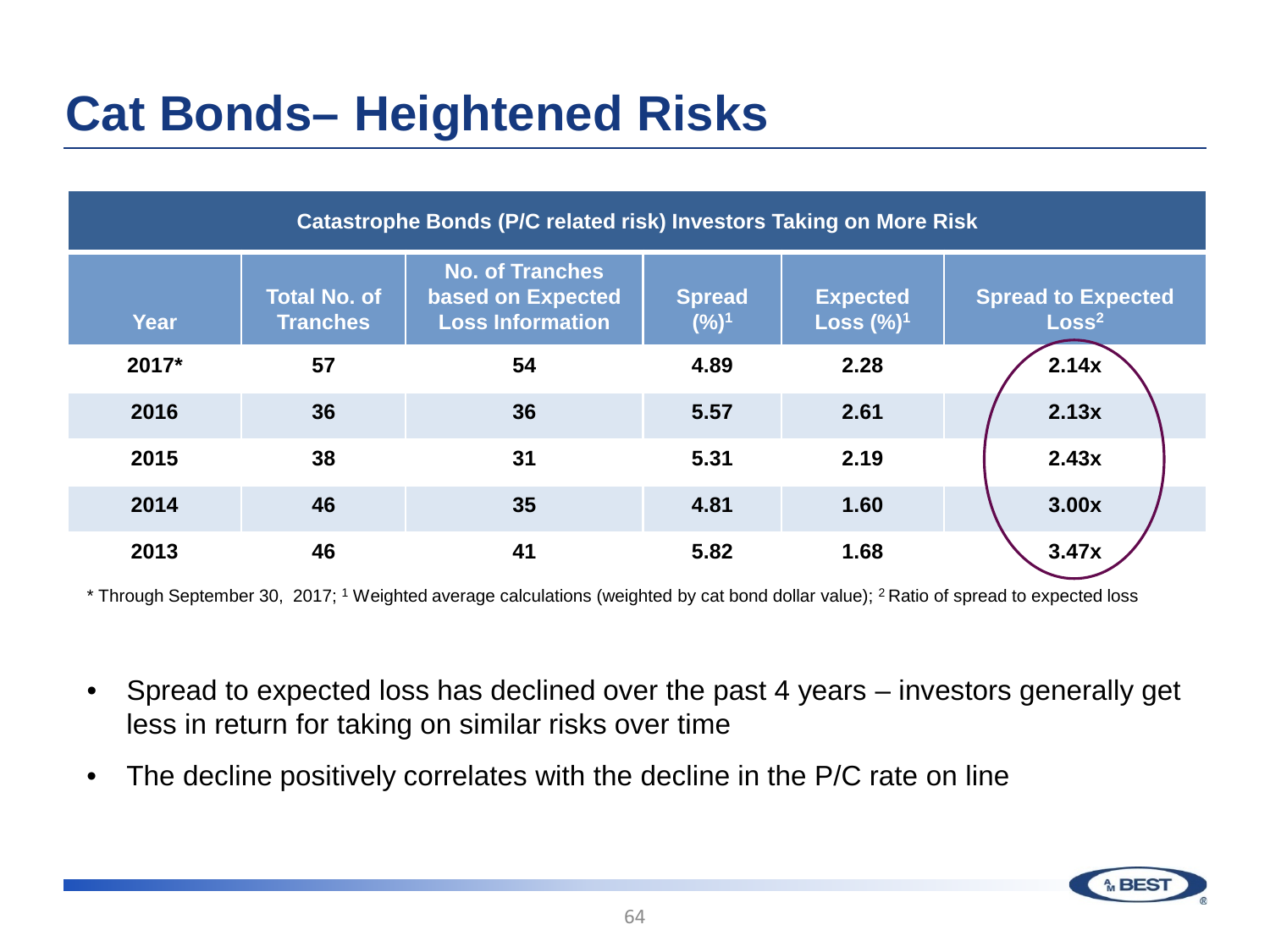# Cat Bonds– Heightened Risks

| Catastrophe Bonds (P/C related risk) Investors Taking on More Risk | | | | | |
|---|---|---|---|---|---|
| Year | Total No. of Tranches | No. of Tranches based on Expected Loss Information | Spread (%)[1] | Expected Loss (%)[1] | Spread to Expected Loss[2] |
| 2017* | 57 | 54 | 4.89 | 2.28 | 2.14x |
| 2016 | 36 | 36 | 5.57 | 2.61 | 2.13x |
| 2015 | 38 | 31 | 5.31 | 2.19 | 2.43x |
| 2014 | 46 | 35 | 4.81 | 1.60 | 3.00x |
| 2013 | 46 | 41 | 5.82 | 1.68 | 3.47x |

\* Through September 30, 2017; [1] Weighted average calculations (weighted by cat bond dollar value); [2] Ratio of spread to expected loss

- Spread to expected loss has declined over the past 4 years – investors generally get less in return for taking on similar risks over time
- The decline positively correlates with the decline in the P/C rate on line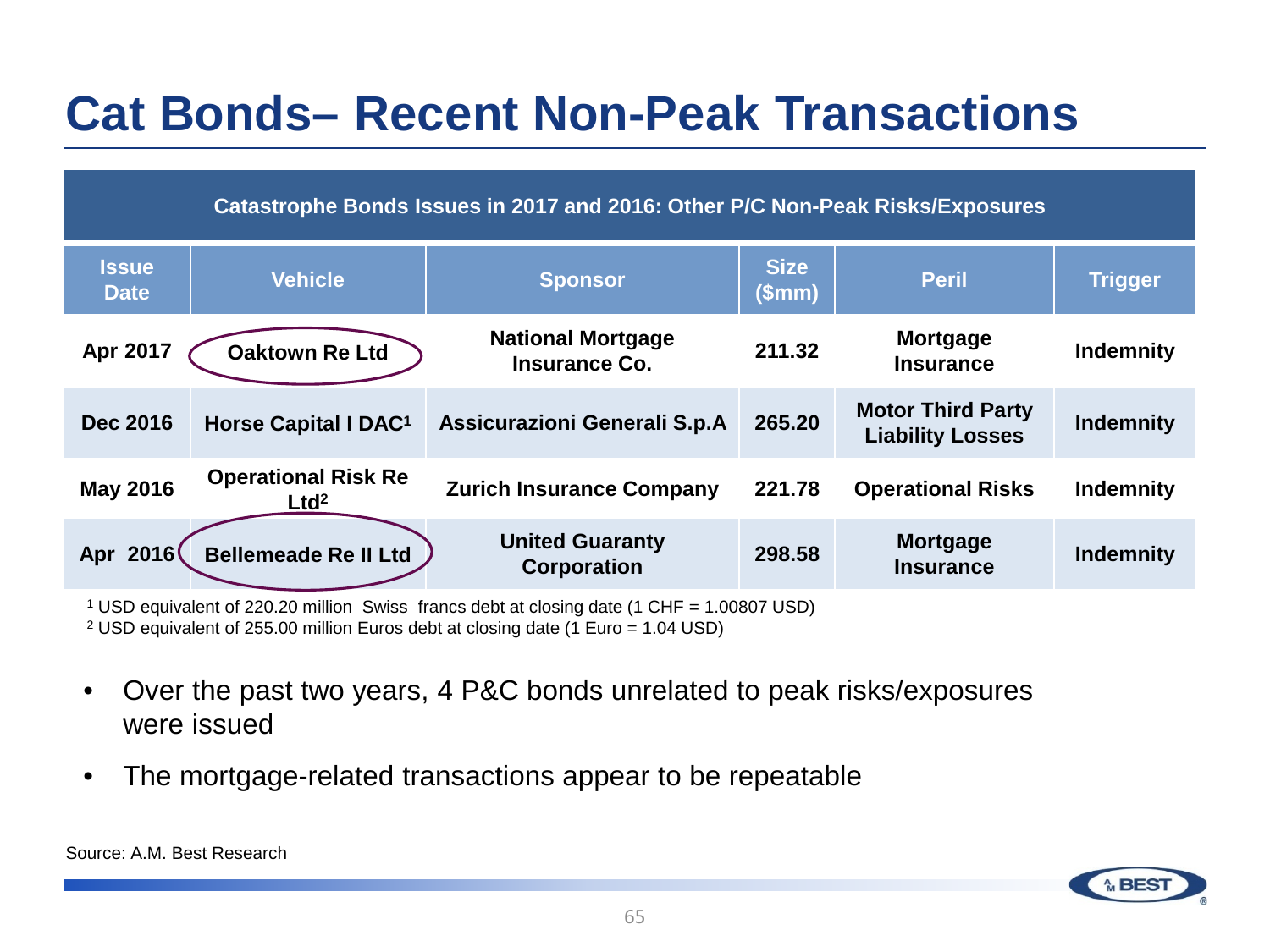# Cat Bonds– Recent Non-Peak Transactions

| Catastrophe Bonds Issues in 2017 and 2016: Other P/C Non-Peak Risks/Exposures | | | | | |
|---|---|---|---|---|---|
| **Issue Date** | **Vehicle** | **Sponsor** | **Size ($mm)** | **Peril** | **Trigger** |
| Apr 2017 | Oaktown Re Ltd | National Mortgage Insurance Co. | 211.32 | Mortgage Insurance | Indemnity |
| Dec 2016 | Horse Capital I DAC[1] | Assicurazioni Generali S.p.A | 265.20 | Motor Third Party Liability Losses | Indemnity |
| May 2016 | Operational Risk Re Ltd[2] | Zurich Insurance Company | 221.78 | Operational Risks | Indemnity |
| Apr 2016 | Bellemeade Re II Ltd | United Guaranty Corporation | 298.58 | Mortgage Insurance | Indemnity |

[1] USD equivalent of 220.20 million Swiss francs debt at closing date (1 CHF = 1.00807 USD)
[2] USD equivalent of 255.00 million Euros debt at closing date (1 Euro = 1.04 USD)

- Over the past two years, 4 P&C bonds unrelated to peak risks/exposures were issued
- The mortgage-related transactions appear to be repeatable

Source: A.M. Best Research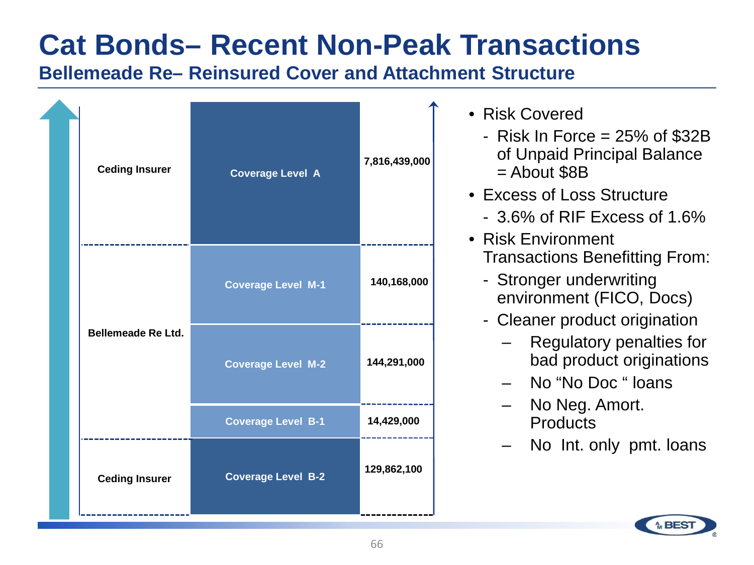# Cat Bonds– Recent Non-Peak Transactions

## Bellemeade Re– Reinsured Cover and Attachment Structure

| Party | Coverage Level | Amount |
|---|---|---|
| Ceding Insurer | Coverage Level A | 7,816,439,000 |
| Bellemeade Re Ltd. | Coverage Level M-1 | 140,168,000 |
| | Coverage Level M-2 | 144,291,000 |
| | Coverage Level B-1 | 14,429,000 |
| Ceding Insurer | Coverage Level B-2 | 129,862,100 |

- Risk Covered
  - Risk In Force = 25% of $32B of Unpaid Principal Balance = About $8B
- Excess of Loss Structure
  - 3.6% of RIF Excess of 1.6%
- Risk Environment Transactions Benefitting From:
  - Stronger underwriting environment (FICO, Docs)
  - Cleaner product origination
    - Regulatory penalties for bad product originations
    - No "No Doc " loans
    - No Neg. Amort. Products
    - No Int. only pmt. loans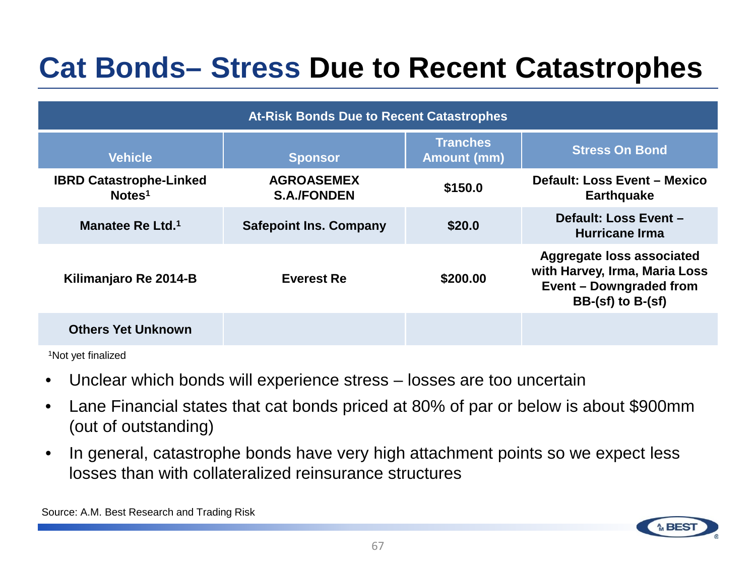# Cat Bonds– Stress Due to Recent Catastrophes

| At-Risk Bonds Due to Recent Catastrophes | | | |
|---|---|---|---|
| **Vehicle** | **Sponsor** | **Tranches Amount (mm)** | **Stress On Bond** |
| **IBRD Catastrophe-Linked Notes[1]** | **AGROASEMEX S.A./FONDEN** | **$150.0** | **Default: Loss Event – Mexico Earthquake** |
| **Manatee Re Ltd.[1]** | **Safepoint Ins. Company** | **$20.0** | **Default: Loss Event – Hurricane Irma** |
| **Kilimanjaro Re 2014-B** | **Everest Re** | **$200.00** | **Aggregate loss associated with Harvey, Irma, Maria Loss Event – Downgraded from BB-(sf) to B-(sf)** |
| **Others Yet Unknown** | | | |

[1]Not yet finalized

- Unclear which bonds will experience stress – losses are too uncertain
- Lane Financial states that cat bonds priced at 80% of par or below is about $900mm (out of outstanding)
- In general, catastrophe bonds have very high attachment points so we expect less losses than with collateralized reinsurance structures

Source: A.M. Best Research and Trading Risk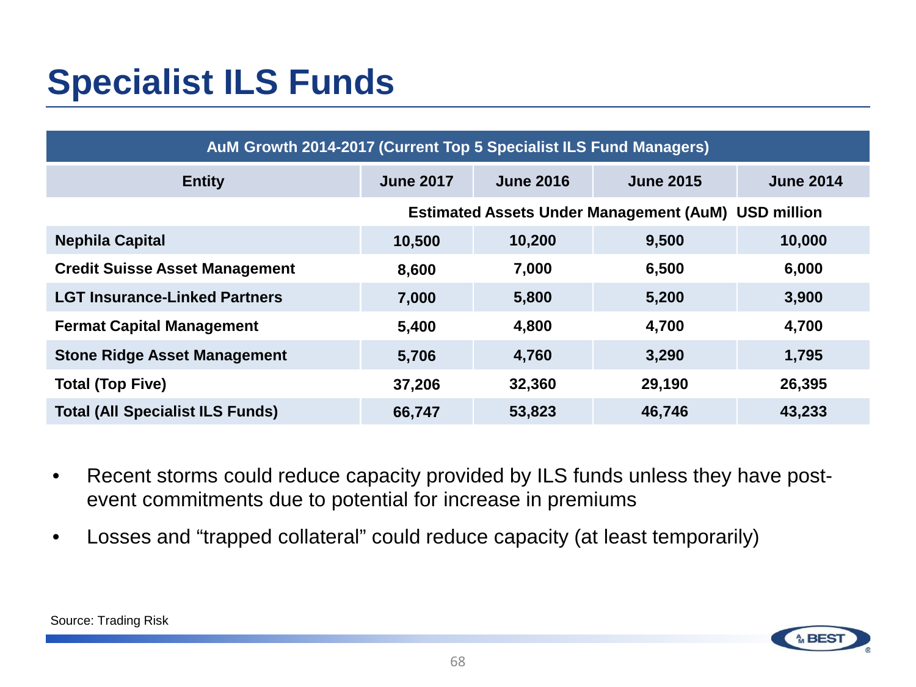# Specialist ILS Funds

| AuM Growth 2014-2017 (Current Top 5 Specialist ILS Fund Managers) | | | | |
|---|---|---|---|---|
| **Entity** | **June 2017** | **June 2016** | **June 2015** | **June 2014** |
| | **Estimated Assets Under Management (AuM) USD million** | | | |
| **Nephila Capital** | **10,500** | **10,200** | **9,500** | **10,000** |
| **Credit Suisse Asset Management** | **8,600** | **7,000** | **6,500** | **6,000** |
| **LGT Insurance-Linked Partners** | **7,000** | **5,800** | **5,200** | **3,900** |
| **Fermat Capital Management** | **5,400** | **4,800** | **4,700** | **4,700** |
| **Stone Ridge Asset Management** | **5,706** | **4,760** | **3,290** | **1,795** |
| **Total (Top Five)** | **37,206** | **32,360** | **29,190** | **26,395** |
| **Total (All Specialist ILS Funds)** | **66,747** | **53,823** | **46,746** | **43,233** |

- Recent storms could reduce capacity provided by ILS funds unless they have post-event commitments due to potential for increase in premiums
- Losses and "trapped collateral" could reduce capacity (at least temporarily)

Source: Trading Risk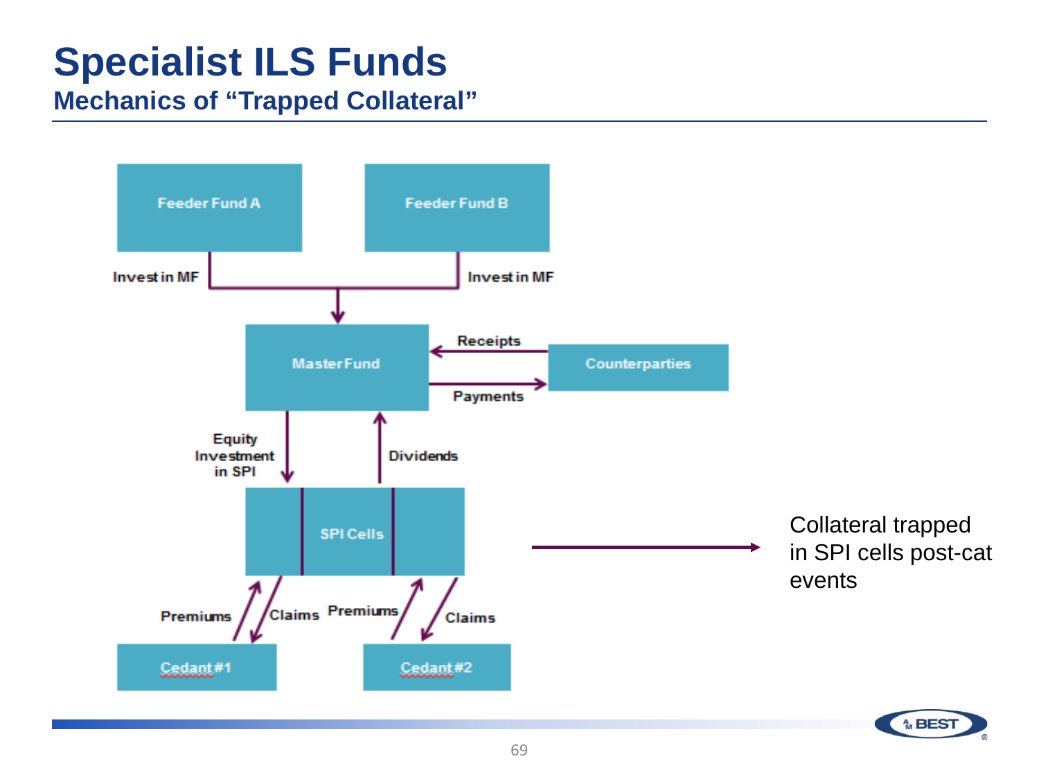# Specialist ILS Funds

## Mechanics of "Trapped Collateral"

Feeder Fund A

Feeder Fund B

Invest in MF

Invest in MF

Master Fund

Receipts

Payments

Counterparties

Equity Investment in SPI

Dividends

SPI Cells

Premiums

Claims

Premiums

Claims

Cedant #1

Cedant #2

Collateral trapped in SPI cells post-cat events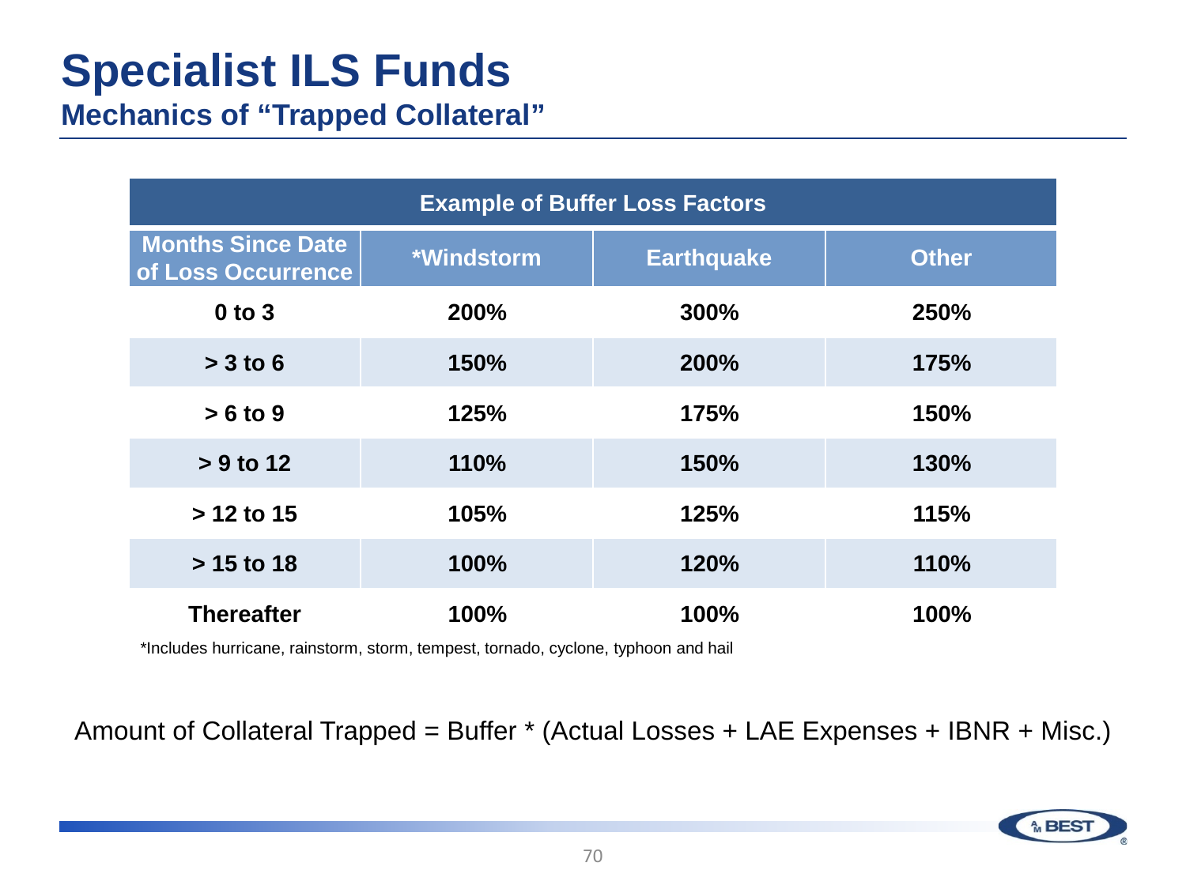# Specialist ILS Funds

## Mechanics of "Trapped Collateral"

| Example of Buffer Loss Factors | | | |
|---|---|---|---|
| **Months Since Date of Loss Occurrence** | ***Windstorm** | **Earthquake** | **Other** |
| **0 to 3** | **200%** | **300%** | **250%** |
| **> 3 to 6** | **150%** | **200%** | **175%** |
| **> 6 to 9** | **125%** | **175%** | **150%** |
| **> 9 to 12** | **110%** | **150%** | **130%** |
| **> 12 to 15** | **105%** | **125%** | **115%** |
| **> 15 to 18** | **100%** | **120%** | **110%** |
| **Thereafter** | **100%** | **100%** | **100%** |

*Includes hurricane, rainstorm, storm, tempest, tornado, cyclone, typhoon and hail

Amount of Collateral Trapped = Buffer * (Actual Losses + LAE Expenses + IBNR + Misc.)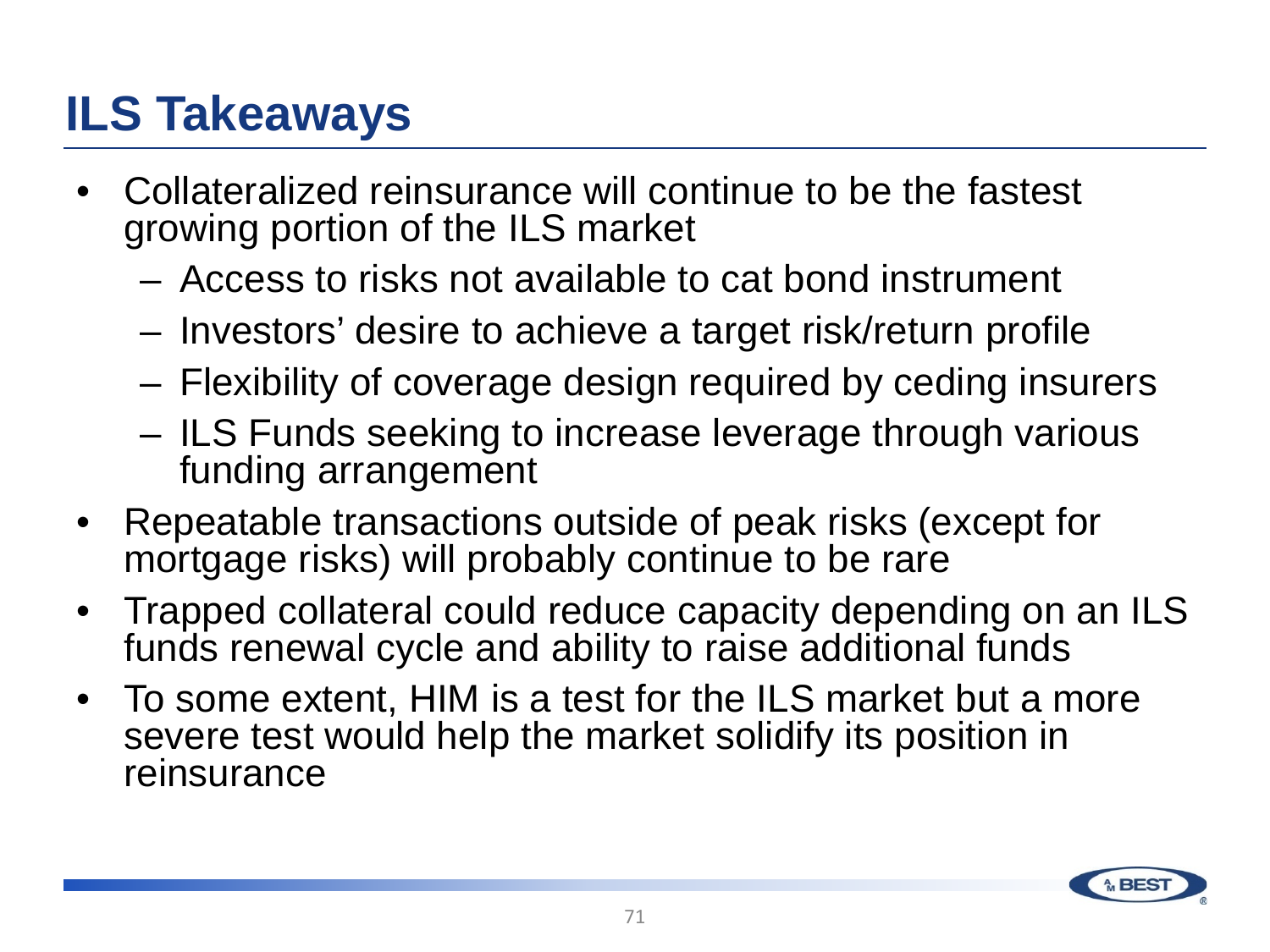# ILS Takeaways

- Collateralized reinsurance will continue to be the fastest growing portion of the ILS market
  - Access to risks not available to cat bond instrument
  - Investors' desire to achieve a target risk/return profile
  - Flexibility of coverage design required by ceding insurers
  - ILS Funds seeking to increase leverage through various funding arrangement
- Repeatable transactions outside of peak risks (except for mortgage risks) will probably continue to be rare
- Trapped collateral could reduce capacity depending on an ILS funds renewal cycle and ability to raise additional funds
- To some extent, HIM is a test for the ILS market but a more severe test would help the market solidify its position in reinsurance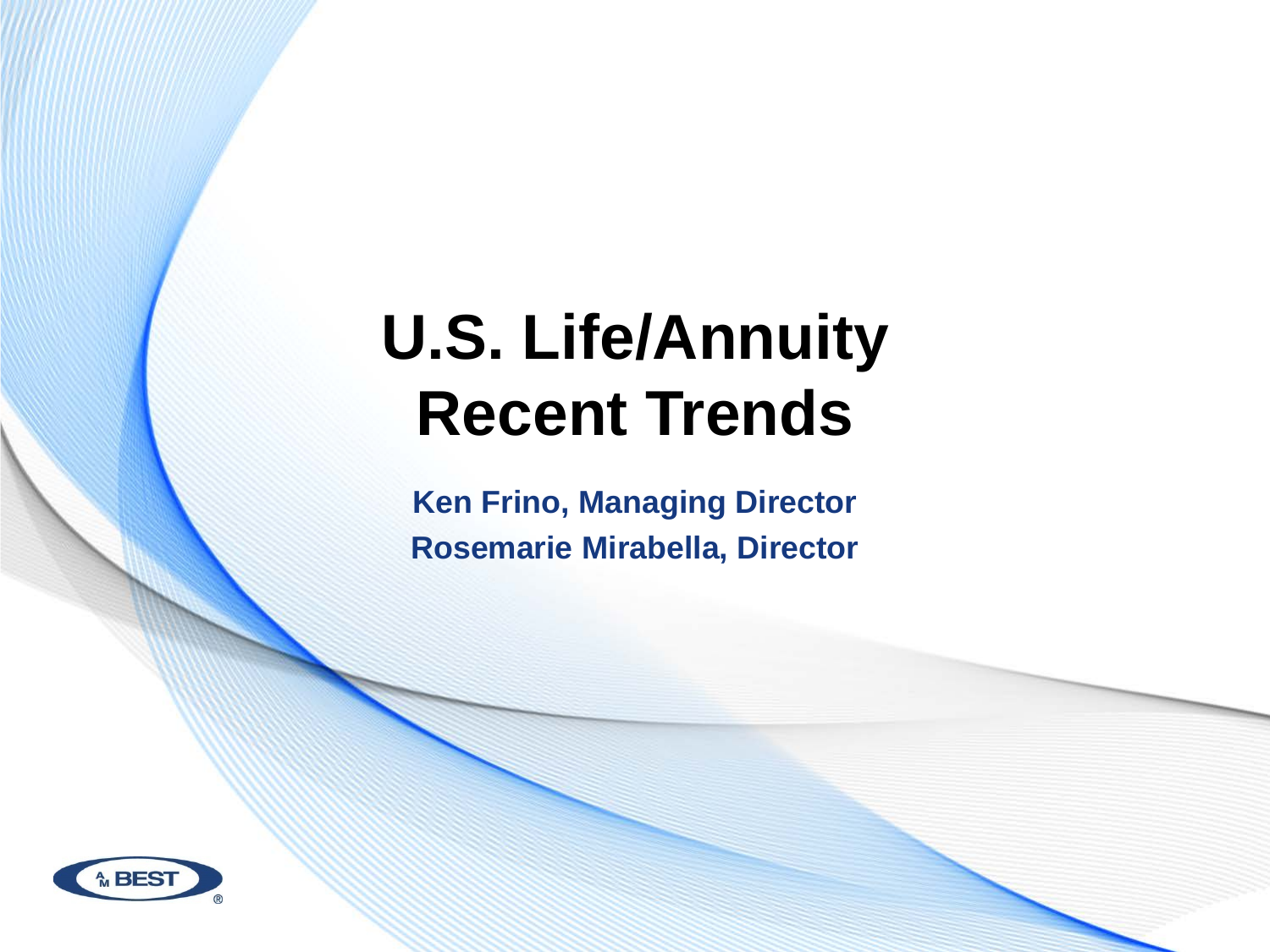# U.S. Life/Annuity Recent Trends

**Ken Frino, Managing Director**

**Rosemarie Mirabella, Director**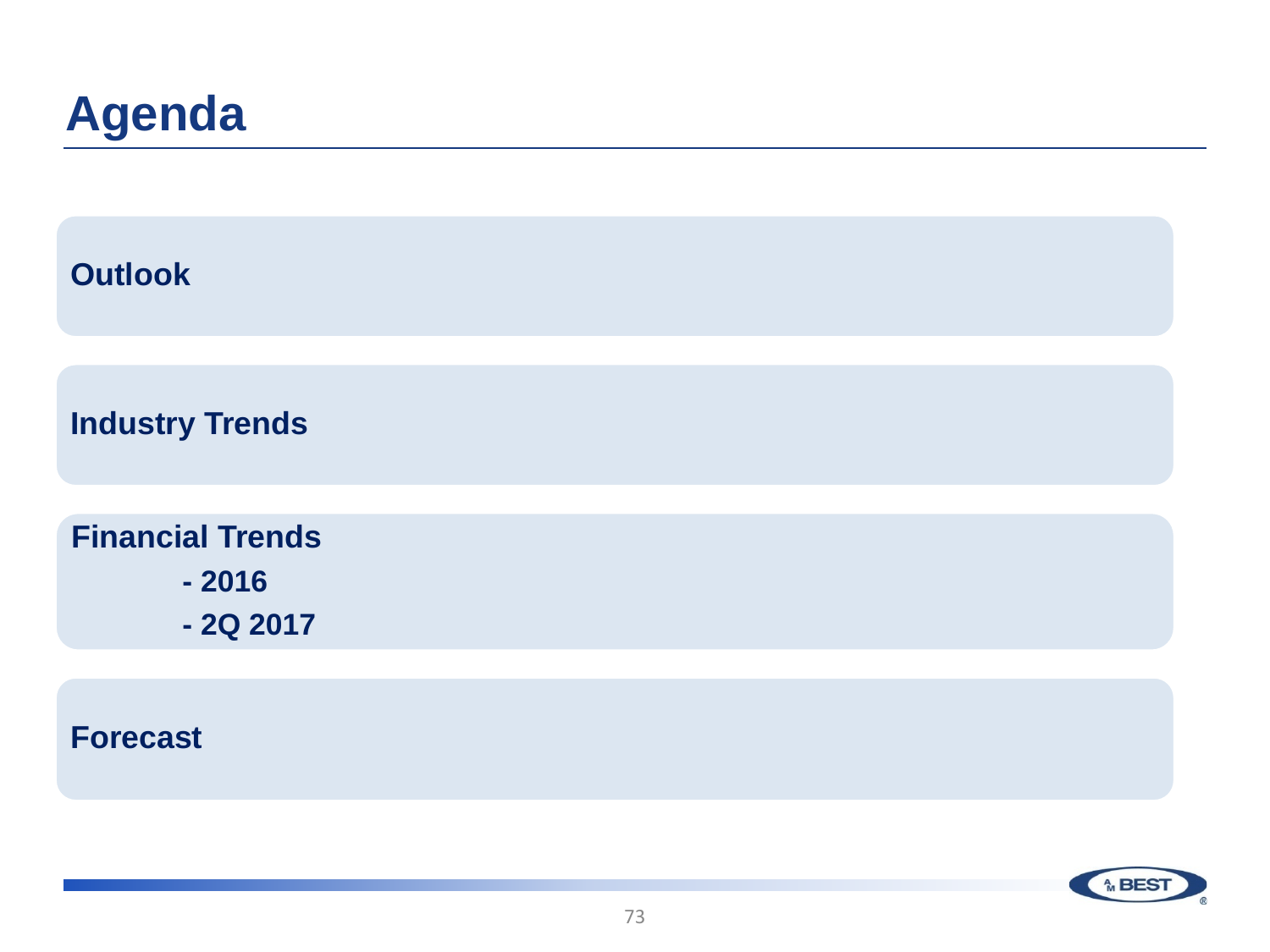# Agenda

**Outlook**

**Industry Trends**

**Financial Trends**

- **2016**
- **2Q 2017**

**Forecast**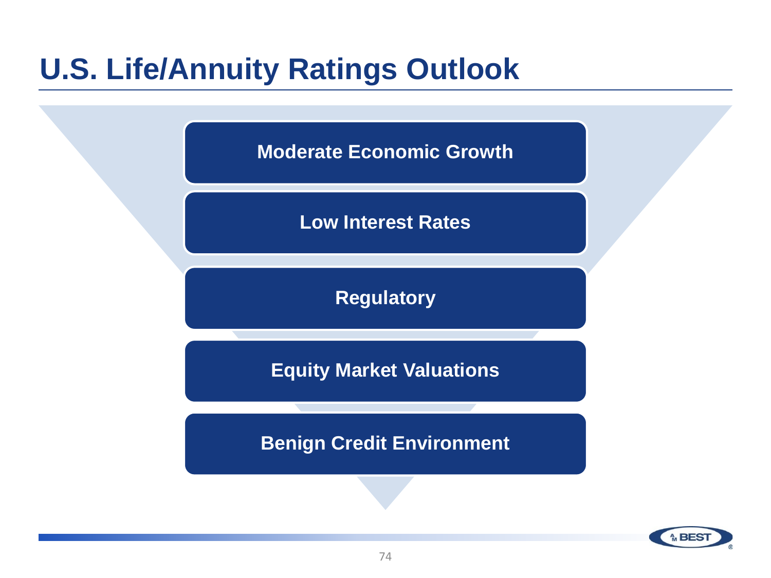# U.S. Life/Annuity Ratings Outlook

- Moderate Economic Growth
- Low Interest Rates
- Regulatory
- Equity Market Valuations
- Benign Credit Environment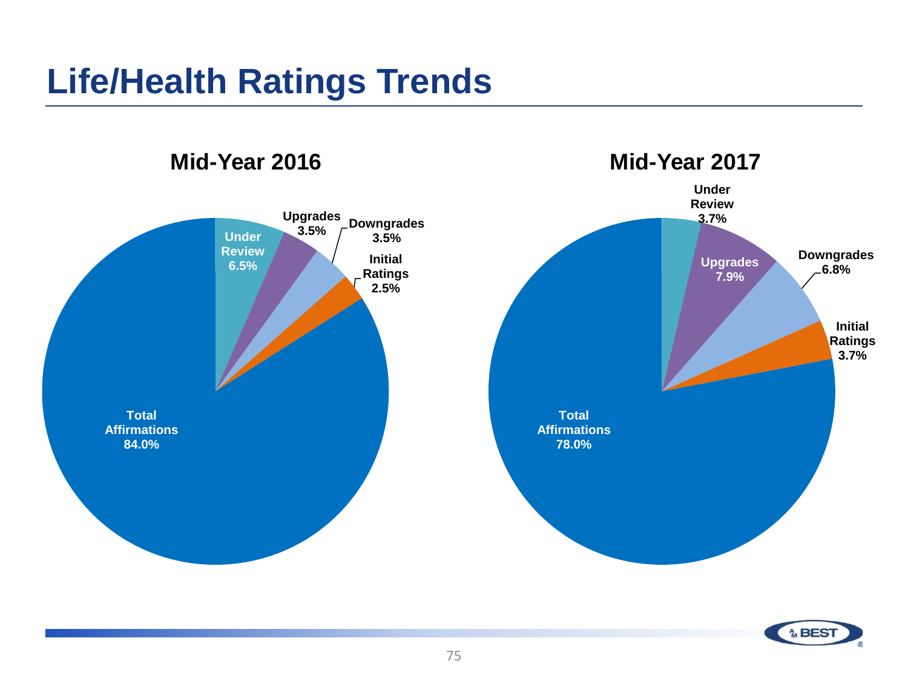# Life/Health Ratings Trends

**Mid-Year 2016**

| Category | Percentage |
| --- | --- |
| Under Review | 6.5% |
| Upgrades | 3.5% |
| Downgrades | 3.5% |
| Initial Ratings | 2.5% |
| Total Affirmations | 84.0% |

**Mid-Year 2017**

| Category | Percentage |
| --- | --- |
| Under Review | 3.7% |
| Upgrades | 7.9% |
| Downgrades | 6.8% |
| Initial Ratings | 3.7% |
| Total Affirmations | 78.0% |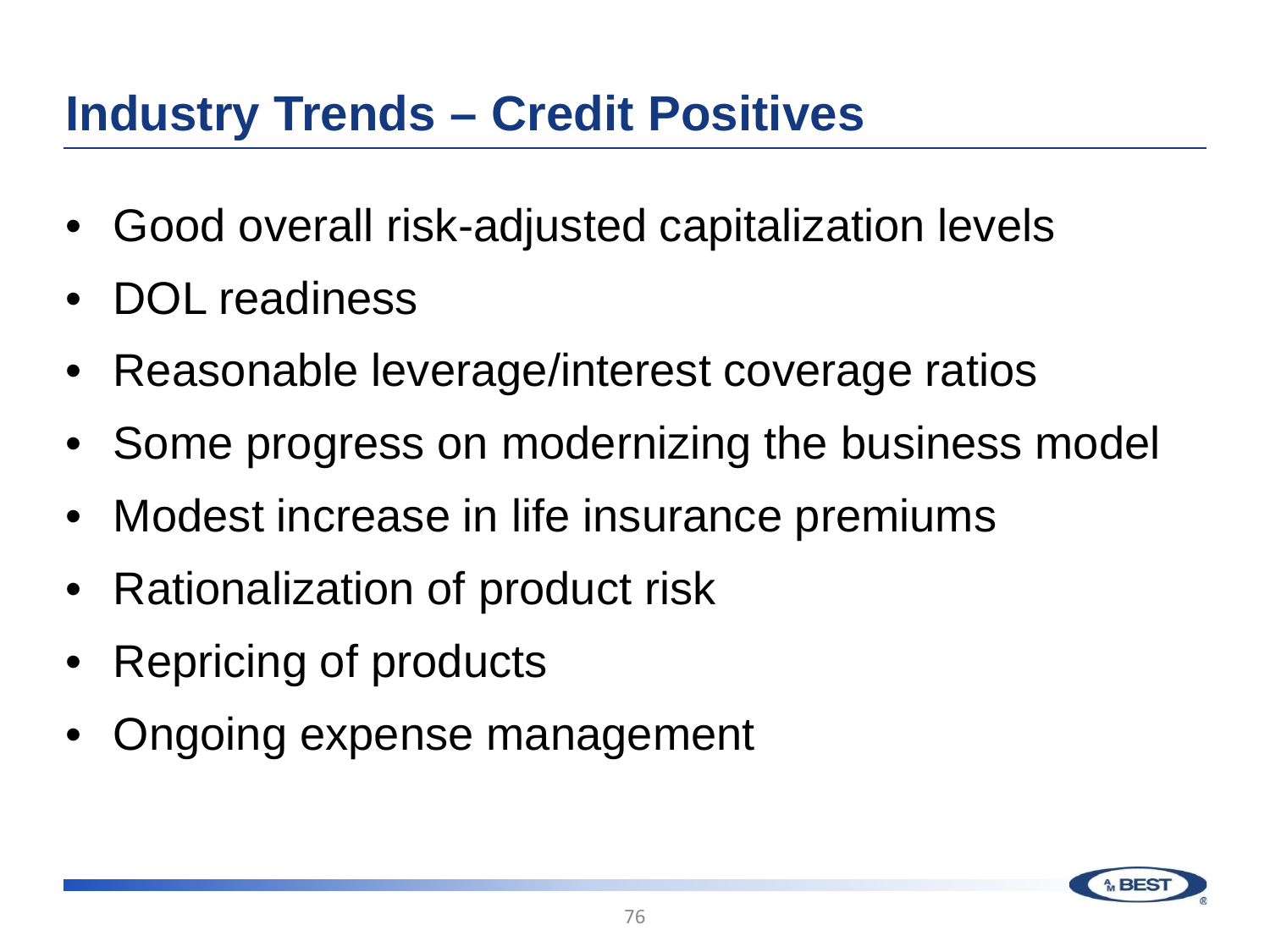# Industry Trends – Credit Positives

- Good overall risk-adjusted capitalization levels
- DOL readiness
- Reasonable leverage/interest coverage ratios
- Some progress on modernizing the business model
- Modest increase in life insurance premiums
- Rationalization of product risk
- Repricing of products
- Ongoing expense management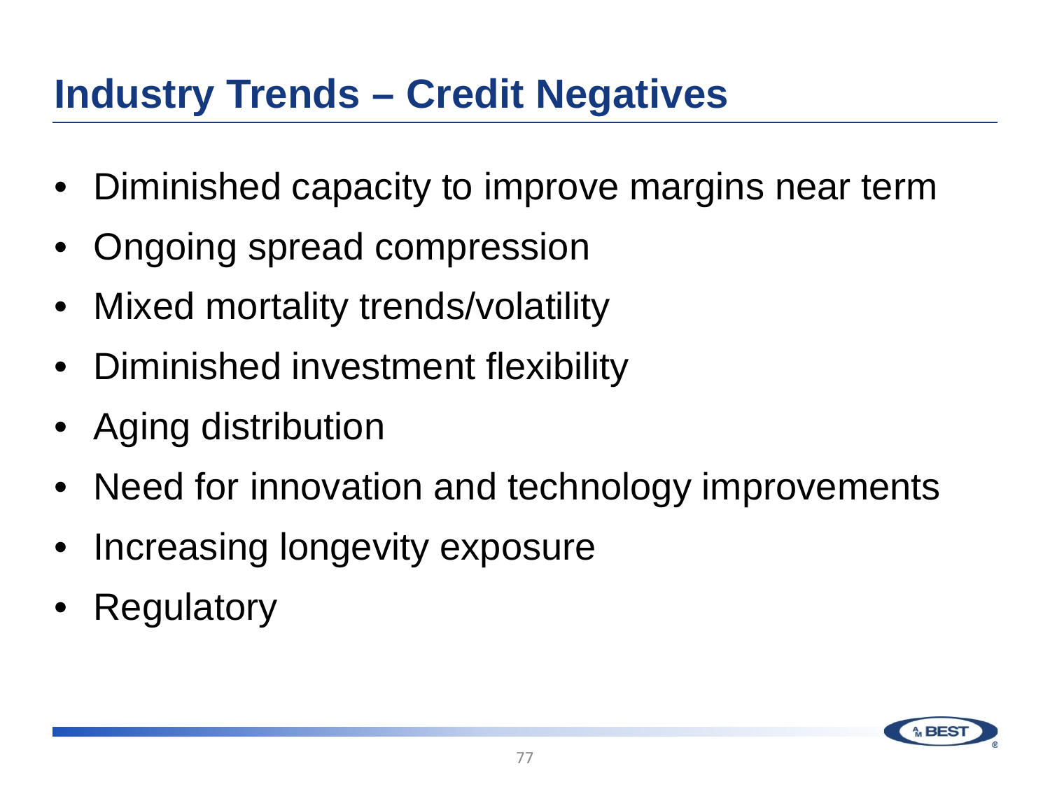# Industry Trends – Credit Negatives

- Diminished capacity to improve margins near term
- Ongoing spread compression
- Mixed mortality trends/volatility
- Diminished investment flexibility
- Aging distribution
- Need for innovation and technology improvements
- Increasing longevity exposure
- Regulatory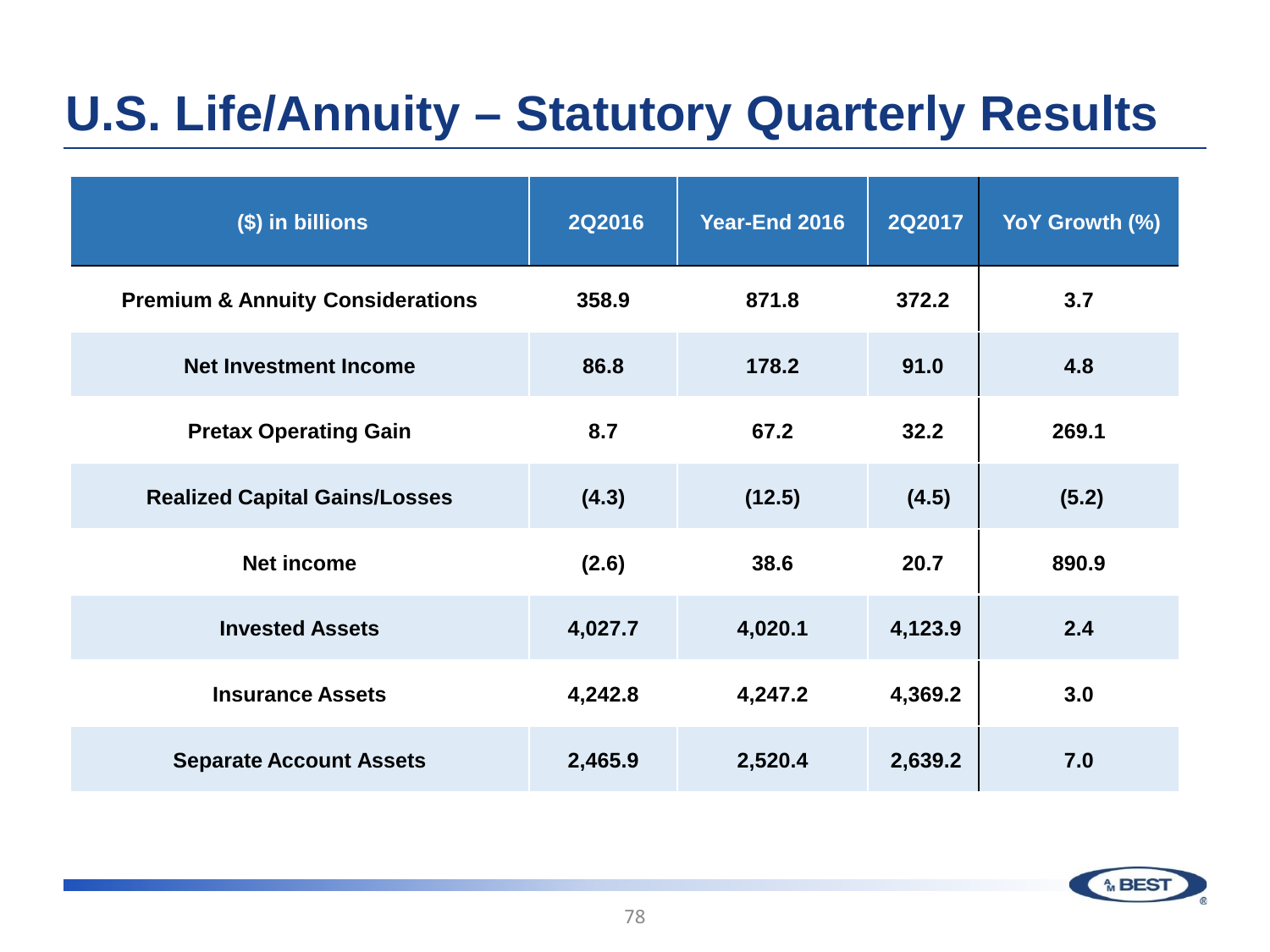# U.S. Life/Annuity – Statutory Quarterly Results

| ($) in billions | 2Q2016 | Year-End 2016 | 2Q2017 | YoY Growth (%) |
| --- | --- | --- | --- | --- |
| Premium & Annuity Considerations | 358.9 | 871.8 | 372.2 | 3.7 |
| Net Investment Income | 86.8 | 178.2 | 91.0 | 4.8 |
| Pretax Operating Gain | 8.7 | 67.2 | 32.2 | 269.1 |
| Realized Capital Gains/Losses | (4.3) | (12.5) | (4.5) | (5.2) |
| Net income | (2.6) | 38.6 | 20.7 | 890.9 |
| Invested Assets | 4,027.7 | 4,020.1 | 4,123.9 | 2.4 |
| Insurance Assets | 4,242.8 | 4,247.2 | 4,369.2 | 3.0 |
| Separate Account Assets | 2,465.9 | 2,520.4 | 2,639.2 | 7.0 |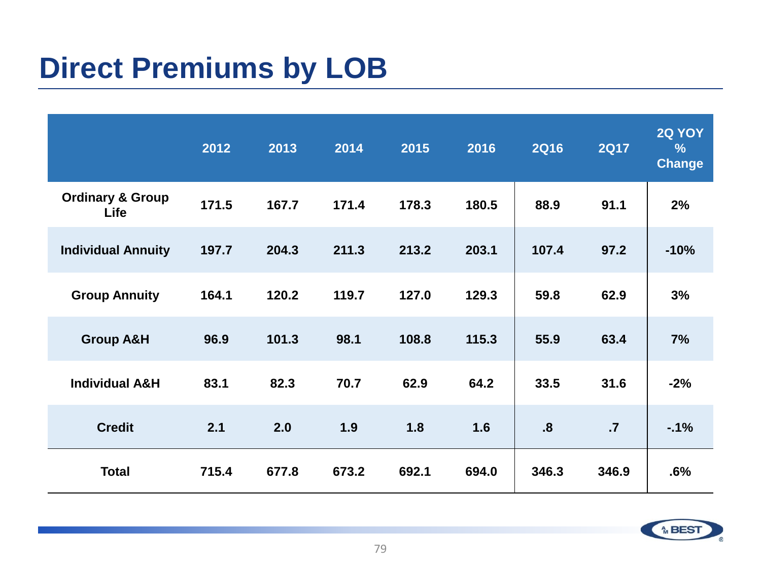# Direct Premiums by LOB

| | 2012 | 2013 | 2014 | 2015 | 2016 | 2Q16 | 2Q17 | 2Q YOY % Change |
|---|---|---|---|---|---|---|---|---|
| Ordinary & Group Life | 171.5 | 167.7 | 171.4 | 178.3 | 180.5 | 88.9 | 91.1 | 2% |
| Individual Annuity | 197.7 | 204.3 | 211.3 | 213.2 | 203.1 | 107.4 | 97.2 | -10% |
| Group Annuity | 164.1 | 120.2 | 119.7 | 127.0 | 129.3 | 59.8 | 62.9 | 3% |
| Group A&H | 96.9 | 101.3 | 98.1 | 108.8 | 115.3 | 55.9 | 63.4 | 7% |
| Individual A&H | 83.1 | 82.3 | 70.7 | 62.9 | 64.2 | 33.5 | 31.6 | -2% |
| Credit | 2.1 | 2.0 | 1.9 | 1.8 | 1.6 | .8 | .7 | -.1% |
| Total | 715.4 | 677.8 | 673.2 | 692.1 | 694.0 | 346.3 | 346.9 | .6% |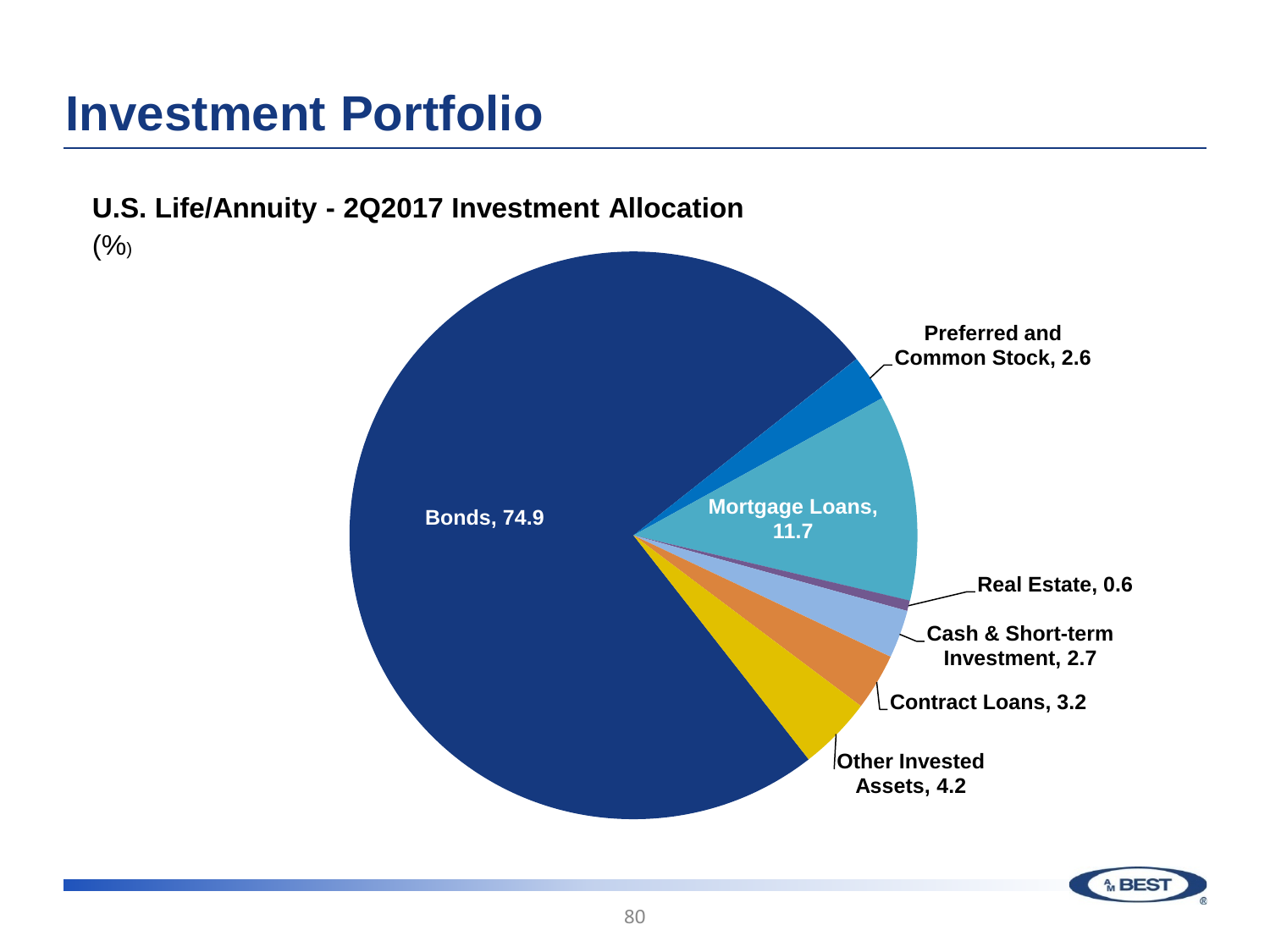# Investment Portfolio

**U.S. Life/Annuity - 2Q2017 Investment Allocation**

(%)

| Category | % |
|---|---|
| Bonds | 74.9 |
| Preferred and Common Stock | 2.6 |
| Mortgage Loans | 11.7 |
| Real Estate | 0.6 |
| Cash & Short-term Investment | 2.7 |
| Contract Loans | 3.2 |
| Other Invested Assets | 4.2 |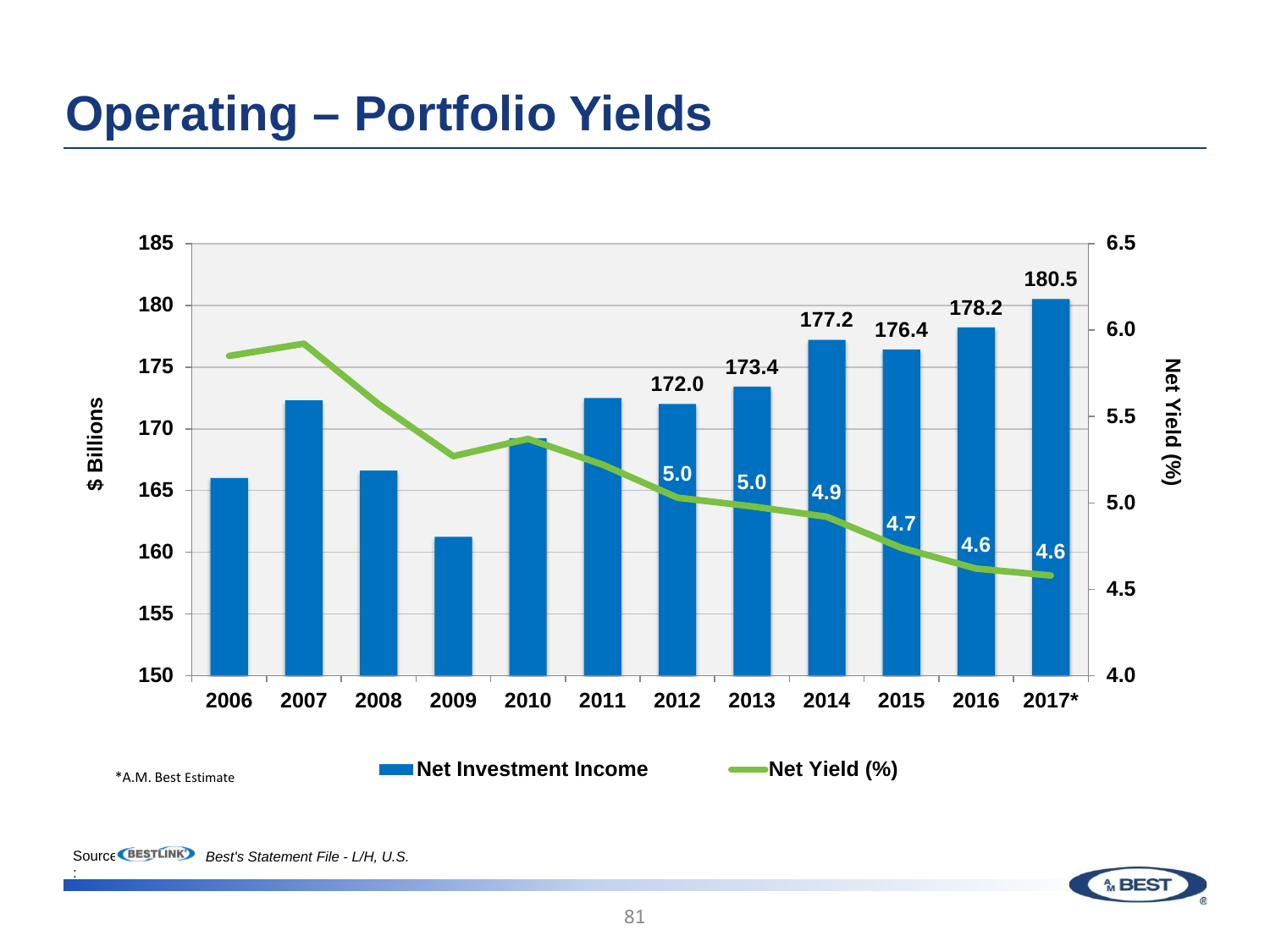# Operating – Portfolio Yields

| Year | Net Investment Income ($ Billions) | Net Yield (%) |
|---|---|---|
| 2006 | | |
| 2007 | | |
| 2008 | | |
| 2009 | | |
| 2010 | | |
| 2011 | | |
| 2012 | 172.0 | 5.0 |
| 2013 | 173.4 | 5.0 |
| 2014 | 177.2 | 4.9 |
| 2015 | 176.4 | 4.7 |
| 2016 | 178.2 | 4.6 |
| 2017* | 180.5 | 4.6 |

*A.M. Best Estimate

Source: BESTLINK *Best's Statement File - L/H, U.S.*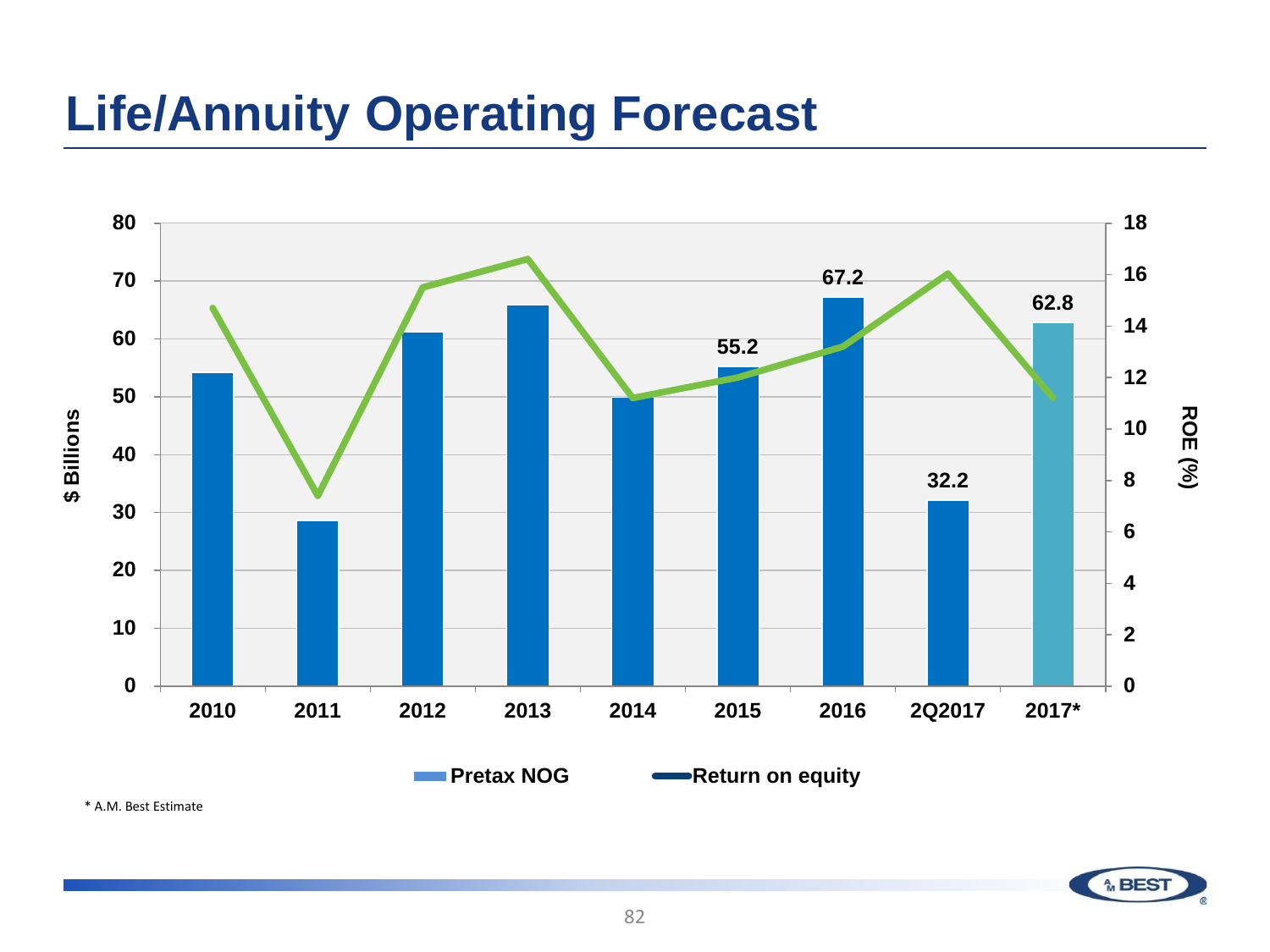# Life/Annuity Operating Forecast

$ Billions | ROE (%)

| | 2010 | 2011 | 2012 | 2013 | 2014 | 2015 | 2016 | 2Q2017 | 2017* |
|---|---|---|---|---|---|---|---|---|---|
| Pretax NOG | | | | | | 55.2 | 67.2 | 32.2 | 62.8 |

Legend: Pretax NOG; Return on equity

* A.M. Best Estimate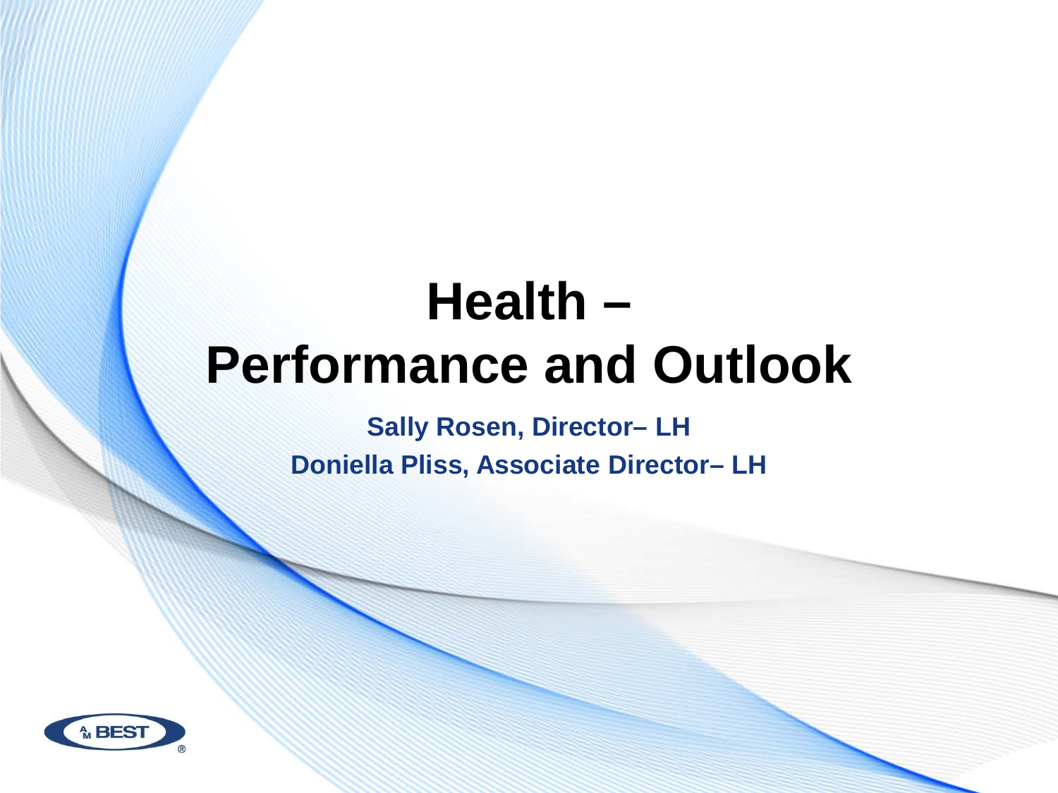# Health – Performance and Outlook

**Sally Rosen, Director– LH**

**Doniella Pliss, Associate Director– LH**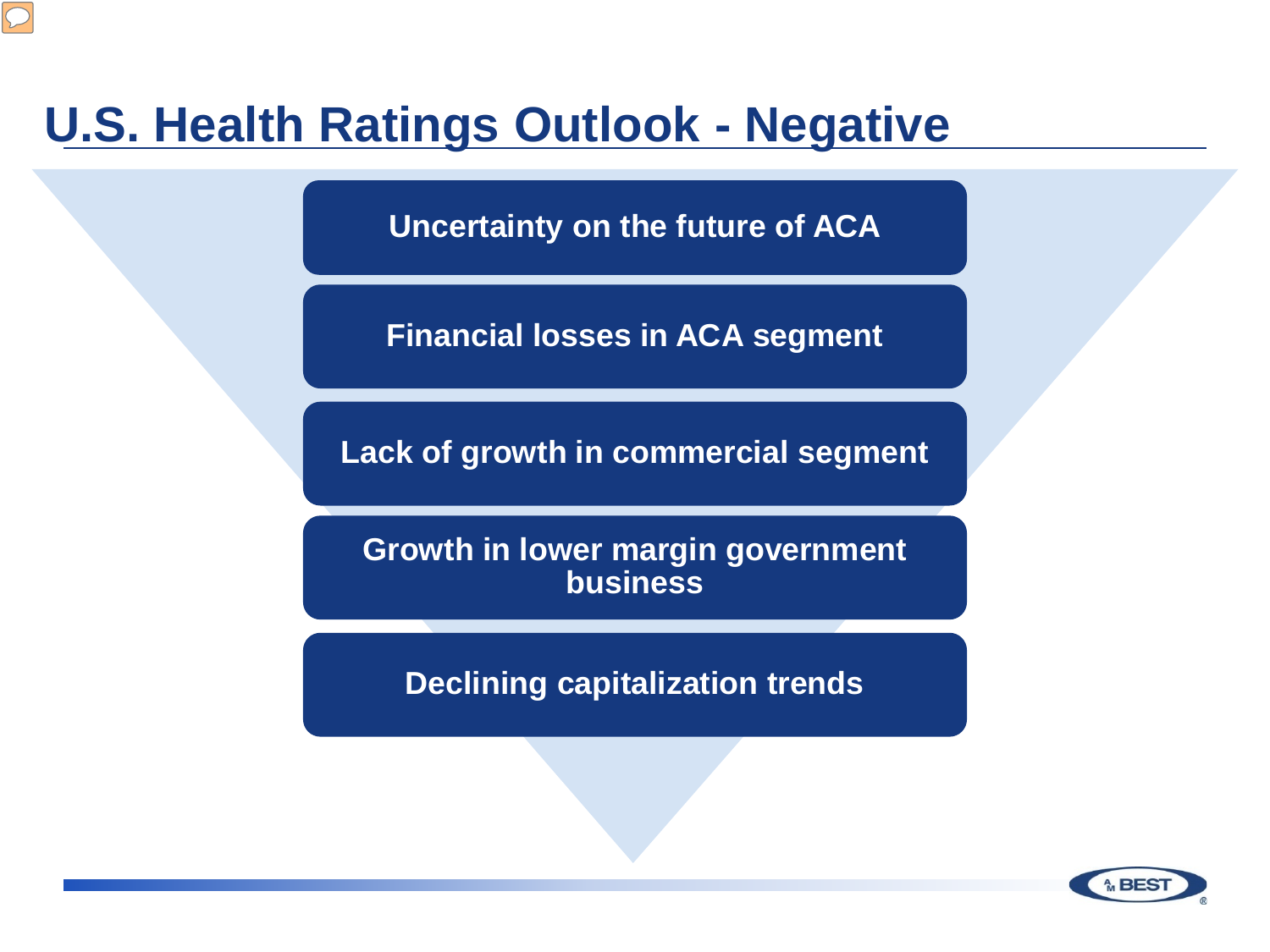# U.S. Health Ratings Outlook - Negative

- Uncertainty on the future of ACA
- Financial losses in ACA segment
- Lack of growth in commercial segment
- Growth in lower margin government business
- Declining capitalization trends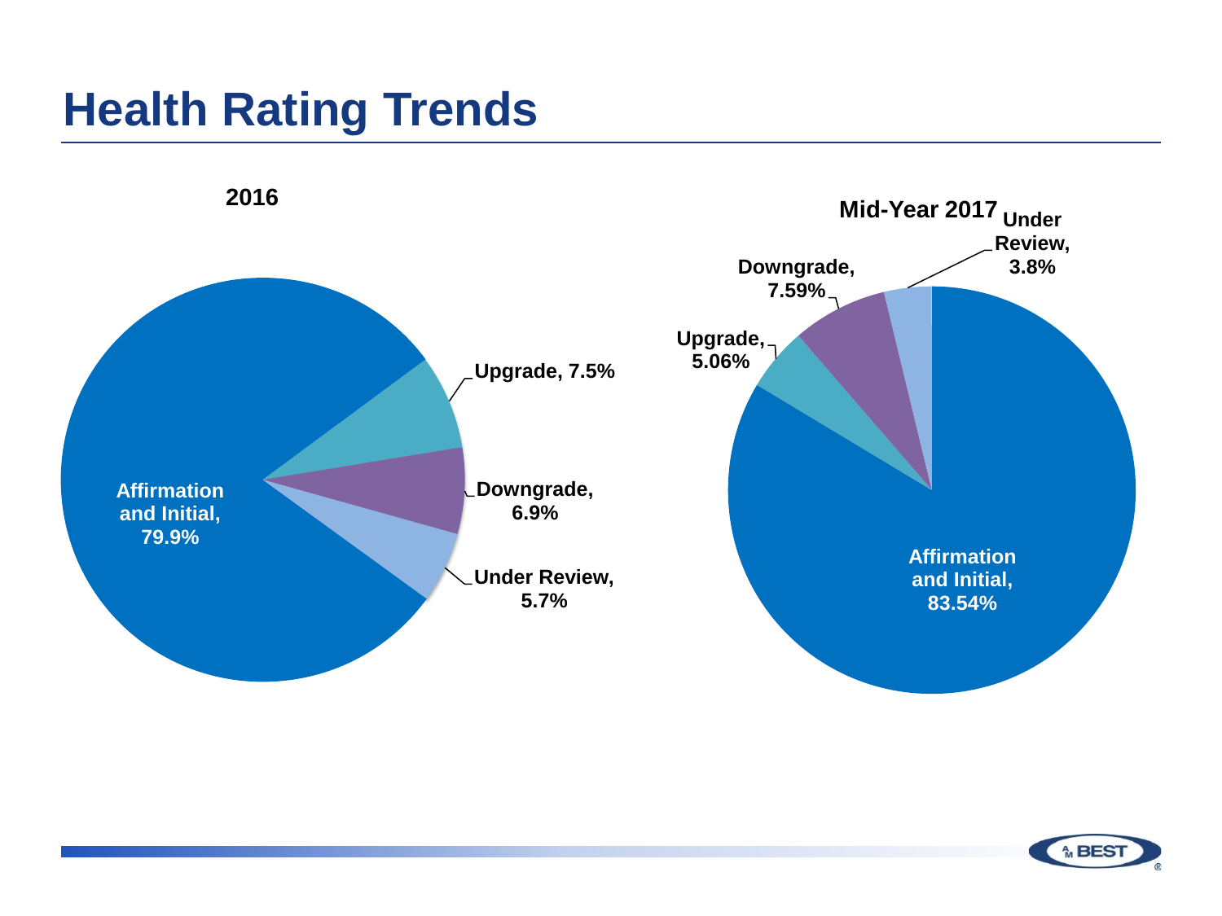# Health Rating Trends

**2016**

| Category | Percentage |
| --- | --- |
| Affirmation and Initial | 79.9% |
| Upgrade | 7.5% |
| Downgrade | 6.9% |
| Under Review | 5.7% |

**Mid-Year 2017**

| Category | Percentage |
| --- | --- |
| Affirmation and Initial | 83.54% |
| Upgrade | 5.06% |
| Downgrade | 7.59% |
| Under Review | 3.8% |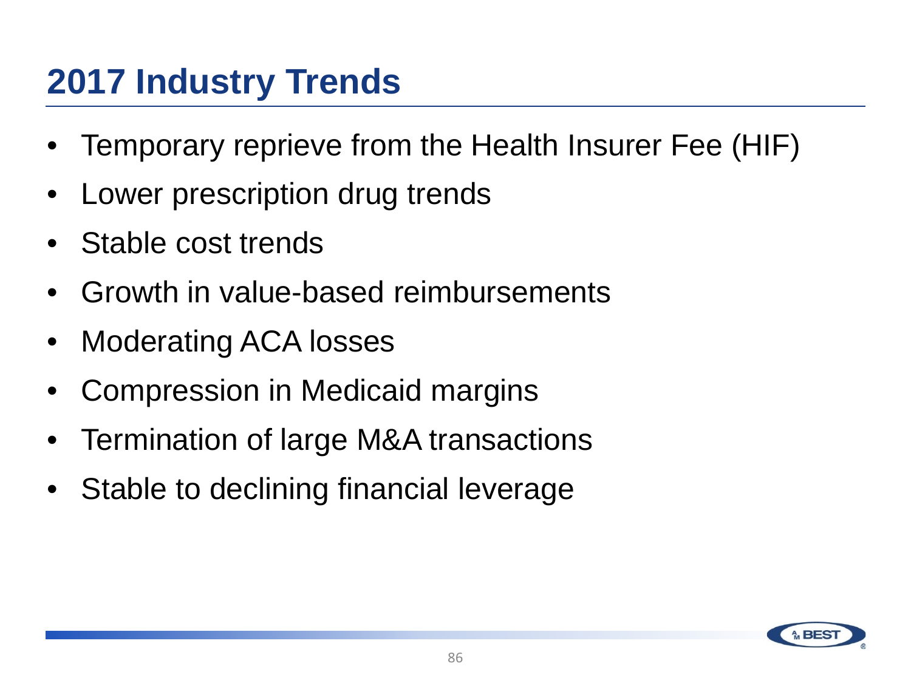# 2017 Industry Trends

- Temporary reprieve from the Health Insurer Fee (HIF)
- Lower prescription drug trends
- Stable cost trends
- Growth in value-based reimbursements
- Moderating ACA losses
- Compression in Medicaid margins
- Termination of large M&A transactions
- Stable to declining financial leverage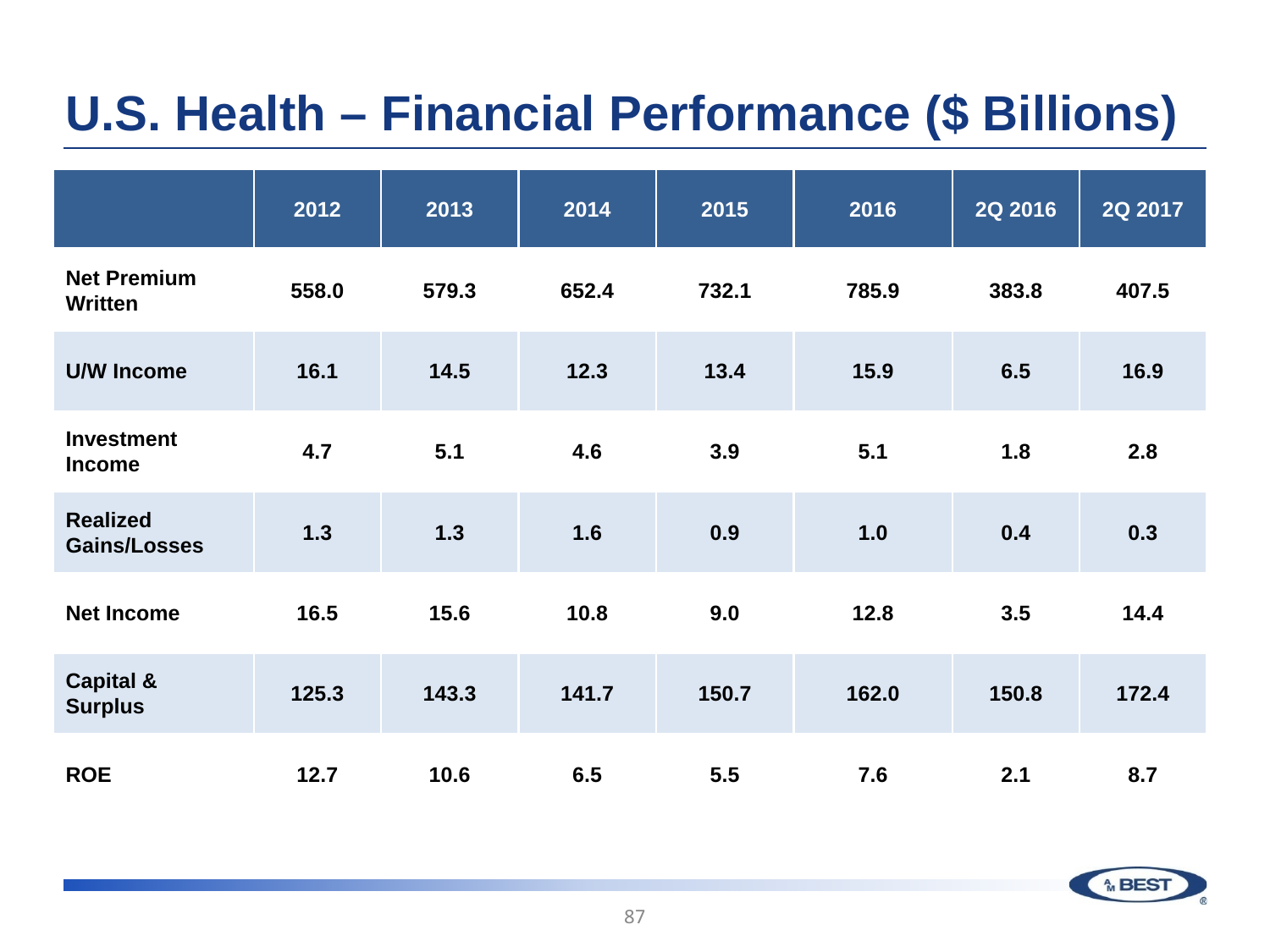# U.S. Health – Financial Performance ($ Billions)

| | 2012 | 2013 | 2014 | 2015 | 2016 | 2Q 2016 | 2Q 2017 |
|---|---|---|---|---|---|---|---|
| **Net Premium Written** | 558.0 | 579.3 | 652.4 | 732.1 | 785.9 | 383.8 | 407.5 |
| **U/W Income** | 16.1 | 14.5 | 12.3 | 13.4 | 15.9 | 6.5 | 16.9 |
| **Investment Income** | 4.7 | 5.1 | 4.6 | 3.9 | 5.1 | 1.8 | 2.8 |
| **Realized Gains/Losses** | 1.3 | 1.3 | 1.6 | 0.9 | 1.0 | 0.4 | 0.3 |
| **Net Income** | 16.5 | 15.6 | 10.8 | 9.0 | 12.8 | 3.5 | 14.4 |
| **Capital & Surplus** | 125.3 | 143.3 | 141.7 | 150.7 | 162.0 | 150.8 | 172.4 |
| **ROE** | 12.7 | 10.6 | 6.5 | 5.5 | 7.6 | 2.1 | 8.7 |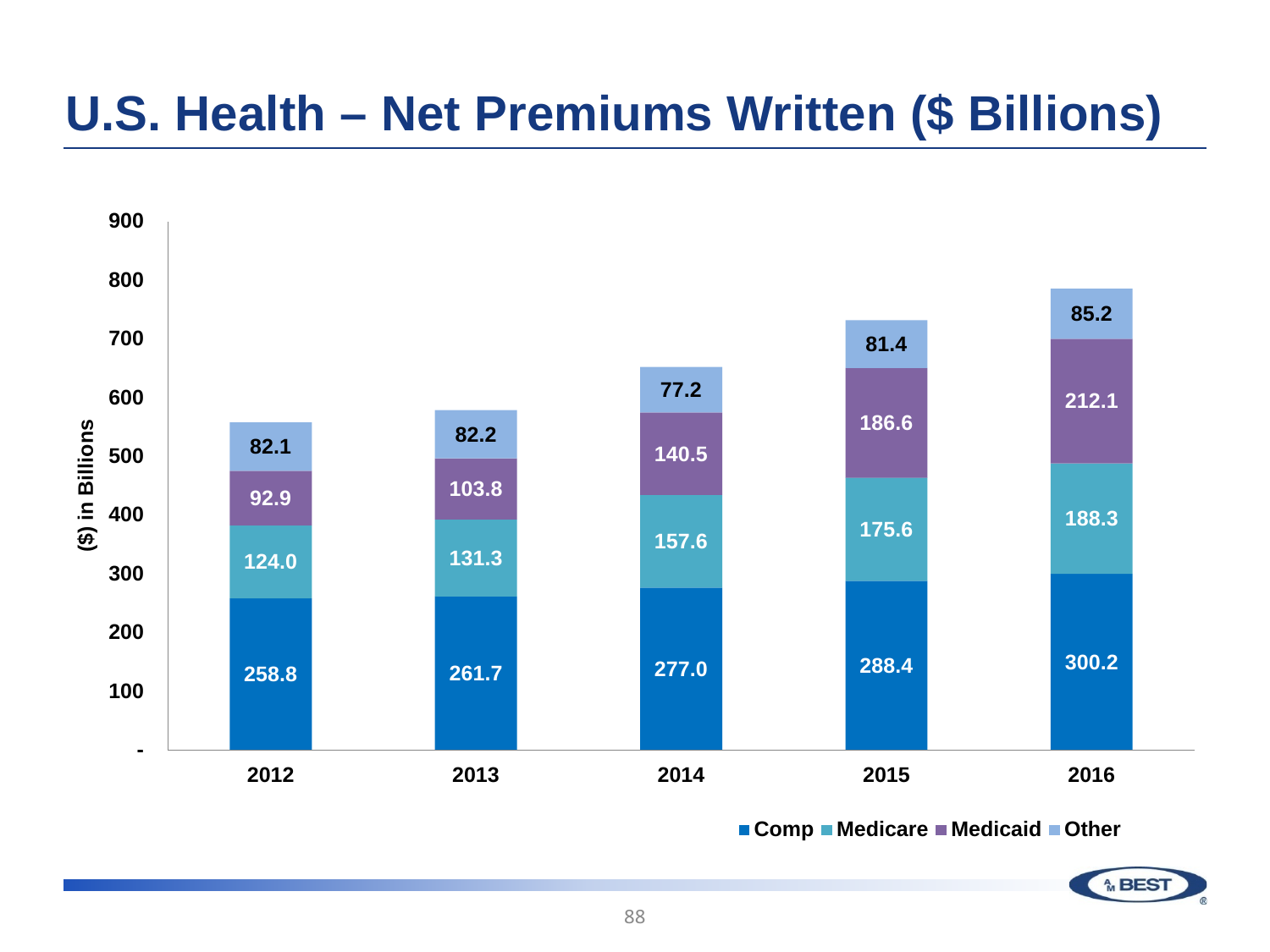# U.S. Health – Net Premiums Written ($ Billions)

| ($) in Billions | 2012 | 2013 | 2014 | 2015 | 2016 |
|---|---|---|---|---|---|
| Comp | 258.8 | 261.7 | 277.0 | 288.4 | 300.2 |
| Medicare | 124.0 | 131.3 | 157.6 | 175.6 | 188.3 |
| Medicaid | 92.9 | 103.8 | 140.5 | 186.6 | 212.1 |
| Other | 82.1 | 82.2 | 77.2 | 81.4 | 85.2 |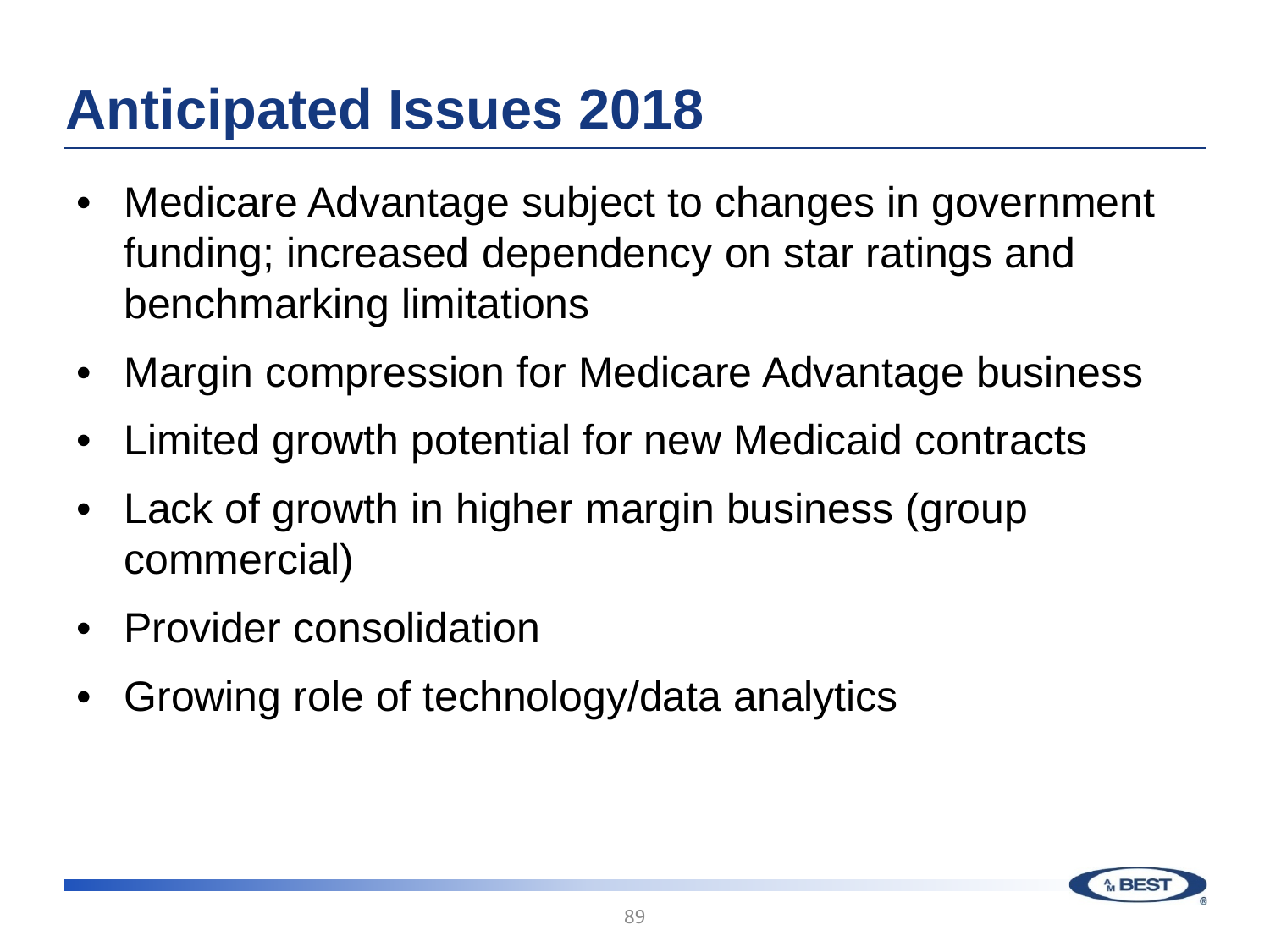# Anticipated Issues 2018

- Medicare Advantage subject to changes in government funding; increased dependency on star ratings and benchmarking limitations
- Margin compression for Medicare Advantage business
- Limited growth potential for new Medicaid contracts
- Lack of growth in higher margin business (group commercial)
- Provider consolidation
- Growing role of technology/data analytics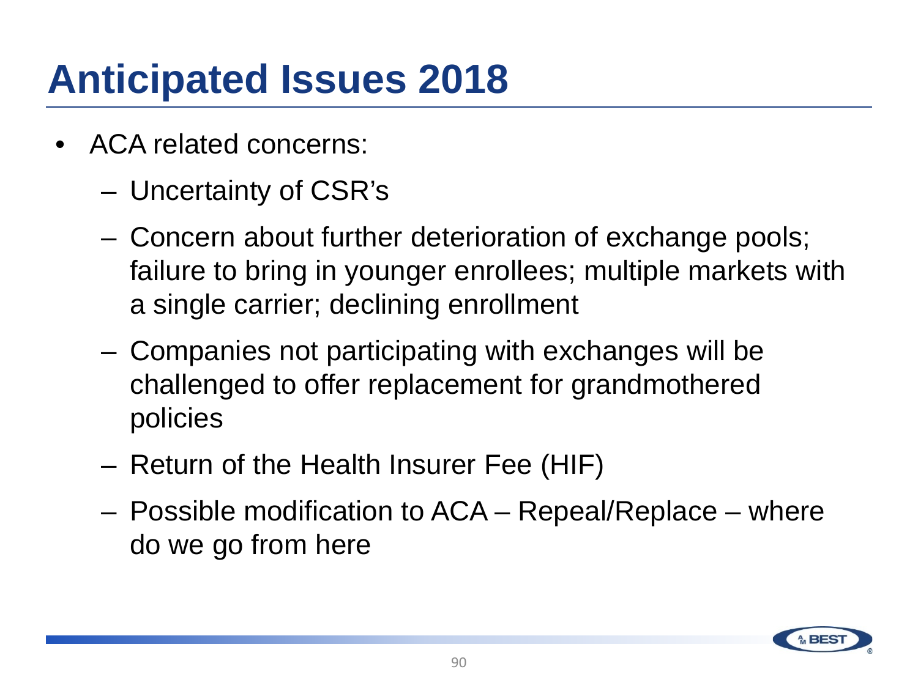# Anticipated Issues 2018

- ACA related concerns:
  - Uncertainty of CSR's
  - Concern about further deterioration of exchange pools; failure to bring in younger enrollees; multiple markets with a single carrier; declining enrollment
  - Companies not participating with exchanges will be challenged to offer replacement for grandmothered policies
  - Return of the Health Insurer Fee (HIF)
  - Possible modification to ACA – Repeal/Replace – where do we go from here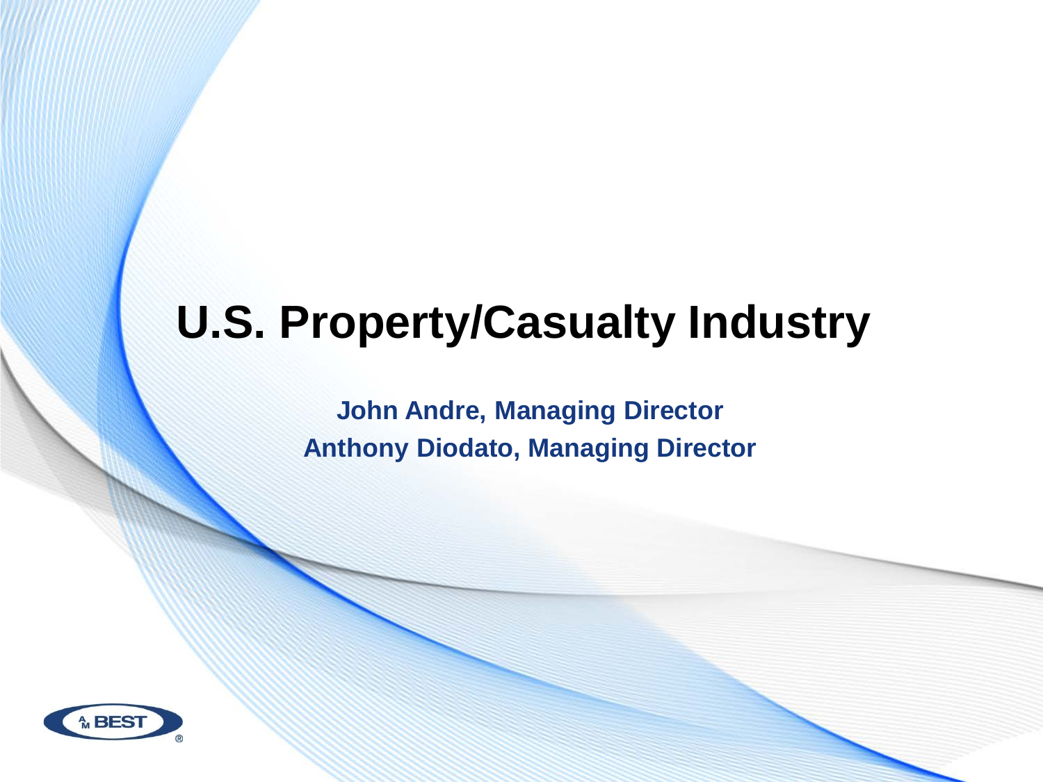# U.S. Property/Casualty Industry

**John Andre, Managing Director**

**Anthony Diodato, Managing Director**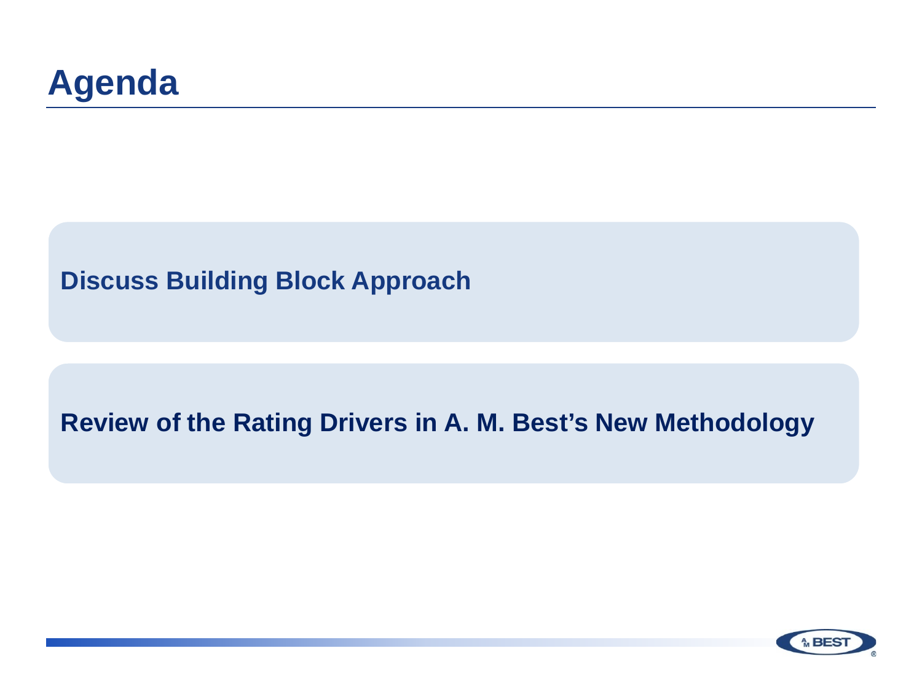# Agenda

**Discuss Building Block Approach**

**Review of the Rating Drivers in A. M. Best's New Methodology**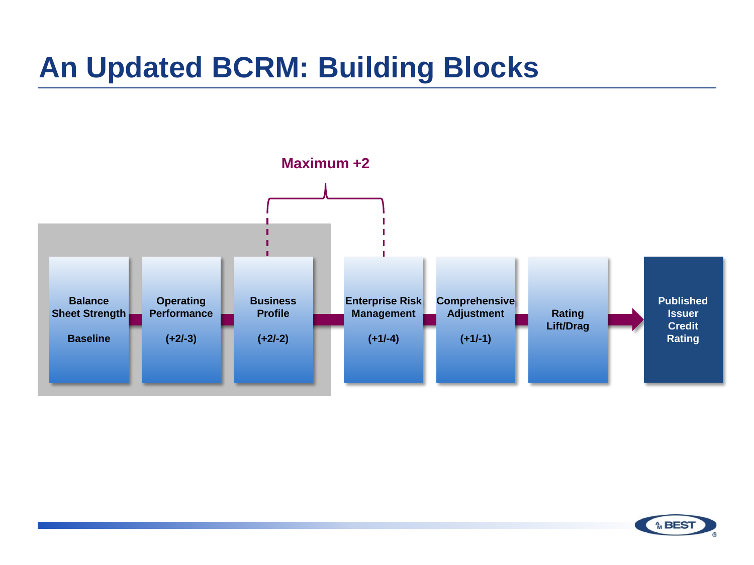# An Updated BCRM: Building Blocks

Maximum +2

- Balance Sheet Strength — Baseline
- Operating Performance — (+2/-3)
- Business Profile — (+2/-2)
- Enterprise Risk Management — (+1/-4)
- Comprehensive Adjustment — (+1/-1)
- Rating Lift/Drag
- Published Issuer Credit Rating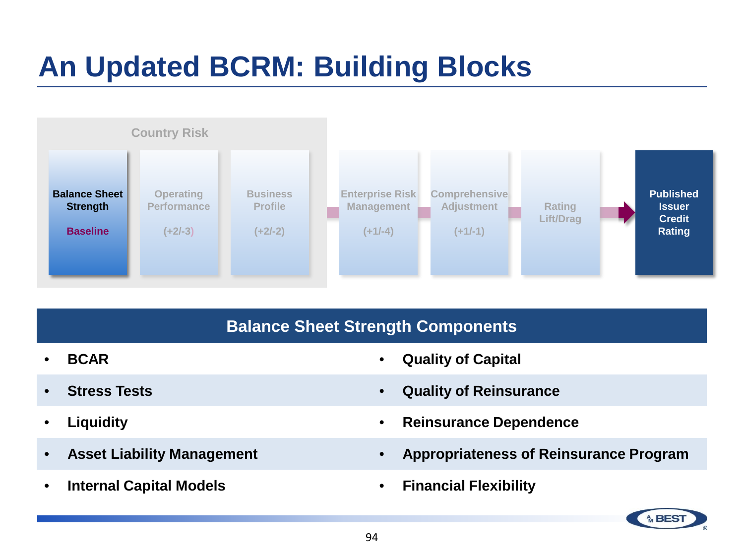# An Updated BCRM: Building Blocks

Country Risk

| Balance Sheet Strength | Operating Performance | Business Profile | Enterprise Risk Management | Comprehensive Adjustment | Rating Lift/Drag | Published Issuer Credit Rating |
|---|---|---|---|---|---|---|
| Baseline | (+2/-3) | (+2/-2) | (+1/-4) | (+1/-1) | | |

## Balance Sheet Strength Components

- **BCAR**
- **Stress Tests**
- **Liquidity**
- **Asset Liability Management**
- **Internal Capital Models**
- **Quality of Capital**
- **Quality of Reinsurance**
- **Reinsurance Dependence**
- **Appropriateness of Reinsurance Program**
- **Financial Flexibility**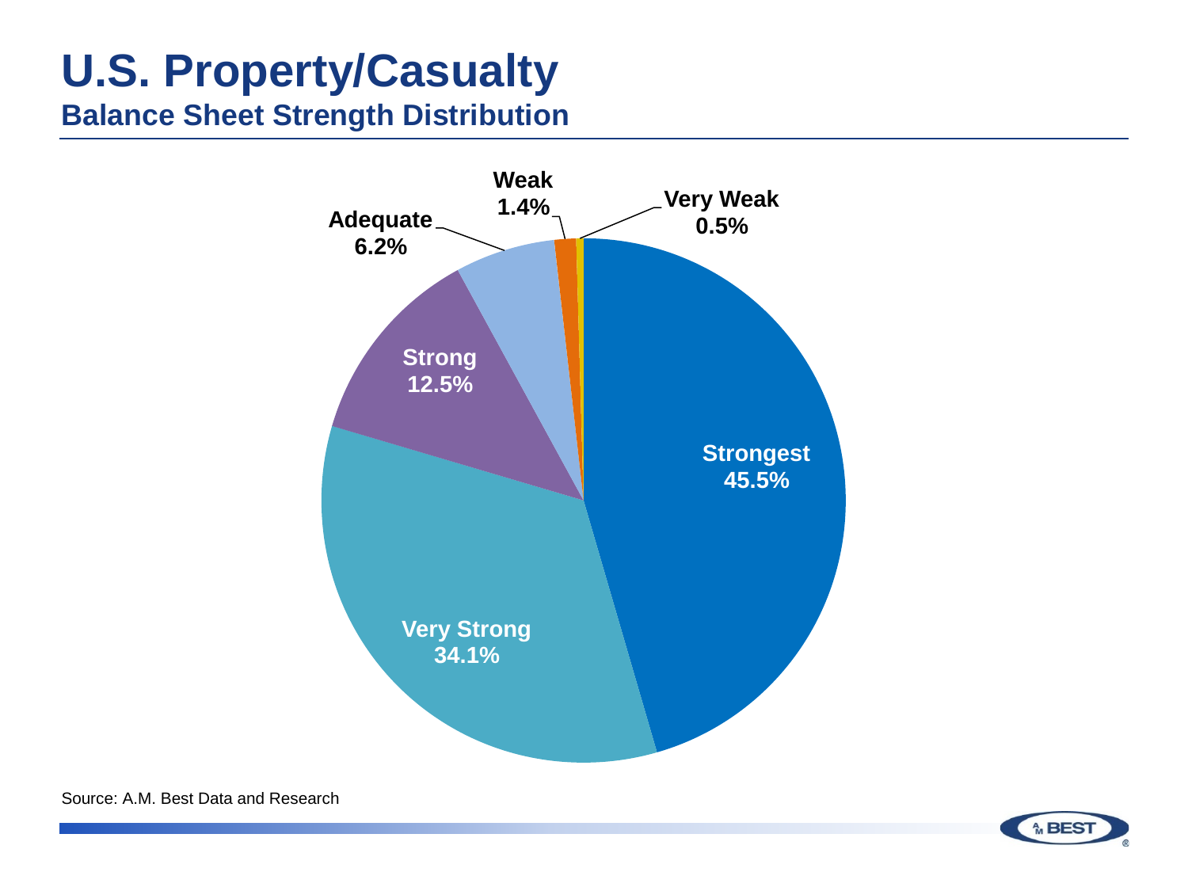# U.S. Property/Casualty

## Balance Sheet Strength Distribution

| Category | Percentage |
|---|---|
| Strongest | 45.5% |
| Very Strong | 34.1% |
| Strong | 12.5% |
| Adequate | 6.2% |
| Weak | 1.4% |
| Very Weak | 0.5% |

Source: A.M. Best Data and Research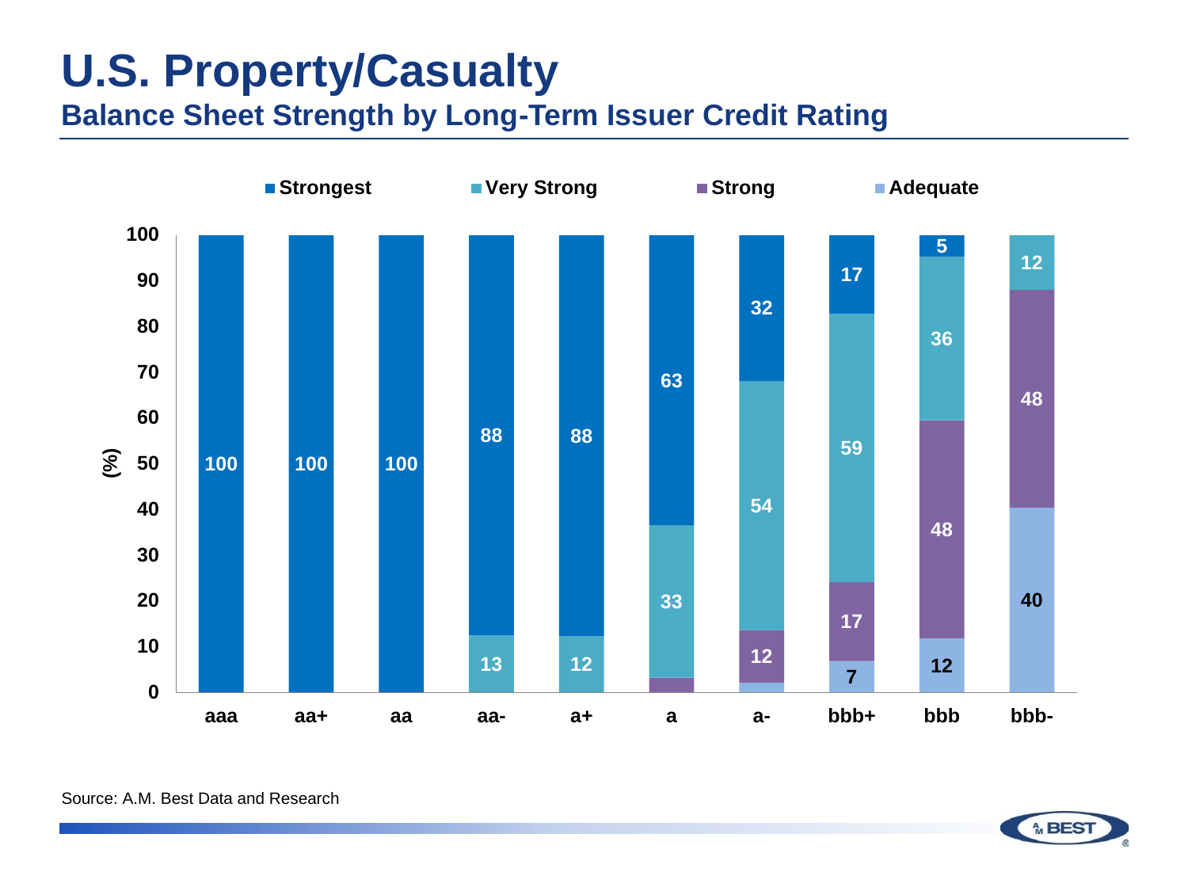# U.S. Property/Casualty

## Balance Sheet Strength by Long-Term Issuer Credit Rating

| Rating | Strongest | Very Strong | Strong | Adequate |
|---|---|---|---|---|
| aaa | 100 | | | |
| aa+ | 100 | | | |
| aa | 100 | | | |
| aa- | 88 | 13 | | |
| a+ | 88 | 12 | | |
| a | 63 | 33 | | |
| a- | 32 | 54 | 12 | |
| bbb+ | 17 | 59 | 17 | 7 |
| bbb | 5 | 36 | 48 | 12 |
| bbb- | | 12 | 48 | 40 |

(%)

Source: A.M. Best Data and Research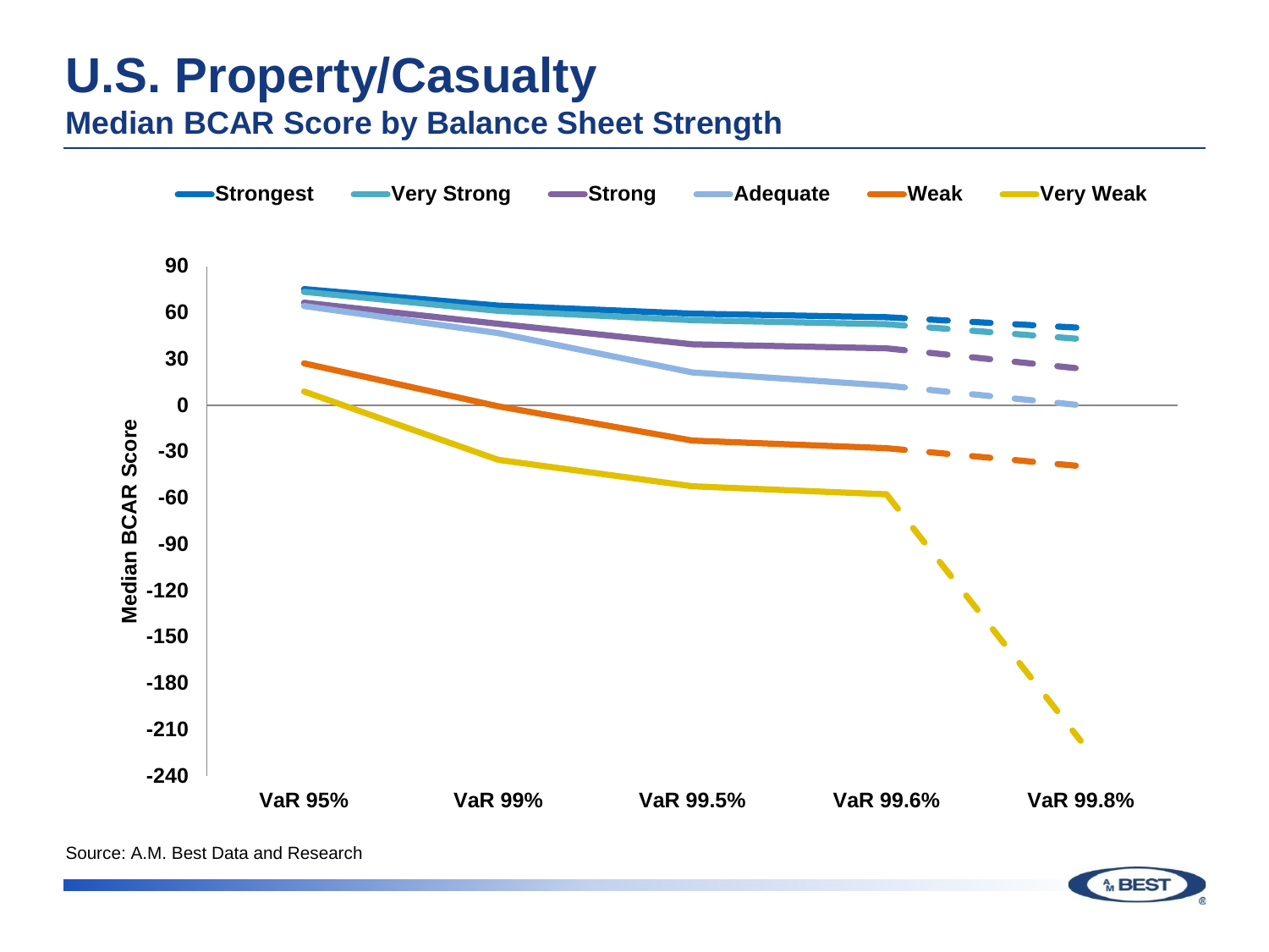# U.S. Property/Casualty

## Median BCAR Score by Balance Sheet Strength

Strongest | Very Strong | Strong | Adequate | Weak | Very Weak

Median BCAR Score

90, 60, 30, 0, -30, -60, -90, -120, -150, -180, -210, -240

VaR 95% | VaR 99% | VaR 99.5% | VaR 99.6% | VaR 99.8%

Source: A.M. Best Data and Research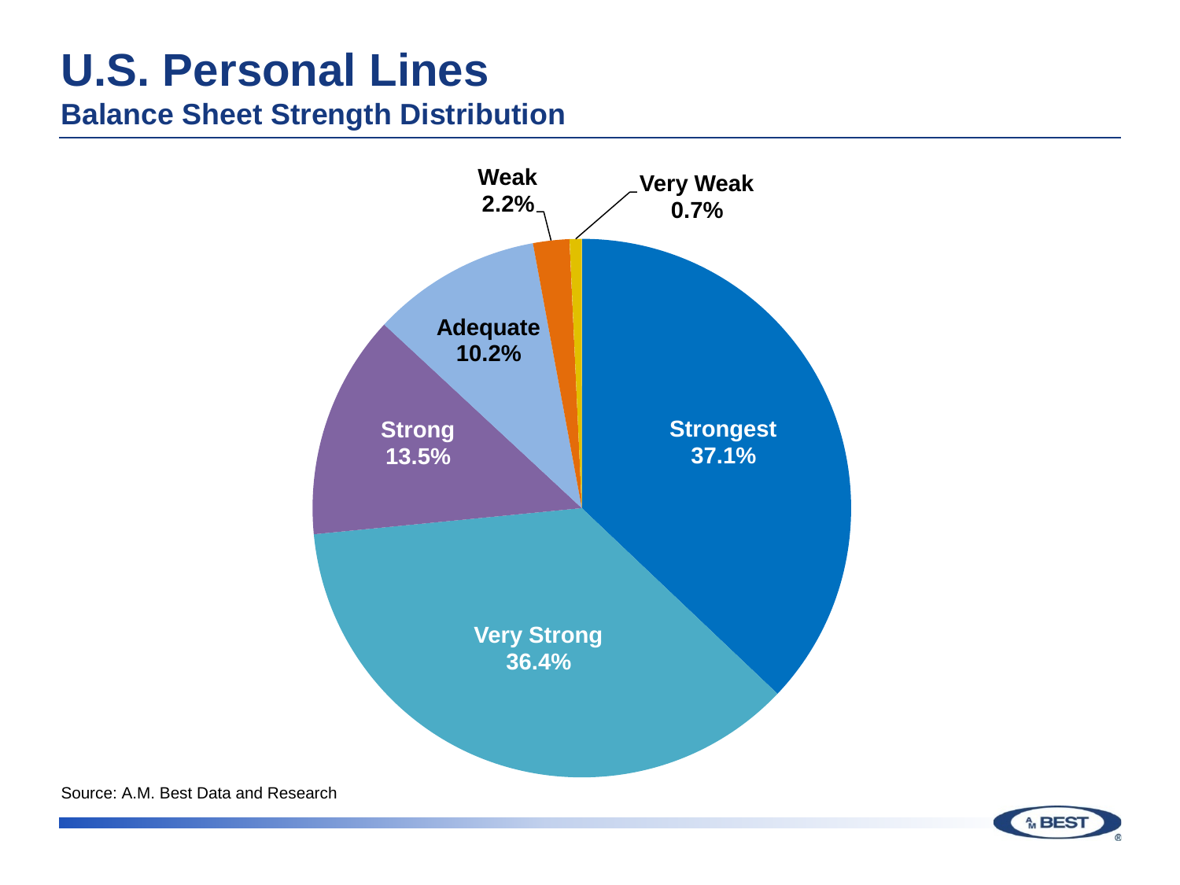# U.S. Personal Lines

## Balance Sheet Strength Distribution

| Category | Percentage |
| --- | --- |
| Strongest | 37.1% |
| Very Strong | 36.4% |
| Strong | 13.5% |
| Adequate | 10.2% |
| Weak | 2.2% |
| Very Weak | 0.7% |

Source: A.M. Best Data and Research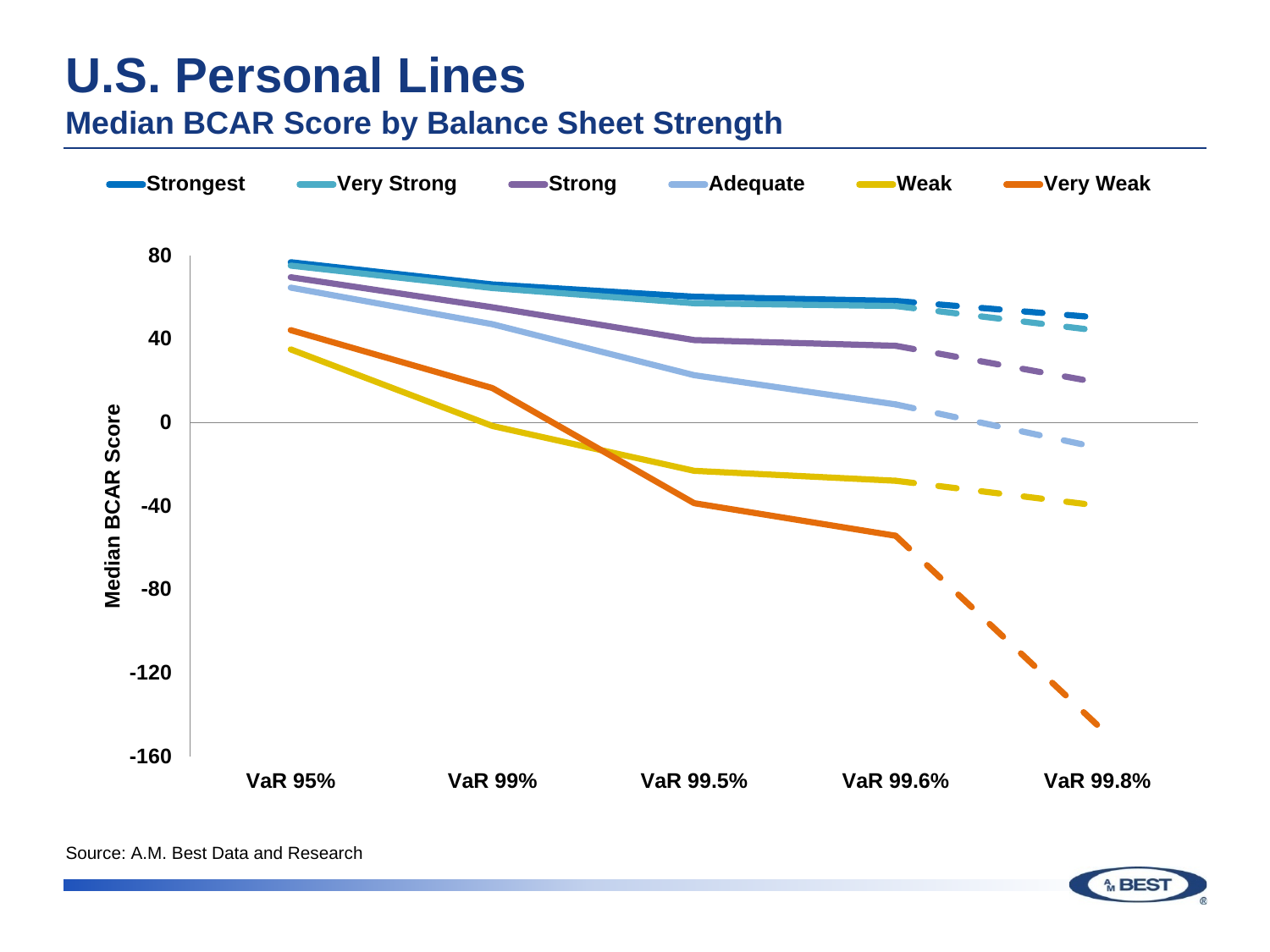# U.S. Personal Lines

## Median BCAR Score by Balance Sheet Strength

Strongest | Very Strong | Strong | Adequate | Weak | Very Weak

Median BCAR Score

80, 40, 0, -40, -80, -120, -160

VaR 95% | VaR 99% | VaR 99.5% | VaR 99.6% | VaR 99.8%

Source: A.M. Best Data and Research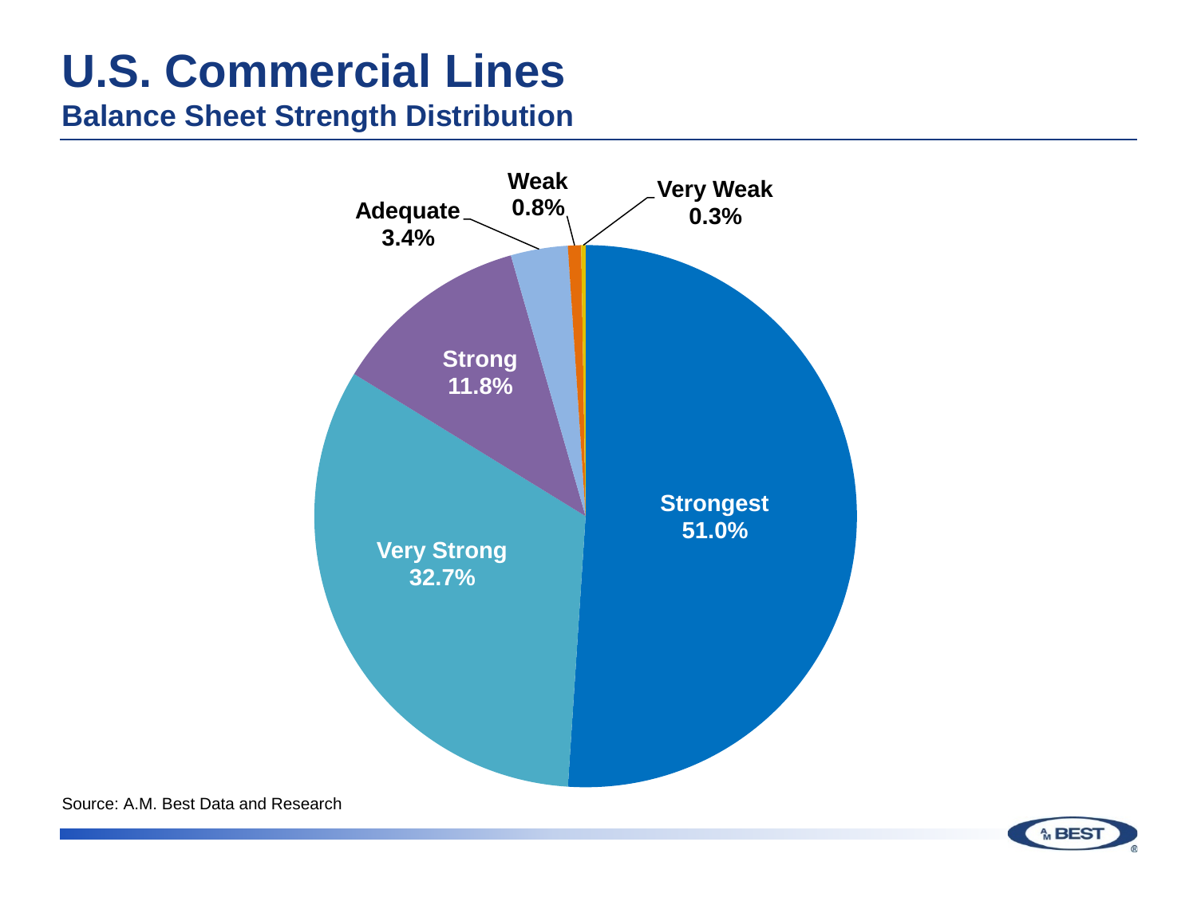# U.S. Commercial Lines

## Balance Sheet Strength Distribution

| Category | Percentage |
|---|---|
| Strongest | 51.0% |
| Very Strong | 32.7% |
| Strong | 11.8% |
| Adequate | 3.4% |
| Weak | 0.8% |
| Very Weak | 0.3% |

Source: A.M. Best Data and Research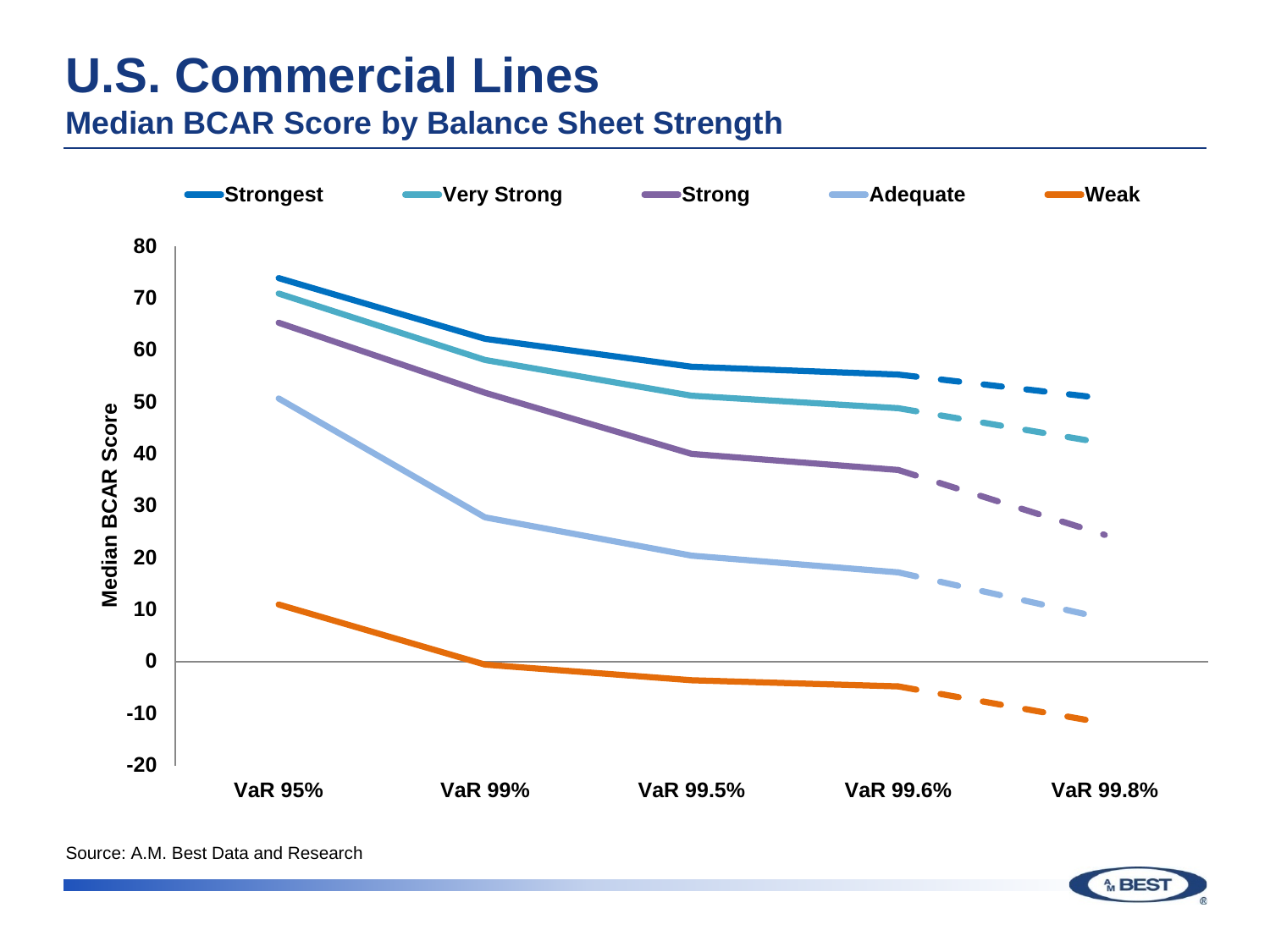# U.S. Commercial Lines

## Median BCAR Score by Balance Sheet Strength

Strongest | Very Strong | Strong | Adequate | Weak

Median BCAR Score

80, 70, 60, 50, 40, 30, 20, 10, 0, -10, -20

VaR 95% | VaR 99% | VaR 99.5% | VaR 99.6% | VaR 99.8%

Source: A.M. Best Data and Research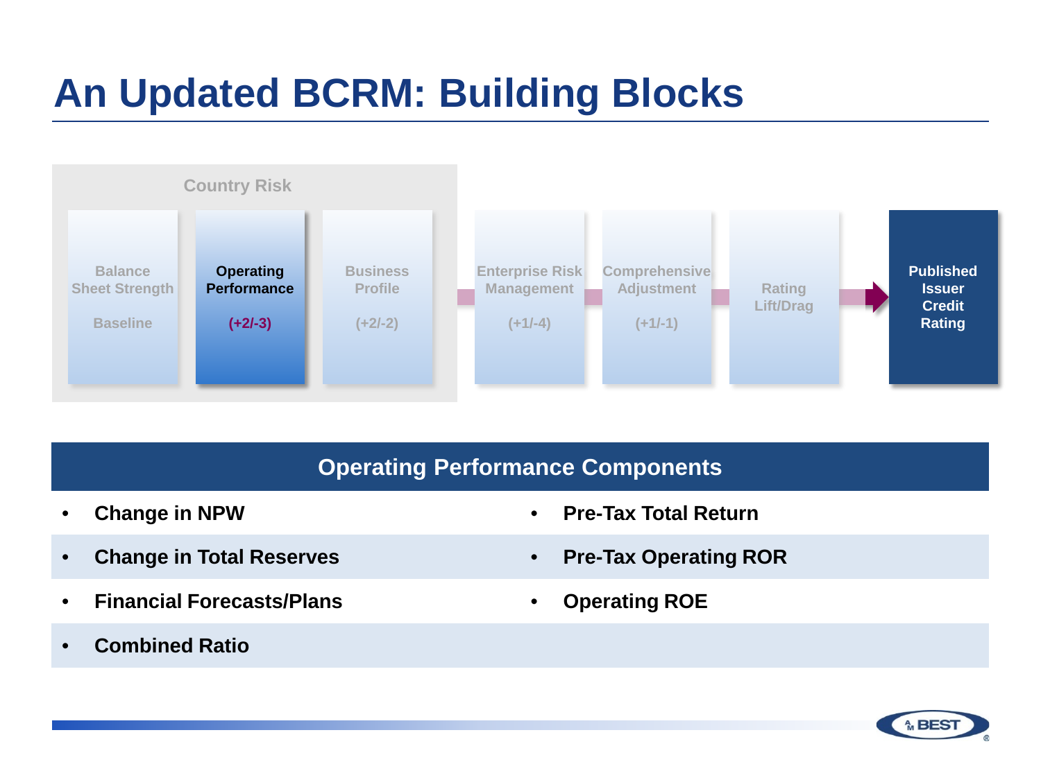# An Updated BCRM: Building Blocks

Country Risk

| Balance Sheet Strength | Operating Performance | Business Profile | Enterprise Risk Management | Comprehensive Adjustment | Rating Lift/Drag | Published Issuer Credit Rating |
|---|---|---|---|---|---|---|
| Baseline | (+2/-3) | (+2/-2) | (+1/-4) | (+1/-1) | | |

## Operating Performance Components

- Change in NPW
- Pre-Tax Total Return
- Change in Total Reserves
- Pre-Tax Operating ROR
- Financial Forecasts/Plans
- Operating ROE
- Combined Ratio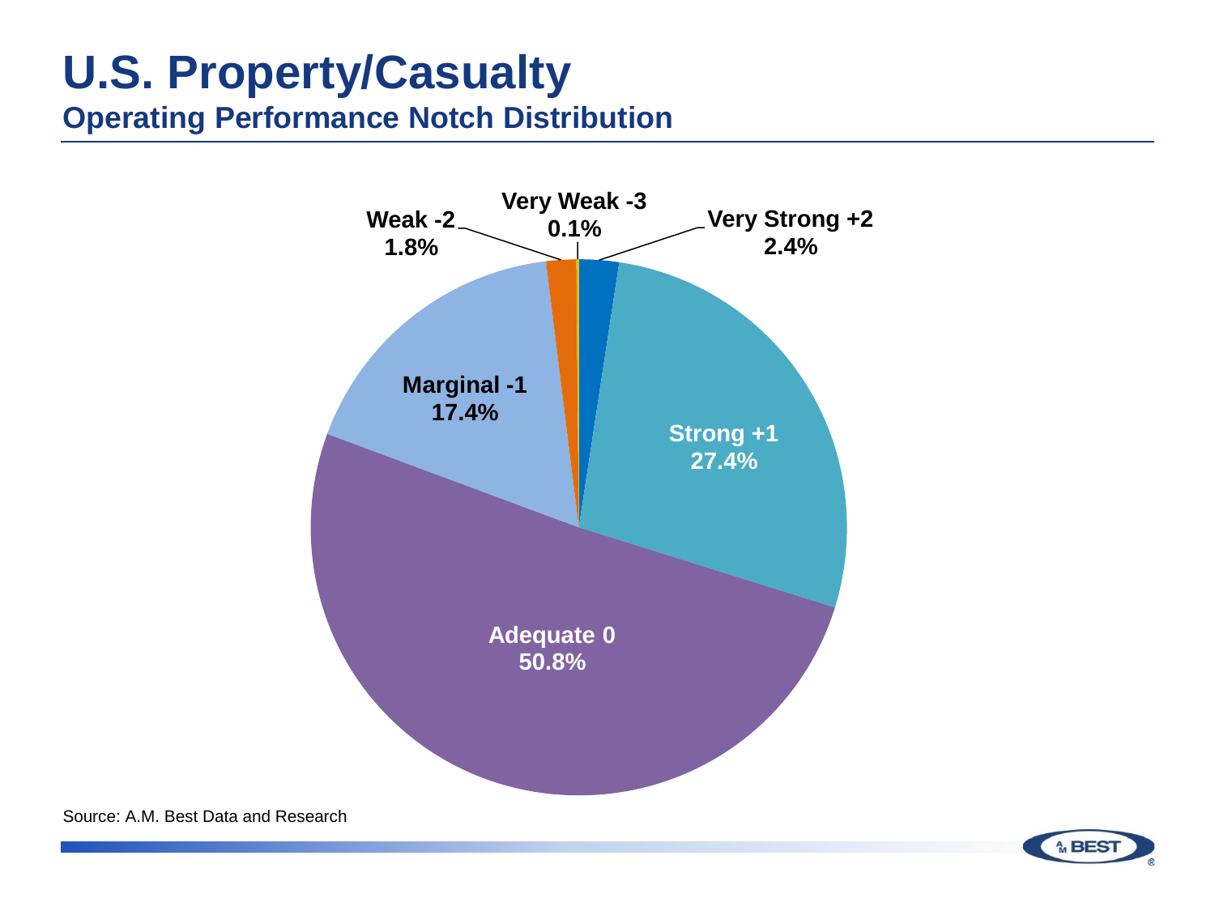# U.S. Property/Casualty

## Operating Performance Notch Distribution

| Category | Percentage |
|---|---|
| Very Strong +2 | 2.4% |
| Strong +1 | 27.4% |
| Adequate 0 | 50.8% |
| Marginal -1 | 17.4% |
| Weak -2 | 1.8% |
| Very Weak -3 | 0.1% |

Source: A.M. Best Data and Research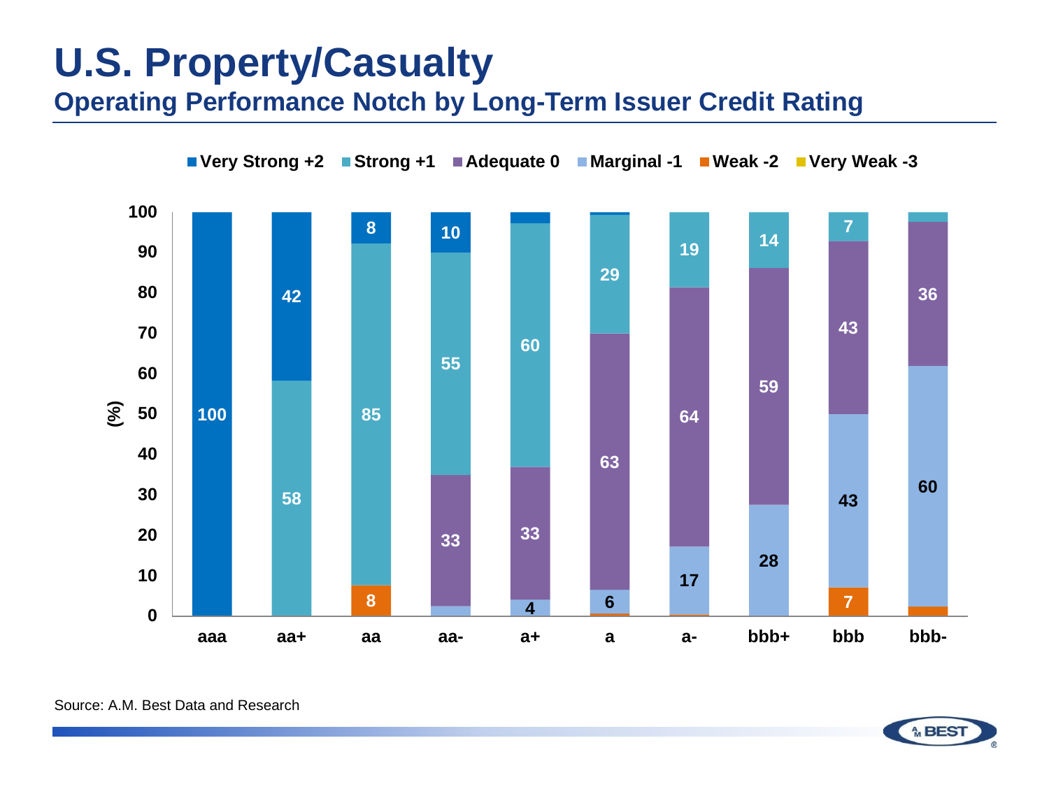# U.S. Property/Casualty

## Operating Performance Notch by Long-Term Issuer Credit Rating

| Rating | Very Strong +2 | Strong +1 | Adequate 0 | Marginal -1 | Weak -2 | Very Weak -3 |
|---|---|---|---|---|---|---|
| aaa | 100 | | | | | |
| aa+ | 42 | 58 | | | | |
| aa | 8 | 85 | | | 8 | |
| aa- | 10 | 55 | 33 | | | |
| a+ | | 60 | 33 | 4 | | |
| a | | 29 | 63 | 6 | | |
| a- | | 19 | 64 | 17 | | |
| bbb+ | | 14 | 59 | 28 | | |
| bbb | | 7 | 43 | 43 | 7 | |
| bbb- | | | 36 | 60 | | |

(%)

Source: A.M. Best Data and Research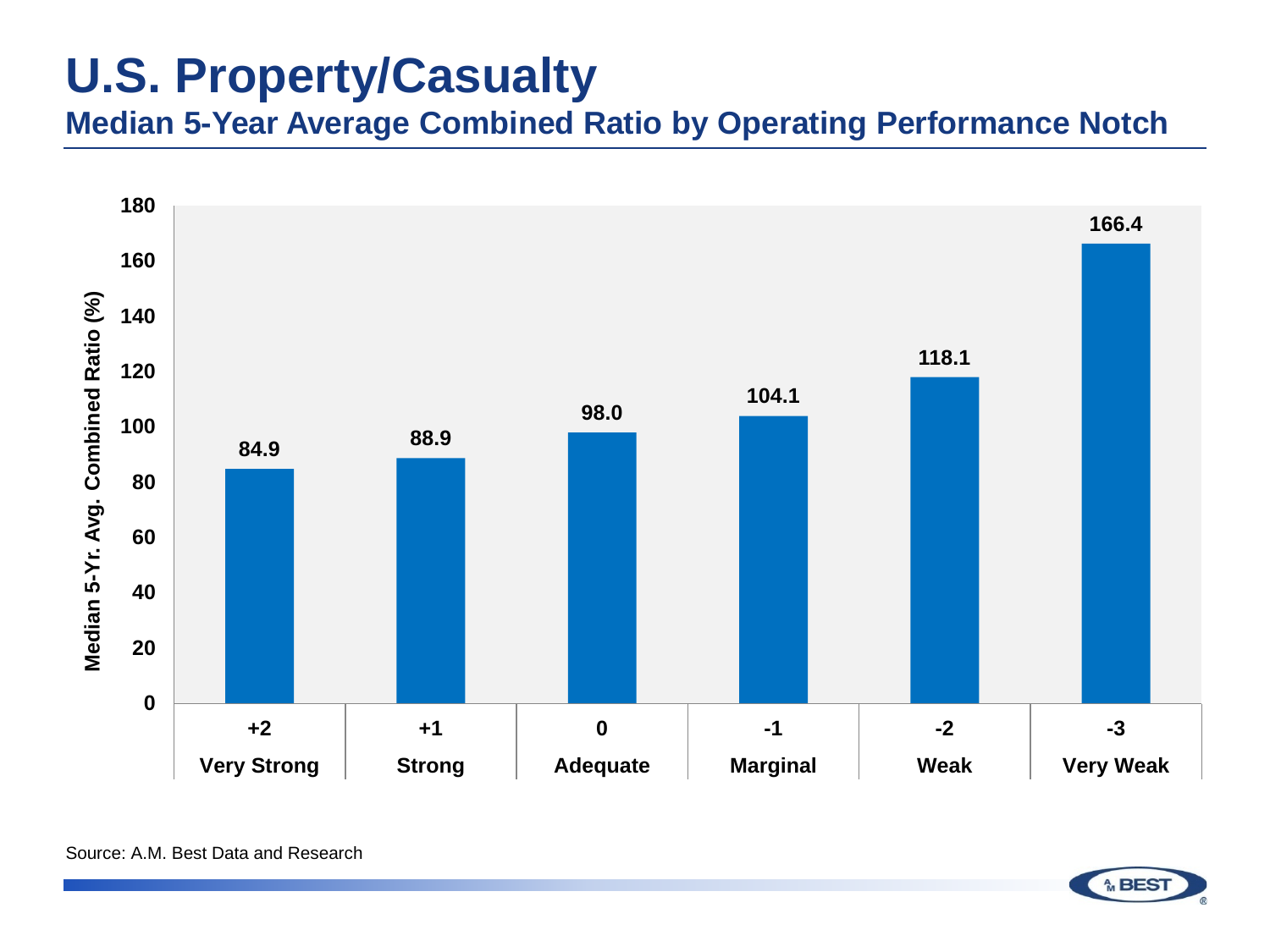# U.S. Property/Casualty

## Median 5-Year Average Combined Ratio by Operating Performance Notch

| Operating Performance Notch | Assessment | Median 5-Yr. Avg. Combined Ratio (%) |
|---|---|---|
| +2 | Very Strong | 84.9 |
| +1 | Strong | 88.9 |
| 0 | Adequate | 98.0 |
| -1 | Marginal | 104.1 |
| -2 | Weak | 118.1 |
| -3 | Very Weak | 166.4 |

Source: A.M. Best Data and Research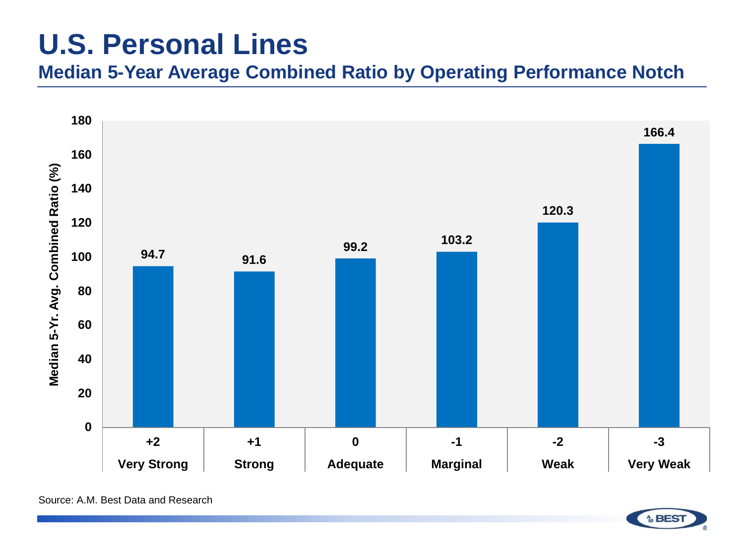# U.S. Personal Lines

## Median 5-Year Average Combined Ratio by Operating Performance Notch

| Operating Performance Notch | Median 5-Yr. Avg. Combined Ratio (%) |
|---|---|
| +2 Very Strong | 94.7 |
| +1 Strong | 91.6 |
| 0 Adequate | 99.2 |
| -1 Marginal | 103.2 |
| -2 Weak | 120.3 |
| -3 Very Weak | 166.4 |

Source: A.M. Best Data and Research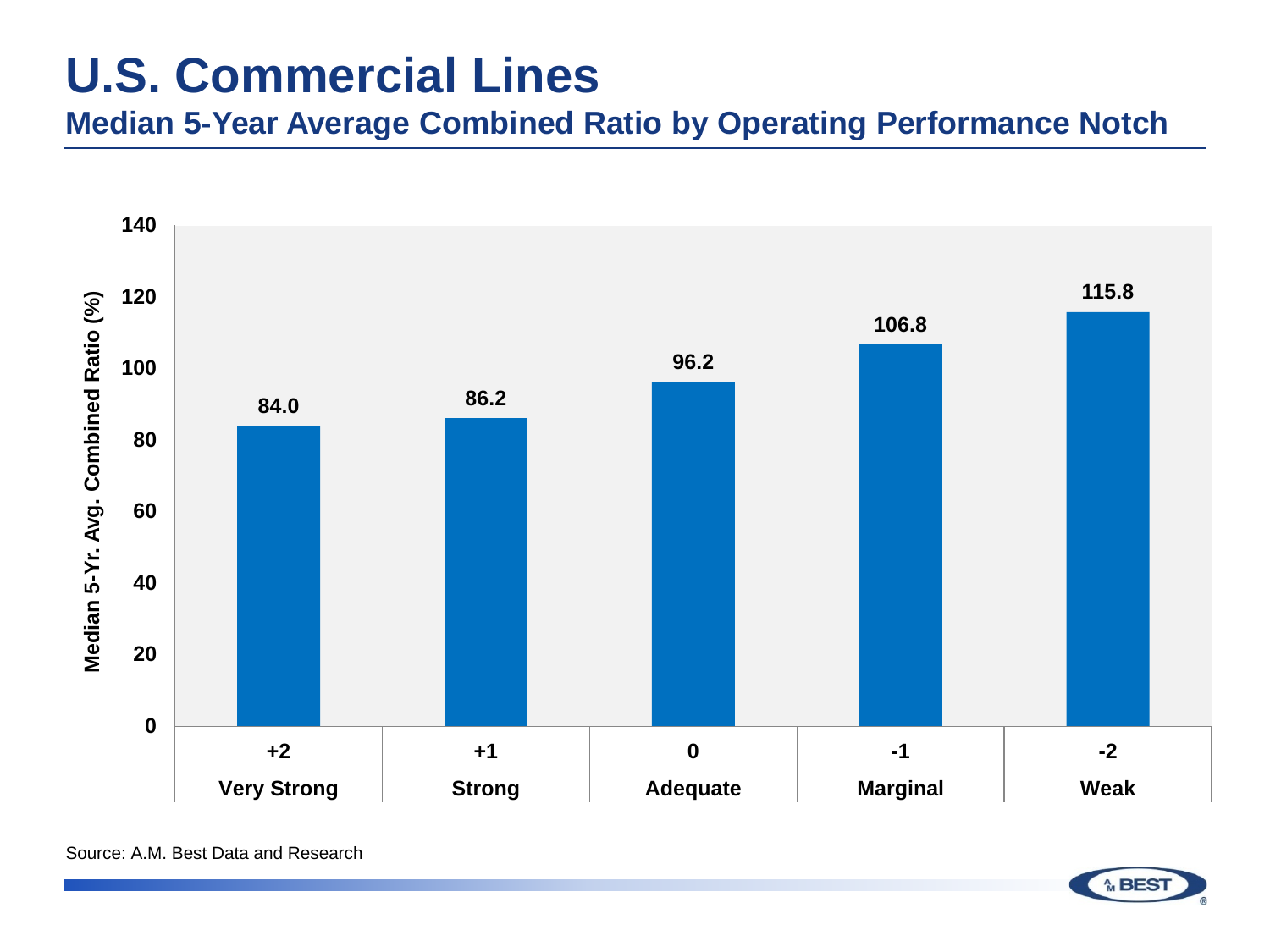# U.S. Commercial Lines

## Median 5-Year Average Combined Ratio by Operating Performance Notch

| Operating Performance Notch | Median 5-Yr. Avg. Combined Ratio (%) |
|---|---|
| +2 Very Strong | 84.0 |
| +1 Strong | 86.2 |
| 0 Adequate | 96.2 |
| -1 Marginal | 106.8 |
| -2 Weak | 115.8 |

Source: A.M. Best Data and Research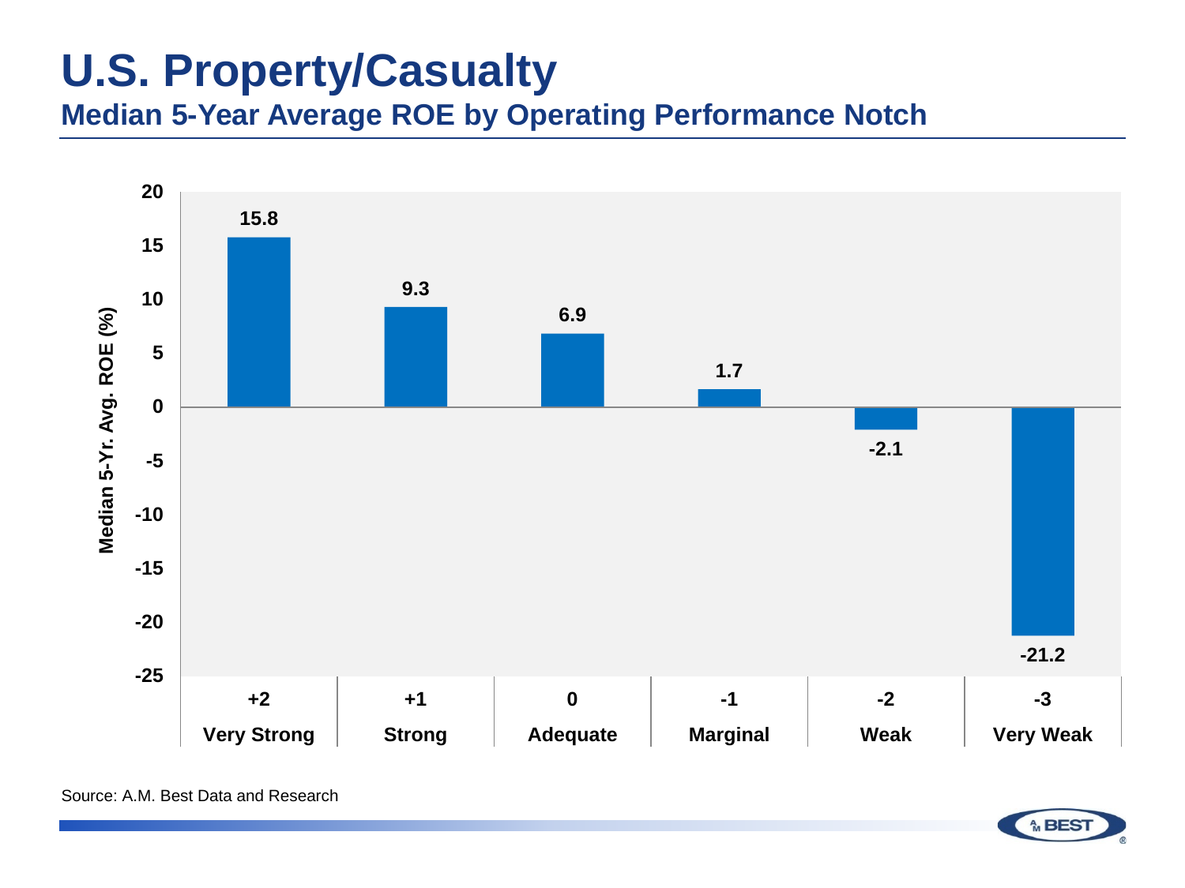# U.S. Property/Casualty

## Median 5-Year Average ROE by Operating Performance Notch

| Operating Performance Notch | Median 5-Yr. Avg. ROE (%) |
|---|---|
| +2 Very Strong | 15.8 |
| +1 Strong | 9.3 |
| 0 Adequate | 6.9 |
| -1 Marginal | 1.7 |
| -2 Weak | -2.1 |
| -3 Very Weak | -21.2 |

Source: A.M. Best Data and Research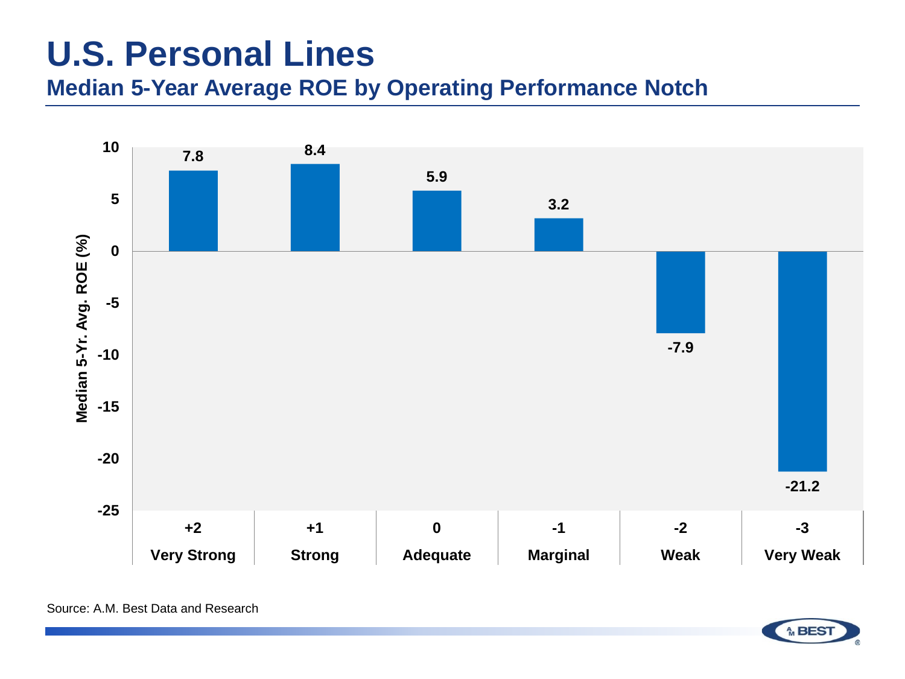# U.S. Personal Lines

## Median 5-Year Average ROE by Operating Performance Notch

| Notch | Operating Performance | Median 5-Yr. Avg. ROE (%) |
|---|---|---|
| +2 | Very Strong | 7.8 |
| +1 | Strong | 8.4 |
| 0 | Adequate | 5.9 |
| -1 | Marginal | 3.2 |
| -2 | Weak | -7.9 |
| -3 | Very Weak | -21.2 |

Source: A.M. Best Data and Research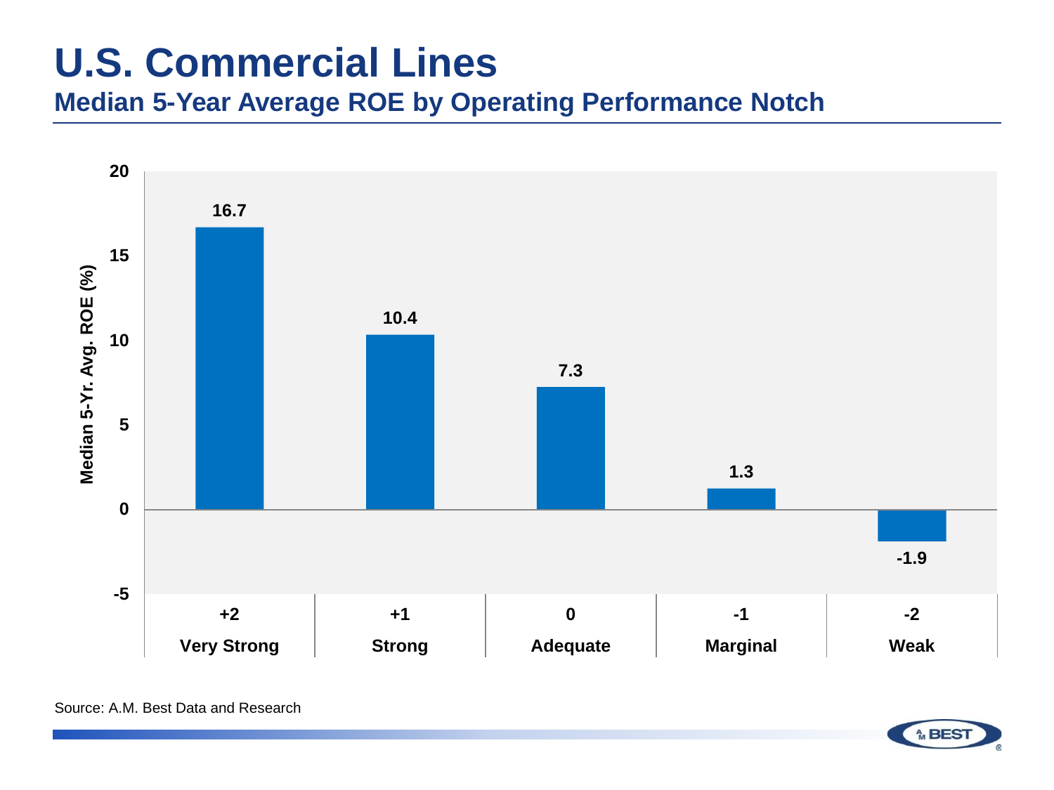# U.S. Commercial Lines

## Median 5-Year Average ROE by Operating Performance Notch

| Operating Performance Notch | Assessment | Median 5-Yr. Avg. ROE (%) |
|---|---|---|
| +2 | Very Strong | 16.7 |
| +1 | Strong | 10.4 |
| 0 | Adequate | 7.3 |
| -1 | Marginal | 1.3 |
| -2 | Weak | -1.9 |

Source: A.M. Best Data and Research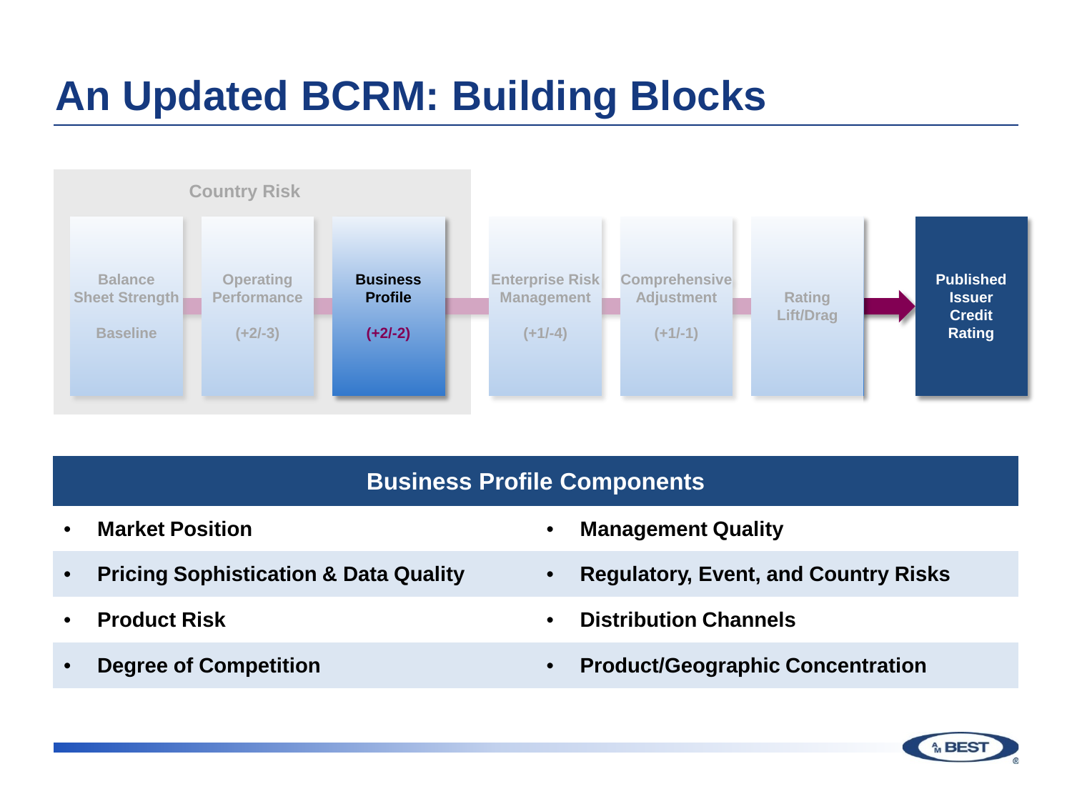# An Updated BCRM: Building Blocks

Country Risk

| Balance Sheet Strength | Operating Performance | Business Profile | Enterprise Risk Management | Comprehensive Adjustment | Rating Lift/Drag | Published Issuer Credit Rating |
|---|---|---|---|---|---|---|
| Baseline | (+2/-3) | (+2/-2) | (+1/-4) | (+1/-1) | | |

## Business Profile Components

- Market Position
- Pricing Sophistication & Data Quality
- Product Risk
- Degree of Competition
- Management Quality
- Regulatory, Event, and Country Risks
- Distribution Channels
- Product/Geographic Concentration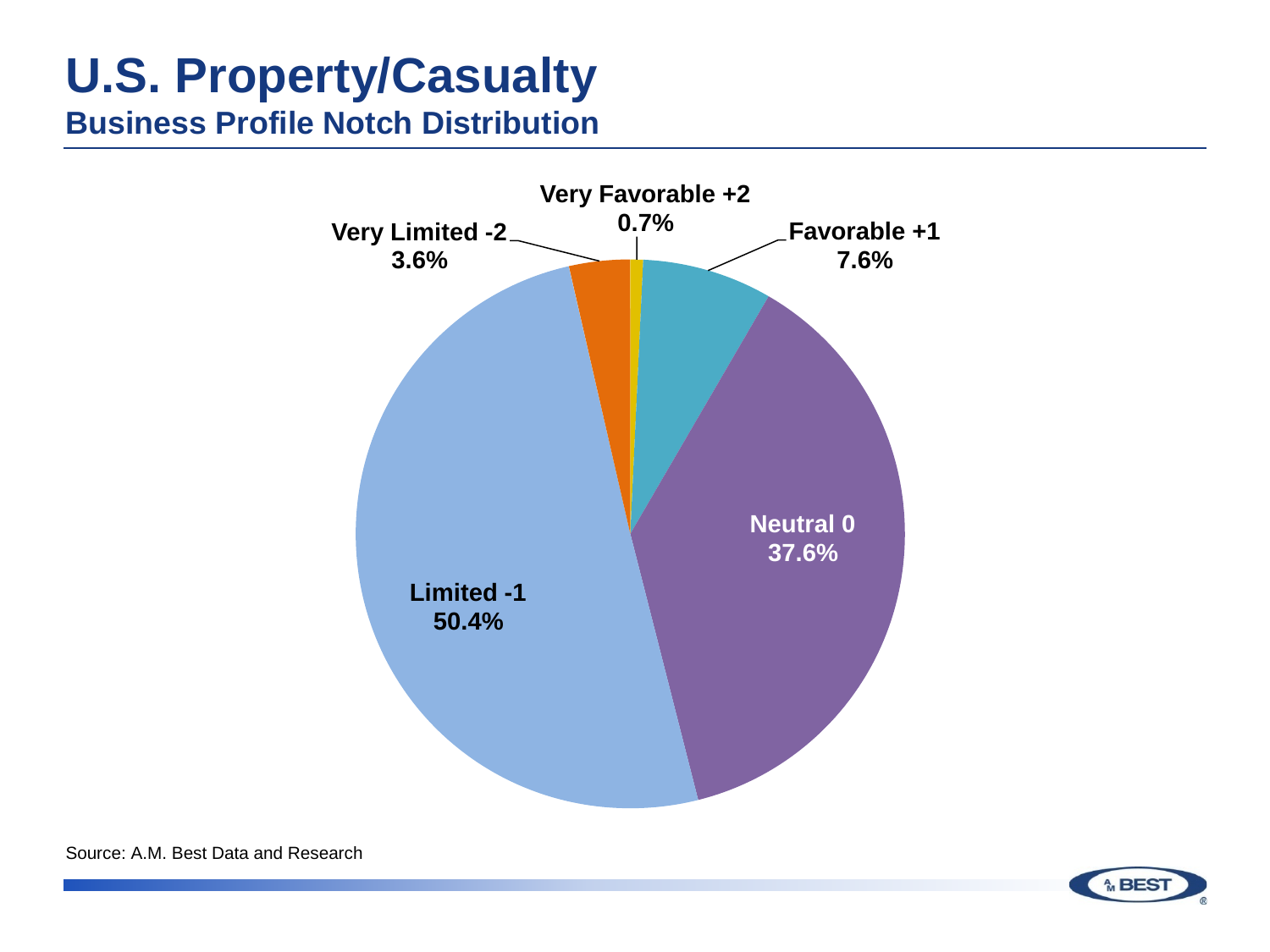# U.S. Property/Casualty

## Business Profile Notch Distribution

| Business Profile | Share |
| --- | --- |
| Very Favorable +2 | 0.7% |
| Favorable +1 | 7.6% |
| Neutral 0 | 37.6% |
| Limited -1 | 50.4% |
| Very Limited -2 | 3.6% |

Source: A.M. Best Data and Research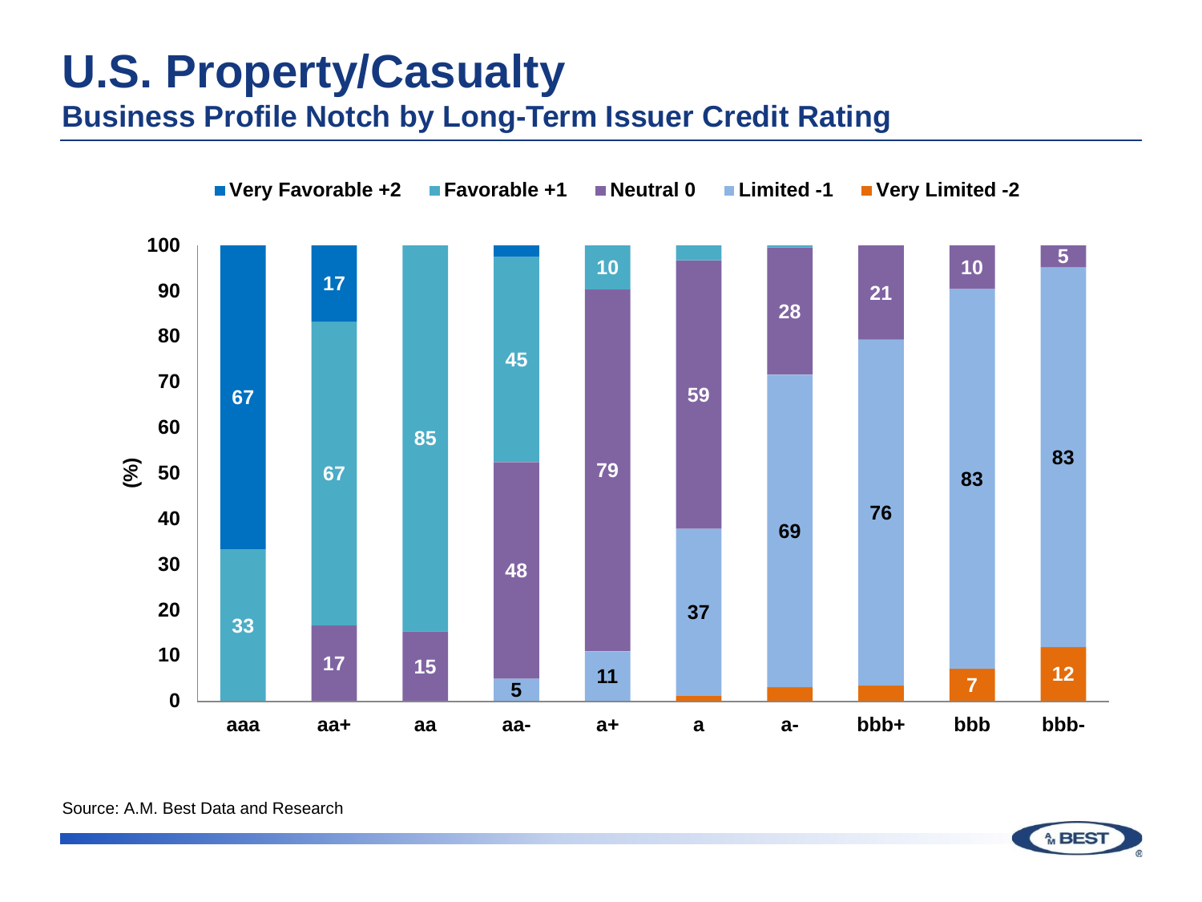# U.S. Property/Casualty

## Business Profile Notch by Long-Term Issuer Credit Rating

Very Favorable +2 | Favorable +1 | Neutral 0 | Limited -1 | Very Limited -2

| Rating | Very Favorable +2 | Favorable +1 | Neutral 0 | Limited -1 | Very Limited -2 |
|---|---|---|---|---|---|
| aaa | 67 | 33 | | | |
| aa+ | 17 | 67 | 17 | | |
| aa | | 85 | 15 | | |
| aa- | | 45 | 48 | 5 | |
| a+ | | 10 | 79 | 11 | |
| a | | | 59 | 37 | |
| a- | | | 28 | 69 | |
| bbb+ | | | 21 | 76 | |
| bbb | | | 10 | 83 | 7 |
| bbb- | | | 5 | 83 | 12 |

(%)

Source: A.M. Best Data and Research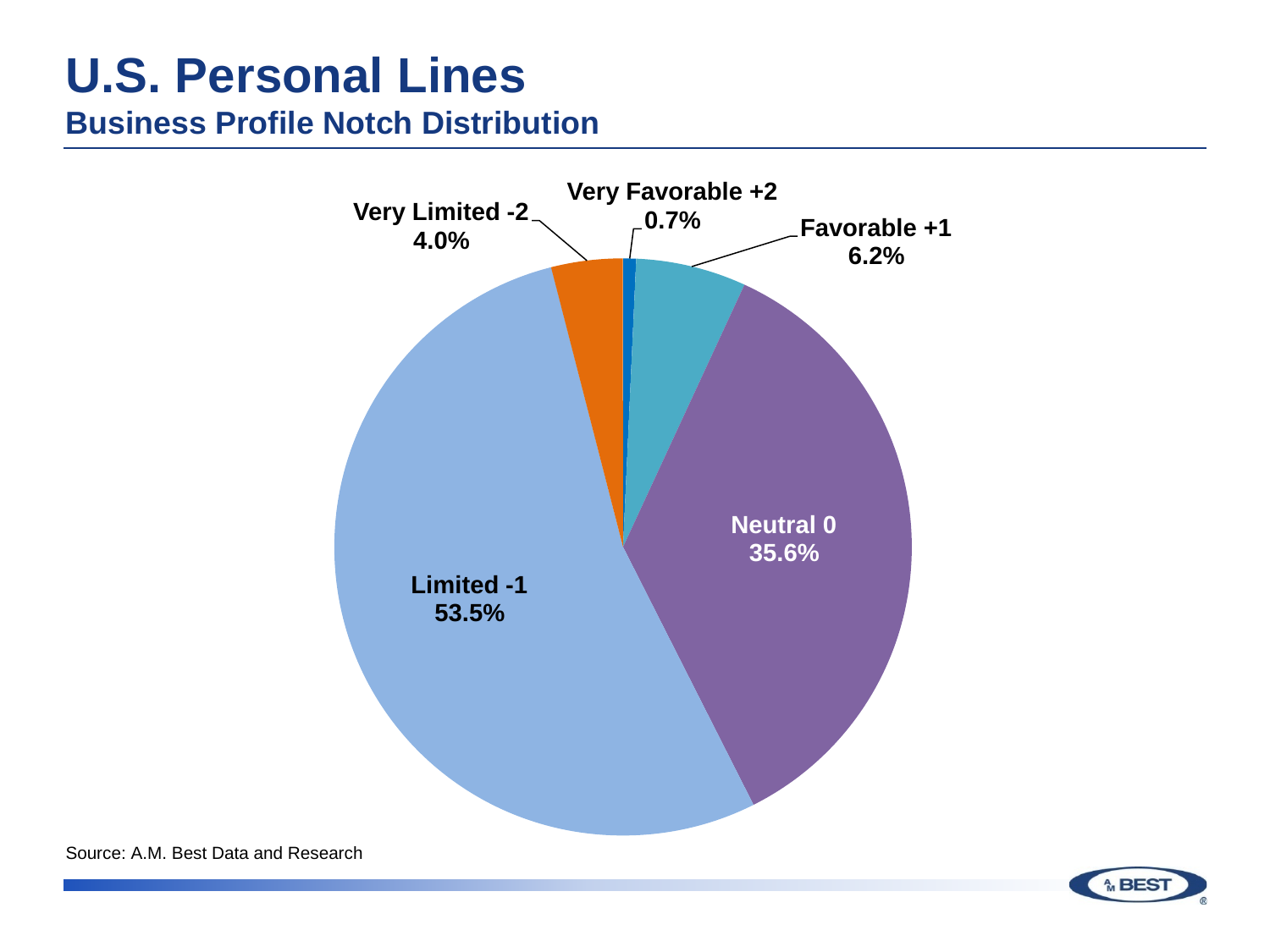# U.S. Personal Lines

## Business Profile Notch Distribution

| Business Profile Notch | Share |
| --- | --- |
| Very Favorable +2 | 0.7% |
| Favorable +1 | 6.2% |
| Neutral 0 | 35.6% |
| Limited -1 | 53.5% |
| Very Limited -2 | 4.0% |

Source: A.M. Best Data and Research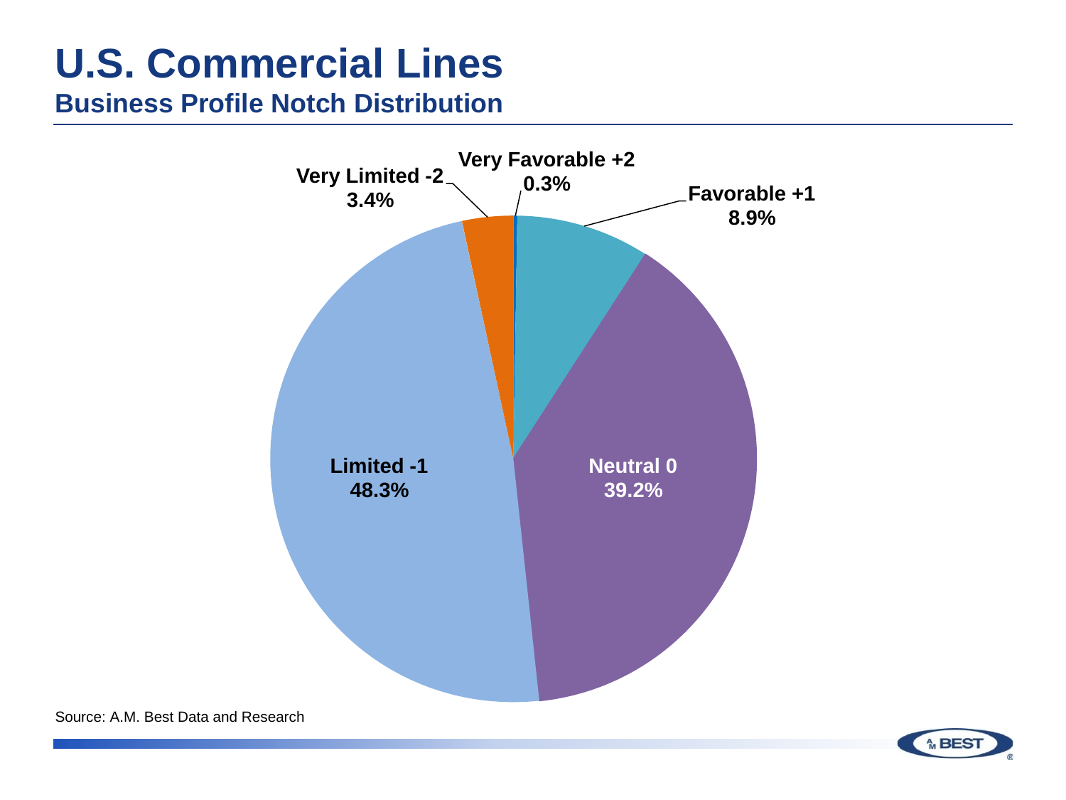# U.S. Commercial Lines

## Business Profile Notch Distribution

| Category | Percentage |
|---|---|
| Very Favorable +2 | 0.3% |
| Favorable +1 | 8.9% |
| Neutral 0 | 39.2% |
| Limited -1 | 48.3% |
| Very Limited -2 | 3.4% |

Source: A.M. Best Data and Research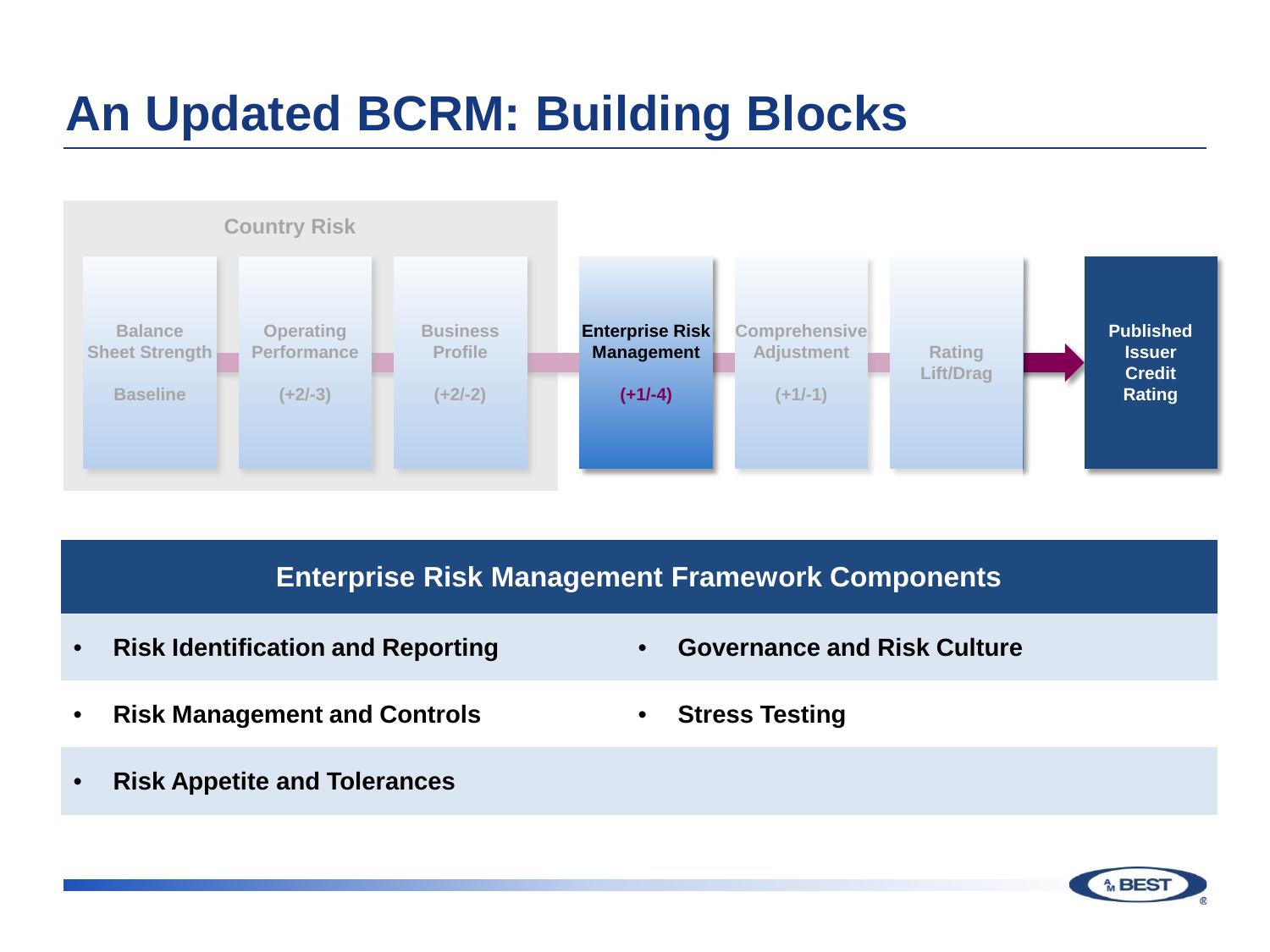# An Updated BCRM: Building Blocks

Country Risk

| Balance Sheet Strength | Operating Performance | Business Profile | **Enterprise Risk Management** | Comprehensive Adjustment | Rating Lift/Drag | **Published Issuer Credit Rating** |
|---|---|---|---|---|---|---|
| Baseline | (+2/-3) | (+2/-2) | **(+1/-4)** | (+1/-1) | | |

## Enterprise Risk Management Framework Components

- **Risk Identification and Reporting**
- **Risk Management and Controls**
- **Risk Appetite and Tolerances**
- **Governance and Risk Culture**
- **Stress Testing**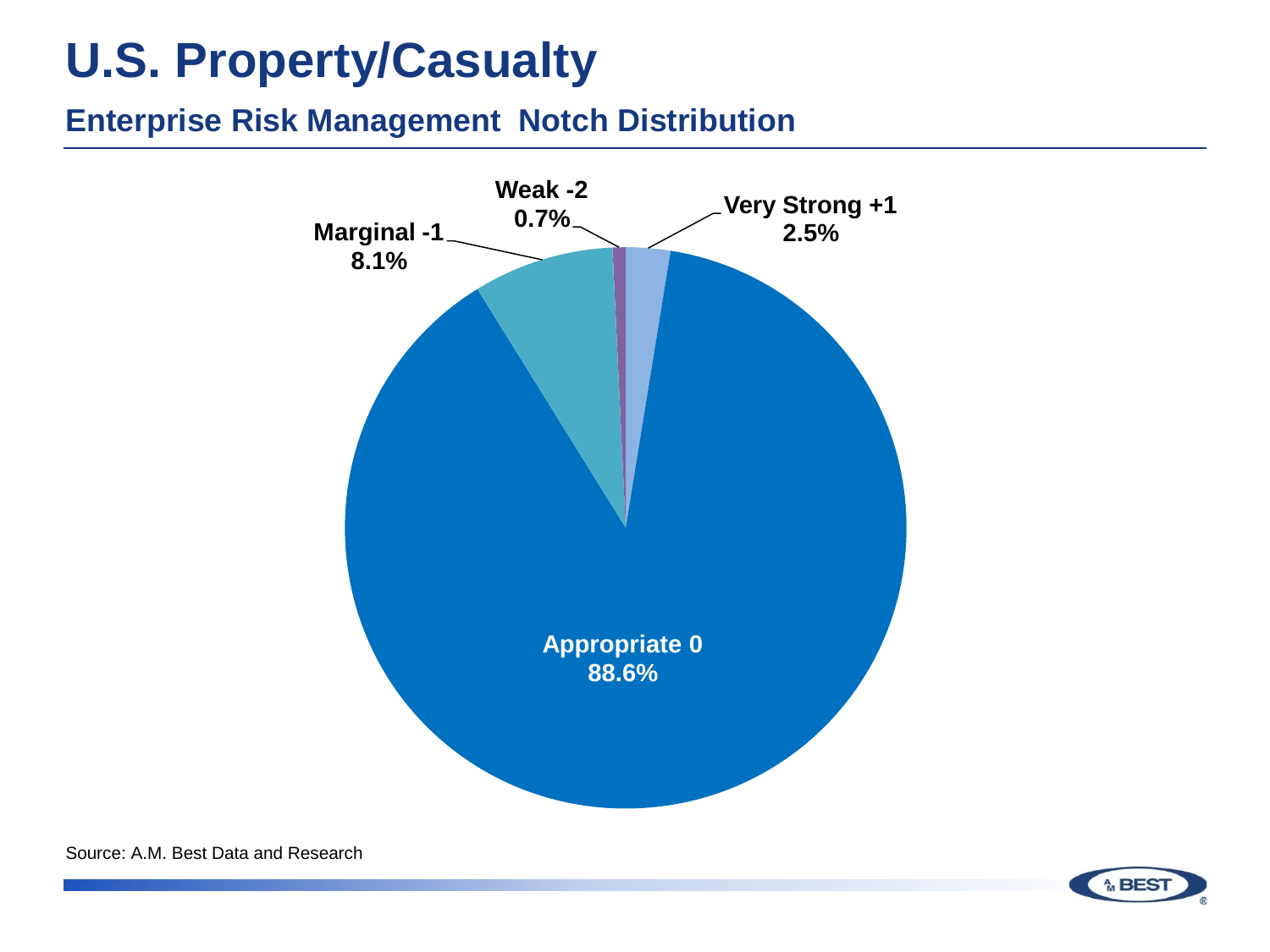# U.S. Property/Casualty

## Enterprise Risk Management Notch Distribution

| Category | Share |
|---|---|
| Very Strong +1 | 2.5% |
| Appropriate 0 | 88.6% |
| Marginal -1 | 8.1% |
| Weak -2 | 0.7% |

Source: A.M. Best Data and Research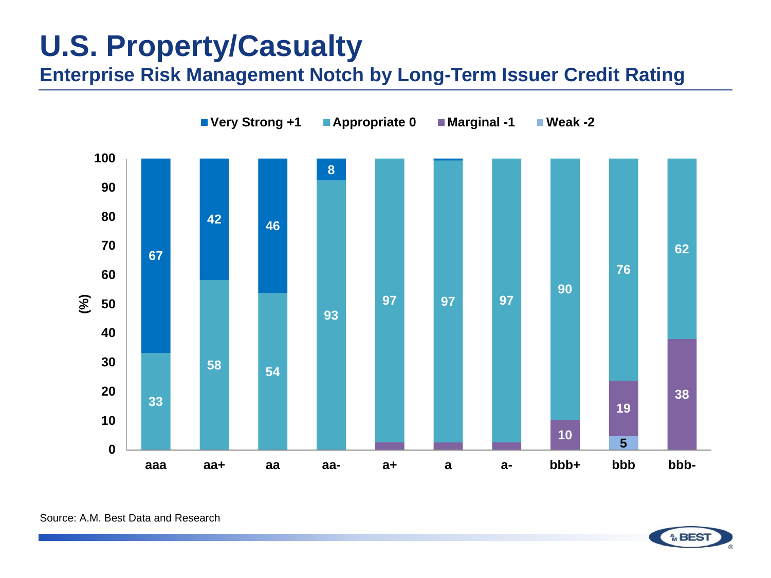# U.S. Property/Casualty

## Enterprise Risk Management Notch by Long-Term Issuer Credit Rating

| Rating | Very Strong +1 | Appropriate 0 | Marginal -1 | Weak -2 |
|---|---|---|---|---|
| aaa | 67 | 33 | | |
| aa+ | 42 | 58 | | |
| aa | 46 | 54 | | |
| aa- | 8 | 93 | | |
| a+ | | 97 | | |
| a | | 97 | | |
| a- | | 97 | | |
| bbb+ | | 90 | 10 | |
| bbb | | 76 | 19 | 5 |
| bbb- | | 62 | 38 | |

(%)

Source: A.M. Best Data and Research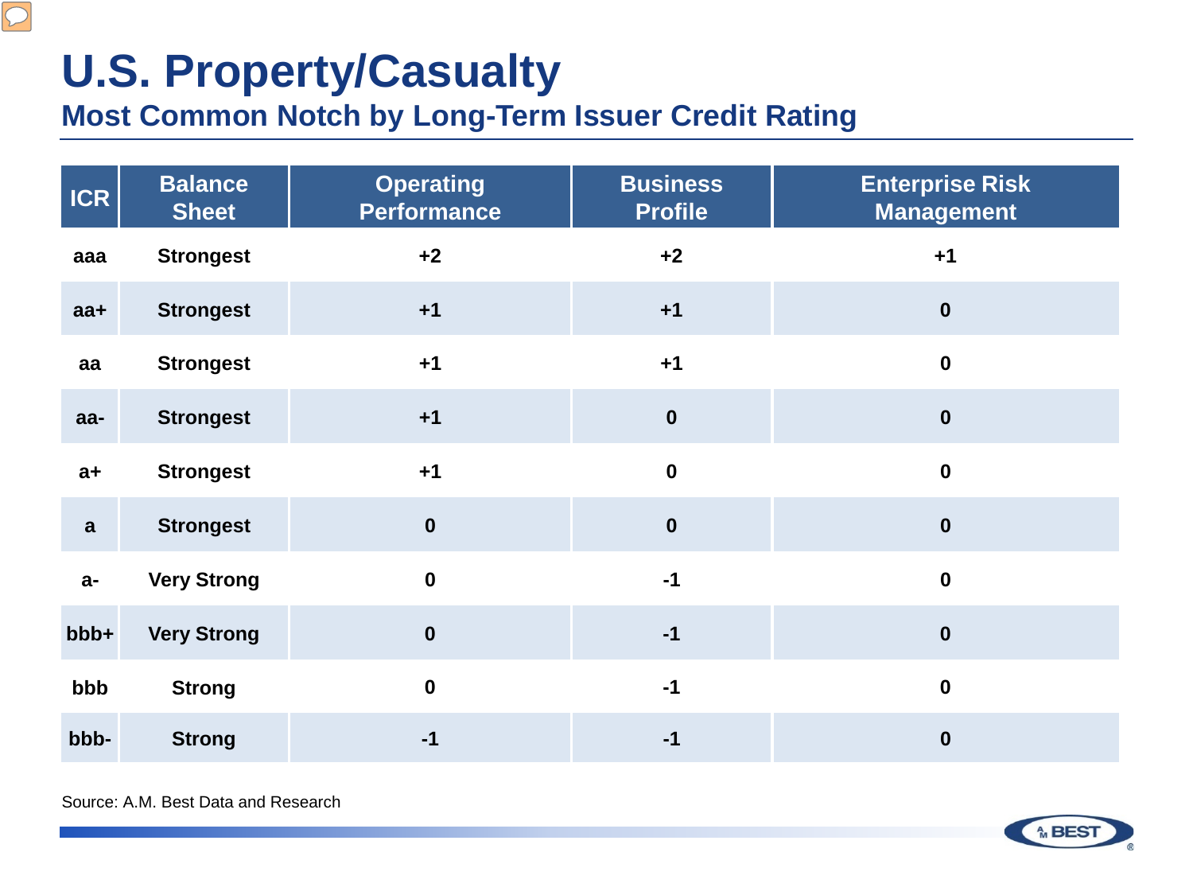# U.S. Property/Casualty

## Most Common Notch by Long-Term Issuer Credit Rating

| ICR | Balance Sheet | Operating Performance | Business Profile | Enterprise Risk Management |
|---|---|---|---|---|
| aaa | Strongest | +2 | +2 | +1 |
| aa+ | Strongest | +1 | +1 | 0 |
| aa | Strongest | +1 | +1 | 0 |
| aa- | Strongest | +1 | 0 | 0 |
| a+ | Strongest | +1 | 0 | 0 |
| a | Strongest | 0 | 0 | 0 |
| a- | Very Strong | 0 | -1 | 0 |
| bbb+ | Very Strong | 0 | -1 | 0 |
| bbb | Strong | 0 | -1 | 0 |
| bbb- | Strong | -1 | -1 | 0 |

Source: A.M. Best Data and Research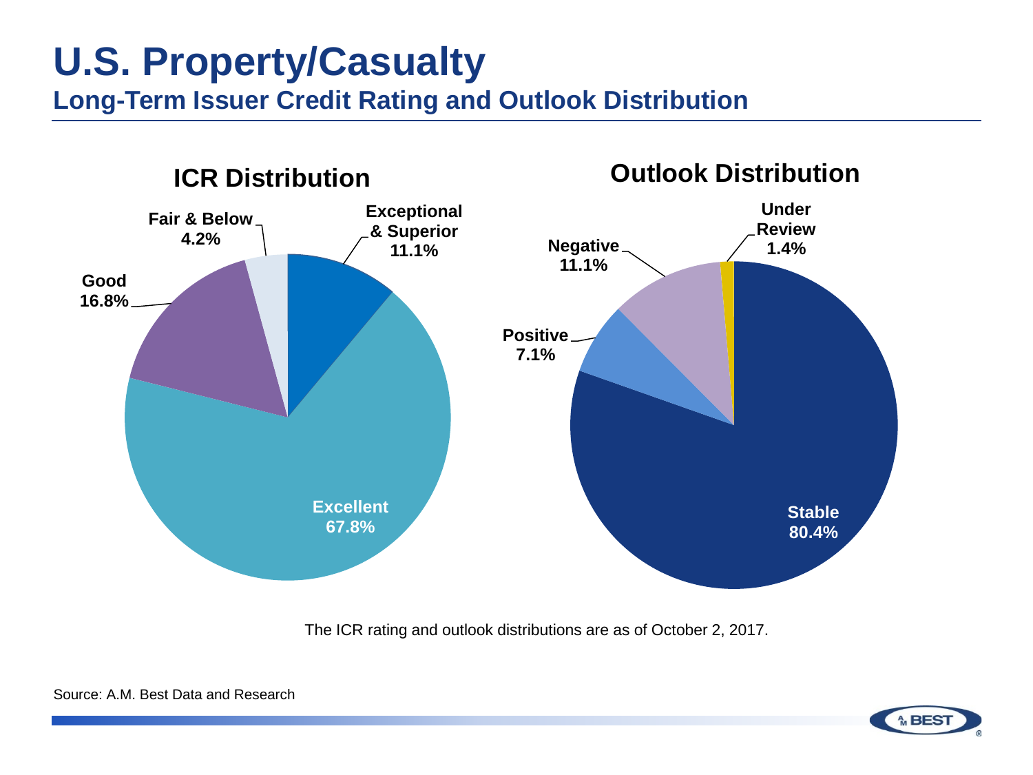# U.S. Property/Casualty

## Long-Term Issuer Credit Rating and Outlook Distribution

### ICR Distribution

| Category | Share |
| --- | --- |
| Exceptional & Superior | 11.1% |
| Excellent | 67.8% |
| Good | 16.8% |
| Fair & Below | 4.2% |

### Outlook Distribution

| Category | Share |
| --- | --- |
| Stable | 80.4% |
| Positive | 7.1% |
| Negative | 11.1% |
| Under Review | 1.4% |

The ICR rating and outlook distributions are as of October 2, 2017.

Source: A.M. Best Data and Research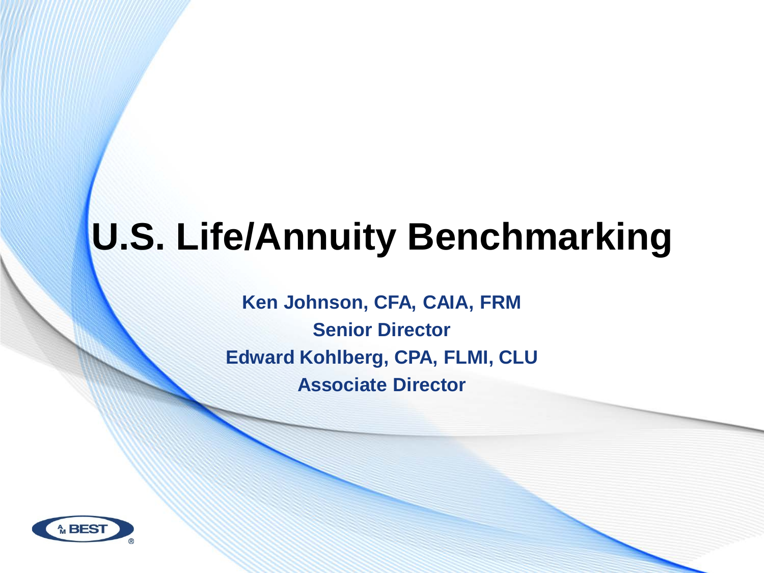# U.S. Life/Annuity Benchmarking

**Ken Johnson, CFA, CAIA, FRM**

**Senior Director**

**Edward Kohlberg, CPA, FLMI, CLU**

**Associate Director**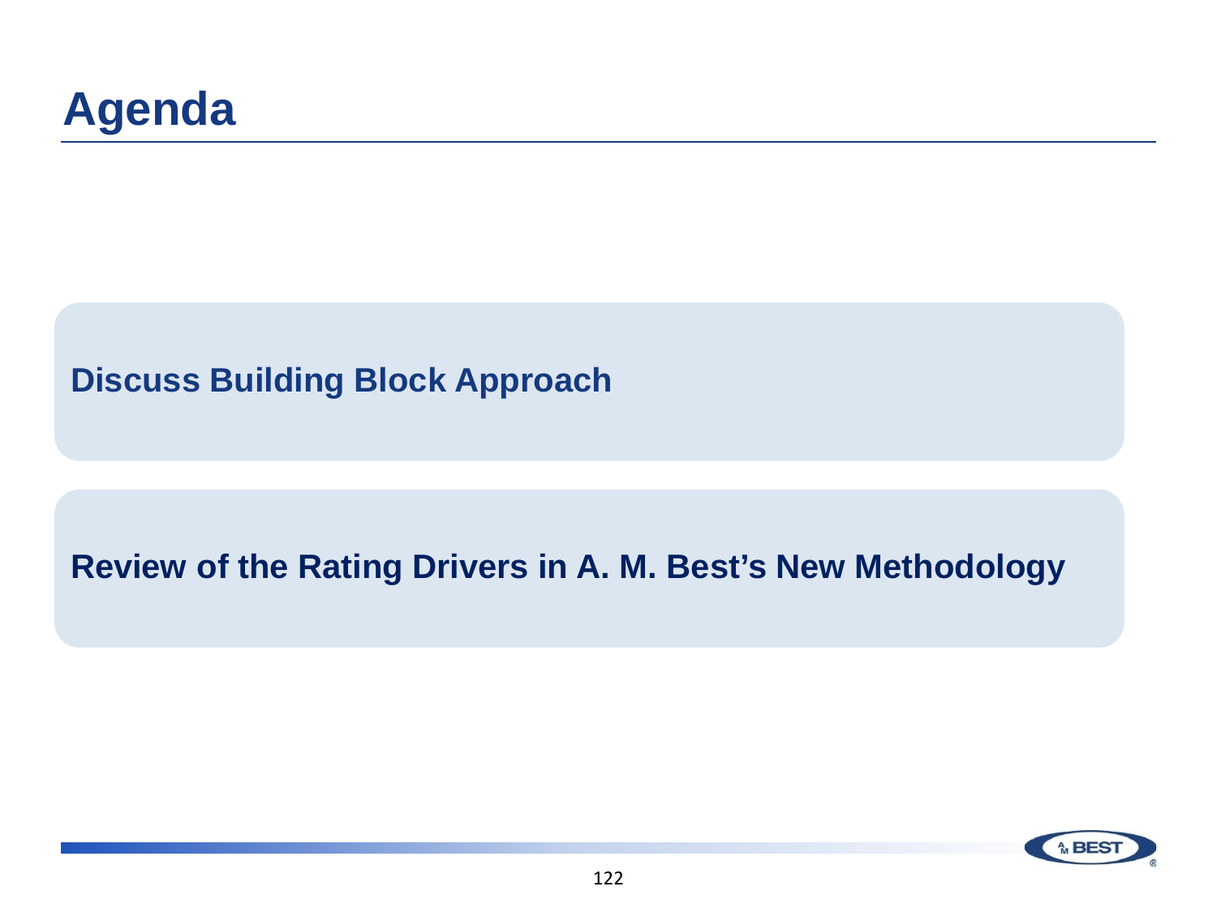# Agenda

**Discuss Building Block Approach**

**Review of the Rating Drivers in A. M. Best's New Methodology**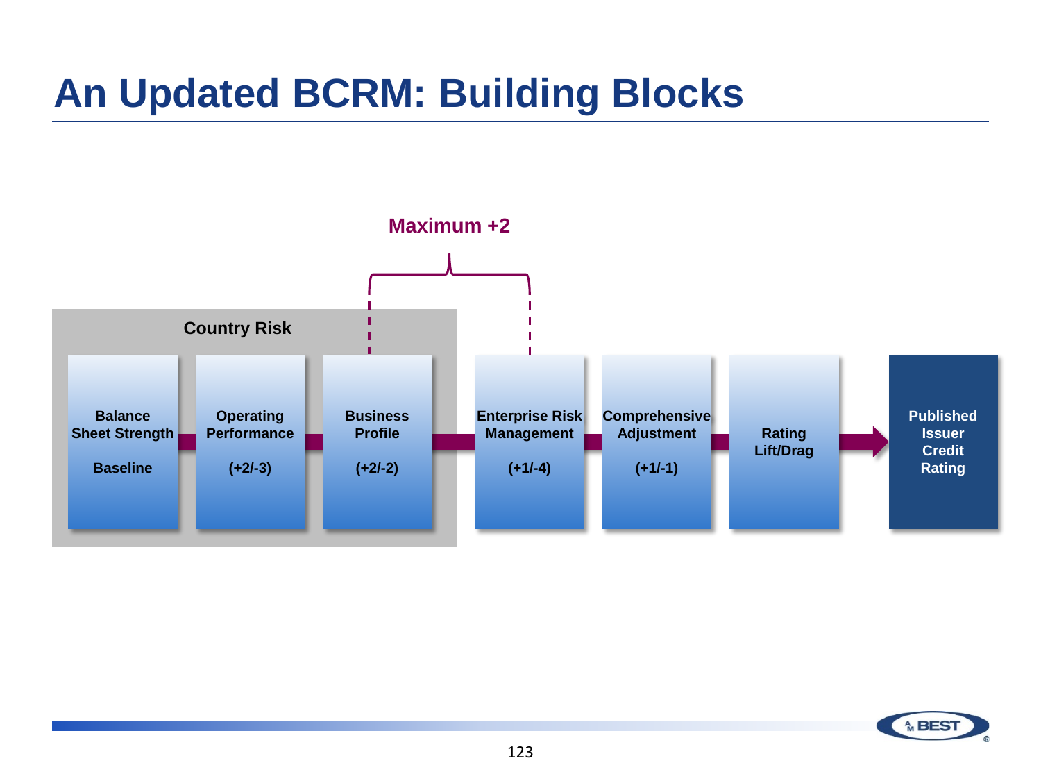# An Updated BCRM: Building Blocks

Maximum +2

Country Risk

| Balance Sheet Strength | Operating Performance | Business Profile | Enterprise Risk Management | Comprehensive Adjustment | Rating Lift/Drag | Published Issuer Credit Rating |
|---|---|---|---|---|---|---|
| Baseline | (+2/-3) | (+2/-2) | (+1/-4) | (+1/-1) | | |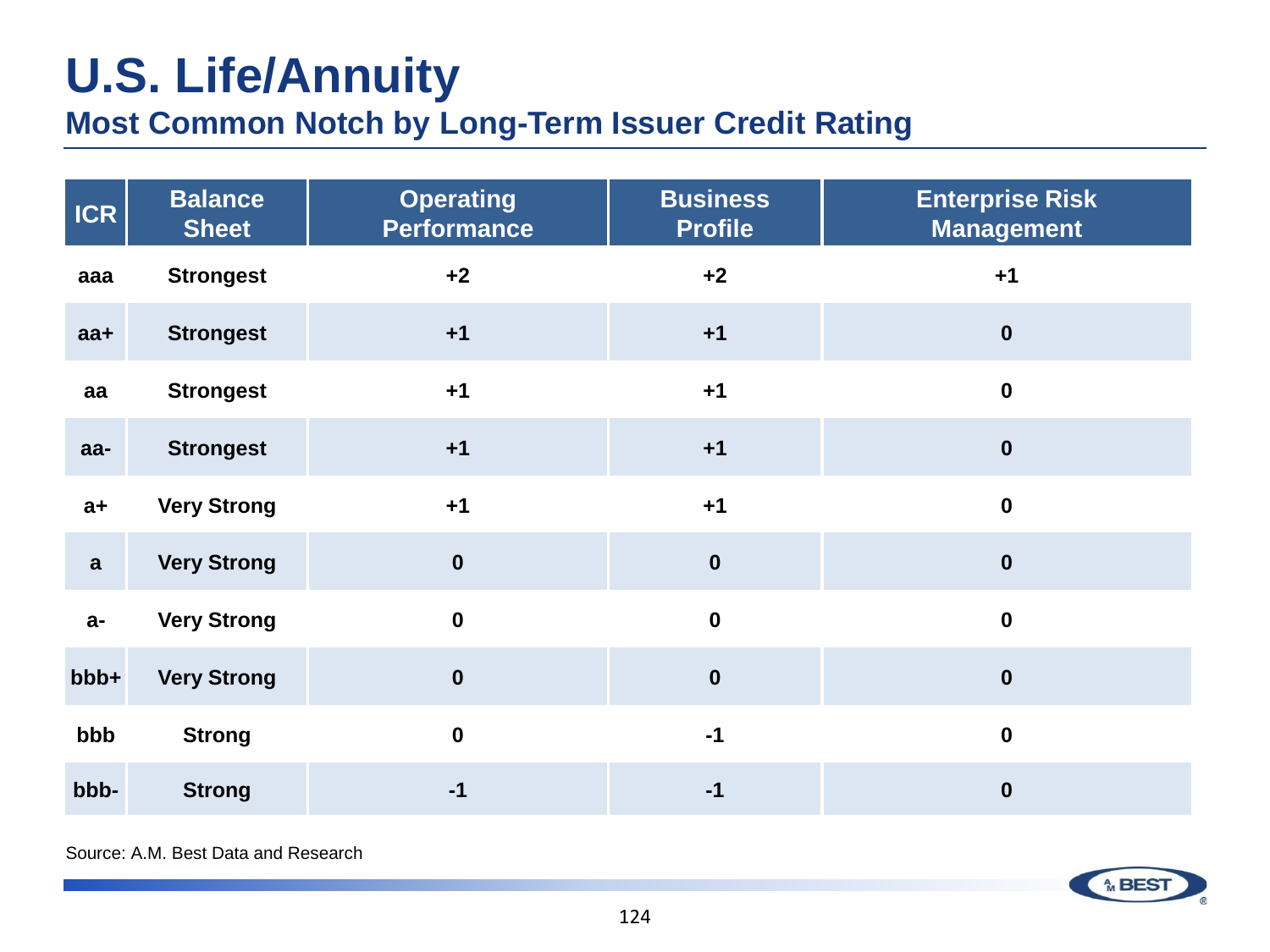# U.S. Life/Annuity

## Most Common Notch by Long-Term Issuer Credit Rating

| ICR | Balance Sheet | Operating Performance | Business Profile | Enterprise Risk Management |
|---|---|---|---|---|
| aaa | Strongest | +2 | +2 | +1 |
| aa+ | Strongest | +1 | +1 | 0 |
| aa | Strongest | +1 | +1 | 0 |
| aa- | Strongest | +1 | +1 | 0 |
| a+ | Very Strong | +1 | +1 | 0 |
| a | Very Strong | 0 | 0 | 0 |
| a- | Very Strong | 0 | 0 | 0 |
| bbb+ | Very Strong | 0 | 0 | 0 |
| bbb | Strong | 0 | -1 | 0 |
| bbb- | Strong | -1 | -1 | 0 |

Source: A.M. Best Data and Research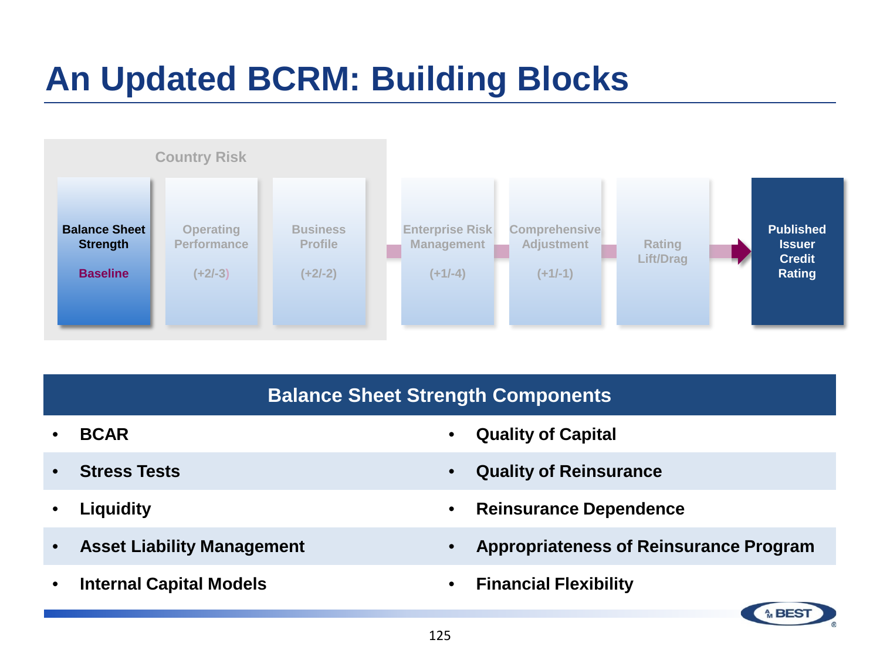# An Updated BCRM: Building Blocks

Country Risk

| Balance Sheet Strength | Operating Performance | Business Profile | Enterprise Risk Management | Comprehensive Adjustment | Rating Lift/Drag | Published Issuer Credit Rating |
|---|---|---|---|---|---|---|
| Baseline | (+2/-3) | (+2/-2) | (+1/-4) | (+1/-1) | | |

## Balance Sheet Strength Components

- **BCAR**
- **Stress Tests**
- **Liquidity**
- **Asset Liability Management**
- **Internal Capital Models**
- **Quality of Capital**
- **Quality of Reinsurance**
- **Reinsurance Dependence**
- **Appropriateness of Reinsurance Program**
- **Financial Flexibility**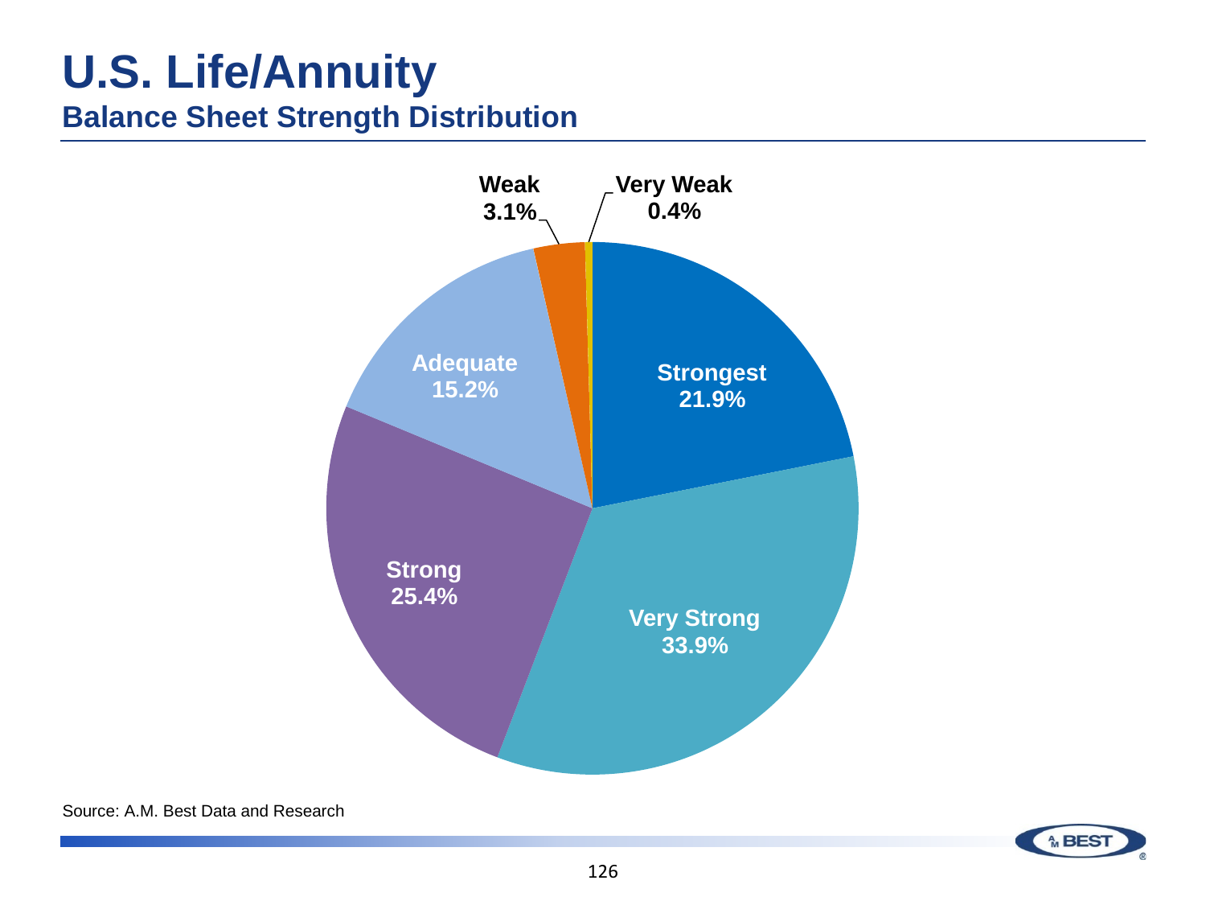# U.S. Life/Annuity

## Balance Sheet Strength Distribution

| Category | Percentage |
| --- | --- |
| Strongest | 21.9% |
| Very Strong | 33.9% |
| Strong | 25.4% |
| Adequate | 15.2% |
| Weak | 3.1% |
| Very Weak | 0.4% |

Source: A.M. Best Data and Research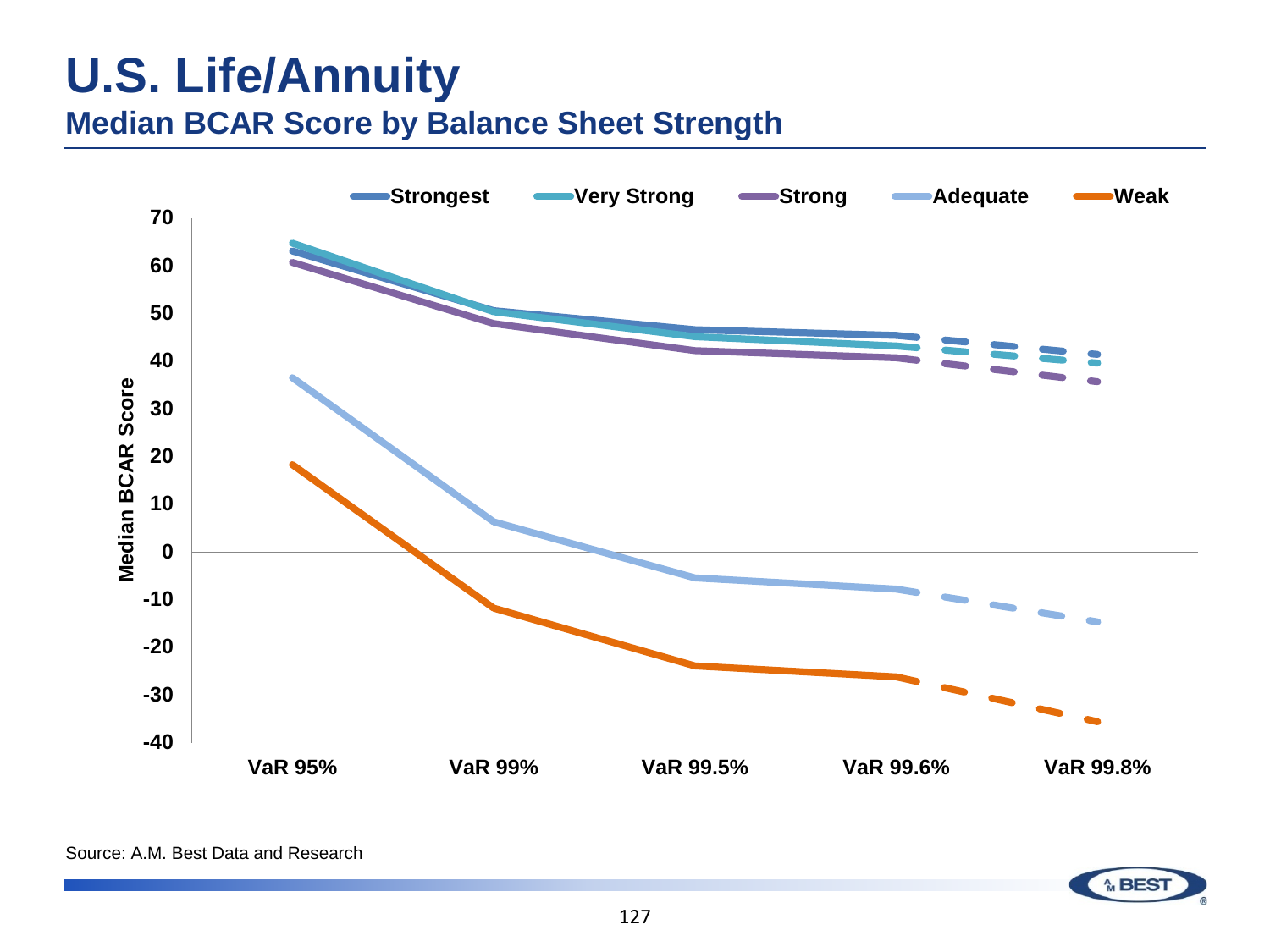# U.S. Life/Annuity

## Median BCAR Score by Balance Sheet Strength

Strongest | Very Strong | Strong | Adequate | Weak

Median BCAR Score

70, 60, 50, 40, 30, 20, 10, 0, -10, -20, -30, -40

VaR 95% | VaR 99% | VaR 99.5% | VaR 99.6% | VaR 99.8%

Source: A.M. Best Data and Research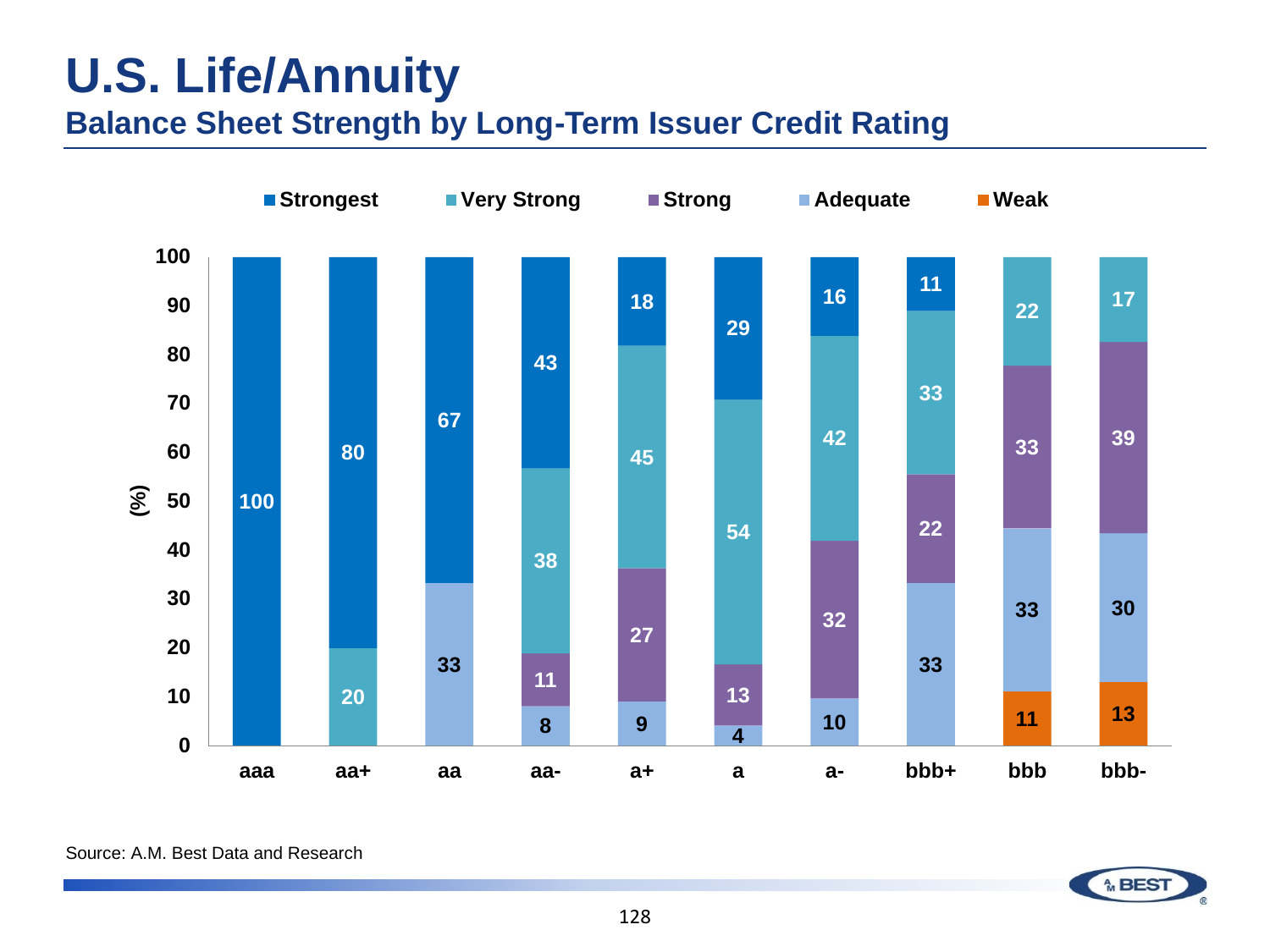# U.S. Life/Annuity

## Balance Sheet Strength by Long-Term Issuer Credit Rating

(%)

| Rating | Strongest | Very Strong | Strong | Adequate | Weak |
|---|---|---|---|---|---|
| aaa | 100 | | | | |
| aa+ | 80 | 20 | | | |
| aa | 67 | | | 33 | |
| aa- | 43 | 38 | 11 | 8 | |
| a+ | 18 | 45 | 27 | 9 | |
| a | 29 | 54 | 13 | 4 | |
| a- | 16 | 42 | 32 | 10 | |
| bbb+ | 11 | 33 | 22 | 33 | |
| bbb | | 22 | 33 | 33 | 11 |
| bbb- | | 17 | 39 | 30 | 13 |

Source: A.M. Best Data and Research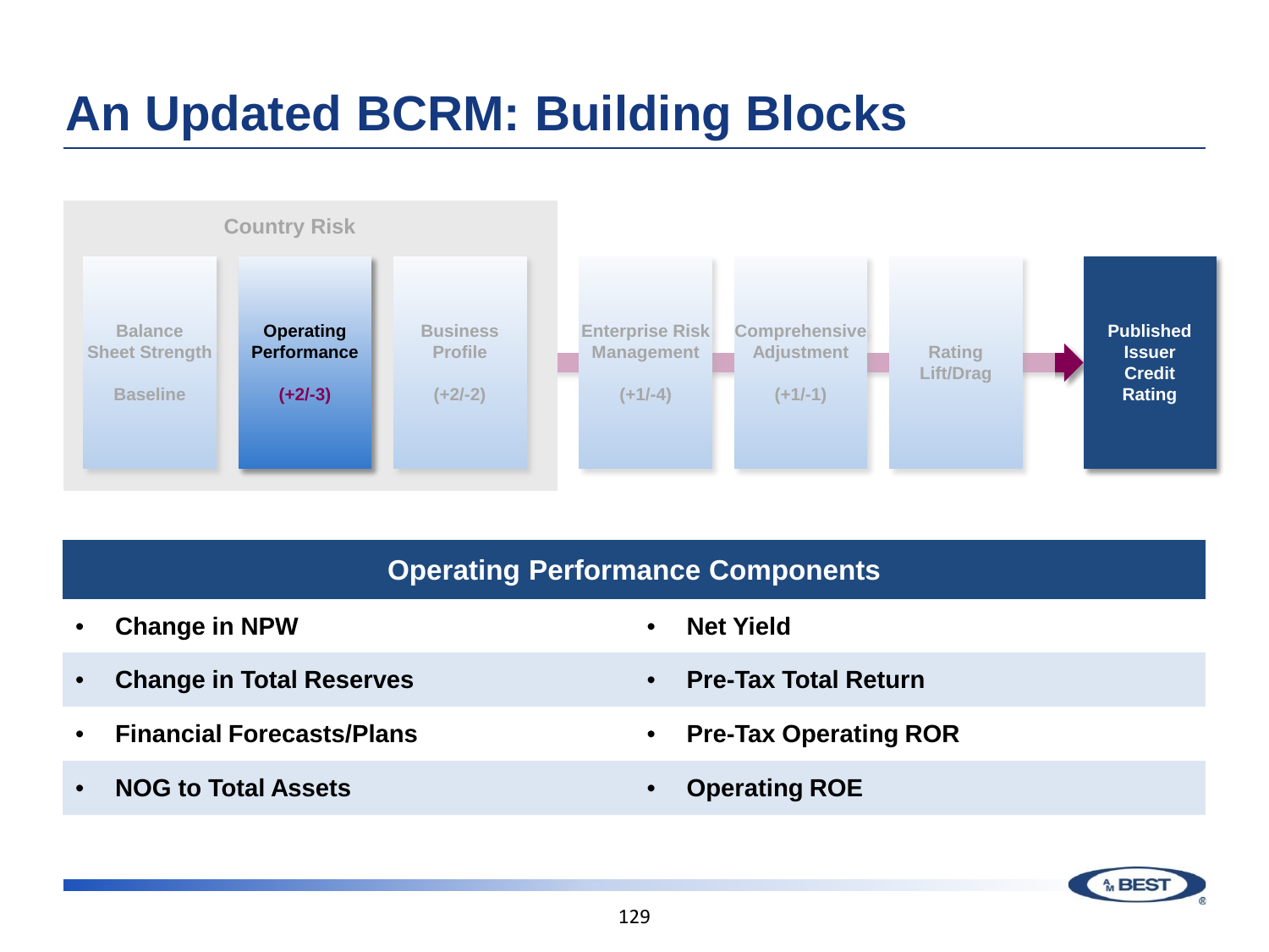# An Updated BCRM: Building Blocks

Country Risk

| Balance Sheet Strength | Operating Performance | Business Profile | Enterprise Risk Management | Comprehensive Adjustment | Rating Lift/Drag | Published Issuer Credit Rating |
|---|---|---|---|---|---|---|
| Baseline | (+2/-3) | (+2/-2) | (+1/-4) | (+1/-1) | | |

## Operating Performance Components

- Change in NPW
- Change in Total Reserves
- Financial Forecasts/Plans
- NOG to Total Assets
- Net Yield
- Pre-Tax Total Return
- Pre-Tax Operating ROR
- Operating ROE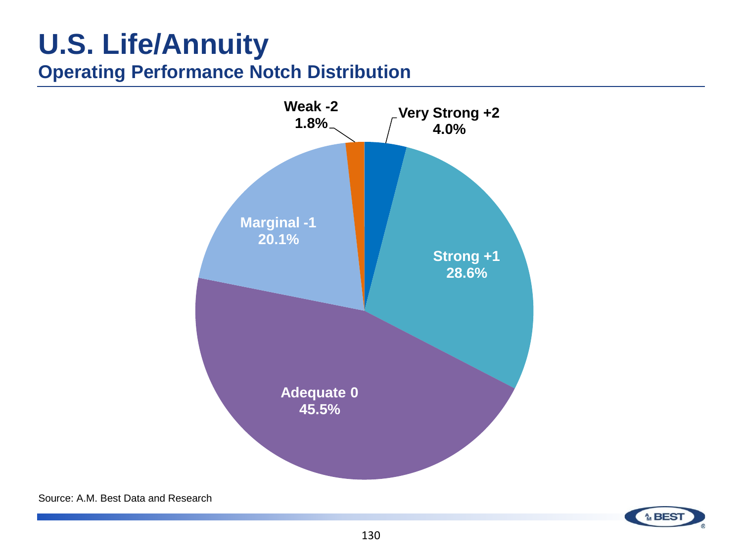# U.S. Life/Annuity

## Operating Performance Notch Distribution

Weak -2
1.8%

Very Strong +2
4.0%

Strong +1
28.6%

Adequate 0
45.5%

Marginal -1
20.1%

Source: A.M. Best Data and Research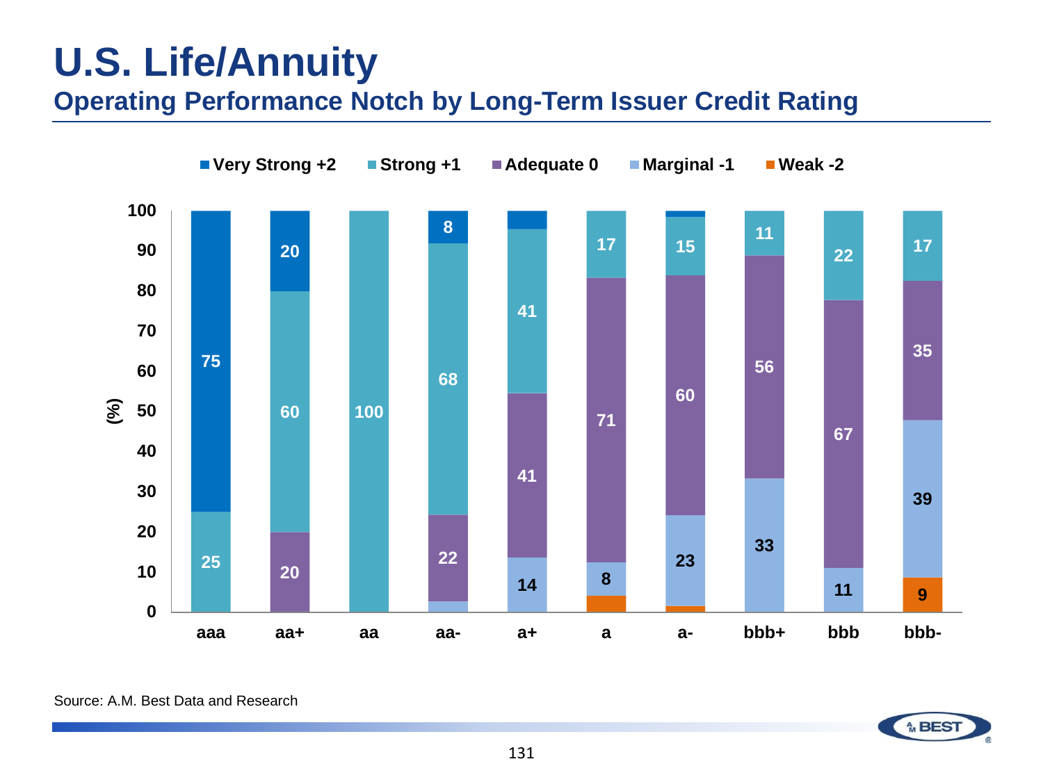# U.S. Life/Annuity

## Operating Performance Notch by Long-Term Issuer Credit Rating

| (%) | aaa | aa+ | aa | aa- | a+ | a | a- | bbb+ | bbb | bbb- |
|---|---|---|---|---|---|---|---|---|---|---|
| Very Strong +2 | 75 | 20 | | 8 | | | | | | |
| Strong +1 | 25 | 60 | 100 | 68 | 41 | 17 | 15 | 11 | 22 | 17 |
| Adequate 0 | | 20 | | 22 | 41 | 71 | 60 | 56 | 67 | 35 |
| Marginal -1 | | | | | 14 | 8 | 23 | 33 | 11 | 39 |
| Weak -2 | | | | | | | | | | 9 |

Source: A.M. Best Data and Research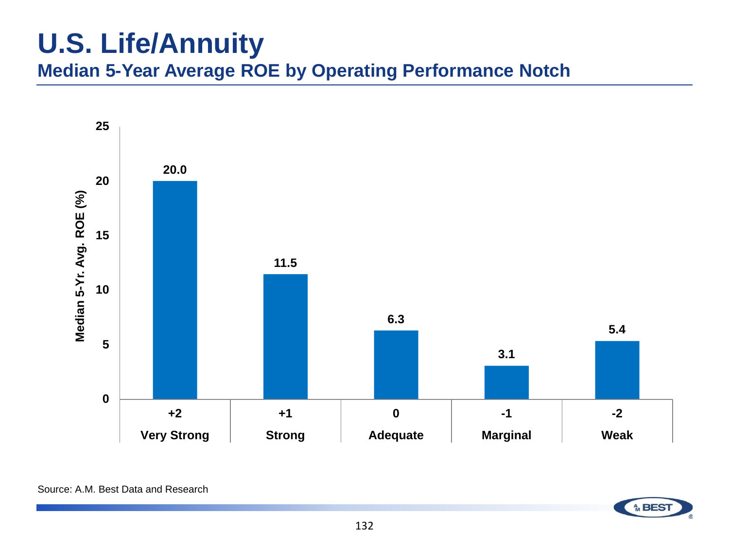# U.S. Life/Annuity

## Median 5-Year Average ROE by Operating Performance Notch

| Operating Performance Notch | Median 5-Yr. Avg. ROE (%) |
| --- | --- |
| +2 Very Strong | 20.0 |
| +1 Strong | 11.5 |
| 0 Adequate | 6.3 |
| -1 Marginal | 3.1 |
| -2 Weak | 5.4 |

Source: A.M. Best Data and Research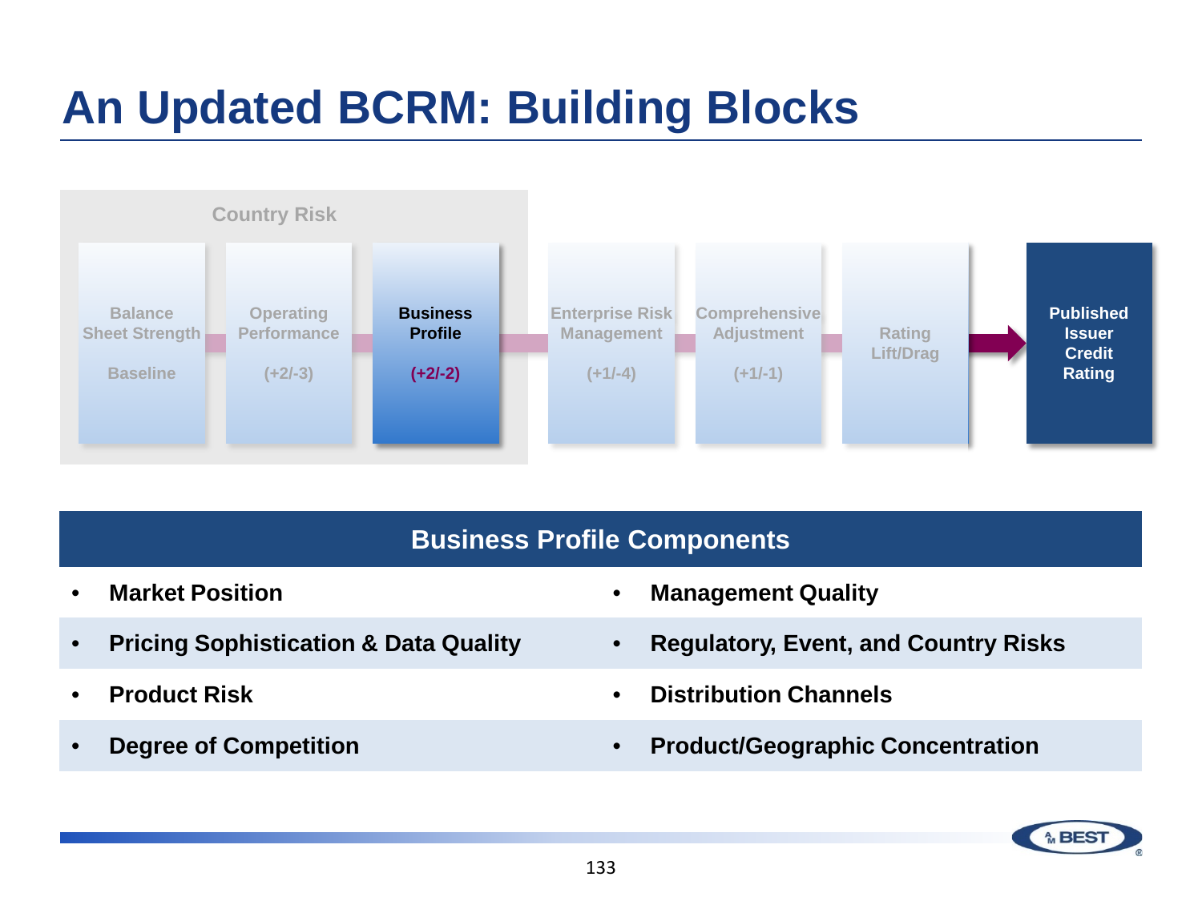# An Updated BCRM: Building Blocks

Country Risk

| Balance Sheet Strength | Operating Performance | **Business Profile** | Enterprise Risk Management | Comprehensive Adjustment | Rating Lift/Drag | **Published Issuer Credit Rating** |
|---|---|---|---|---|---|---|
| Baseline | (+2/-3) | **(+2/-2)** | (+1/-4) | (+1/-1) | | |

## Business Profile Components

- **Market Position**
- **Pricing Sophistication & Data Quality**
- **Product Risk**
- **Degree of Competition**
- **Management Quality**
- **Regulatory, Event, and Country Risks**
- **Distribution Channels**
- **Product/Geographic Concentration**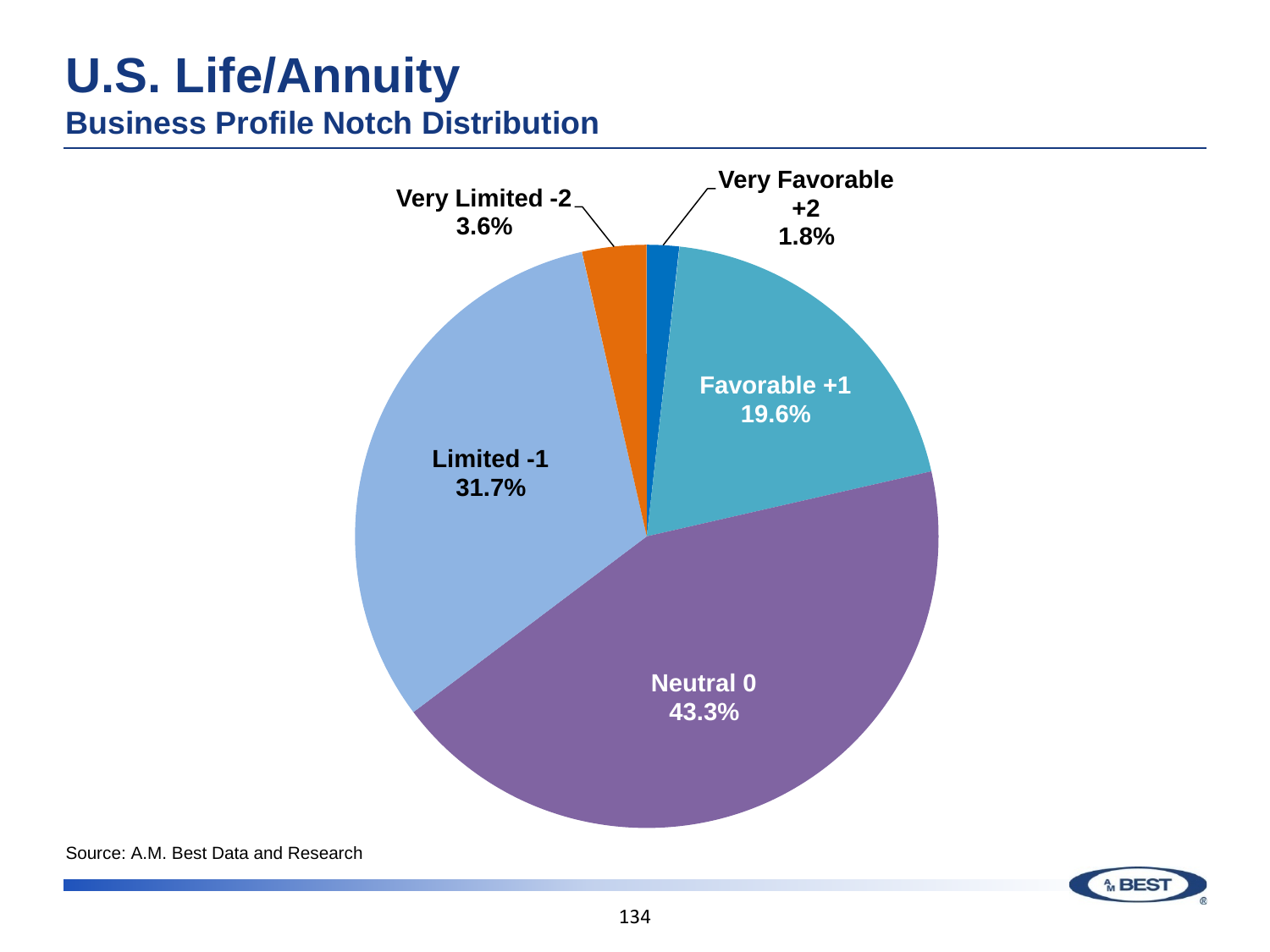# U.S. Life/Annuity

## Business Profile Notch Distribution

| Category | Percentage |
| --- | --- |
| Very Favorable +2 | 1.8% |
| Favorable +1 | 19.6% |
| Neutral 0 | 43.3% |
| Limited -1 | 31.7% |
| Very Limited -2 | 3.6% |

Source: A.M. Best Data and Research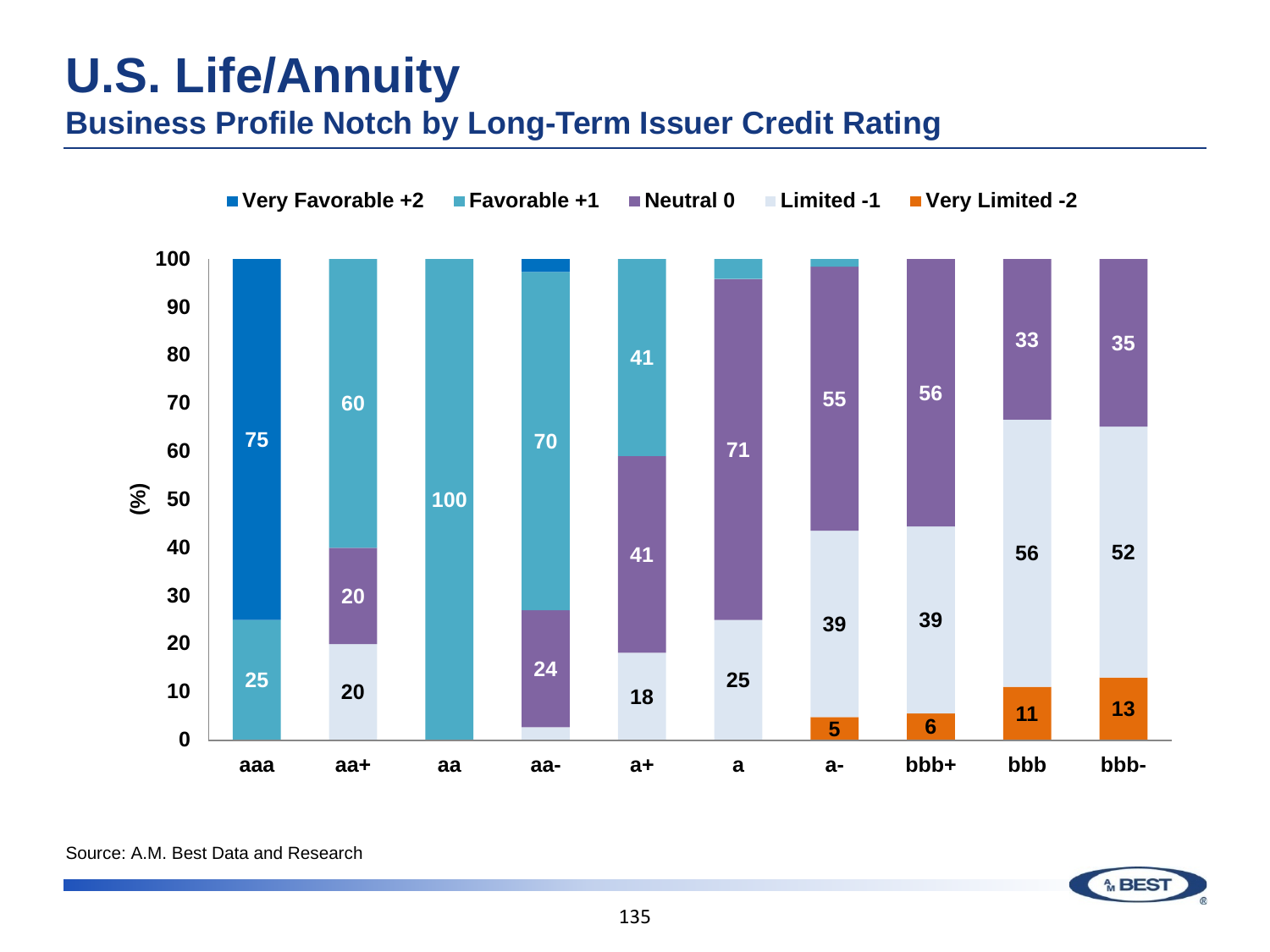# U.S. Life/Annuity

## Business Profile Notch by Long-Term Issuer Credit Rating

| Rating | Very Favorable +2 | Favorable +1 | Neutral 0 | Limited -1 | Very Limited -2 |
|---|---|---|---|---|---|
| aaa | 75 | 25 | | | |
| aa+ | | 60 | 20 | 20 | |
| aa | | 100 | | | |
| aa- | | 70 | 24 | | |
| a+ | | 41 | 41 | 18 | |
| a | | | 71 | 25 | |
| a- | | | 55 | 39 | 5 |
| bbb+ | | | 56 | 39 | 6 |
| bbb | | | 33 | 56 | 11 |
| bbb- | | | 35 | 52 | 13 |

(%)

Source: A.M. Best Data and Research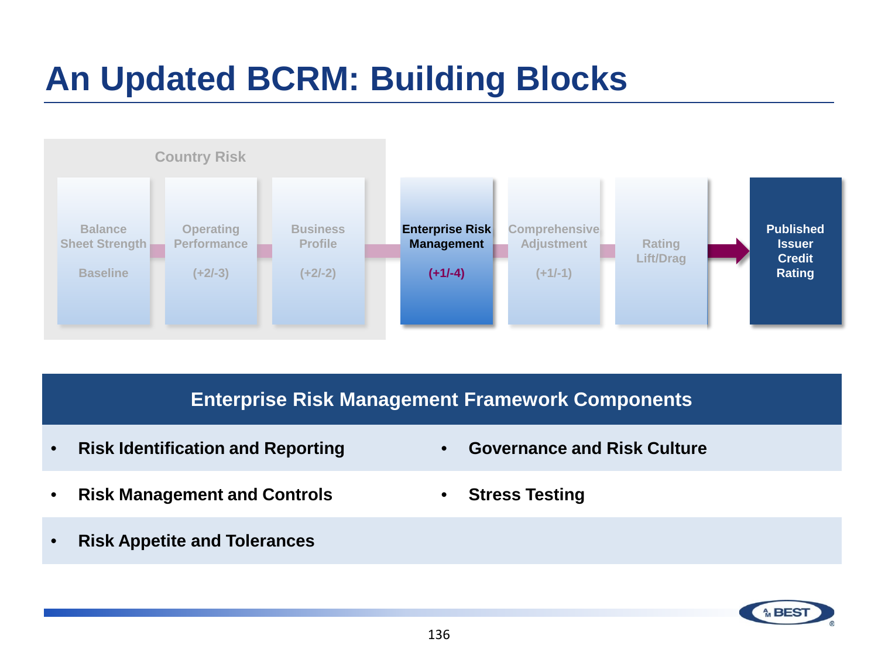# An Updated BCRM: Building Blocks

Country Risk

| Balance Sheet Strength | Operating Performance | Business Profile | Enterprise Risk Management | Comprehensive Adjustment | Rating Lift/Drag | → | Published Issuer Credit Rating |
|---|---|---|---|---|---|---|---|
| Baseline | (+2/-3) | (+2/-2) | (+1/-4) | (+1/-1) | | | |

## Enterprise Risk Management Framework Components

- Risk Identification and Reporting
- Governance and Risk Culture
- Risk Management and Controls
- Stress Testing
- Risk Appetite and Tolerances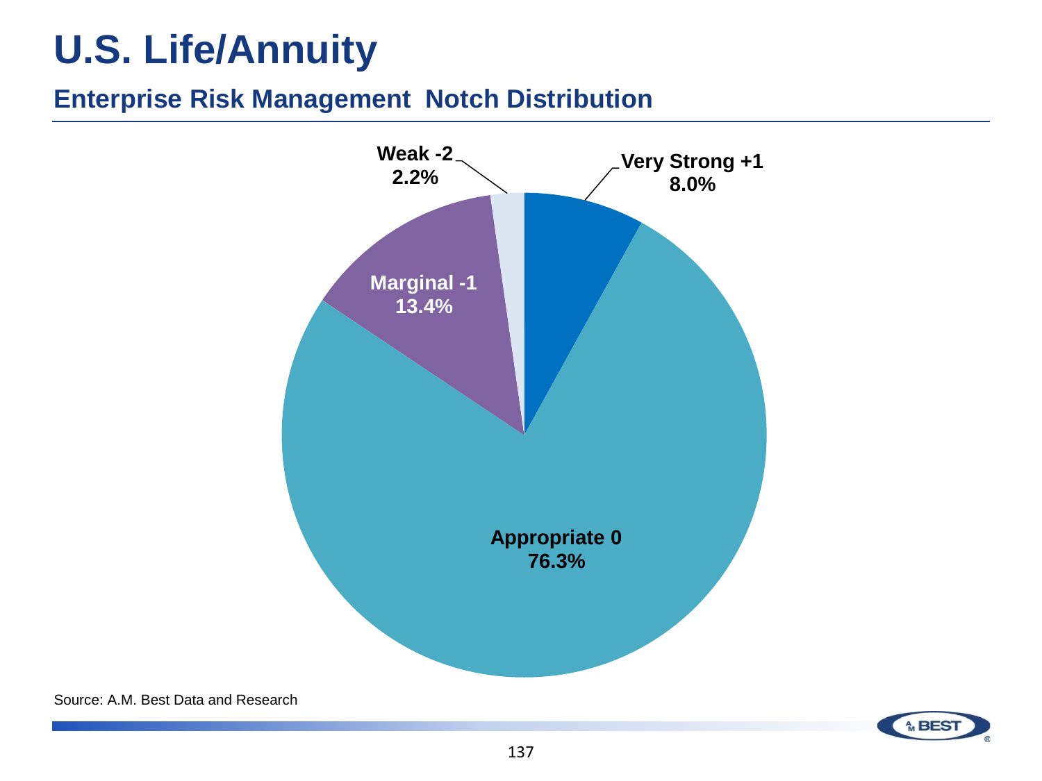# U.S. Life/Annuity

## Enterprise Risk Management Notch Distribution

| Category | Percentage |
| --- | --- |
| Very Strong +1 | 8.0% |
| Appropriate 0 | 76.3% |
| Marginal -1 | 13.4% |
| Weak -2 | 2.2% |

Source: A.M. Best Data and Research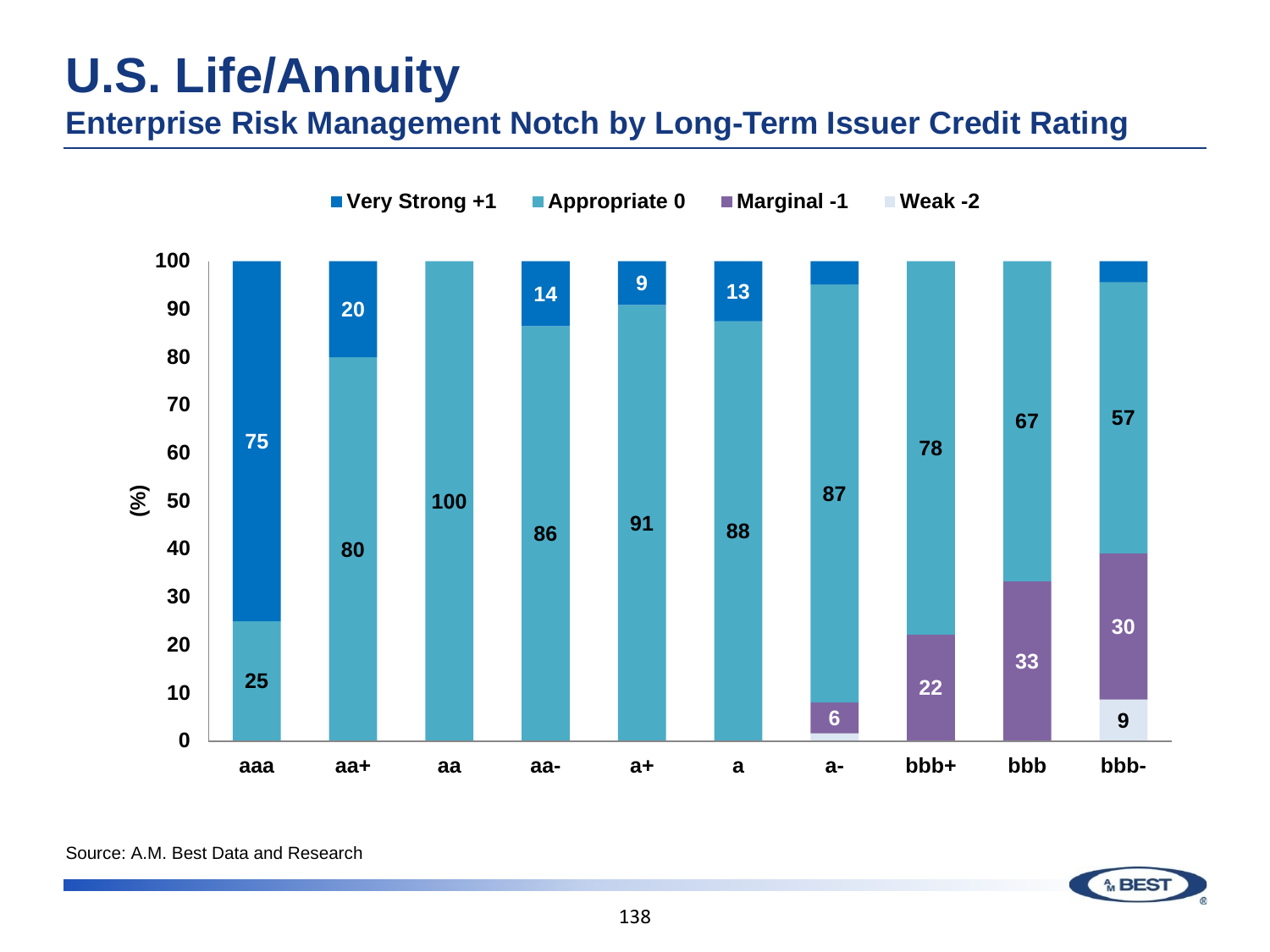# U.S. Life/Annuity

## Enterprise Risk Management Notch by Long-Term Issuer Credit Rating

| Rating | Very Strong +1 | Appropriate 0 | Marginal -1 | Weak -2 |
|---|---|---|---|---|
| aaa | 75 | 25 | | |
| aa+ | 20 | 80 | | |
| aa | | 100 | | |
| aa- | 14 | 86 | | |
| a+ | 9 | 91 | | |
| a | 13 | 88 | | |
| a- | | 87 | 6 | |
| bbb+ | | 78 | 22 | |
| bbb | | 67 | 33 | |
| bbb- | | 57 | 30 | 9 |

(%)

Source: A.M. Best Data and Research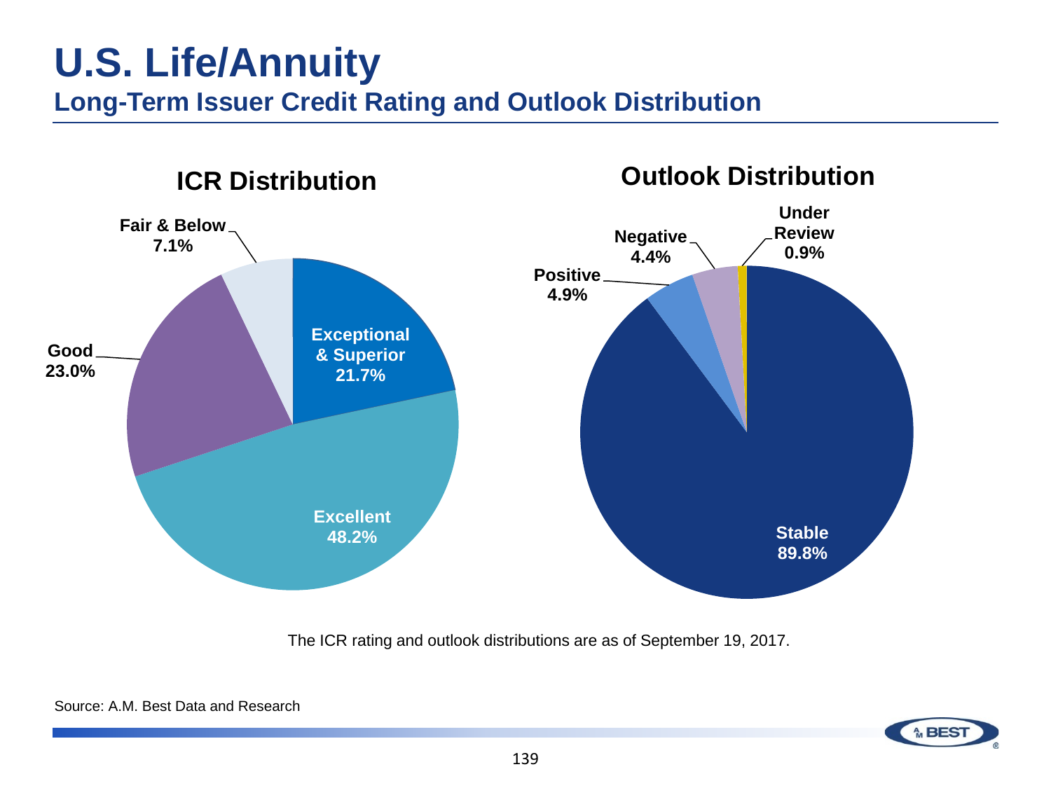# U.S. Life/Annuity

## Long-Term Issuer Credit Rating and Outlook Distribution

### ICR Distribution

| Rating | Share |
| --- | --- |
| Exceptional & Superior | 21.7% |
| Excellent | 48.2% |
| Good | 23.0% |
| Fair & Below | 7.1% |

### Outlook Distribution

| Outlook | Share |
| --- | --- |
| Stable | 89.8% |
| Positive | 4.9% |
| Negative | 4.4% |
| Under Review | 0.9% |

The ICR rating and outlook distributions are as of September 19, 2017.

Source: A.M. Best Data and Research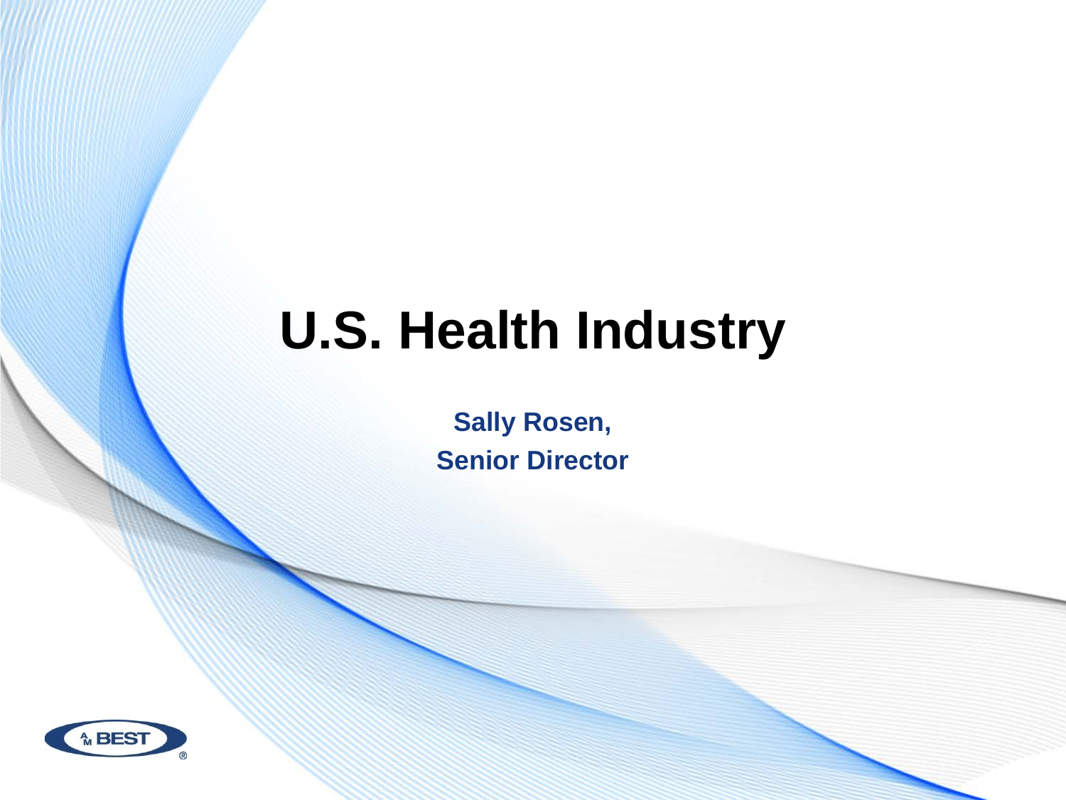# U.S. Health Industry

**Sally Rosen,**

**Senior Director**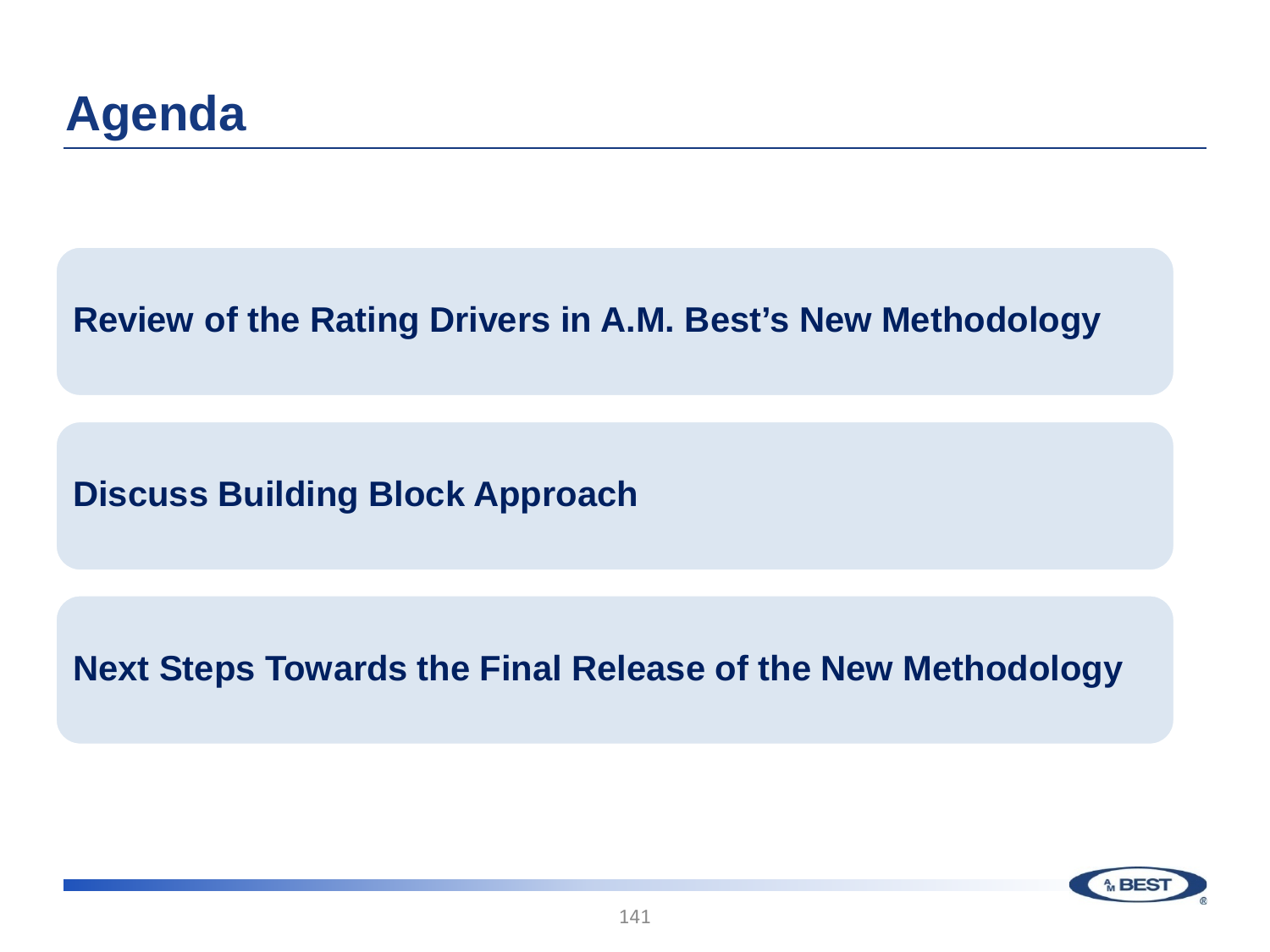# Agenda

**Review of the Rating Drivers in A.M. Best's New Methodology**

**Discuss Building Block Approach**

**Next Steps Towards the Final Release of the New Methodology**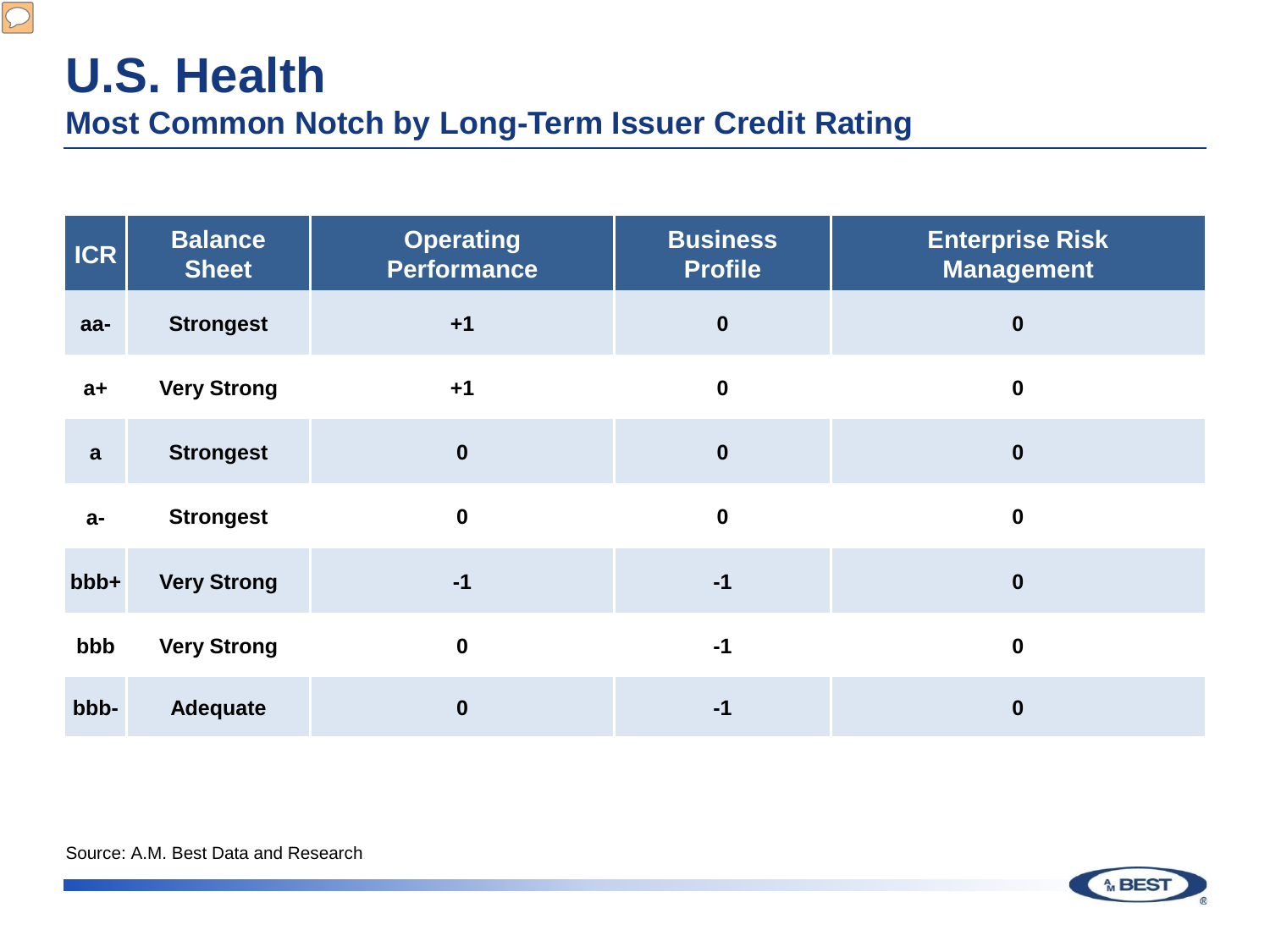# U.S. Health

## Most Common Notch by Long-Term Issuer Credit Rating

| ICR | Balance Sheet | Operating Performance | Business Profile | Enterprise Risk Management |
|---|---|---|---|---|
| aa- | Strongest | +1 | 0 | 0 |
| a+ | Very Strong | +1 | 0 | 0 |
| a | Strongest | 0 | 0 | 0 |
| a- | Strongest | 0 | 0 | 0 |
| bbb+ | Very Strong | -1 | -1 | 0 |
| bbb | Very Strong | 0 | -1 | 0 |
| bbb- | Adequate | 0 | -1 | 0 |

Source: A.M. Best Data and Research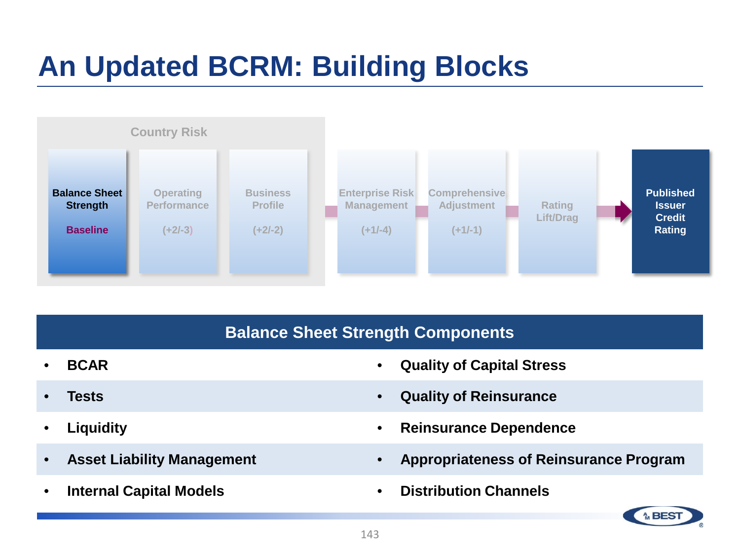# An Updated BCRM: Building Blocks

Country Risk

- **Balance Sheet Strength** — **Baseline**
- Operating Performance — (+2/-3)
- Business Profile — (+2/-2)
- Enterprise Risk Management — (+1/-4)
- Comprehensive Adjustment — (+1/-1)
- Rating Lift/Drag
- **Published Issuer Credit Rating**

## Balance Sheet Strength Components

- **BCAR**
- **Tests**
- **Liquidity**
- **Asset Liability Management**
- **Internal Capital Models**
- **Quality of Capital Stress**
- **Quality of Reinsurance**
- **Reinsurance Dependence**
- **Appropriateness of Reinsurance Program**
- **Distribution Channels**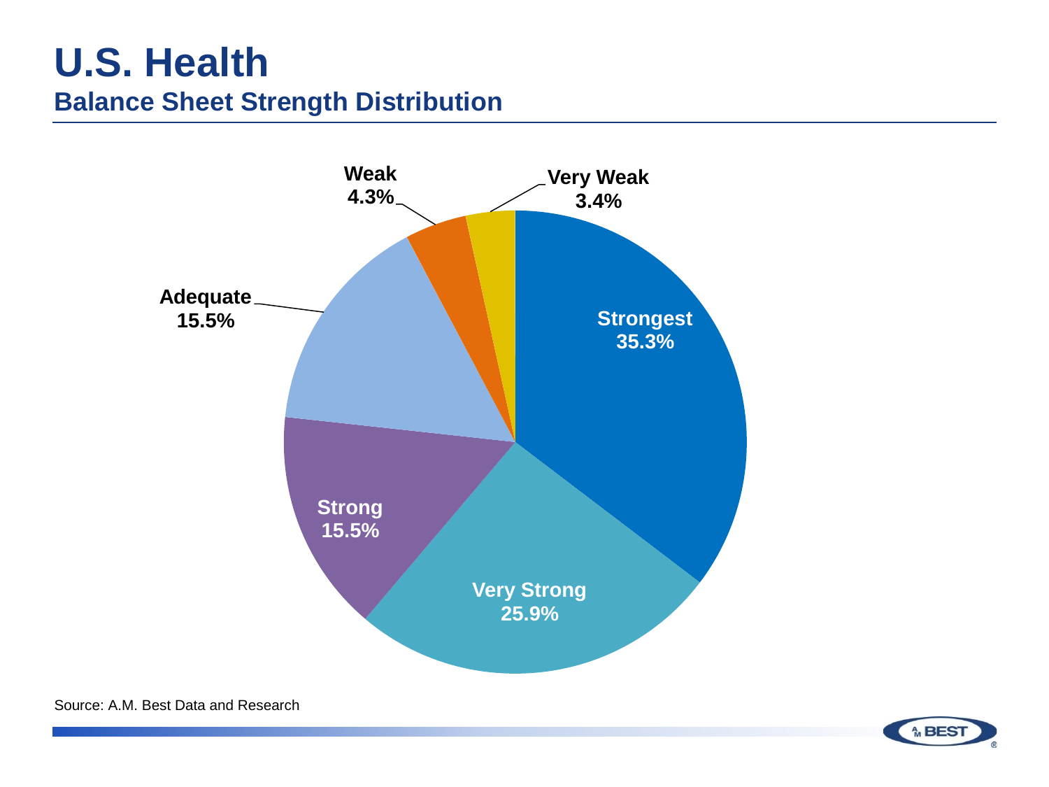# U.S. Health

## Balance Sheet Strength Distribution

| Category | Percentage |
|---|---|
| Strongest | 35.3% |
| Very Strong | 25.9% |
| Strong | 15.5% |
| Adequate | 15.5% |
| Weak | 4.3% |
| Very Weak | 3.4% |

Source: A.M. Best Data and Research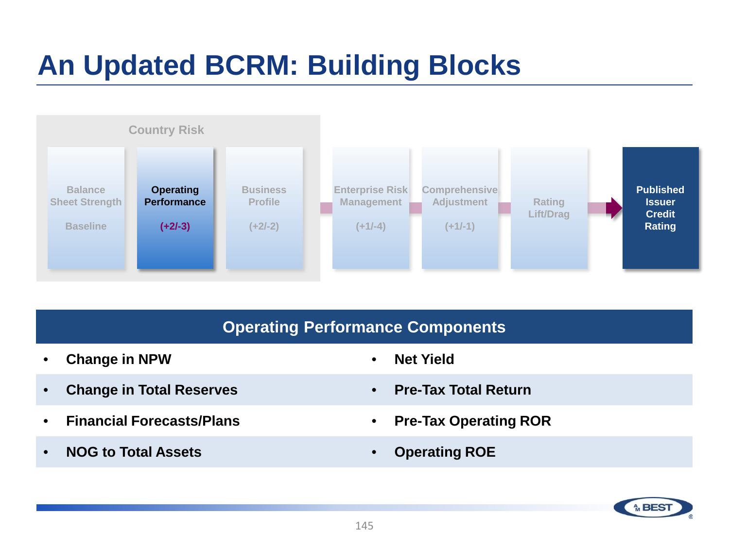# An Updated BCRM: Building Blocks

Country Risk

| Balance Sheet Strength | Operating Performance | Business Profile | Enterprise Risk Management | Comprehensive Adjustment | Rating Lift/Drag | Published Issuer Credit Rating |
|---|---|---|---|---|---|---|
| Baseline | (+2/-3) | (+2/-2) | (+1/-4) | (+1/-1) | | |

## Operating Performance Components

- Change in NPW
- Change in Total Reserves
- Financial Forecasts/Plans
- NOG to Total Assets
- Net Yield
- Pre-Tax Total Return
- Pre-Tax Operating ROR
- Operating ROE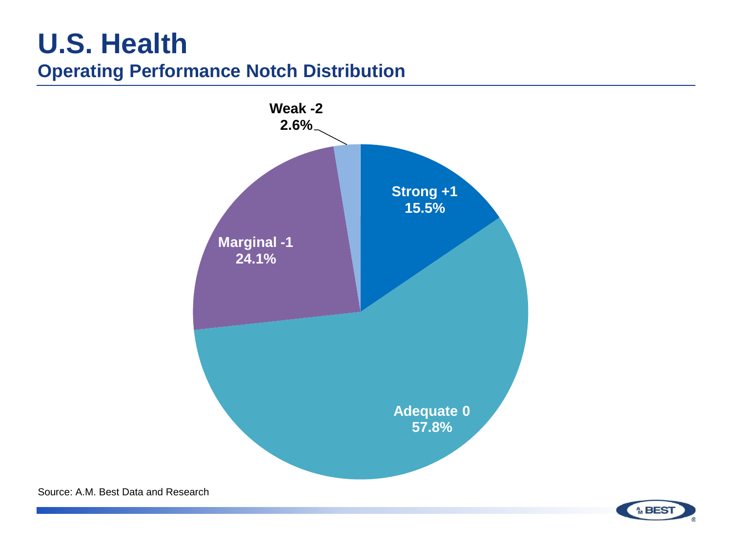# U.S. Health

## Operating Performance Notch Distribution

| Category | Percentage |
|---|---|
| Strong +1 | 15.5% |
| Adequate 0 | 57.8% |
| Marginal -1 | 24.1% |
| Weak -2 | 2.6% |

Source: A.M. Best Data and Research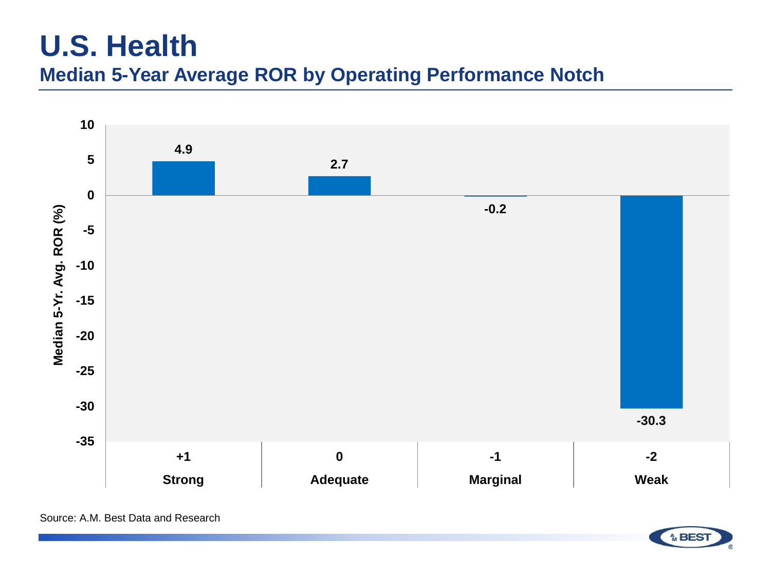# U.S. Health

## Median 5-Year Average ROR by Operating Performance Notch

| Operating Performance Notch | Median 5-Yr. Avg. ROR (%) |
| --- | --- |
| +1 Strong | 4.9 |
| 0 Adequate | 2.7 |
| -1 Marginal | -0.2 |
| -2 Weak | -30.3 |

Source: A.M. Best Data and Research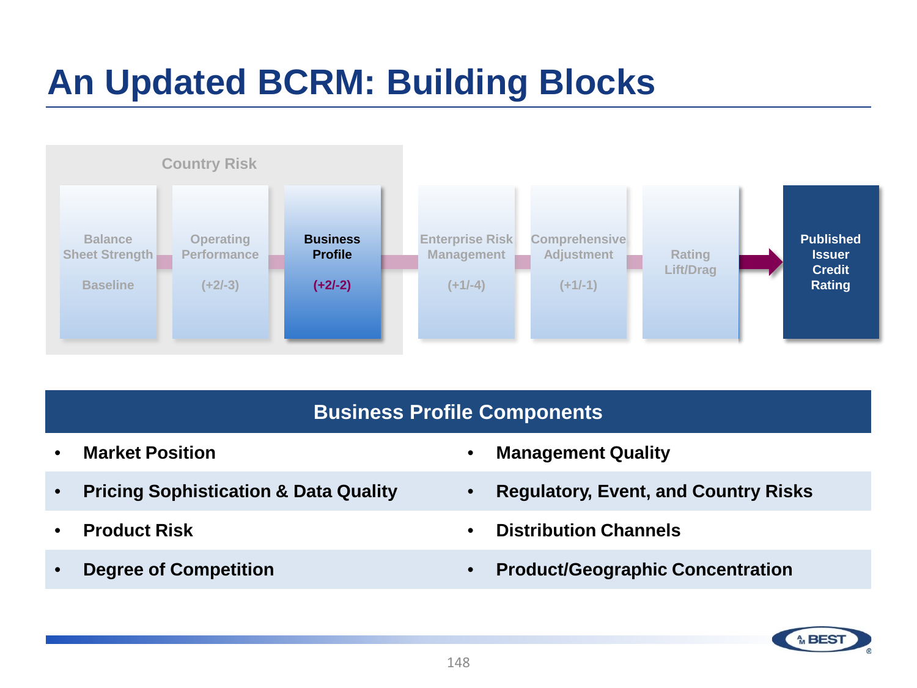# An Updated BCRM: Building Blocks

Country Risk

Balance Sheet Strength
Baseline

Operating Performance
(+2/-3)

**Business Profile**
**(+2/-2)**

Enterprise Risk Management
(+1/-4)

Comprehensive Adjustment
(+1/-1)

Rating Lift/Drag

**Published Issuer Credit Rating**

## Business Profile Components

- **Market Position**
- **Management Quality**
- **Pricing Sophistication & Data Quality**
- **Regulatory, Event, and Country Risks**
- **Product Risk**
- **Distribution Channels**
- **Degree of Competition**
- **Product/Geographic Concentration**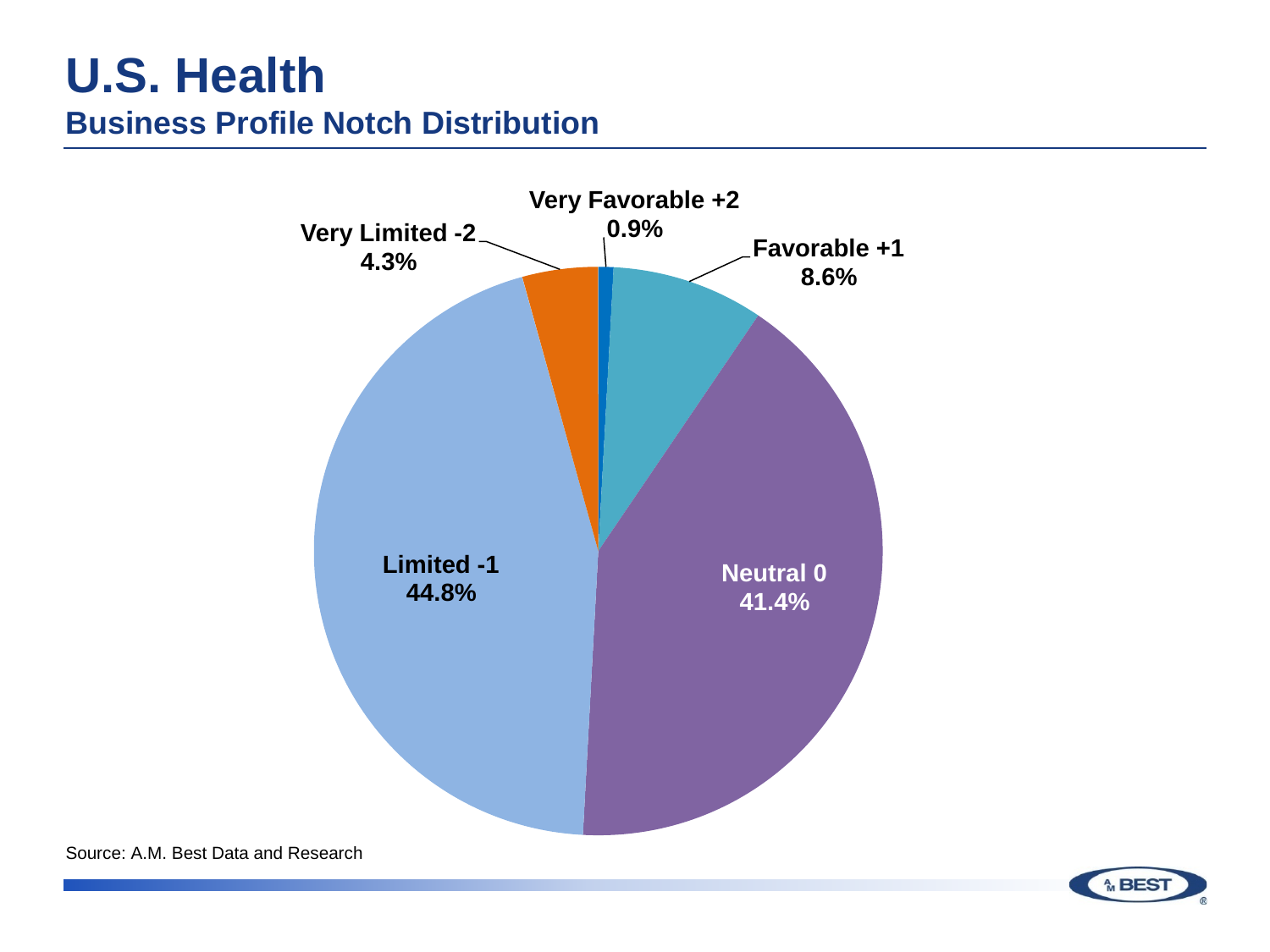# U.S. Health

## Business Profile Notch Distribution

| Category | Share |
|---|---|
| Very Favorable +2 | 0.9% |
| Favorable +1 | 8.6% |
| Neutral 0 | 41.4% |
| Limited -1 | 44.8% |
| Very Limited -2 | 4.3% |

Source: A.M. Best Data and Research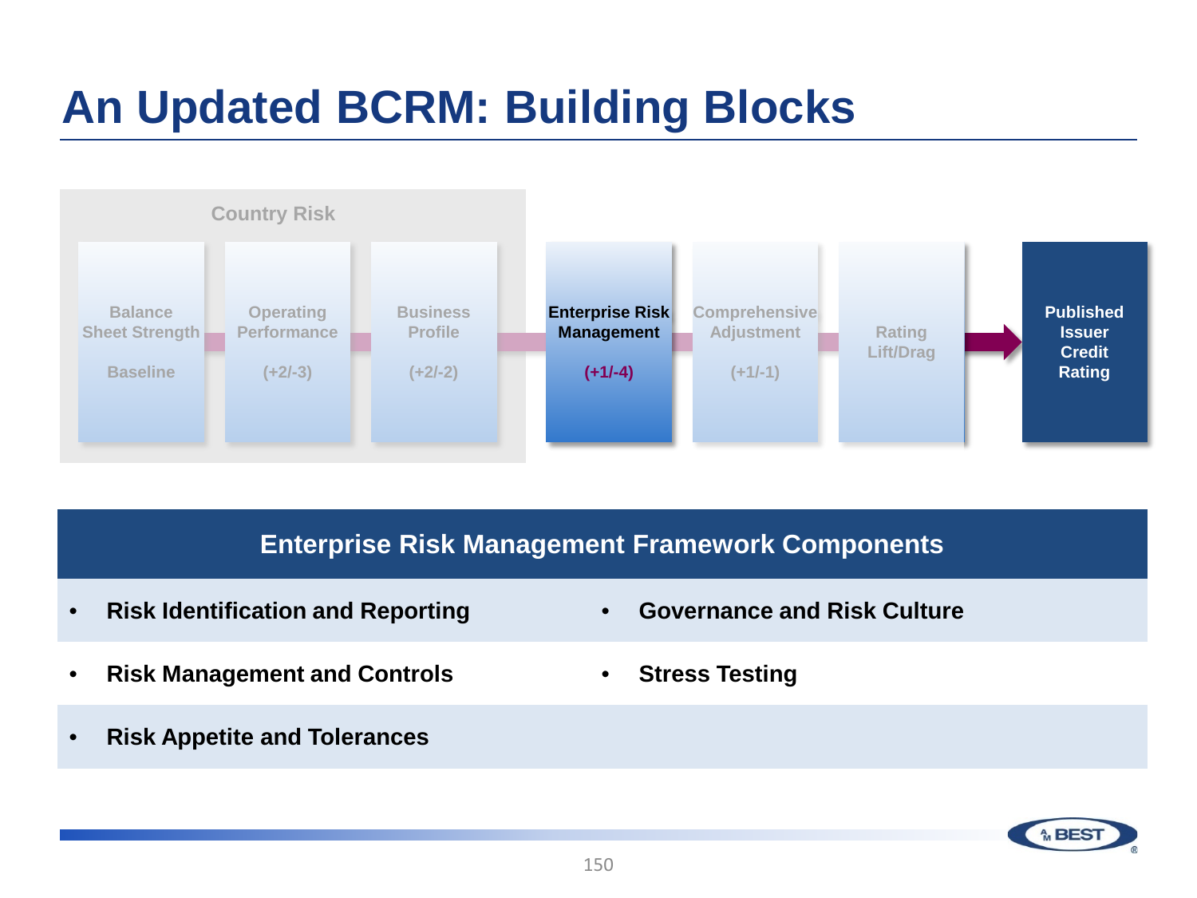# An Updated BCRM: Building Blocks

Country Risk

| Balance Sheet Strength | Operating Performance | Business Profile | Enterprise Risk Management | Comprehensive Adjustment | Rating Lift/Drag | → | Published Issuer Credit Rating |
|---|---|---|---|---|---|---|---|
| Baseline | (+2/-3) | (+2/-2) | **(+1/-4)** | (+1/-1) | | | |

## Enterprise Risk Management Framework Components

- **Risk Identification and Reporting**
- **Governance and Risk Culture**
- **Risk Management and Controls**
- **Stress Testing**
- **Risk Appetite and Tolerances**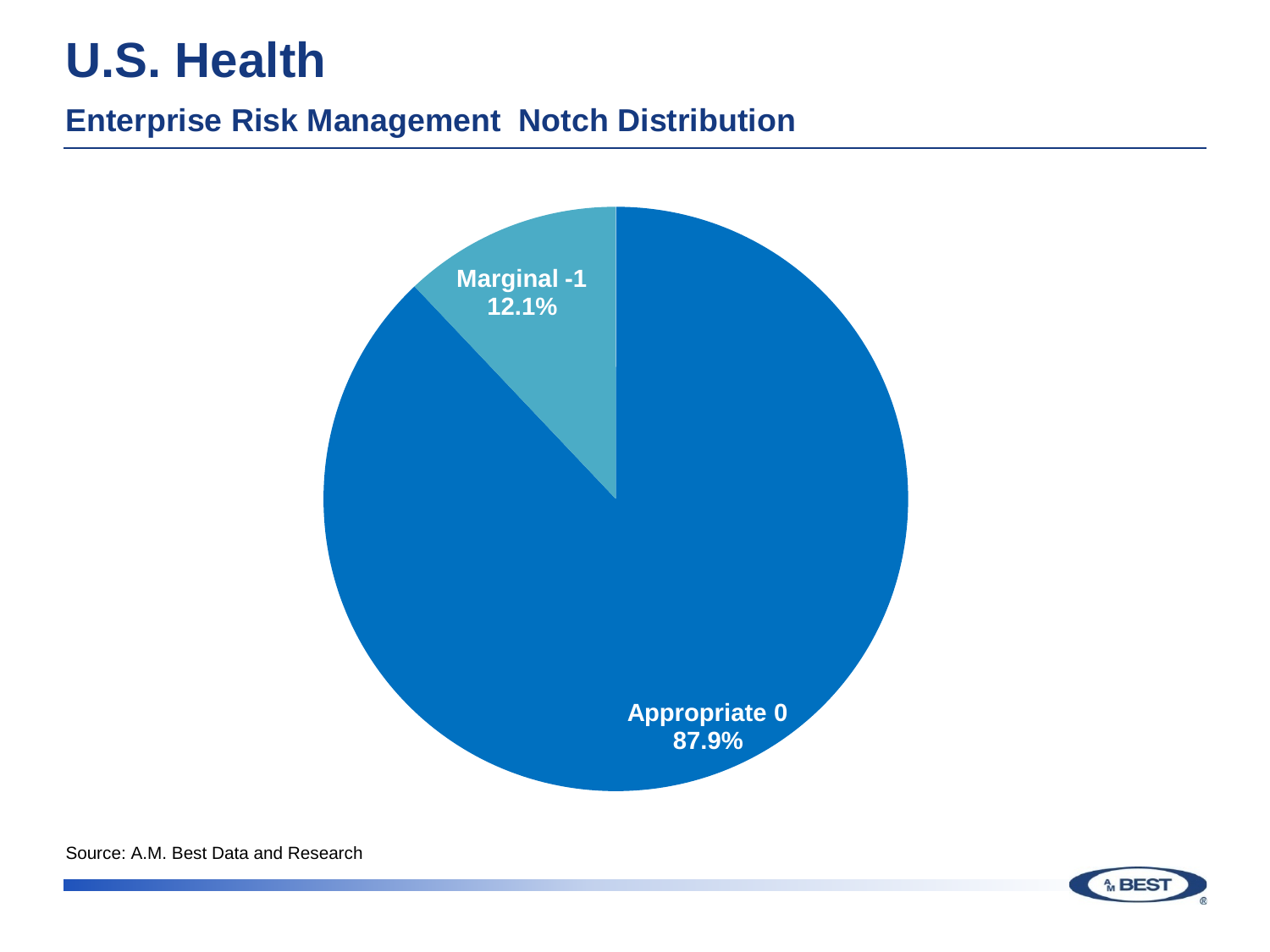# U.S. Health

## Enterprise Risk Management Notch Distribution

Marginal -1
12.1%

Appropriate 0
87.9%

Source: A.M. Best Data and Research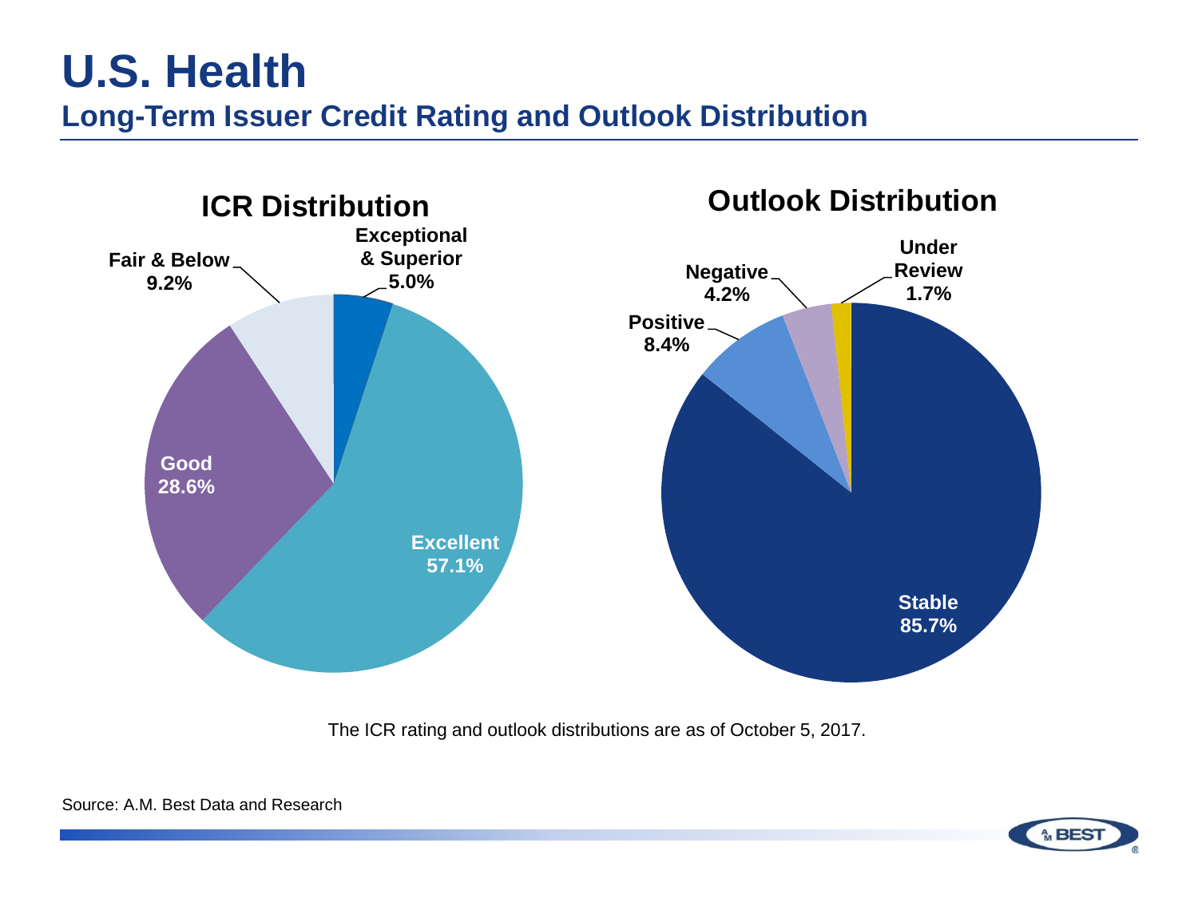# U.S. Health

## Long-Term Issuer Credit Rating and Outlook Distribution

### ICR Distribution

| Category | Percentage |
|---|---|
| Exceptional & Superior | 5.0% |
| Excellent | 57.1% |
| Good | 28.6% |
| Fair & Below | 9.2% |

### Outlook Distribution

| Category | Percentage |
|---|---|
| Stable | 85.7% |
| Positive | 8.4% |
| Negative | 4.2% |
| Under Review | 1.7% |

The ICR rating and outlook distributions are as of October 5, 2017.

Source: A.M. Best Data and Research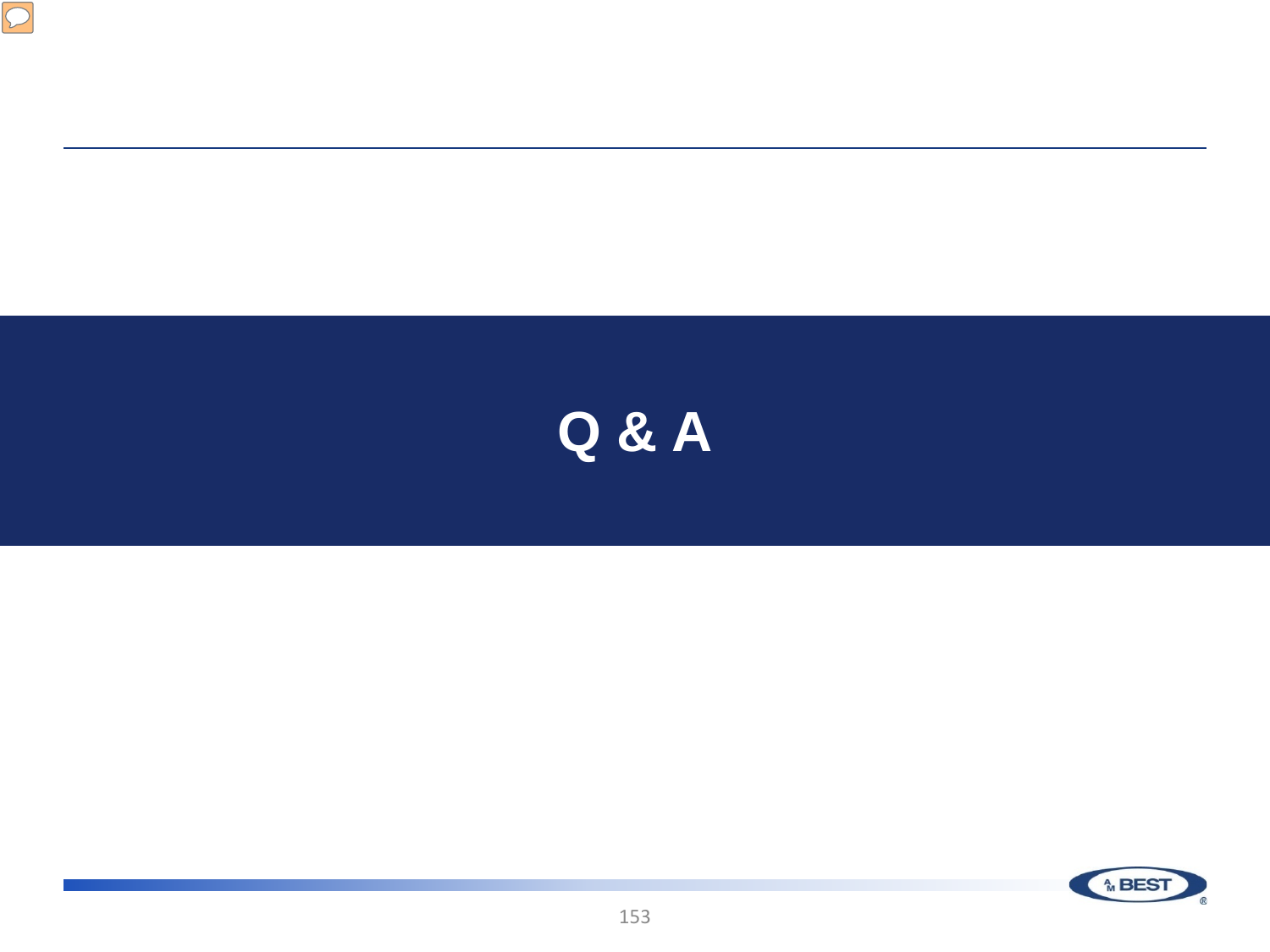# Q & A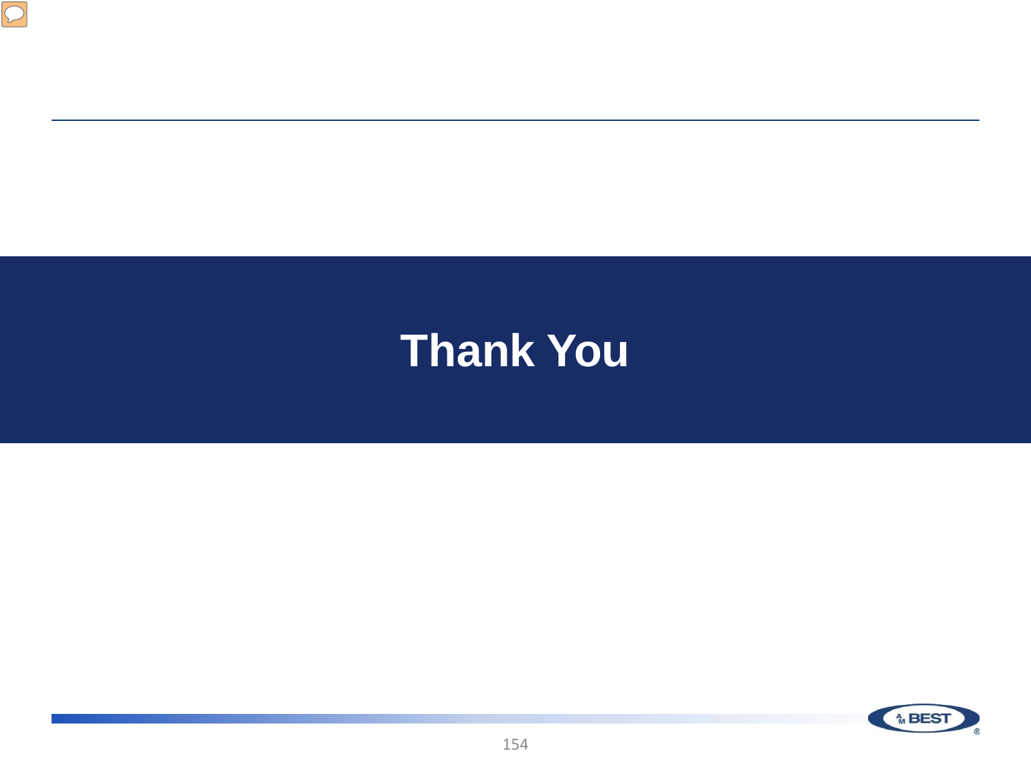# Thank You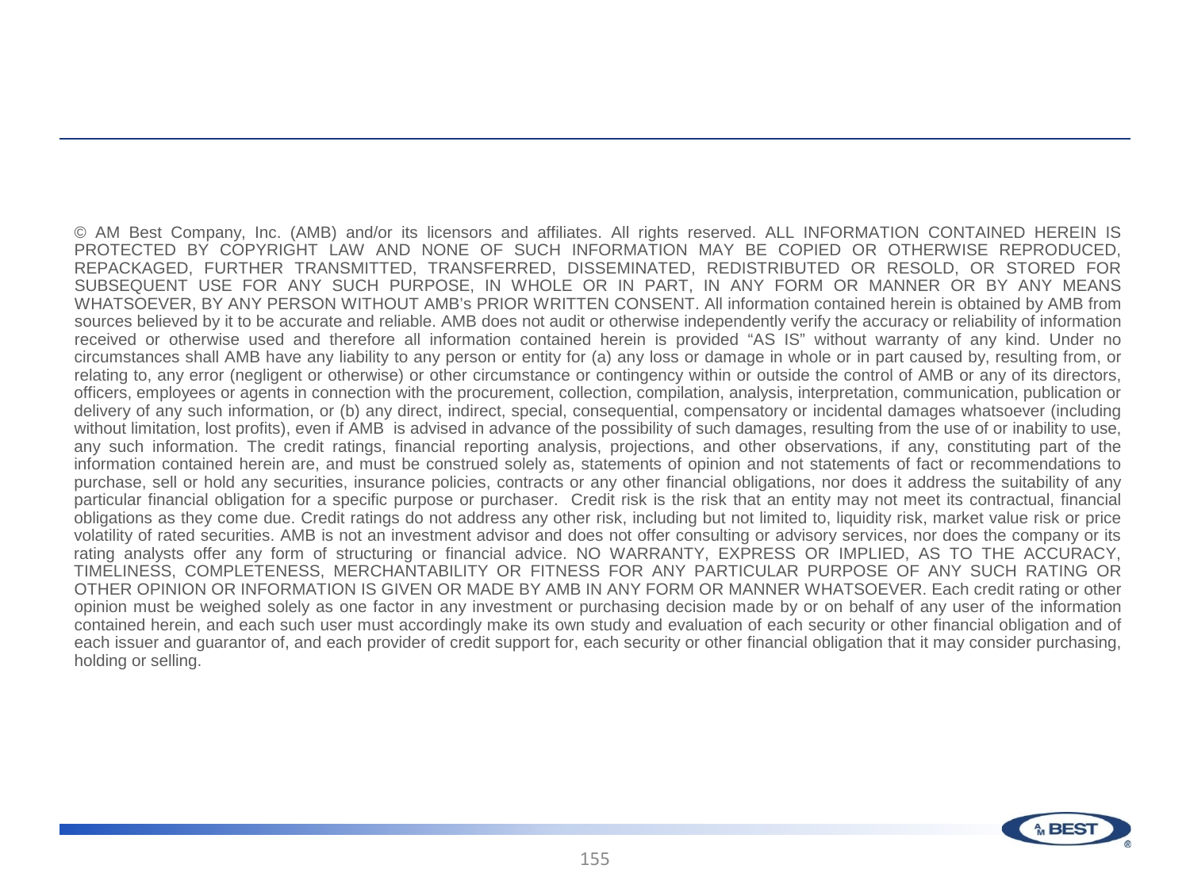© AM Best Company, Inc. (AMB) and/or its licensors and affiliates. All rights reserved. ALL INFORMATION CONTAINED HEREIN IS PROTECTED BY COPYRIGHT LAW AND NONE OF SUCH INFORMATION MAY BE COPIED OR OTHERWISE REPRODUCED, REPACKAGED, FURTHER TRANSMITTED, TRANSFERRED, DISSEMINATED, REDISTRIBUTED OR RESOLD, OR STORED FOR SUBSEQUENT USE FOR ANY SUCH PURPOSE, IN WHOLE OR IN PART, IN ANY FORM OR MANNER OR BY ANY MEANS WHATSOEVER, BY ANY PERSON WITHOUT AMB's PRIOR WRITTEN CONSENT. All information contained herein is obtained by AMB from sources believed by it to be accurate and reliable. AMB does not audit or otherwise independently verify the accuracy or reliability of information received or otherwise used and therefore all information contained herein is provided "AS IS" without warranty of any kind. Under no circumstances shall AMB have any liability to any person or entity for (a) any loss or damage in whole or in part caused by, resulting from, or relating to, any error (negligent or otherwise) or other circumstance or contingency within or outside the control of AMB or any of its directors, officers, employees or agents in connection with the procurement, collection, compilation, analysis, interpretation, communication, publication or delivery of any such information, or (b) any direct, indirect, special, consequential, compensatory or incidental damages whatsoever (including without limitation, lost profits), even if AMB is advised in advance of the possibility of such damages, resulting from the use of or inability to use, any such information. The credit ratings, financial reporting analysis, projections, and other observations, if any, constituting part of the information contained herein are, and must be construed solely as, statements of opinion and not statements of fact or recommendations to purchase, sell or hold any securities, insurance policies, contracts or any other financial obligations, nor does it address the suitability of any particular financial obligation for a specific purpose or purchaser. Credit risk is the risk that an entity may not meet its contractual, financial obligations as they come due. Credit ratings do not address any other risk, including but not limited to, liquidity risk, market value risk or price volatility of rated securities. AMB is not an investment advisor and does not offer consulting or advisory services, nor does the company or its rating analysts offer any form of structuring or financial advice. NO WARRANTY, EXPRESS OR IMPLIED, AS TO THE ACCURACY, TIMELINESS, COMPLETENESS, MERCHANTABILITY OR FITNESS FOR ANY PARTICULAR PURPOSE OF ANY SUCH RATING OR OTHER OPINION OR INFORMATION IS GIVEN OR MADE BY AMB IN ANY FORM OR MANNER WHATSOEVER. Each credit rating or other opinion must be weighed solely as one factor in any investment or purchasing decision made by or on behalf of any user of the information contained herein, and each such user must accordingly make its own study and evaluation of each security or other financial obligation and of each issuer and guarantor of, and each provider of credit support for, each security or other financial obligation that it may consider purchasing, holding or selling.